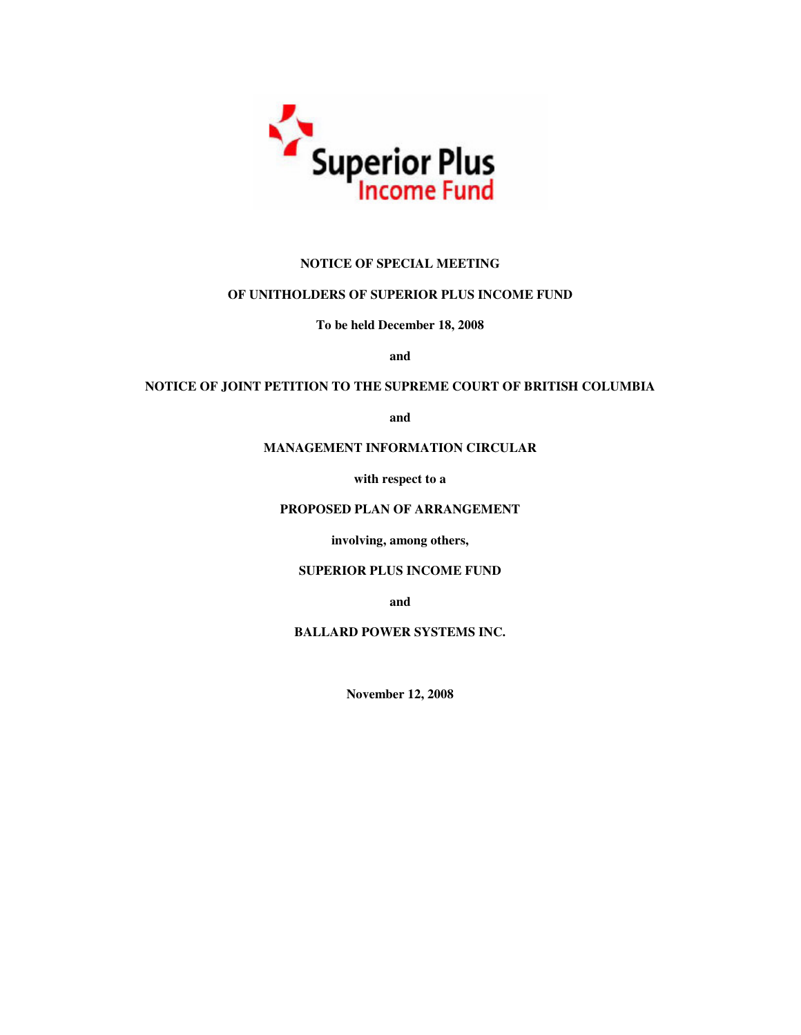Superior Plus Income Fund

**NOTICE OF SPECIAL MEETING**

**OF UNITHOLDERS OF SUPERIOR PLUS INCOME FUND**

**To be held December 18, 2008**

**and**

**NOTICE OF JOINT PETITION TO THE SUPREME COURT OF BRITISH COLUMBIA**

**and**

**MANAGEMENT INFORMATION CIRCULAR**

**with respect to a**

**PROPOSED PLAN OF ARRANGEMENT**

**involving, among others,**

**SUPERIOR PLUS INCOME FUND**

**and**

**BALLARD POWER SYSTEMS INC.**

**November 12, 2008**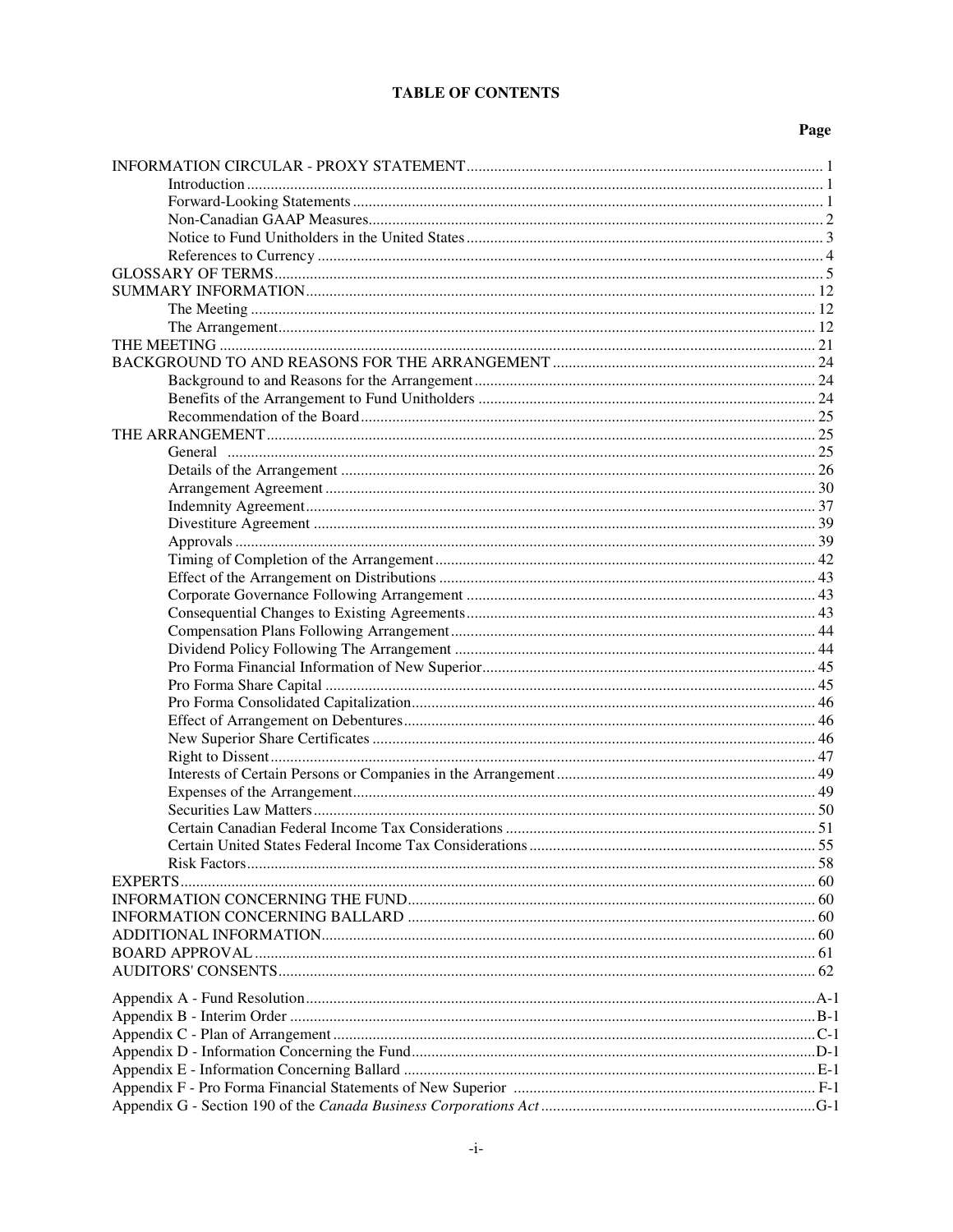# TABLE OF CONTENTS

| | Page |
|---|---|
| INFORMATION CIRCULAR - PROXY STATEMENT | 1 |
| Introduction | 1 |
| Forward-Looking Statements | 1 |
| Non-Canadian GAAP Measures | 2 |
| Notice to Fund Unitholders in the United States | 3 |
| References to Currency | 4 |
| GLOSSARY OF TERMS | 5 |
| SUMMARY INFORMATION | 12 |
| The Meeting | 12 |
| The Arrangement | 12 |
| THE MEETING | 21 |
| BACKGROUND TO AND REASONS FOR THE ARRANGEMENT | 24 |
| Background to and Reasons for the Arrangement | 24 |
| Benefits of the Arrangement to Fund Unitholders | 24 |
| Recommendation of the Board | 25 |
| THE ARRANGEMENT | 25 |
| General | 25 |
| Details of the Arrangement | 26 |
| Arrangement Agreement | 30 |
| Indemnity Agreement | 37 |
| Divestiture Agreement | 39 |
| Approvals | 39 |
| Timing of Completion of the Arrangement | 42 |
| Effect of the Arrangement on Distributions | 43 |
| Corporate Governance Following Arrangement | 43 |
| Consequential Changes to Existing Agreements | 43 |
| Compensation Plans Following Arrangement | 44 |
| Dividend Policy Following The Arrangement | 44 |
| Pro Forma Financial Information of New Superior | 45 |
| Pro Forma Share Capital | 45 |
| Pro Forma Consolidated Capitalization | 46 |
| Effect of Arrangement on Debentures | 46 |
| New Superior Share Certificates | 46 |
| Right to Dissent | 47 |
| Interests of Certain Persons or Companies in the Arrangement | 49 |
| Expenses of the Arrangement | 49 |
| Securities Law Matters | 50 |
| Certain Canadian Federal Income Tax Considerations | 51 |
| Certain United States Federal Income Tax Considerations | 55 |
| Risk Factors | 58 |
| EXPERTS | 60 |
| INFORMATION CONCERNING THE FUND | 60 |
| INFORMATION CONCERNING BALLARD | 60 |
| ADDITIONAL INFORMATION | 60 |
| BOARD APPROVAL | 61 |
| AUDITORS' CONSENTS | 62 |
| Appendix A - Fund Resolution | A-1 |
| Appendix B - Interim Order | B-1 |
| Appendix C - Plan of Arrangement | C-1 |
| Appendix D - Information Concerning the Fund | D-1 |
| Appendix E - Information Concerning Ballard | E-1 |
| Appendix F - Pro Forma Financial Statements of New Superior | F-1 |
| Appendix G - Section 190 of the *Canada Business Corporations Act* | G-1 |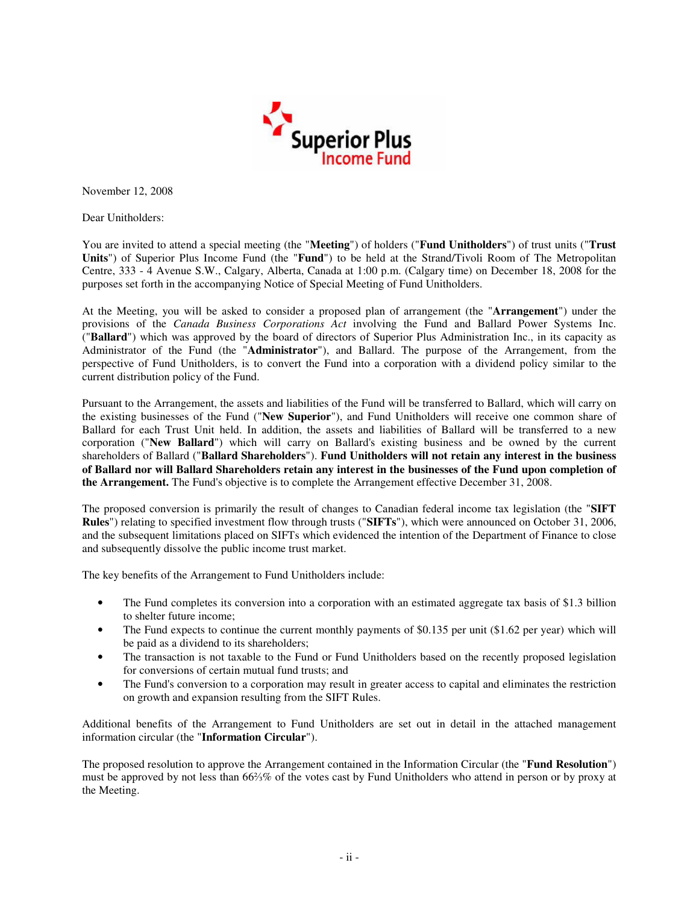November 12, 2008

Dear Unitholders:

You are invited to attend a special meeting (the "**Meeting**") of holders ("**Fund Unitholders**") of trust units ("**Trust Units**") of Superior Plus Income Fund (the "**Fund**") to be held at the Strand/Tivoli Room of The Metropolitan Centre, 333 - 4 Avenue S.W., Calgary, Alberta, Canada at 1:00 p.m. (Calgary time) on December 18, 2008 for the purposes set forth in the accompanying Notice of Special Meeting of Fund Unitholders.

At the Meeting, you will be asked to consider a proposed plan of arrangement (the "**Arrangement**") under the provisions of the *Canada Business Corporations Act* involving the Fund and Ballard Power Systems Inc. ("**Ballard**") which was approved by the board of directors of Superior Plus Administration Inc., in its capacity as Administrator of the Fund (the "**Administrator**"), and Ballard. The purpose of the Arrangement, from the perspective of Fund Unitholders, is to convert the Fund into a corporation with a dividend policy similar to the current distribution policy of the Fund.

Pursuant to the Arrangement, the assets and liabilities of the Fund will be transferred to Ballard, which will carry on the existing businesses of the Fund ("**New Superior**"), and Fund Unitholders will receive one common share of Ballard for each Trust Unit held. In addition, the assets and liabilities of Ballard will be transferred to a new corporation ("**New Ballard**") which will carry on Ballard's existing business and be owned by the current shareholders of Ballard ("**Ballard Shareholders**"). **Fund Unitholders will not retain any interest in the business of Ballard nor will Ballard Shareholders retain any interest in the businesses of the Fund upon completion of the Arrangement.** The Fund's objective is to complete the Arrangement effective December 31, 2008.

The proposed conversion is primarily the result of changes to Canadian federal income tax legislation (the "**SIFT Rules**") relating to specified investment flow through trusts ("**SIFTs**"), which were announced on October 31, 2006, and the subsequent limitations placed on SIFTs which evidenced the intention of the Department of Finance to close and subsequently dissolve the public income trust market.

The key benefits of the Arrangement to Fund Unitholders include:

- The Fund completes its conversion into a corporation with an estimated aggregate tax basis of $1.3 billion to shelter future income;
- The Fund expects to continue the current monthly payments of $0.135 per unit ($1.62 per year) which will be paid as a dividend to its shareholders;
- The transaction is not taxable to the Fund or Fund Unitholders based on the recently proposed legislation for conversions of certain mutual fund trusts; and
- The Fund's conversion to a corporation may result in greater access to capital and eliminates the restriction on growth and expansion resulting from the SIFT Rules.

Additional benefits of the Arrangement to Fund Unitholders are set out in detail in the attached management information circular (the "**Information Circular**").

The proposed resolution to approve the Arrangement contained in the Information Circular (the "**Fund Resolution**") must be approved by not less than 66⅔% of the votes cast by Fund Unitholders who attend in person or by proxy at the Meeting.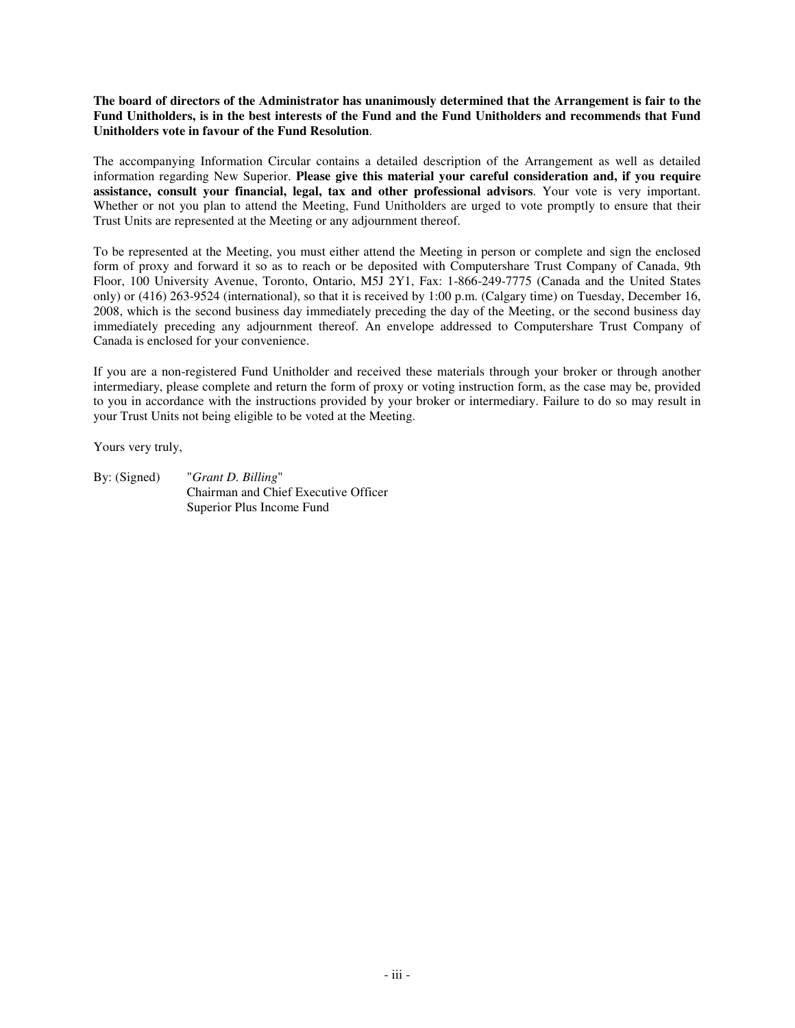**The board of directors of the Administrator has unanimously determined that the Arrangement is fair to the Fund Unitholders, is in the best interests of the Fund and the Fund Unitholders and recommends that Fund Unitholders vote in favour of the Fund Resolution**.

The accompanying Information Circular contains a detailed description of the Arrangement as well as detailed information regarding New Superior. **Please give this material your careful consideration and, if you require assistance, consult your financial, legal, tax and other professional advisors**. Your vote is very important. Whether or not you plan to attend the Meeting, Fund Unitholders are urged to vote promptly to ensure that their Trust Units are represented at the Meeting or any adjournment thereof.

To be represented at the Meeting, you must either attend the Meeting in person or complete and sign the enclosed form of proxy and forward it so as to reach or be deposited with Computershare Trust Company of Canada, 9th Floor, 100 University Avenue, Toronto, Ontario, M5J 2Y1, Fax: 1-866-249-7775 (Canada and the United States only) or (416) 263-9524 (international), so that it is received by 1:00 p.m. (Calgary time) on Tuesday, December 16, 2008, which is the second business day immediately preceding the day of the Meeting, or the second business day immediately preceding any adjournment thereof. An envelope addressed to Computershare Trust Company of Canada is enclosed for your convenience.

If you are a non-registered Fund Unitholder and received these materials through your broker or through another intermediary, please complete and return the form of proxy or voting instruction form, as the case may be, provided to you in accordance with the instructions provided by your broker or intermediary. Failure to do so may result in your Trust Units not being eligible to be voted at the Meeting.

Yours very truly,

By: (Signed) "*Grant D. Billing*"
Chairman and Chief Executive Officer
Superior Plus Income Fund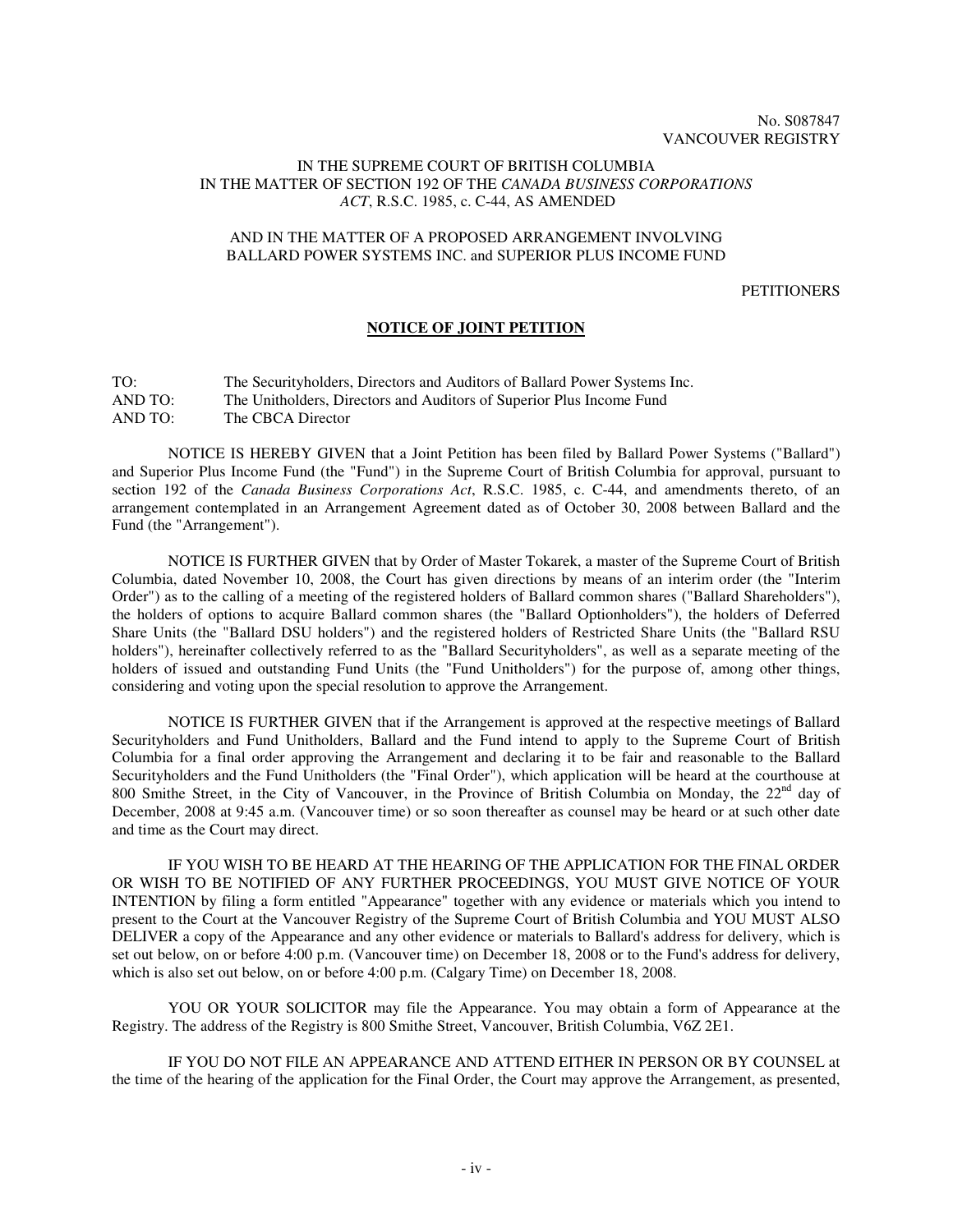No. S087847
VANCOUVER REGISTRY

IN THE SUPREME COURT OF BRITISH COLUMBIA
IN THE MATTER OF SECTION 192 OF THE *CANADA BUSINESS CORPORATIONS ACT*, R.S.C. 1985, c. C-44, AS AMENDED

AND IN THE MATTER OF A PROPOSED ARRANGEMENT INVOLVING BALLARD POWER SYSTEMS INC. and SUPERIOR PLUS INCOME FUND

PETITIONERS

**NOTICE OF JOINT PETITION**

TO: The Securityholders, Directors and Auditors of Ballard Power Systems Inc.
AND TO: The Unitholders, Directors and Auditors of Superior Plus Income Fund
AND TO: The CBCA Director

NOTICE IS HEREBY GIVEN that a Joint Petition has been filed by Ballard Power Systems ("Ballard") and Superior Plus Income Fund (the "Fund") in the Supreme Court of British Columbia for approval, pursuant to section 192 of the *Canada Business Corporations Act*, R.S.C. 1985, c. C-44, and amendments thereto, of an arrangement contemplated in an Arrangement Agreement dated as of October 30, 2008 between Ballard and the Fund (the "Arrangement").

NOTICE IS FURTHER GIVEN that by Order of Master Tokarek, a master of the Supreme Court of British Columbia, dated November 10, 2008, the Court has given directions by means of an interim order (the "Interim Order") as to the calling of a meeting of the registered holders of Ballard common shares ("Ballard Shareholders"), the holders of options to acquire Ballard common shares (the "Ballard Optionholders"), the holders of Deferred Share Units (the "Ballard DSU holders") and the registered holders of Restricted Share Units (the "Ballard RSU holders"), hereinafter collectively referred to as the "Ballard Securityholders", as well as a separate meeting of the holders of issued and outstanding Fund Units (the "Fund Unitholders") for the purpose of, among other things, considering and voting upon the special resolution to approve the Arrangement.

NOTICE IS FURTHER GIVEN that if the Arrangement is approved at the respective meetings of Ballard Securityholders and Fund Unitholders, Ballard and the Fund intend to apply to the Supreme Court of British Columbia for a final order approving the Arrangement and declaring it to be fair and reasonable to the Ballard Securityholders and the Fund Unitholders (the "Final Order"), which application will be heard at the courthouse at 800 Smithe Street, in the City of Vancouver, in the Province of British Columbia on Monday, the 22nd day of December, 2008 at 9:45 a.m. (Vancouver time) or so soon thereafter as counsel may be heard or at such other date and time as the Court may direct.

IF YOU WISH TO BE HEARD AT THE HEARING OF THE APPLICATION FOR THE FINAL ORDER OR WISH TO BE NOTIFIED OF ANY FURTHER PROCEEDINGS, YOU MUST GIVE NOTICE OF YOUR INTENTION by filing a form entitled "Appearance" together with any evidence or materials which you intend to present to the Court at the Vancouver Registry of the Supreme Court of British Columbia and YOU MUST ALSO DELIVER a copy of the Appearance and any other evidence or materials to Ballard's address for delivery, which is set out below, on or before 4:00 p.m. (Vancouver time) on December 18, 2008 or to the Fund's address for delivery, which is also set out below, on or before 4:00 p.m. (Calgary Time) on December 18, 2008.

YOU OR YOUR SOLICITOR may file the Appearance. You may obtain a form of Appearance at the Registry. The address of the Registry is 800 Smithe Street, Vancouver, British Columbia, V6Z 2E1.

IF YOU DO NOT FILE AN APPEARANCE AND ATTEND EITHER IN PERSON OR BY COUNSEL at the time of the hearing of the application for the Final Order, the Court may approve the Arrangement, as presented,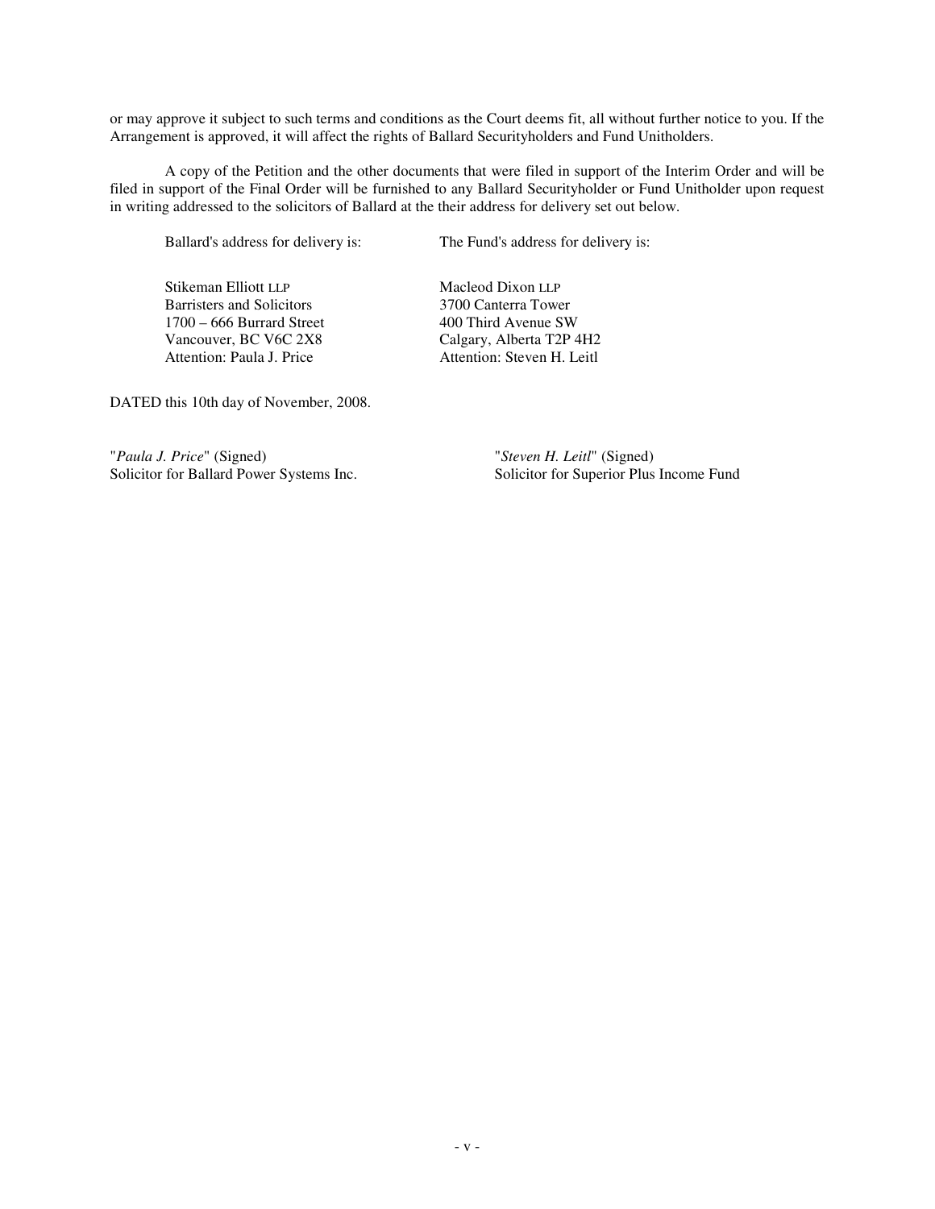or may approve it subject to such terms and conditions as the Court deems fit, all without further notice to you. If the Arrangement is approved, it will affect the rights of Ballard Securityholders and Fund Unitholders.

A copy of the Petition and the other documents that were filed in support of the Interim Order and will be filed in support of the Final Order will be furnished to any Ballard Securityholder or Fund Unitholder upon request in writing addressed to the solicitors of Ballard at the their address for delivery set out below.

| Ballard's address for delivery is: | The Fund's address for delivery is: |
|---|---|
| Stikeman Elliott LLP<br>Barristers and Solicitors<br>1700 – 666 Burrard Street<br>Vancouver, BC V6C 2X8<br>Attention: Paula J. Price | Macleod Dixon LLP<br>3700 Canterra Tower<br>400 Third Avenue SW<br>Calgary, Alberta T2P 4H2<br>Attention: Steven H. Leitl |

DATED this 10th day of November, 2008.

| | |
|---|---|
| "*Paula J. Price*" (Signed)<br>Solicitor for Ballard Power Systems Inc. | "*Steven H. Leitl*" (Signed)<br>Solicitor for Superior Plus Income Fund |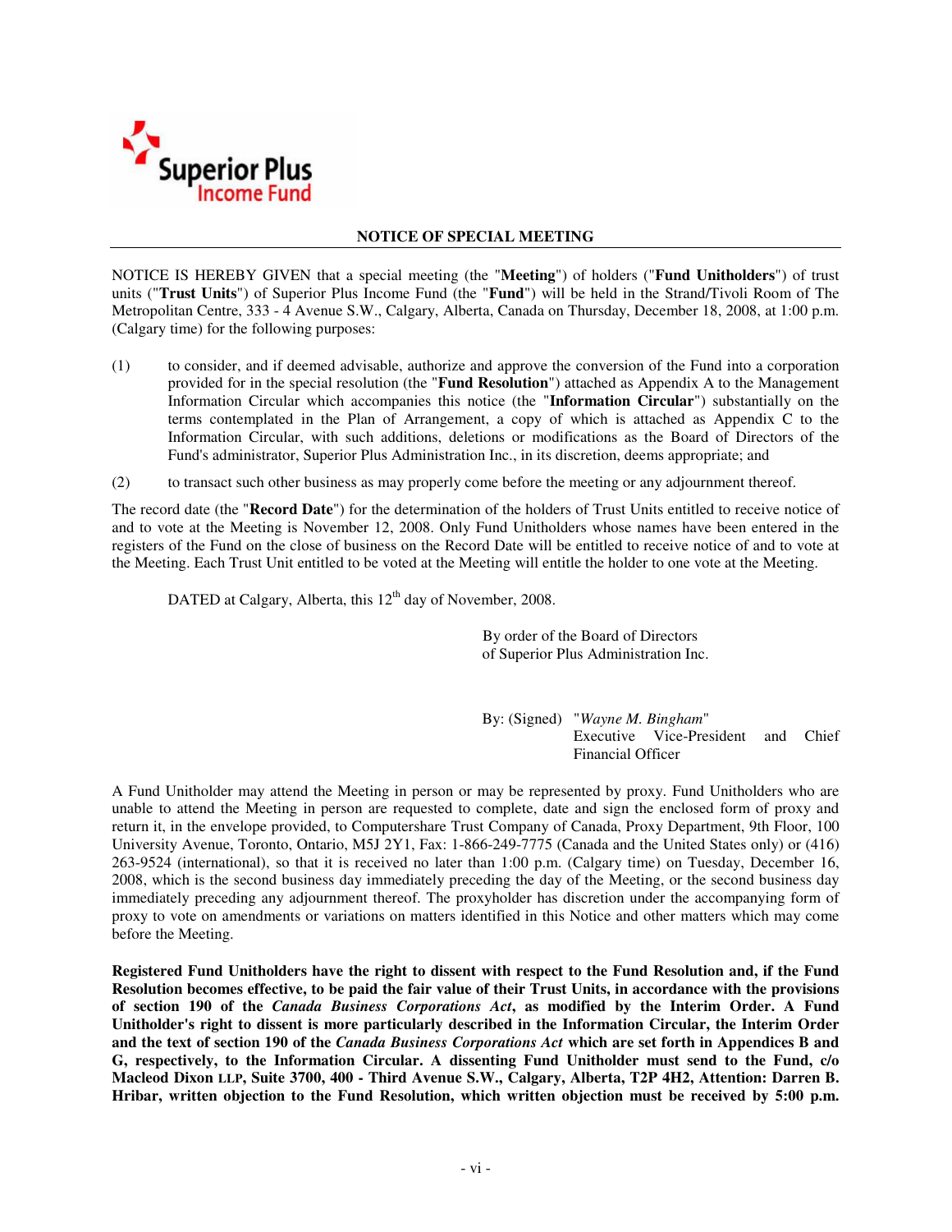## NOTICE OF SPECIAL MEETING

NOTICE IS HEREBY GIVEN that a special meeting (the "**Meeting**") of holders ("**Fund Unitholders**") of trust units ("**Trust Units**") of Superior Plus Income Fund (the "**Fund**") will be held in the Strand/Tivoli Room of The Metropolitan Centre, 333 - 4 Avenue S.W., Calgary, Alberta, Canada on Thursday, December 18, 2008, at 1:00 p.m. (Calgary time) for the following purposes:

(1) to consider, and if deemed advisable, authorize and approve the conversion of the Fund into a corporation provided for in the special resolution (the "**Fund Resolution**") attached as Appendix A to the Management Information Circular which accompanies this notice (the "**Information Circular**") substantially on the terms contemplated in the Plan of Arrangement, a copy of which is attached as Appendix C to the Information Circular, with such additions, deletions or modifications as the Board of Directors of the Fund's administrator, Superior Plus Administration Inc., in its discretion, deems appropriate; and

(2) to transact such other business as may properly come before the meeting or any adjournment thereof.

The record date (the "**Record Date**") for the determination of the holders of Trust Units entitled to receive notice of and to vote at the Meeting is November 12, 2008. Only Fund Unitholders whose names have been entered in the registers of the Fund on the close of business on the Record Date will be entitled to receive notice of and to vote at the Meeting. Each Trust Unit entitled to be voted at the Meeting will entitle the holder to one vote at the Meeting.

DATED at Calgary, Alberta, this 12th day of November, 2008.

By order of the Board of Directors
of Superior Plus Administration Inc.

By: (Signed) "*Wayne M. Bingham*"
Executive Vice-President and Chief Financial Officer

A Fund Unitholder may attend the Meeting in person or may be represented by proxy. Fund Unitholders who are unable to attend the Meeting in person are requested to complete, date and sign the enclosed form of proxy and return it, in the envelope provided, to Computershare Trust Company of Canada, Proxy Department, 9th Floor, 100 University Avenue, Toronto, Ontario, M5J 2Y1, Fax: 1-866-249-7775 (Canada and the United States only) or (416) 263-9524 (international), so that it is received no later than 1:00 p.m. (Calgary time) on Tuesday, December 16, 2008, which is the second business day immediately preceding the day of the Meeting, or the second business day immediately preceding any adjournment thereof. The proxyholder has discretion under the accompanying form of proxy to vote on amendments or variations on matters identified in this Notice and other matters which may come before the Meeting.

**Registered Fund Unitholders have the right to dissent with respect to the Fund Resolution and, if the Fund Resolution becomes effective, to be paid the fair value of their Trust Units, in accordance with the provisions of section 190 of the *Canada Business Corporations Act*, as modified by the Interim Order. A Fund Unitholder's right to dissent is more particularly described in the Information Circular, the Interim Order and the text of section 190 of the *Canada Business Corporations Act* which are set forth in Appendices B and G, respectively, to the Information Circular. A dissenting Fund Unitholder must send to the Fund, c/o Macleod Dixon LLP, Suite 3700, 400 - Third Avenue S.W., Calgary, Alberta, T2P 4H2, Attention: Darren B. Hribar, written objection to the Fund Resolution, which written objection must be received by 5:00 p.m.**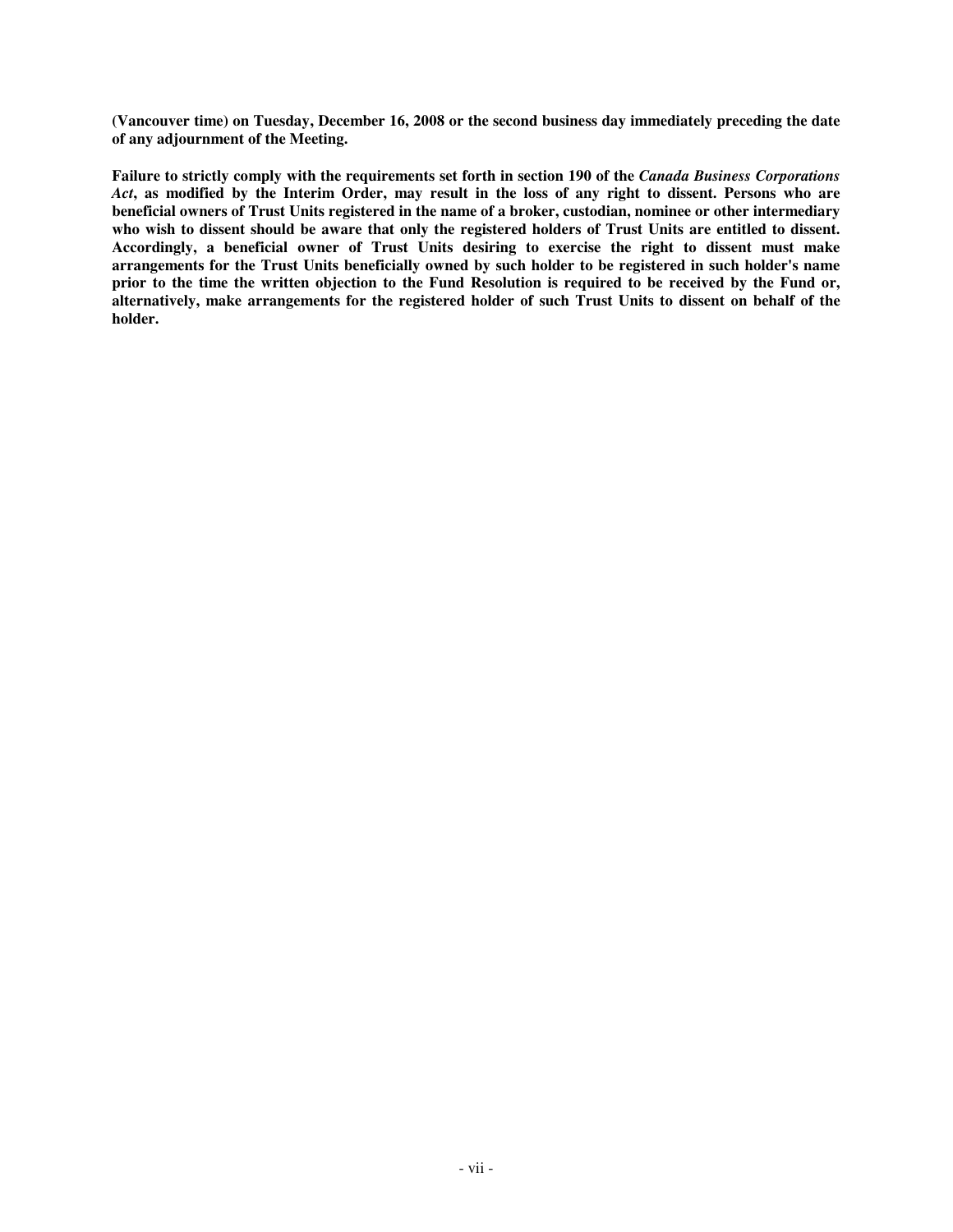**(Vancouver time) on Tuesday, December 16, 2008 or the second business day immediately preceding the date of any adjournment of the Meeting.**

**Failure to strictly comply with the requirements set forth in section 190 of the *Canada Business Corporations Act*, as modified by the Interim Order, may result in the loss of any right to dissent. Persons who are beneficial owners of Trust Units registered in the name of a broker, custodian, nominee or other intermediary who wish to dissent should be aware that only the registered holders of Trust Units are entitled to dissent. Accordingly, a beneficial owner of Trust Units desiring to exercise the right to dissent must make arrangements for the Trust Units beneficially owned by such holder to be registered in such holder's name prior to the time the written objection to the Fund Resolution is required to be received by the Fund or, alternatively, make arrangements for the registered holder of such Trust Units to dissent on behalf of the holder.**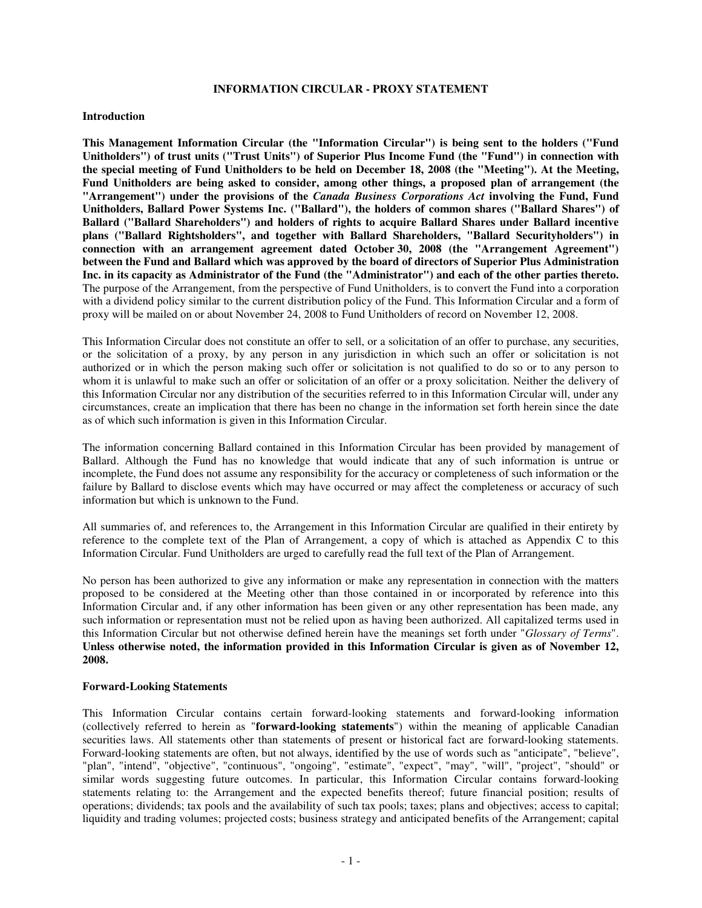# INFORMATION CIRCULAR - PROXY STATEMENT

## Introduction

**This Management Information Circular (the "Information Circular") is being sent to the holders ("Fund Unitholders") of trust units ("Trust Units") of Superior Plus Income Fund (the "Fund") in connection with the special meeting of Fund Unitholders to be held on December 18, 2008 (the "Meeting"). At the Meeting, Fund Unitholders are being asked to consider, among other things, a proposed plan of arrangement (the "Arrangement") under the provisions of the *Canada Business Corporations Act* involving the Fund, Fund Unitholders, Ballard Power Systems Inc. ("Ballard"), the holders of common shares ("Ballard Shares") of Ballard ("Ballard Shareholders") and holders of rights to acquire Ballard Shares under Ballard incentive plans ("Ballard Rightsholders", and together with Ballard Shareholders, "Ballard Securityholders") in connection with an arrangement agreement dated October 30, 2008 (the "Arrangement Agreement") between the Fund and Ballard which was approved by the board of directors of Superior Plus Administration Inc. in its capacity as Administrator of the Fund (the "Administrator") and each of the other parties thereto.** The purpose of the Arrangement, from the perspective of Fund Unitholders, is to convert the Fund into a corporation with a dividend policy similar to the current distribution policy of the Fund. This Information Circular and a form of proxy will be mailed on or about November 24, 2008 to Fund Unitholders of record on November 12, 2008.

This Information Circular does not constitute an offer to sell, or a solicitation of an offer to purchase, any securities, or the solicitation of a proxy, by any person in any jurisdiction in which such an offer or solicitation is not authorized or in which the person making such offer or solicitation is not qualified to do so or to any person to whom it is unlawful to make such an offer or solicitation of an offer or a proxy solicitation. Neither the delivery of this Information Circular nor any distribution of the securities referred to in this Information Circular will, under any circumstances, create an implication that there has been no change in the information set forth herein since the date as of which such information is given in this Information Circular.

The information concerning Ballard contained in this Information Circular has been provided by management of Ballard. Although the Fund has no knowledge that would indicate that any of such information is untrue or incomplete, the Fund does not assume any responsibility for the accuracy or completeness of such information or the failure by Ballard to disclose events which may have occurred or may affect the completeness or accuracy of such information but which is unknown to the Fund.

All summaries of, and references to, the Arrangement in this Information Circular are qualified in their entirety by reference to the complete text of the Plan of Arrangement, a copy of which is attached as Appendix C to this Information Circular. Fund Unitholders are urged to carefully read the full text of the Plan of Arrangement.

No person has been authorized to give any information or make any representation in connection with the matters proposed to be considered at the Meeting other than those contained in or incorporated by reference into this Information Circular and, if any other information has been given or any other representation has been made, any such information or representation must not be relied upon as having been authorized. All capitalized terms used in this Information Circular but not otherwise defined herein have the meanings set forth under "*Glossary of Terms*". **Unless otherwise noted, the information provided in this Information Circular is given as of November 12, 2008.**

## Forward-Looking Statements

This Information Circular contains certain forward-looking statements and forward-looking information (collectively referred to herein as "**forward-looking statements**") within the meaning of applicable Canadian securities laws. All statements other than statements of present or historical fact are forward-looking statements. Forward-looking statements are often, but not always, identified by the use of words such as "anticipate", "believe", "plan", "intend", "objective", "continuous", "ongoing", "estimate", "expect", "may", "will", "project", "should" or similar words suggesting future outcomes. In particular, this Information Circular contains forward-looking statements relating to: the Arrangement and the expected benefits thereof; future financial position; results of operations; dividends; tax pools and the availability of such tax pools; taxes; plans and objectives; access to capital; liquidity and trading volumes; projected costs; business strategy and anticipated benefits of the Arrangement; capital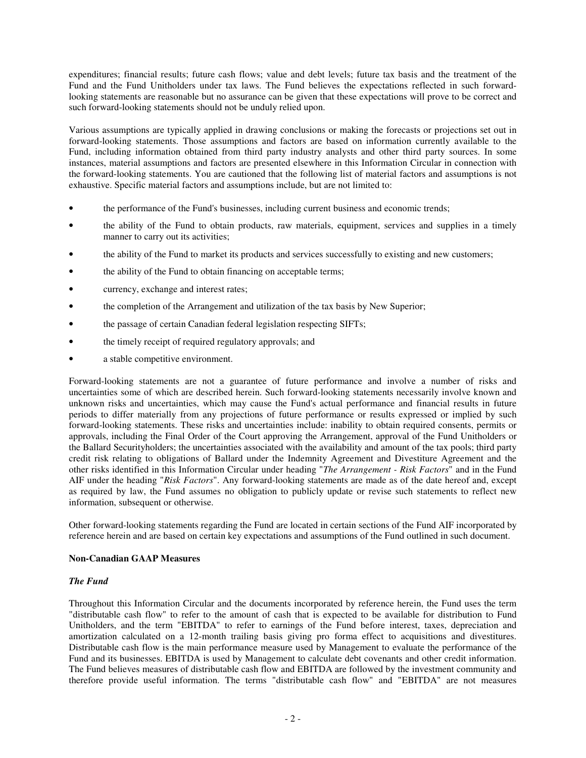expenditures; financial results; future cash flows; value and debt levels; future tax basis and the treatment of the Fund and the Fund Unitholders under tax laws. The Fund believes the expectations reflected in such forward-looking statements are reasonable but no assurance can be given that these expectations will prove to be correct and such forward-looking statements should not be unduly relied upon.

Various assumptions are typically applied in drawing conclusions or making the forecasts or projections set out in forward-looking statements. Those assumptions and factors are based on information currently available to the Fund, including information obtained from third party industry analysts and other third party sources. In some instances, material assumptions and factors are presented elsewhere in this Information Circular in connection with the forward-looking statements. You are cautioned that the following list of material factors and assumptions is not exhaustive. Specific material factors and assumptions include, but are not limited to:

- the performance of the Fund's businesses, including current business and economic trends;
- the ability of the Fund to obtain products, raw materials, equipment, services and supplies in a timely manner to carry out its activities;
- the ability of the Fund to market its products and services successfully to existing and new customers;
- the ability of the Fund to obtain financing on acceptable terms;
- currency, exchange and interest rates;
- the completion of the Arrangement and utilization of the tax basis by New Superior;
- the passage of certain Canadian federal legislation respecting SIFTs;
- the timely receipt of required regulatory approvals; and
- a stable competitive environment.

Forward-looking statements are not a guarantee of future performance and involve a number of risks and uncertainties some of which are described herein. Such forward-looking statements necessarily involve known and unknown risks and uncertainties, which may cause the Fund's actual performance and financial results in future periods to differ materially from any projections of future performance or results expressed or implied by such forward-looking statements. These risks and uncertainties include: inability to obtain required consents, permits or approvals, including the Final Order of the Court approving the Arrangement, approval of the Fund Unitholders or the Ballard Securityholders; the uncertainties associated with the availability and amount of the tax pools; third party credit risk relating to obligations of Ballard under the Indemnity Agreement and Divestiture Agreement and the other risks identified in this Information Circular under heading "*The Arrangement - Risk Factors*" and in the Fund AIF under the heading "*Risk Factors*". Any forward-looking statements are made as of the date hereof and, except as required by law, the Fund assumes no obligation to publicly update or revise such statements to reflect new information, subsequent or otherwise.

Other forward-looking statements regarding the Fund are located in certain sections of the Fund AIF incorporated by reference herein and are based on certain key expectations and assumptions of the Fund outlined in such document.

**Non-Canadian GAAP Measures**

***The Fund***

Throughout this Information Circular and the documents incorporated by reference herein, the Fund uses the term "distributable cash flow" to refer to the amount of cash that is expected to be available for distribution to Fund Unitholders, and the term "EBITDA" to refer to earnings of the Fund before interest, taxes, depreciation and amortization calculated on a 12-month trailing basis giving pro forma effect to acquisitions and divestitures. Distributable cash flow is the main performance measure used by Management to evaluate the performance of the Fund and its businesses. EBITDA is used by Management to calculate debt covenants and other credit information. The Fund believes measures of distributable cash flow and EBITDA are followed by the investment community and therefore provide useful information. The terms "distributable cash flow" and "EBITDA" are not measures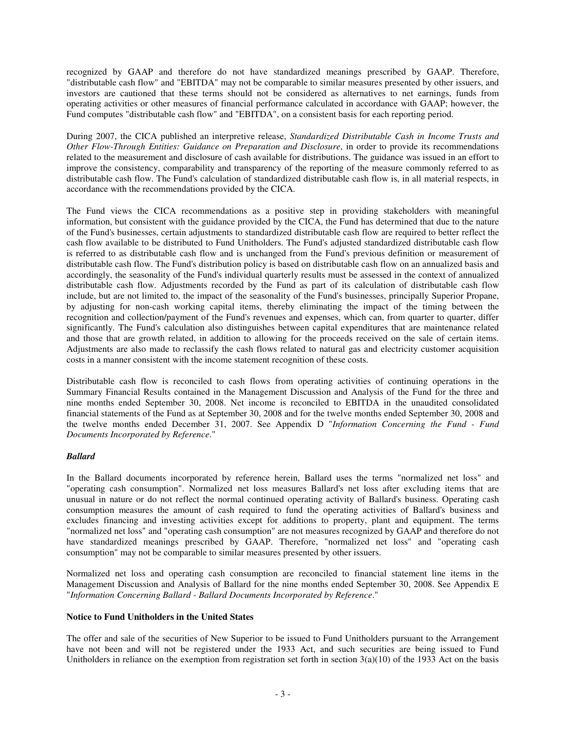recognized by GAAP and therefore do not have standardized meanings prescribed by GAAP. Therefore, "distributable cash flow" and "EBITDA" may not be comparable to similar measures presented by other issuers, and investors are cautioned that these terms should not be considered as alternatives to net earnings, funds from operating activities or other measures of financial performance calculated in accordance with GAAP; however, the Fund computes "distributable cash flow" and "EBITDA", on a consistent basis for each reporting period.

During 2007, the CICA published an interpretive release, *Standardized Distributable Cash in Income Trusts and Other Flow-Through Entities: Guidance on Preparation and Disclosure*, in order to provide its recommendations related to the measurement and disclosure of cash available for distributions. The guidance was issued in an effort to improve the consistency, comparability and transparency of the reporting of the measure commonly referred to as distributable cash flow. The Fund's calculation of standardized distributable cash flow is, in all material respects, in accordance with the recommendations provided by the CICA.

The Fund views the CICA recommendations as a positive step in providing stakeholders with meaningful information, but consistent with the guidance provided by the CICA, the Fund has determined that due to the nature of the Fund's businesses, certain adjustments to standardized distributable cash flow are required to better reflect the cash flow available to be distributed to Fund Unitholders. The Fund's adjusted standardized distributable cash flow is referred to as distributable cash flow and is unchanged from the Fund's previous definition or measurement of distributable cash flow. The Fund's distribution policy is based on distributable cash flow on an annualized basis and accordingly, the seasonality of the Fund's individual quarterly results must be assessed in the context of annualized distributable cash flow. Adjustments recorded by the Fund as part of its calculation of distributable cash flow include, but are not limited to, the impact of the seasonality of the Fund's businesses, principally Superior Propane, by adjusting for non-cash working capital items, thereby eliminating the impact of the timing between the recognition and collection/payment of the Fund's revenues and expenses, which can, from quarter to quarter, differ significantly. The Fund's calculation also distinguishes between capital expenditures that are maintenance related and those that are growth related, in addition to allowing for the proceeds received on the sale of certain items. Adjustments are also made to reclassify the cash flows related to natural gas and electricity customer acquisition costs in a manner consistent with the income statement recognition of these costs.

Distributable cash flow is reconciled to cash flows from operating activities of continuing operations in the Summary Financial Results contained in the Management Discussion and Analysis of the Fund for the three and nine months ended September 30, 2008. Net income is reconciled to EBITDA in the unaudited consolidated financial statements of the Fund as at September 30, 2008 and for the twelve months ended September 30, 2008 and the twelve months ended December 31, 2007. See Appendix D "*Information Concerning the Fund - Fund Documents Incorporated by Reference*."

***Ballard***

In the Ballard documents incorporated by reference herein, Ballard uses the terms "normalized net loss" and "operating cash consumption". Normalized net loss measures Ballard's net loss after excluding items that are unusual in nature or do not reflect the normal continued operating activity of Ballard's business. Operating cash consumption measures the amount of cash required to fund the operating activities of Ballard's business and excludes financing and investing activities except for additions to property, plant and equipment. The terms "normalized net loss" and "operating cash consumption" are not measures recognized by GAAP and therefore do not have standardized meanings prescribed by GAAP. Therefore, "normalized net loss" and "operating cash consumption" may not be comparable to similar measures presented by other issuers.

Normalized net loss and operating cash consumption are reconciled to financial statement line items in the Management Discussion and Analysis of Ballard for the nine months ended September 30, 2008. See Appendix E "*Information Concerning Ballard - Ballard Documents Incorporated by Reference*."

**Notice to Fund Unitholders in the United States**

The offer and sale of the securities of New Superior to be issued to Fund Unitholders pursuant to the Arrangement have not been and will not be registered under the 1933 Act, and such securities are being issued to Fund Unitholders in reliance on the exemption from registration set forth in section 3(a)(10) of the 1933 Act on the basis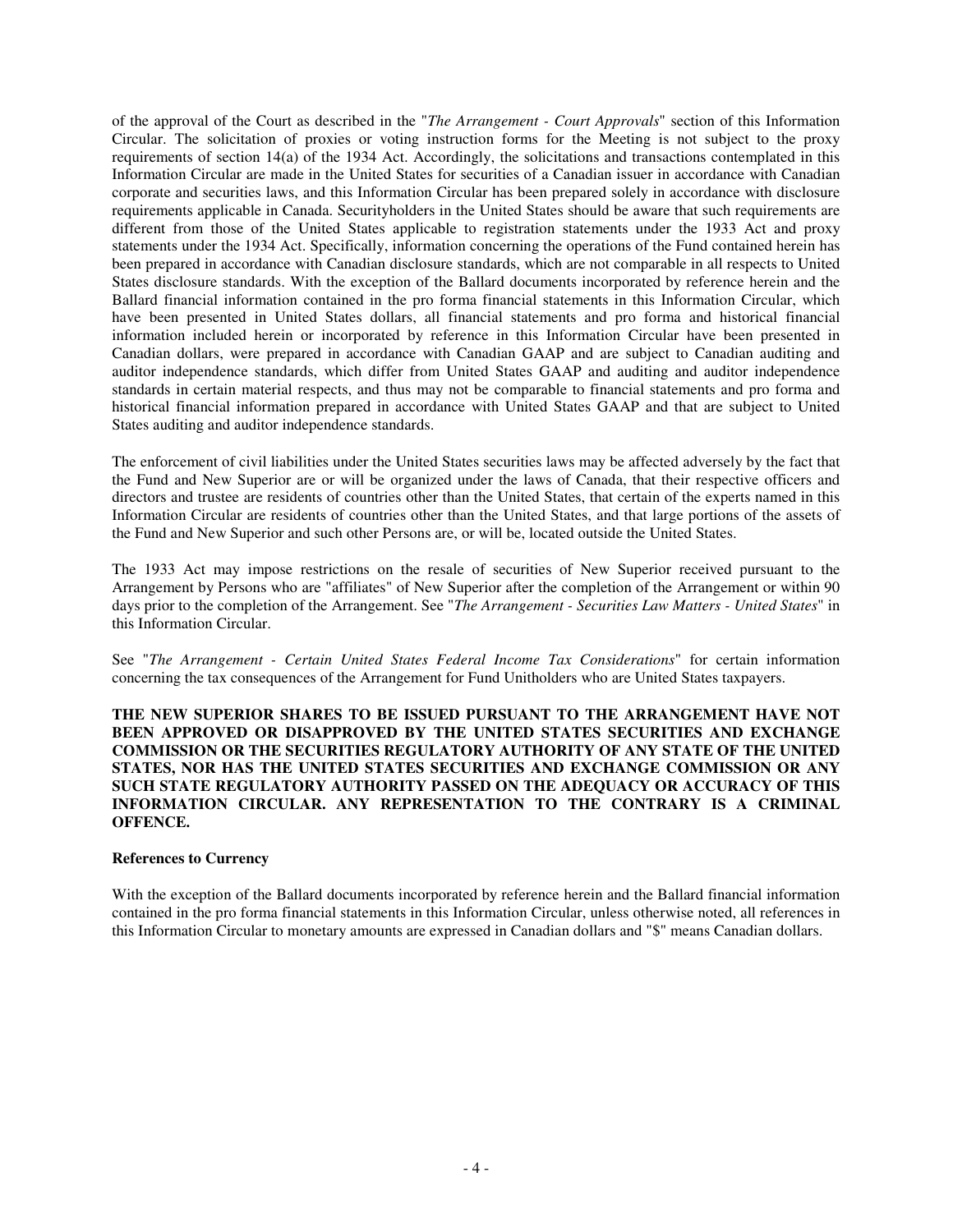of the approval of the Court as described in the "*The Arrangement - Court Approvals*" section of this Information Circular. The solicitation of proxies or voting instruction forms for the Meeting is not subject to the proxy requirements of section 14(a) of the 1934 Act. Accordingly, the solicitations and transactions contemplated in this Information Circular are made in the United States for securities of a Canadian issuer in accordance with Canadian corporate and securities laws, and this Information Circular has been prepared solely in accordance with disclosure requirements applicable in Canada. Securityholders in the United States should be aware that such requirements are different from those of the United States applicable to registration statements under the 1933 Act and proxy statements under the 1934 Act. Specifically, information concerning the operations of the Fund contained herein has been prepared in accordance with Canadian disclosure standards, which are not comparable in all respects to United States disclosure standards. With the exception of the Ballard documents incorporated by reference herein and the Ballard financial information contained in the pro forma financial statements in this Information Circular, which have been presented in United States dollars, all financial statements and pro forma and historical financial information included herein or incorporated by reference in this Information Circular have been presented in Canadian dollars, were prepared in accordance with Canadian GAAP and are subject to Canadian auditing and auditor independence standards, which differ from United States GAAP and auditing and auditor independence standards in certain material respects, and thus may not be comparable to financial statements and pro forma and historical financial information prepared in accordance with United States GAAP and that are subject to United States auditing and auditor independence standards.

The enforcement of civil liabilities under the United States securities laws may be affected adversely by the fact that the Fund and New Superior are or will be organized under the laws of Canada, that their respective officers and directors and trustee are residents of countries other than the United States, that certain of the experts named in this Information Circular are residents of countries other than the United States, and that large portions of the assets of the Fund and New Superior and such other Persons are, or will be, located outside the United States.

The 1933 Act may impose restrictions on the resale of securities of New Superior received pursuant to the Arrangement by Persons who are "affiliates" of New Superior after the completion of the Arrangement or within 90 days prior to the completion of the Arrangement. See "*The Arrangement - Securities Law Matters - United States*" in this Information Circular.

See "*The Arrangement - Certain United States Federal Income Tax Considerations*" for certain information concerning the tax consequences of the Arrangement for Fund Unitholders who are United States taxpayers.

**THE NEW SUPERIOR SHARES TO BE ISSUED PURSUANT TO THE ARRANGEMENT HAVE NOT BEEN APPROVED OR DISAPPROVED BY THE UNITED STATES SECURITIES AND EXCHANGE COMMISSION OR THE SECURITIES REGULATORY AUTHORITY OF ANY STATE OF THE UNITED STATES, NOR HAS THE UNITED STATES SECURITIES AND EXCHANGE COMMISSION OR ANY SUCH STATE REGULATORY AUTHORITY PASSED ON THE ADEQUACY OR ACCURACY OF THIS INFORMATION CIRCULAR. ANY REPRESENTATION TO THE CONTRARY IS A CRIMINAL OFFENCE.**

**References to Currency**

With the exception of the Ballard documents incorporated by reference herein and the Ballard financial information contained in the pro forma financial statements in this Information Circular, unless otherwise noted, all references in this Information Circular to monetary amounts are expressed in Canadian dollars and "$" means Canadian dollars.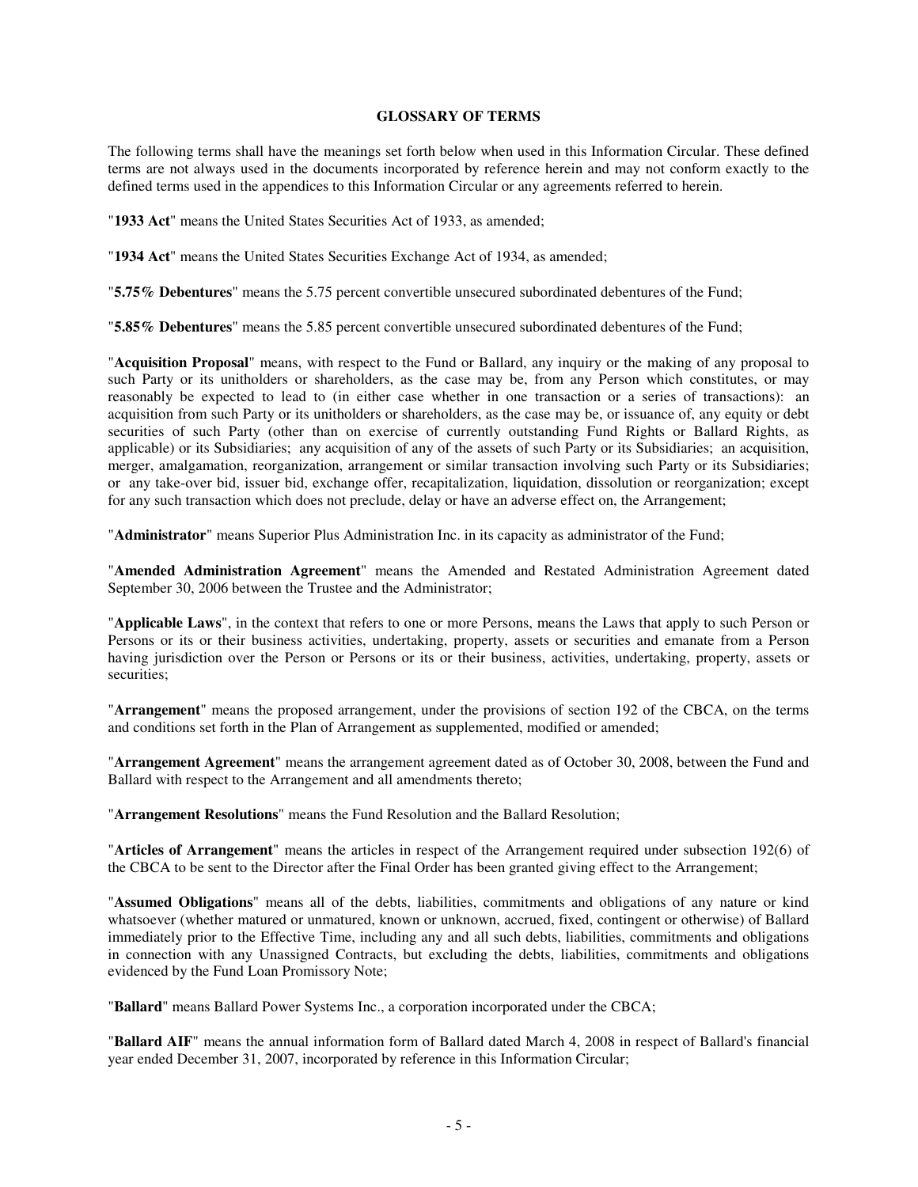## GLOSSARY OF TERMS

The following terms shall have the meanings set forth below when used in this Information Circular. These defined terms are not always used in the documents incorporated by reference herein and may not conform exactly to the defined terms used in the appendices to this Information Circular or any agreements referred to herein.

"**1933 Act**" means the United States Securities Act of 1933, as amended;

"**1934 Act**" means the United States Securities Exchange Act of 1934, as amended;

"**5.75% Debentures**" means the 5.75 percent convertible unsecured subordinated debentures of the Fund;

"**5.85% Debentures**" means the 5.85 percent convertible unsecured subordinated debentures of the Fund;

"**Acquisition Proposal**" means, with respect to the Fund or Ballard, any inquiry or the making of any proposal to such Party or its unitholders or shareholders, as the case may be, from any Person which constitutes, or may reasonably be expected to lead to (in either case whether in one transaction or a series of transactions): an acquisition from such Party or its unitholders or shareholders, as the case may be, or issuance of, any equity or debt securities of such Party (other than on exercise of currently outstanding Fund Rights or Ballard Rights, as applicable) or its Subsidiaries; any acquisition of any of the assets of such Party or its Subsidiaries; an acquisition, merger, amalgamation, reorganization, arrangement or similar transaction involving such Party or its Subsidiaries; or any take-over bid, issuer bid, exchange offer, recapitalization, liquidation, dissolution or reorganization; except for any such transaction which does not preclude, delay or have an adverse effect on, the Arrangement;

"**Administrator**" means Superior Plus Administration Inc. in its capacity as administrator of the Fund;

"**Amended Administration Agreement**" means the Amended and Restated Administration Agreement dated September 30, 2006 between the Trustee and the Administrator;

"**Applicable Laws**", in the context that refers to one or more Persons, means the Laws that apply to such Person or Persons or its or their business activities, undertaking, property, assets or securities and emanate from a Person having jurisdiction over the Person or Persons or its or their business, activities, undertaking, property, assets or securities;

"**Arrangement**" means the proposed arrangement, under the provisions of section 192 of the CBCA, on the terms and conditions set forth in the Plan of Arrangement as supplemented, modified or amended;

"**Arrangement Agreement**" means the arrangement agreement dated as of October 30, 2008, between the Fund and Ballard with respect to the Arrangement and all amendments thereto;

"**Arrangement Resolutions**" means the Fund Resolution and the Ballard Resolution;

"**Articles of Arrangement**" means the articles in respect of the Arrangement required under subsection 192(6) of the CBCA to be sent to the Director after the Final Order has been granted giving effect to the Arrangement;

"**Assumed Obligations**" means all of the debts, liabilities, commitments and obligations of any nature or kind whatsoever (whether matured or unmatured, known or unknown, accrued, fixed, contingent or otherwise) of Ballard immediately prior to the Effective Time, including any and all such debts, liabilities, commitments and obligations in connection with any Unassigned Contracts, but excluding the debts, liabilities, commitments and obligations evidenced by the Fund Loan Promissory Note;

"**Ballard**" means Ballard Power Systems Inc., a corporation incorporated under the CBCA;

"**Ballard AIF**" means the annual information form of Ballard dated March 4, 2008 in respect of Ballard's financial year ended December 31, 2007, incorporated by reference in this Information Circular;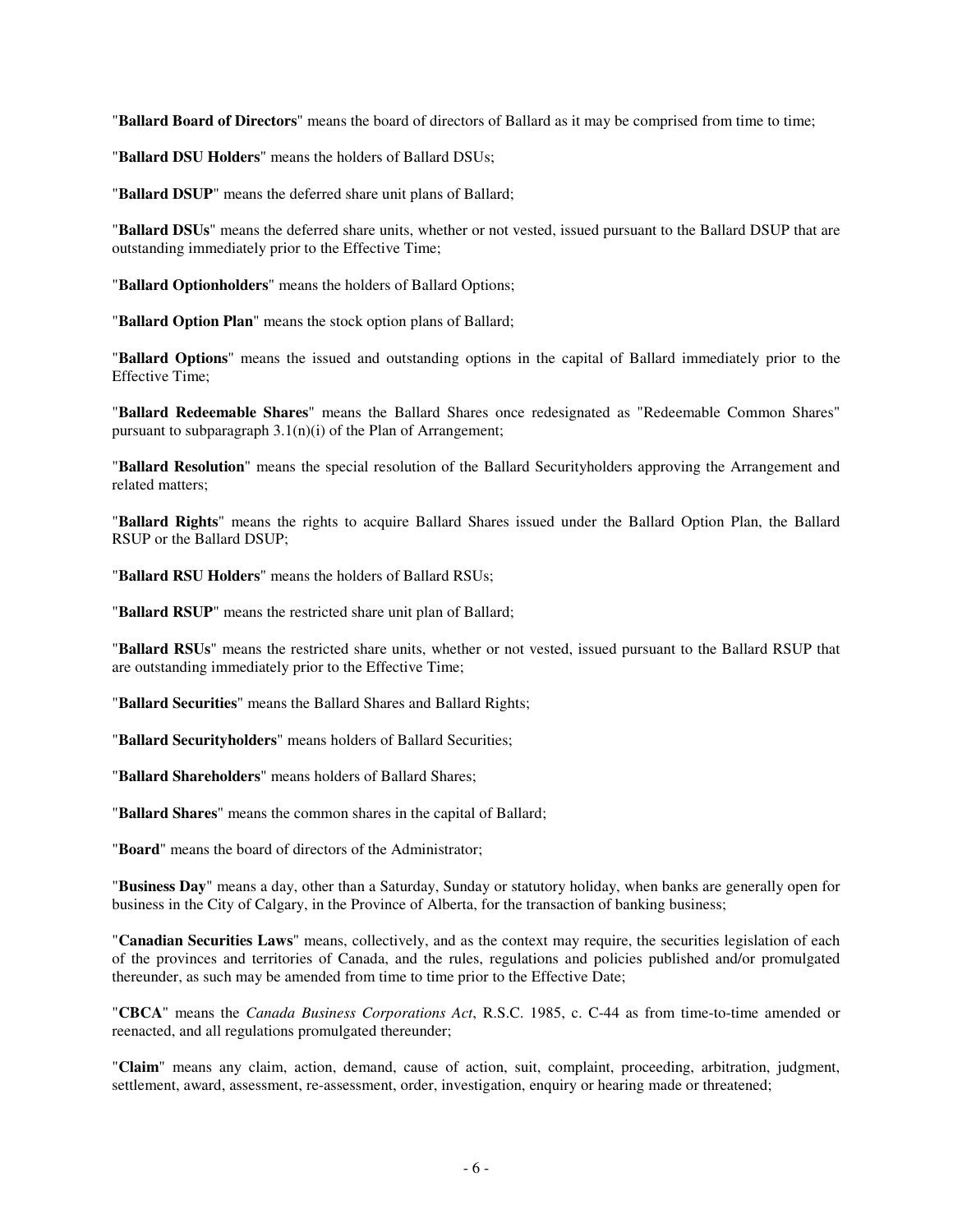"**Ballard Board of Directors**" means the board of directors of Ballard as it may be comprised from time to time;

"**Ballard DSU Holders**" means the holders of Ballard DSUs;

"**Ballard DSUP**" means the deferred share unit plans of Ballard;

"**Ballard DSUs**" means the deferred share units, whether or not vested, issued pursuant to the Ballard DSUP that are outstanding immediately prior to the Effective Time;

"**Ballard Optionholders**" means the holders of Ballard Options;

"**Ballard Option Plan**" means the stock option plans of Ballard;

"**Ballard Options**" means the issued and outstanding options in the capital of Ballard immediately prior to the Effective Time;

"**Ballard Redeemable Shares**" means the Ballard Shares once redesignated as "Redeemable Common Shares" pursuant to subparagraph 3.1(n)(i) of the Plan of Arrangement;

"**Ballard Resolution**" means the special resolution of the Ballard Securityholders approving the Arrangement and related matters;

"**Ballard Rights**" means the rights to acquire Ballard Shares issued under the Ballard Option Plan, the Ballard RSUP or the Ballard DSUP;

"**Ballard RSU Holders**" means the holders of Ballard RSUs;

"**Ballard RSUP**" means the restricted share unit plan of Ballard;

"**Ballard RSUs**" means the restricted share units, whether or not vested, issued pursuant to the Ballard RSUP that are outstanding immediately prior to the Effective Time;

"**Ballard Securities**" means the Ballard Shares and Ballard Rights;

"**Ballard Securityholders**" means holders of Ballard Securities;

"**Ballard Shareholders**" means holders of Ballard Shares;

"**Ballard Shares**" means the common shares in the capital of Ballard;

"**Board**" means the board of directors of the Administrator;

"**Business Day**" means a day, other than a Saturday, Sunday or statutory holiday, when banks are generally open for business in the City of Calgary, in the Province of Alberta, for the transaction of banking business;

"**Canadian Securities Laws**" means, collectively, and as the context may require, the securities legislation of each of the provinces and territories of Canada, and the rules, regulations and policies published and/or promulgated thereunder, as such may be amended from time to time prior to the Effective Date;

"**CBCA**" means the *Canada Business Corporations Act*, R.S.C. 1985, c. C-44 as from time-to-time amended or reenacted, and all regulations promulgated thereunder;

"**Claim**" means any claim, action, demand, cause of action, suit, complaint, proceeding, arbitration, judgment, settlement, award, assessment, re-assessment, order, investigation, enquiry or hearing made or threatened;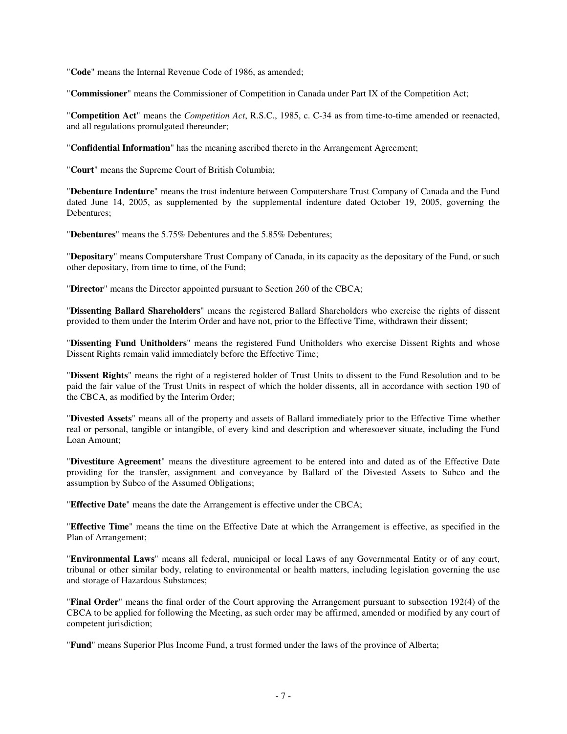"**Code**" means the Internal Revenue Code of 1986, as amended;

"**Commissioner**" means the Commissioner of Competition in Canada under Part IX of the Competition Act;

"**Competition Act**" means the *Competition Act*, R.S.C., 1985, c. C-34 as from time-to-time amended or reenacted, and all regulations promulgated thereunder;

"**Confidential Information**" has the meaning ascribed thereto in the Arrangement Agreement;

"**Court**" means the Supreme Court of British Columbia;

"**Debenture Indenture**" means the trust indenture between Computershare Trust Company of Canada and the Fund dated June 14, 2005, as supplemented by the supplemental indenture dated October 19, 2005, governing the Debentures;

"**Debentures**" means the 5.75% Debentures and the 5.85% Debentures;

"**Depositary**" means Computershare Trust Company of Canada, in its capacity as the depositary of the Fund, or such other depositary, from time to time, of the Fund;

"**Director**" means the Director appointed pursuant to Section 260 of the CBCA;

"**Dissenting Ballard Shareholders**" means the registered Ballard Shareholders who exercise the rights of dissent provided to them under the Interim Order and have not, prior to the Effective Time, withdrawn their dissent;

"**Dissenting Fund Unitholders**" means the registered Fund Unitholders who exercise Dissent Rights and whose Dissent Rights remain valid immediately before the Effective Time;

"**Dissent Rights**" means the right of a registered holder of Trust Units to dissent to the Fund Resolution and to be paid the fair value of the Trust Units in respect of which the holder dissents, all in accordance with section 190 of the CBCA, as modified by the Interim Order;

"**Divested Assets**" means all of the property and assets of Ballard immediately prior to the Effective Time whether real or personal, tangible or intangible, of every kind and description and wheresoever situate, including the Fund Loan Amount;

"**Divestiture Agreement**" means the divestiture agreement to be entered into and dated as of the Effective Date providing for the transfer, assignment and conveyance by Ballard of the Divested Assets to Subco and the assumption by Subco of the Assumed Obligations;

"**Effective Date**" means the date the Arrangement is effective under the CBCA;

"**Effective Time**" means the time on the Effective Date at which the Arrangement is effective, as specified in the Plan of Arrangement;

"**Environmental Laws**" means all federal, municipal or local Laws of any Governmental Entity or of any court, tribunal or other similar body, relating to environmental or health matters, including legislation governing the use and storage of Hazardous Substances;

"**Final Order**" means the final order of the Court approving the Arrangement pursuant to subsection 192(4) of the CBCA to be applied for following the Meeting, as such order may be affirmed, amended or modified by any court of competent jurisdiction;

"**Fund**" means Superior Plus Income Fund, a trust formed under the laws of the province of Alberta;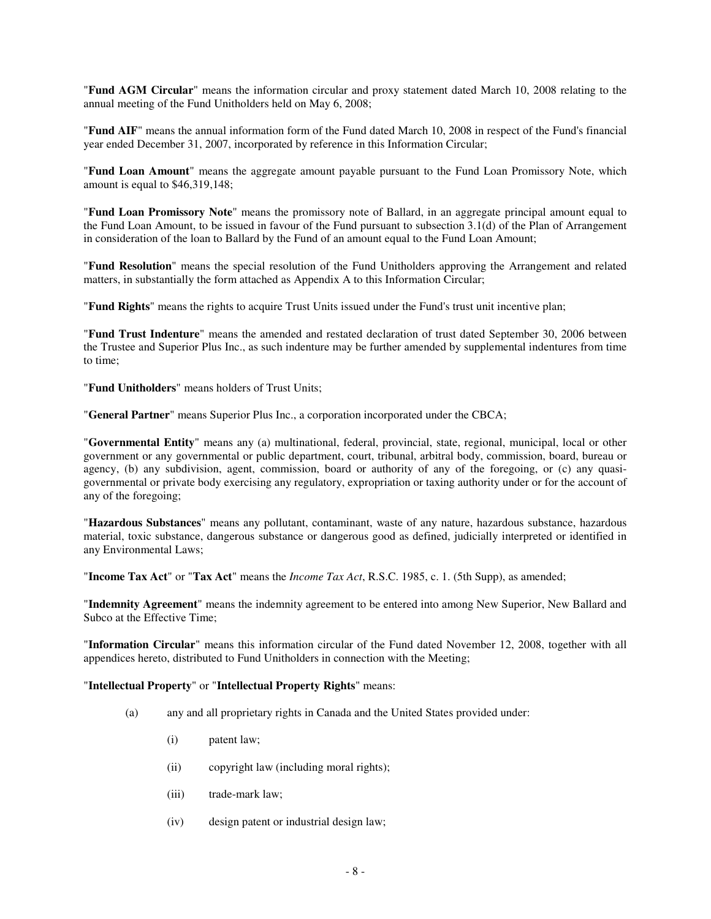"**Fund AGM Circular**" means the information circular and proxy statement dated March 10, 2008 relating to the annual meeting of the Fund Unitholders held on May 6, 2008;

"**Fund AIF**" means the annual information form of the Fund dated March 10, 2008 in respect of the Fund's financial year ended December 31, 2007, incorporated by reference in this Information Circular;

"**Fund Loan Amount**" means the aggregate amount payable pursuant to the Fund Loan Promissory Note, which amount is equal to $46,319,148;

"**Fund Loan Promissory Note**" means the promissory note of Ballard, in an aggregate principal amount equal to the Fund Loan Amount, to be issued in favour of the Fund pursuant to subsection 3.1(d) of the Plan of Arrangement in consideration of the loan to Ballard by the Fund of an amount equal to the Fund Loan Amount;

"**Fund Resolution**" means the special resolution of the Fund Unitholders approving the Arrangement and related matters, in substantially the form attached as Appendix A to this Information Circular;

"**Fund Rights**" means the rights to acquire Trust Units issued under the Fund's trust unit incentive plan;

"**Fund Trust Indenture**" means the amended and restated declaration of trust dated September 30, 2006 between the Trustee and Superior Plus Inc., as such indenture may be further amended by supplemental indentures from time to time;

"**Fund Unitholders**" means holders of Trust Units;

"**General Partner**" means Superior Plus Inc., a corporation incorporated under the CBCA;

"**Governmental Entity**" means any (a) multinational, federal, provincial, state, regional, municipal, local or other government or any governmental or public department, court, tribunal, arbitral body, commission, board, bureau or agency, (b) any subdivision, agent, commission, board or authority of any of the foregoing, or (c) any quasi-governmental or private body exercising any regulatory, expropriation or taxing authority under or for the account of any of the foregoing;

"**Hazardous Substances**" means any pollutant, contaminant, waste of any nature, hazardous substance, hazardous material, toxic substance, dangerous substance or dangerous good as defined, judicially interpreted or identified in any Environmental Laws;

"**Income Tax Act**" or "**Tax Act**" means the *Income Tax Act*, R.S.C. 1985, c. 1. (5th Supp), as amended;

"**Indemnity Agreement**" means the indemnity agreement to be entered into among New Superior, New Ballard and Subco at the Effective Time;

"**Information Circular**" means this information circular of the Fund dated November 12, 2008, together with all appendices hereto, distributed to Fund Unitholders in connection with the Meeting;

"**Intellectual Property**" or "**Intellectual Property Rights**" means:

(a) any and all proprietary rights in Canada and the United States provided under:

(i) patent law;

(ii) copyright law (including moral rights);

(iii) trade-mark law;

(iv) design patent or industrial design law;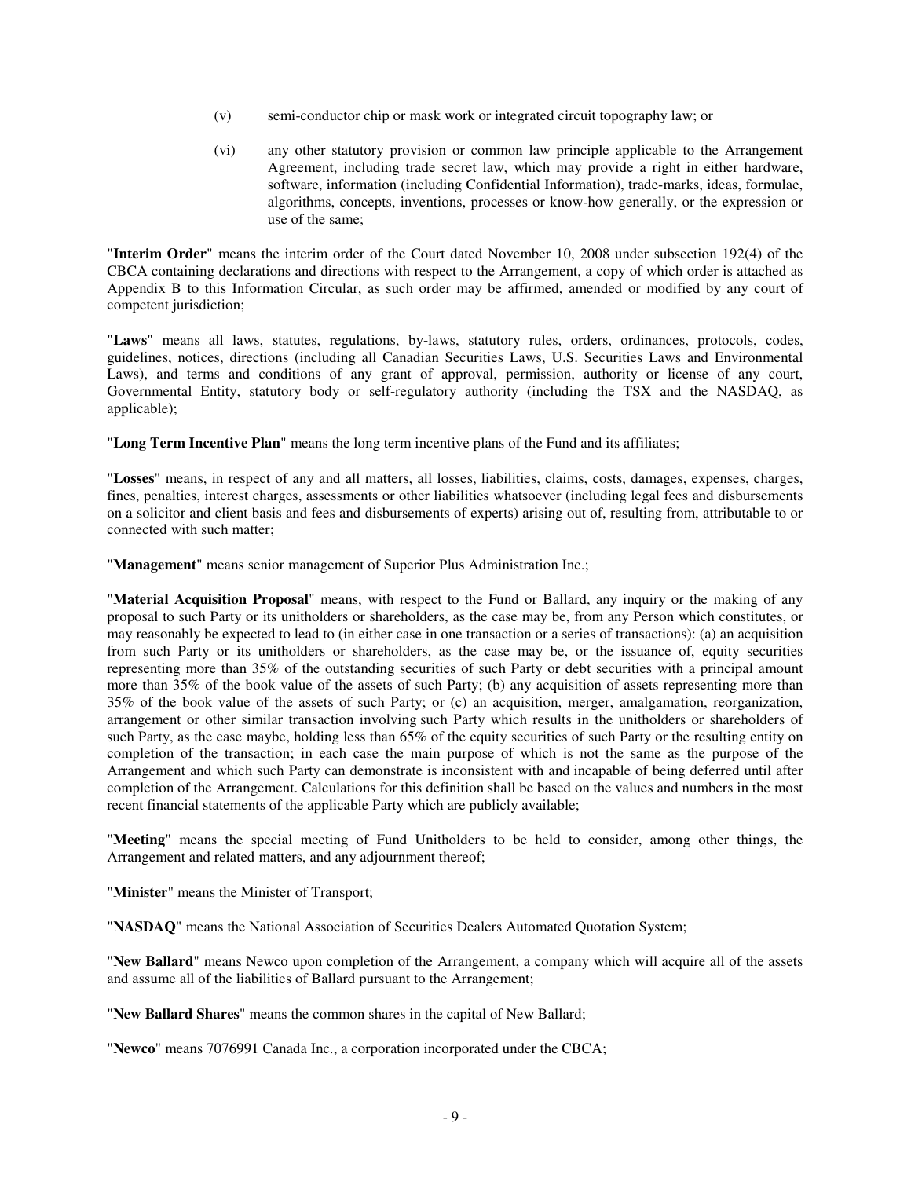(v) semi-conductor chip or mask work or integrated circuit topography law; or

(vi) any other statutory provision or common law principle applicable to the Arrangement Agreement, including trade secret law, which may provide a right in either hardware, software, information (including Confidential Information), trade-marks, ideas, formulae, algorithms, concepts, inventions, processes or know-how generally, or the expression or use of the same;

"**Interim Order**" means the interim order of the Court dated November 10, 2008 under subsection 192(4) of the CBCA containing declarations and directions with respect to the Arrangement, a copy of which order is attached as Appendix B to this Information Circular, as such order may be affirmed, amended or modified by any court of competent jurisdiction;

"**Laws**" means all laws, statutes, regulations, by-laws, statutory rules, orders, ordinances, protocols, codes, guidelines, notices, directions (including all Canadian Securities Laws, U.S. Securities Laws and Environmental Laws), and terms and conditions of any grant of approval, permission, authority or license of any court, Governmental Entity, statutory body or self-regulatory authority (including the TSX and the NASDAQ, as applicable);

"**Long Term Incentive Plan**" means the long term incentive plans of the Fund and its affiliates;

"**Losses**" means, in respect of any and all matters, all losses, liabilities, claims, costs, damages, expenses, charges, fines, penalties, interest charges, assessments or other liabilities whatsoever (including legal fees and disbursements on a solicitor and client basis and fees and disbursements of experts) arising out of, resulting from, attributable to or connected with such matter;

"**Management**" means senior management of Superior Plus Administration Inc.;

"**Material Acquisition Proposal**" means, with respect to the Fund or Ballard, any inquiry or the making of any proposal to such Party or its unitholders or shareholders, as the case may be, from any Person which constitutes, or may reasonably be expected to lead to (in either case in one transaction or a series of transactions): (a) an acquisition from such Party or its unitholders or shareholders, as the case may be, or the issuance of, equity securities representing more than 35% of the outstanding securities of such Party or debt securities with a principal amount more than 35% of the book value of the assets of such Party; (b) any acquisition of assets representing more than 35% of the book value of the assets of such Party; or (c) an acquisition, merger, amalgamation, reorganization, arrangement or other similar transaction involving such Party which results in the unitholders or shareholders of such Party, as the case maybe, holding less than 65% of the equity securities of such Party or the resulting entity on completion of the transaction; in each case the main purpose of which is not the same as the purpose of the Arrangement and which such Party can demonstrate is inconsistent with and incapable of being deferred until after completion of the Arrangement. Calculations for this definition shall be based on the values and numbers in the most recent financial statements of the applicable Party which are publicly available;

"**Meeting**" means the special meeting of Fund Unitholders to be held to consider, among other things, the Arrangement and related matters, and any adjournment thereof;

"**Minister**" means the Minister of Transport;

"**NASDAQ**" means the National Association of Securities Dealers Automated Quotation System;

"**New Ballard**" means Newco upon completion of the Arrangement, a company which will acquire all of the assets and assume all of the liabilities of Ballard pursuant to the Arrangement;

"**New Ballard Shares**" means the common shares in the capital of New Ballard;

"**Newco**" means 7076991 Canada Inc., a corporation incorporated under the CBCA;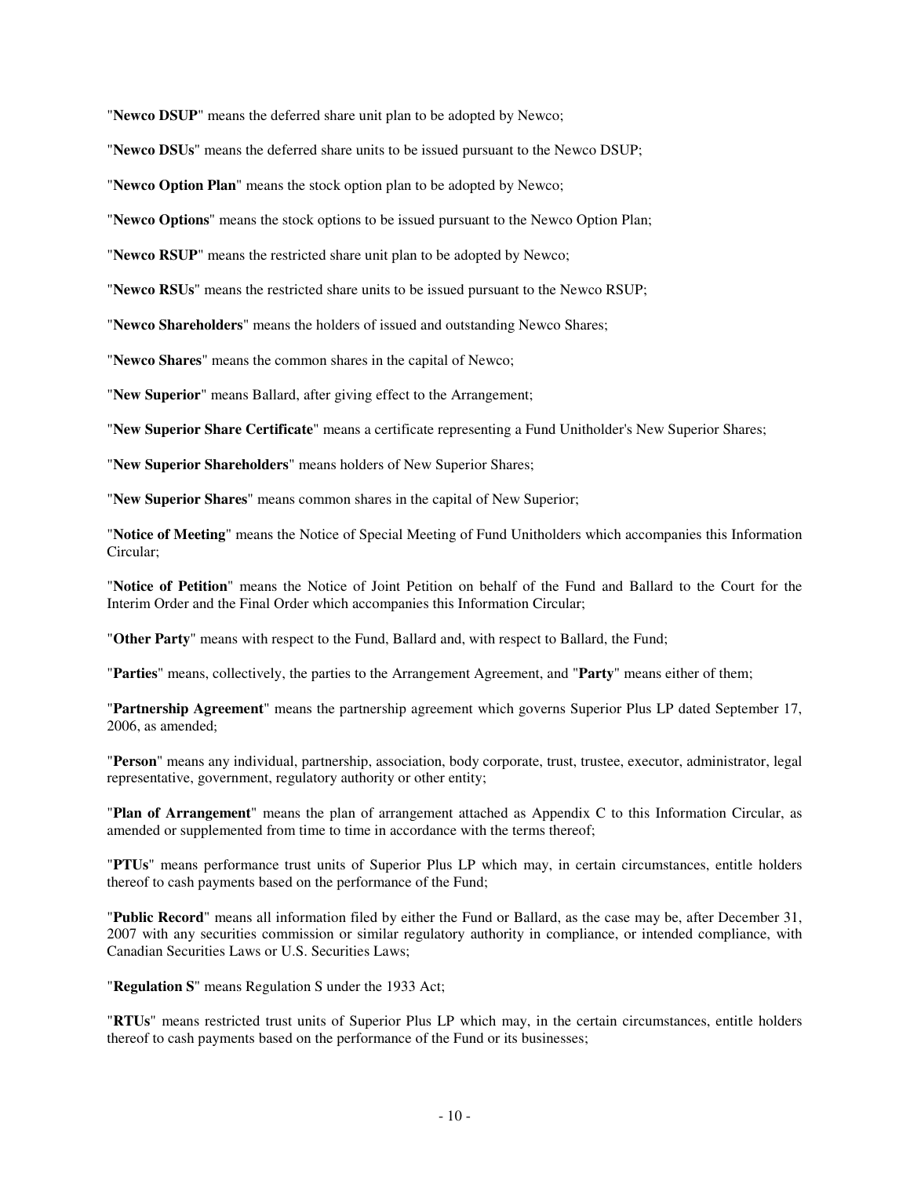"**Newco DSUP**" means the deferred share unit plan to be adopted by Newco;

"**Newco DSUs**" means the deferred share units to be issued pursuant to the Newco DSUP;

"**Newco Option Plan**" means the stock option plan to be adopted by Newco;

"**Newco Options**" means the stock options to be issued pursuant to the Newco Option Plan;

"**Newco RSUP**" means the restricted share unit plan to be adopted by Newco;

"**Newco RSUs**" means the restricted share units to be issued pursuant to the Newco RSUP;

"**Newco Shareholders**" means the holders of issued and outstanding Newco Shares;

"**Newco Shares**" means the common shares in the capital of Newco;

"**New Superior**" means Ballard, after giving effect to the Arrangement;

"**New Superior Share Certificate**" means a certificate representing a Fund Unitholder's New Superior Shares;

"**New Superior Shareholders**" means holders of New Superior Shares;

"**New Superior Shares**" means common shares in the capital of New Superior;

"**Notice of Meeting**" means the Notice of Special Meeting of Fund Unitholders which accompanies this Information Circular;

"**Notice of Petition**" means the Notice of Joint Petition on behalf of the Fund and Ballard to the Court for the Interim Order and the Final Order which accompanies this Information Circular;

"**Other Party**" means with respect to the Fund, Ballard and, with respect to Ballard, the Fund;

"**Parties**" means, collectively, the parties to the Arrangement Agreement, and "**Party**" means either of them;

"**Partnership Agreement**" means the partnership agreement which governs Superior Plus LP dated September 17, 2006, as amended;

"**Person**" means any individual, partnership, association, body corporate, trust, trustee, executor, administrator, legal representative, government, regulatory authority or other entity;

"**Plan of Arrangement**" means the plan of arrangement attached as Appendix C to this Information Circular, as amended or supplemented from time to time in accordance with the terms thereof;

"**PTUs**" means performance trust units of Superior Plus LP which may, in certain circumstances, entitle holders thereof to cash payments based on the performance of the Fund;

"**Public Record**" means all information filed by either the Fund or Ballard, as the case may be, after December 31, 2007 with any securities commission or similar regulatory authority in compliance, or intended compliance, with Canadian Securities Laws or U.S. Securities Laws;

"**Regulation S**" means Regulation S under the 1933 Act;

"**RTUs**" means restricted trust units of Superior Plus LP which may, in the certain circumstances, entitle holders thereof to cash payments based on the performance of the Fund or its businesses;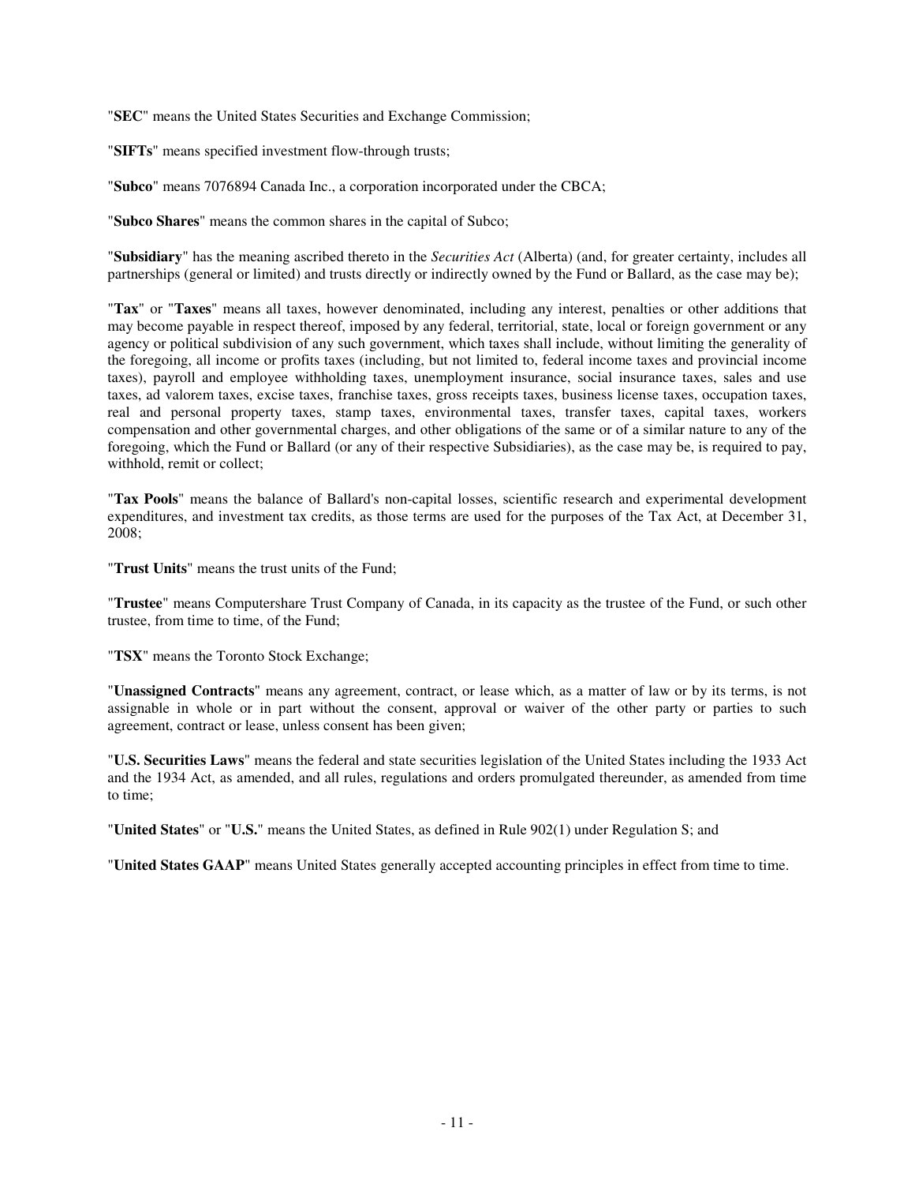"**SEC**" means the United States Securities and Exchange Commission;

"**SIFTs**" means specified investment flow-through trusts;

"**Subco**" means 7076894 Canada Inc., a corporation incorporated under the CBCA;

"**Subco Shares**" means the common shares in the capital of Subco;

"**Subsidiary**" has the meaning ascribed thereto in the *Securities Act* (Alberta) (and, for greater certainty, includes all partnerships (general or limited) and trusts directly or indirectly owned by the Fund or Ballard, as the case may be);

"**Tax**" or "**Taxes**" means all taxes, however denominated, including any interest, penalties or other additions that may become payable in respect thereof, imposed by any federal, territorial, state, local or foreign government or any agency or political subdivision of any such government, which taxes shall include, without limiting the generality of the foregoing, all income or profits taxes (including, but not limited to, federal income taxes and provincial income taxes), payroll and employee withholding taxes, unemployment insurance, social insurance taxes, sales and use taxes, ad valorem taxes, excise taxes, franchise taxes, gross receipts taxes, business license taxes, occupation taxes, real and personal property taxes, stamp taxes, environmental taxes, transfer taxes, capital taxes, workers compensation and other governmental charges, and other obligations of the same or of a similar nature to any of the foregoing, which the Fund or Ballard (or any of their respective Subsidiaries), as the case may be, is required to pay, withhold, remit or collect;

"**Tax Pools**" means the balance of Ballard's non-capital losses, scientific research and experimental development expenditures, and investment tax credits, as those terms are used for the purposes of the Tax Act, at December 31, 2008;

"**Trust Units**" means the trust units of the Fund;

"**Trustee**" means Computershare Trust Company of Canada, in its capacity as the trustee of the Fund, or such other trustee, from time to time, of the Fund;

"**TSX**" means the Toronto Stock Exchange;

"**Unassigned Contracts**" means any agreement, contract, or lease which, as a matter of law or by its terms, is not assignable in whole or in part without the consent, approval or waiver of the other party or parties to such agreement, contract or lease, unless consent has been given;

"**U.S. Securities Laws**" means the federal and state securities legislation of the United States including the 1933 Act and the 1934 Act, as amended, and all rules, regulations and orders promulgated thereunder, as amended from time to time;

"**United States**" or "**U.S.**" means the United States, as defined in Rule 902(1) under Regulation S; and

"**United States GAAP**" means United States generally accepted accounting principles in effect from time to time.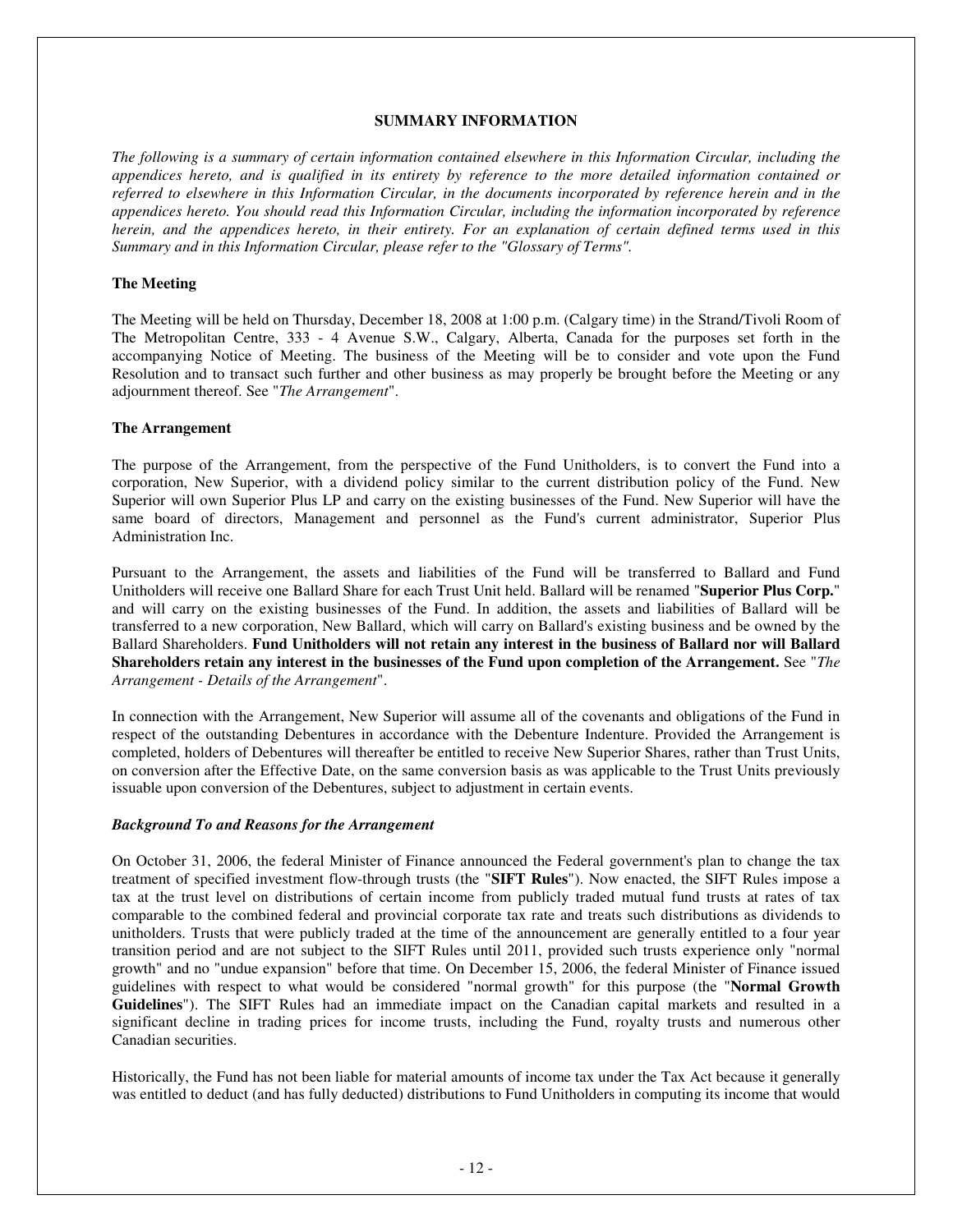## SUMMARY INFORMATION

*The following is a summary of certain information contained elsewhere in this Information Circular, including the appendices hereto, and is qualified in its entirety by reference to the more detailed information contained or referred to elsewhere in this Information Circular, in the documents incorporated by reference herein and in the appendices hereto. You should read this Information Circular, including the information incorporated by reference herein, and the appendices hereto, in their entirety. For an explanation of certain defined terms used in this Summary and in this Information Circular, please refer to the "Glossary of Terms".*

### The Meeting

The Meeting will be held on Thursday, December 18, 2008 at 1:00 p.m. (Calgary time) in the Strand/Tivoli Room of The Metropolitan Centre, 333 - 4 Avenue S.W., Calgary, Alberta, Canada for the purposes set forth in the accompanying Notice of Meeting. The business of the Meeting will be to consider and vote upon the Fund Resolution and to transact such further and other business as may properly be brought before the Meeting or any adjournment thereof. See "*The Arrangement*".

### The Arrangement

The purpose of the Arrangement, from the perspective of the Fund Unitholders, is to convert the Fund into a corporation, New Superior, with a dividend policy similar to the current distribution policy of the Fund. New Superior will own Superior Plus LP and carry on the existing businesses of the Fund. New Superior will have the same board of directors, Management and personnel as the Fund's current administrator, Superior Plus Administration Inc.

Pursuant to the Arrangement, the assets and liabilities of the Fund will be transferred to Ballard and Fund Unitholders will receive one Ballard Share for each Trust Unit held. Ballard will be renamed "**Superior Plus Corp.**" and will carry on the existing businesses of the Fund. In addition, the assets and liabilities of Ballard will be transferred to a new corporation, New Ballard, which will carry on Ballard's existing business and be owned by the Ballard Shareholders. **Fund Unitholders will not retain any interest in the business of Ballard nor will Ballard Shareholders retain any interest in the businesses of the Fund upon completion of the Arrangement.** See "*The Arrangement - Details of the Arrangement*".

In connection with the Arrangement, New Superior will assume all of the covenants and obligations of the Fund in respect of the outstanding Debentures in accordance with the Debenture Indenture. Provided the Arrangement is completed, holders of Debentures will thereafter be entitled to receive New Superior Shares, rather than Trust Units, on conversion after the Effective Date, on the same conversion basis as was applicable to the Trust Units previously issuable upon conversion of the Debentures, subject to adjustment in certain events.

#### *Background To and Reasons for the Arrangement*

On October 31, 2006, the federal Minister of Finance announced the Federal government's plan to change the tax treatment of specified investment flow-through trusts (the "**SIFT Rules**"). Now enacted, the SIFT Rules impose a tax at the trust level on distributions of certain income from publicly traded mutual fund trusts at rates of tax comparable to the combined federal and provincial corporate tax rate and treats such distributions as dividends to unitholders. Trusts that were publicly traded at the time of the announcement are generally entitled to a four year transition period and are not subject to the SIFT Rules until 2011, provided such trusts experience only "normal growth" and no "undue expansion" before that time. On December 15, 2006, the federal Minister of Finance issued guidelines with respect to what would be considered "normal growth" for this purpose (the "**Normal Growth Guidelines**"). The SIFT Rules had an immediate impact on the Canadian capital markets and resulted in a significant decline in trading prices for income trusts, including the Fund, royalty trusts and numerous other Canadian securities.

Historically, the Fund has not been liable for material amounts of income tax under the Tax Act because it generally was entitled to deduct (and has fully deducted) distributions to Fund Unitholders in computing its income that would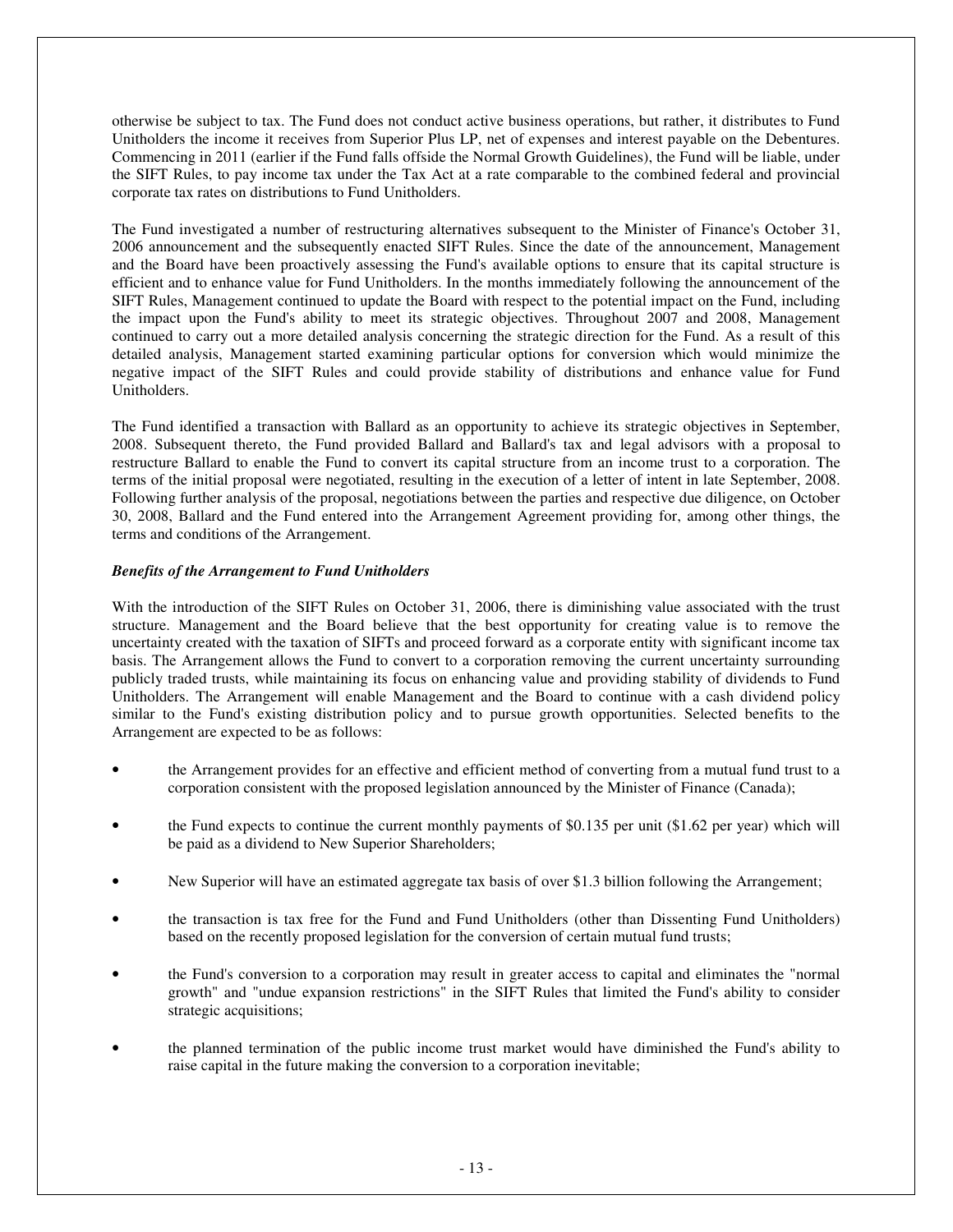otherwise be subject to tax. The Fund does not conduct active business operations, but rather, it distributes to Fund Unitholders the income it receives from Superior Plus LP, net of expenses and interest payable on the Debentures. Commencing in 2011 (earlier if the Fund falls offside the Normal Growth Guidelines), the Fund will be liable, under the SIFT Rules, to pay income tax under the Tax Act at a rate comparable to the combined federal and provincial corporate tax rates on distributions to Fund Unitholders.

The Fund investigated a number of restructuring alternatives subsequent to the Minister of Finance's October 31, 2006 announcement and the subsequently enacted SIFT Rules. Since the date of the announcement, Management and the Board have been proactively assessing the Fund's available options to ensure that its capital structure is efficient and to enhance value for Fund Unitholders. In the months immediately following the announcement of the SIFT Rules, Management continued to update the Board with respect to the potential impact on the Fund, including the impact upon the Fund's ability to meet its strategic objectives. Throughout 2007 and 2008, Management continued to carry out a more detailed analysis concerning the strategic direction for the Fund. As a result of this detailed analysis, Management started examining particular options for conversion which would minimize the negative impact of the SIFT Rules and could provide stability of distributions and enhance value for Fund Unitholders.

The Fund identified a transaction with Ballard as an opportunity to achieve its strategic objectives in September, 2008. Subsequent thereto, the Fund provided Ballard and Ballard's tax and legal advisors with a proposal to restructure Ballard to enable the Fund to convert its capital structure from an income trust to a corporation. The terms of the initial proposal were negotiated, resulting in the execution of a letter of intent in late September, 2008. Following further analysis of the proposal, negotiations between the parties and respective due diligence, on October 30, 2008, Ballard and the Fund entered into the Arrangement Agreement providing for, among other things, the terms and conditions of the Arrangement.

***Benefits of the Arrangement to Fund Unitholders***

With the introduction of the SIFT Rules on October 31, 2006, there is diminishing value associated with the trust structure. Management and the Board believe that the best opportunity for creating value is to remove the uncertainty created with the taxation of SIFTs and proceed forward as a corporate entity with significant income tax basis. The Arrangement allows the Fund to convert to a corporation removing the current uncertainty surrounding publicly traded trusts, while maintaining its focus on enhancing value and providing stability of dividends to Fund Unitholders. The Arrangement will enable Management and the Board to continue with a cash dividend policy similar to the Fund's existing distribution policy and to pursue growth opportunities. Selected benefits to the Arrangement are expected to be as follows:

- the Arrangement provides for an effective and efficient method of converting from a mutual fund trust to a corporation consistent with the proposed legislation announced by the Minister of Finance (Canada);
- the Fund expects to continue the current monthly payments of $0.135 per unit ($1.62 per year) which will be paid as a dividend to New Superior Shareholders;
- New Superior will have an estimated aggregate tax basis of over $1.3 billion following the Arrangement;
- the transaction is tax free for the Fund and Fund Unitholders (other than Dissenting Fund Unitholders) based on the recently proposed legislation for the conversion of certain mutual fund trusts;
- the Fund's conversion to a corporation may result in greater access to capital and eliminates the "normal growth" and "undue expansion restrictions" in the SIFT Rules that limited the Fund's ability to consider strategic acquisitions;
- the planned termination of the public income trust market would have diminished the Fund's ability to raise capital in the future making the conversion to a corporation inevitable;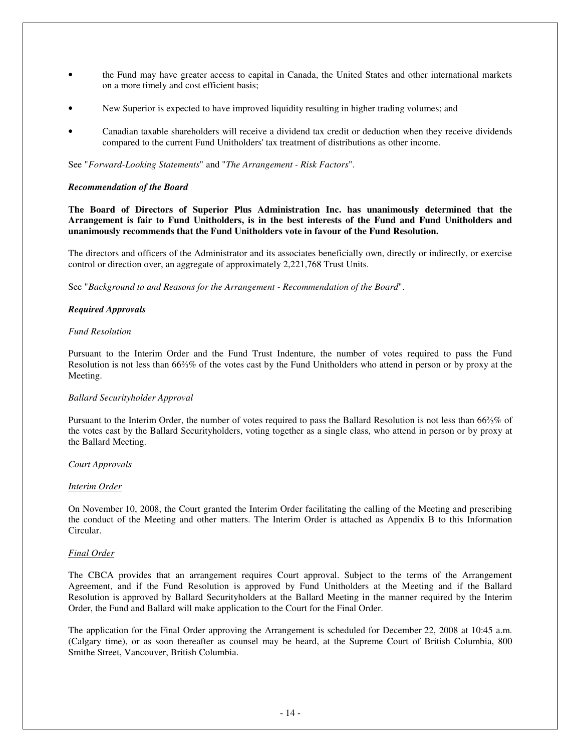- the Fund may have greater access to capital in Canada, the United States and other international markets on a more timely and cost efficient basis;
- New Superior is expected to have improved liquidity resulting in higher trading volumes; and
- Canadian taxable shareholders will receive a dividend tax credit or deduction when they receive dividends compared to the current Fund Unitholders' tax treatment of distributions as other income.

See "*Forward-Looking Statements*" and "*The Arrangement - Risk Factors*".

***Recommendation of the Board***

**The Board of Directors of Superior Plus Administration Inc. has unanimously determined that the Arrangement is fair to Fund Unitholders, is in the best interests of the Fund and Fund Unitholders and unanimously recommends that the Fund Unitholders vote in favour of the Fund Resolution.**

The directors and officers of the Administrator and its associates beneficially own, directly or indirectly, or exercise control or direction over, an aggregate of approximately 2,221,768 Trust Units.

See "*Background to and Reasons for the Arrangement - Recommendation of the Board*".

***Required Approvals***

*Fund Resolution*

Pursuant to the Interim Order and the Fund Trust Indenture, the number of votes required to pass the Fund Resolution is not less than 66⅔% of the votes cast by the Fund Unitholders who attend in person or by proxy at the Meeting.

*Ballard Securityholder Approval*

Pursuant to the Interim Order, the number of votes required to pass the Ballard Resolution is not less than 66⅔% of the votes cast by the Ballard Securityholders, voting together as a single class, who attend in person or by proxy at the Ballard Meeting.

*Court Approvals*

*Interim Order*

On November 10, 2008, the Court granted the Interim Order facilitating the calling of the Meeting and prescribing the conduct of the Meeting and other matters. The Interim Order is attached as Appendix B to this Information Circular.

*Final Order*

The CBCA provides that an arrangement requires Court approval. Subject to the terms of the Arrangement Agreement, and if the Fund Resolution is approved by Fund Unitholders at the Meeting and if the Ballard Resolution is approved by Ballard Securityholders at the Ballard Meeting in the manner required by the Interim Order, the Fund and Ballard will make application to the Court for the Final Order.

The application for the Final Order approving the Arrangement is scheduled for December 22, 2008 at 10:45 a.m. (Calgary time), or as soon thereafter as counsel may be heard, at the Supreme Court of British Columbia, 800 Smithe Street, Vancouver, British Columbia.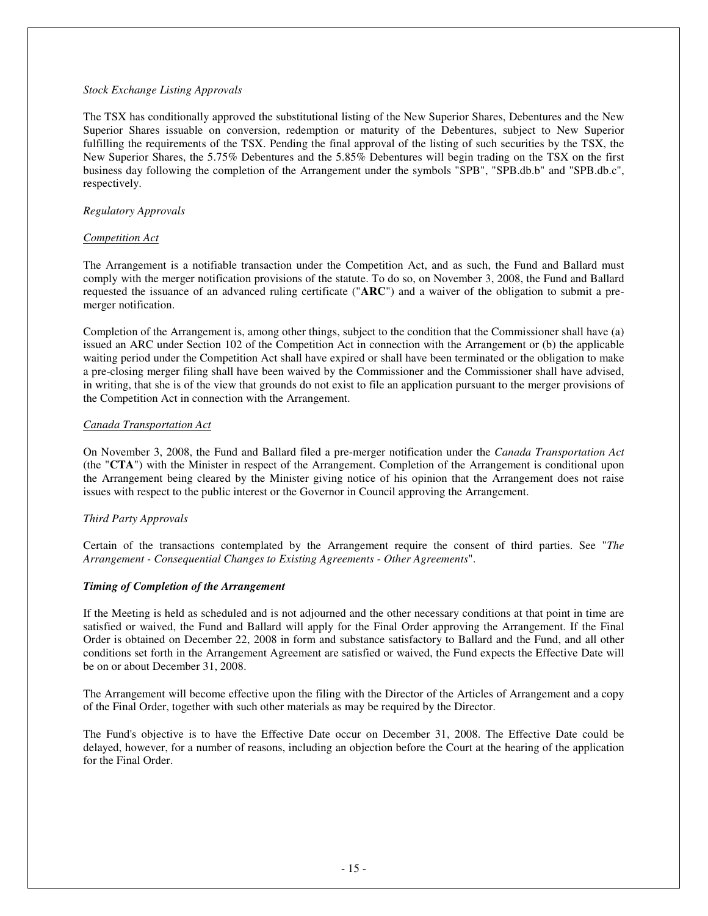*Stock Exchange Listing Approvals*

The TSX has conditionally approved the substitutional listing of the New Superior Shares, Debentures and the New Superior Shares issuable on conversion, redemption or maturity of the Debentures, subject to New Superior fulfilling the requirements of the TSX. Pending the final approval of the listing of such securities by the TSX, the New Superior Shares, the 5.75% Debentures and the 5.85% Debentures will begin trading on the TSX on the first business day following the completion of the Arrangement under the symbols "SPB", "SPB.db.b" and "SPB.db.c", respectively.

*Regulatory Approvals*

*Competition Act*

The Arrangement is a notifiable transaction under the Competition Act, and as such, the Fund and Ballard must comply with the merger notification provisions of the statute. To do so, on November 3, 2008, the Fund and Ballard requested the issuance of an advanced ruling certificate ("**ARC**") and a waiver of the obligation to submit a pre-merger notification.

Completion of the Arrangement is, among other things, subject to the condition that the Commissioner shall have (a) issued an ARC under Section 102 of the Competition Act in connection with the Arrangement or (b) the applicable waiting period under the Competition Act shall have expired or shall have been terminated or the obligation to make a pre-closing merger filing shall have been waived by the Commissioner and the Commissioner shall have advised, in writing, that she is of the view that grounds do not exist to file an application pursuant to the merger provisions of the Competition Act in connection with the Arrangement.

*Canada Transportation Act*

On November 3, 2008, the Fund and Ballard filed a pre-merger notification under the *Canada Transportation Act* (the "**CTA**") with the Minister in respect of the Arrangement. Completion of the Arrangement is conditional upon the Arrangement being cleared by the Minister giving notice of his opinion that the Arrangement does not raise issues with respect to the public interest or the Governor in Council approving the Arrangement.

*Third Party Approvals*

Certain of the transactions contemplated by the Arrangement require the consent of third parties. See "*The Arrangement - Consequential Changes to Existing Agreements - Other Agreements*".

***Timing of Completion of the Arrangement***

If the Meeting is held as scheduled and is not adjourned and the other necessary conditions at that point in time are satisfied or waived, the Fund and Ballard will apply for the Final Order approving the Arrangement. If the Final Order is obtained on December 22, 2008 in form and substance satisfactory to Ballard and the Fund, and all other conditions set forth in the Arrangement Agreement are satisfied or waived, the Fund expects the Effective Date will be on or about December 31, 2008.

The Arrangement will become effective upon the filing with the Director of the Articles of Arrangement and a copy of the Final Order, together with such other materials as may be required by the Director.

The Fund's objective is to have the Effective Date occur on December 31, 2008. The Effective Date could be delayed, however, for a number of reasons, including an objection before the Court at the hearing of the application for the Final Order.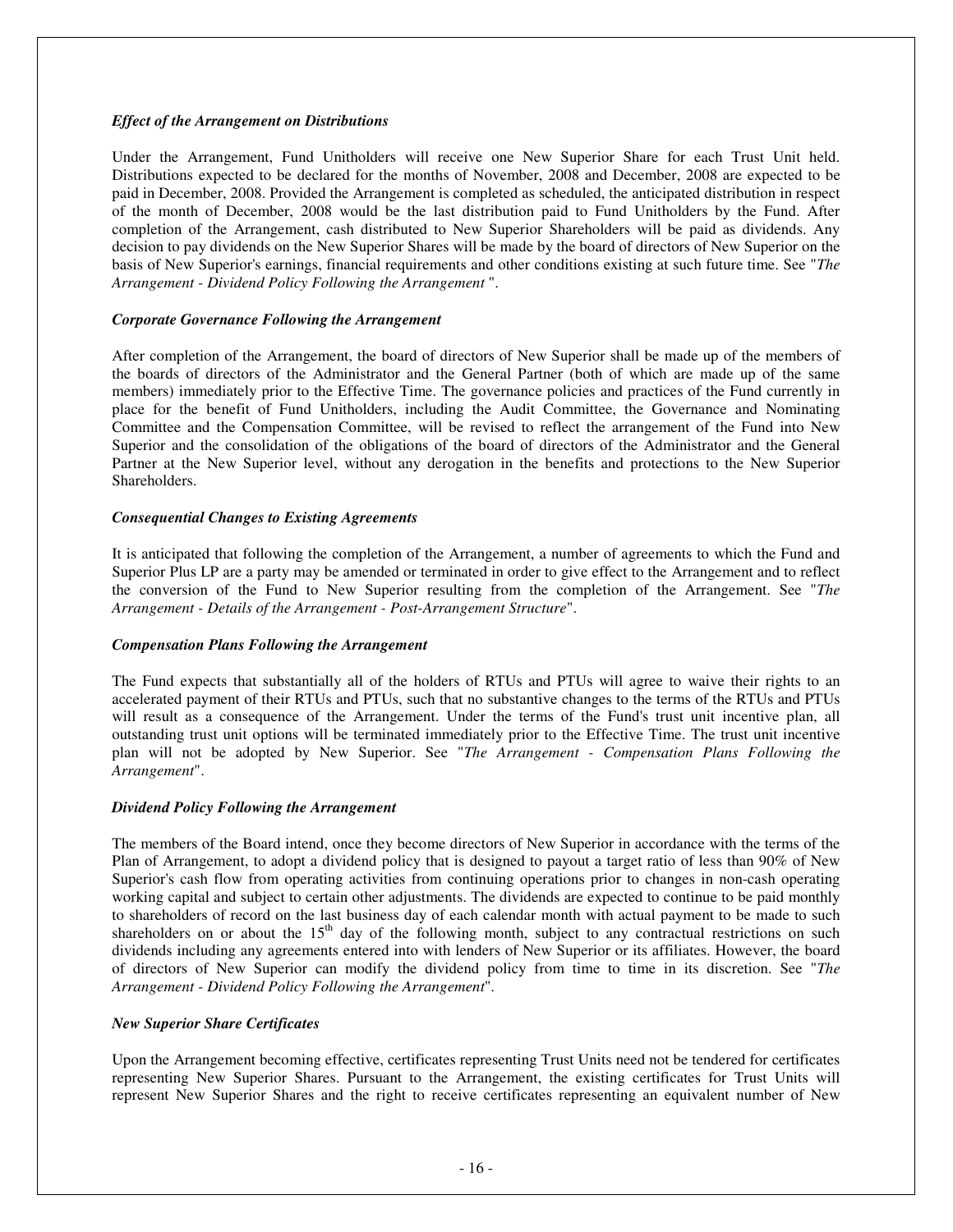***Effect of the Arrangement on Distributions***

Under the Arrangement, Fund Unitholders will receive one New Superior Share for each Trust Unit held. Distributions expected to be declared for the months of November, 2008 and December, 2008 are expected to be paid in December, 2008. Provided the Arrangement is completed as scheduled, the anticipated distribution in respect of the month of December, 2008 would be the last distribution paid to Fund Unitholders by the Fund. After completion of the Arrangement, cash distributed to New Superior Shareholders will be paid as dividends. Any decision to pay dividends on the New Superior Shares will be made by the board of directors of New Superior on the basis of New Superior's earnings, financial requirements and other conditions existing at such future time. See "*The Arrangement - Dividend Policy Following the Arrangement* ".

***Corporate Governance Following the Arrangement***

After completion of the Arrangement, the board of directors of New Superior shall be made up of the members of the boards of directors of the Administrator and the General Partner (both of which are made up of the same members) immediately prior to the Effective Time. The governance policies and practices of the Fund currently in place for the benefit of Fund Unitholders, including the Audit Committee, the Governance and Nominating Committee and the Compensation Committee, will be revised to reflect the arrangement of the Fund into New Superior and the consolidation of the obligations of the board of directors of the Administrator and the General Partner at the New Superior level, without any derogation in the benefits and protections to the New Superior Shareholders.

***Consequential Changes to Existing Agreements***

It is anticipated that following the completion of the Arrangement, a number of agreements to which the Fund and Superior Plus LP are a party may be amended or terminated in order to give effect to the Arrangement and to reflect the conversion of the Fund to New Superior resulting from the completion of the Arrangement. See "*The Arrangement - Details of the Arrangement - Post-Arrangement Structure*".

***Compensation Plans Following the Arrangement***

The Fund expects that substantially all of the holders of RTUs and PTUs will agree to waive their rights to an accelerated payment of their RTUs and PTUs, such that no substantive changes to the terms of the RTUs and PTUs will result as a consequence of the Arrangement. Under the terms of the Fund's trust unit incentive plan, all outstanding trust unit options will be terminated immediately prior to the Effective Time. The trust unit incentive plan will not be adopted by New Superior. See "*The Arrangement - Compensation Plans Following the Arrangement*".

***Dividend Policy Following the Arrangement***

The members of the Board intend, once they become directors of New Superior in accordance with the terms of the Plan of Arrangement, to adopt a dividend policy that is designed to payout a target ratio of less than 90% of New Superior's cash flow from operating activities from continuing operations prior to changes in non-cash operating working capital and subject to certain other adjustments. The dividends are expected to continue to be paid monthly to shareholders of record on the last business day of each calendar month with actual payment to be made to such shareholders on or about the 15th day of the following month, subject to any contractual restrictions on such dividends including any agreements entered into with lenders of New Superior or its affiliates. However, the board of directors of New Superior can modify the dividend policy from time to time in its discretion. See "*The Arrangement - Dividend Policy Following the Arrangement*".

***New Superior Share Certificates***

Upon the Arrangement becoming effective, certificates representing Trust Units need not be tendered for certificates representing New Superior Shares. Pursuant to the Arrangement, the existing certificates for Trust Units will represent New Superior Shares and the right to receive certificates representing an equivalent number of New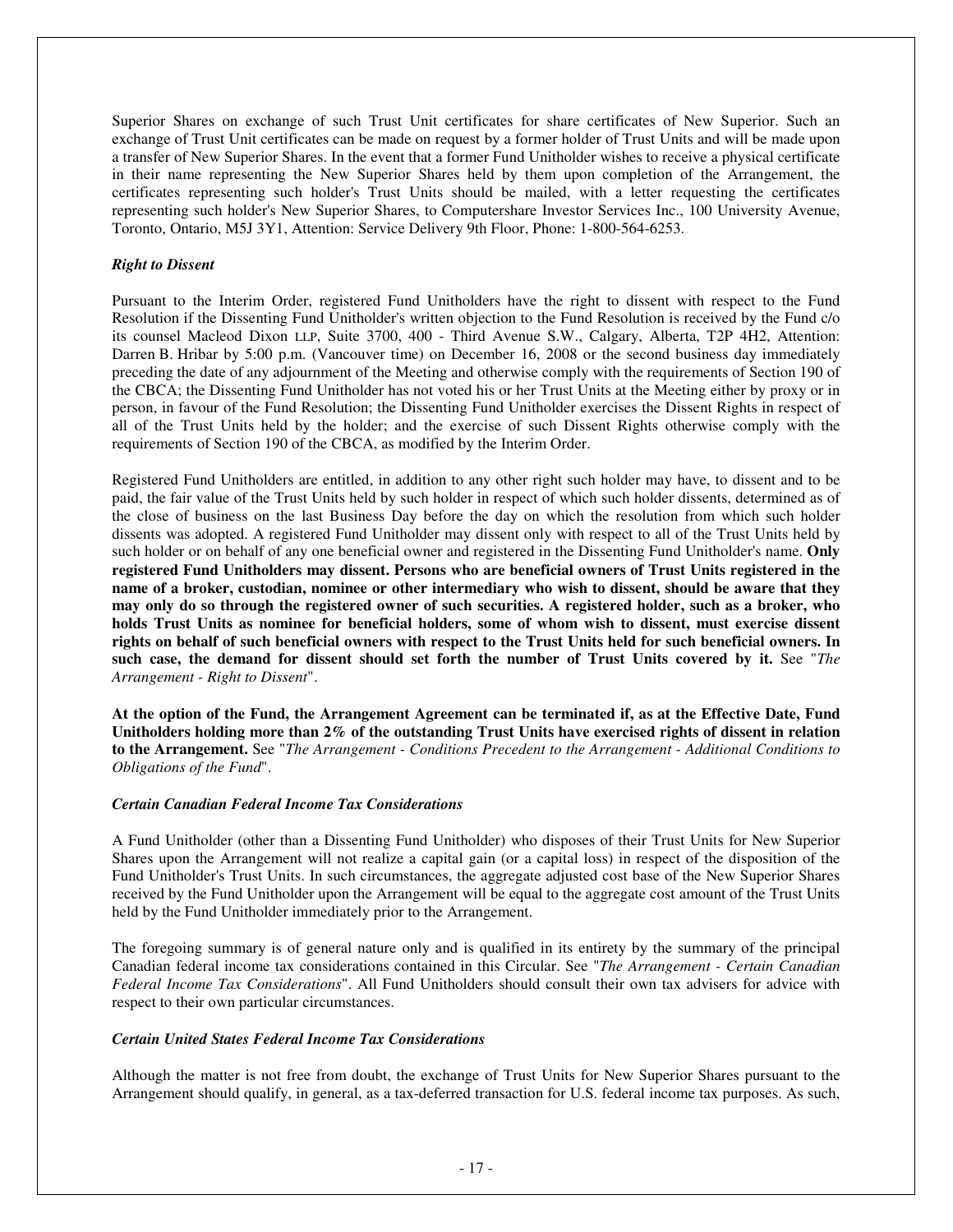Superior Shares on exchange of such Trust Unit certificates for share certificates of New Superior. Such an exchange of Trust Unit certificates can be made on request by a former holder of Trust Units and will be made upon a transfer of New Superior Shares. In the event that a former Fund Unitholder wishes to receive a physical certificate in their name representing the New Superior Shares held by them upon completion of the Arrangement, the certificates representing such holder's Trust Units should be mailed, with a letter requesting the certificates representing such holder's New Superior Shares, to Computershare Investor Services Inc., 100 University Avenue, Toronto, Ontario, M5J 3Y1, Attention: Service Delivery 9th Floor, Phone: 1-800-564-6253.

***Right to Dissent***

Pursuant to the Interim Order, registered Fund Unitholders have the right to dissent with respect to the Fund Resolution if the Dissenting Fund Unitholder's written objection to the Fund Resolution is received by the Fund c/o its counsel Macleod Dixon LLP, Suite 3700, 400 - Third Avenue S.W., Calgary, Alberta, T2P 4H2, Attention: Darren B. Hribar by 5:00 p.m. (Vancouver time) on December 16, 2008 or the second business day immediately preceding the date of any adjournment of the Meeting and otherwise comply with the requirements of Section 190 of the CBCA; the Dissenting Fund Unitholder has not voted his or her Trust Units at the Meeting either by proxy or in person, in favour of the Fund Resolution; the Dissenting Fund Unitholder exercises the Dissent Rights in respect of all of the Trust Units held by the holder; and the exercise of such Dissent Rights otherwise comply with the requirements of Section 190 of the CBCA, as modified by the Interim Order.

Registered Fund Unitholders are entitled, in addition to any other right such holder may have, to dissent and to be paid, the fair value of the Trust Units held by such holder in respect of which such holder dissents, determined as of the close of business on the last Business Day before the day on which the resolution from which such holder dissents was adopted. A registered Fund Unitholder may dissent only with respect to all of the Trust Units held by such holder or on behalf of any one beneficial owner and registered in the Dissenting Fund Unitholder's name. **Only registered Fund Unitholders may dissent. Persons who are beneficial owners of Trust Units registered in the name of a broker, custodian, nominee or other intermediary who wish to dissent, should be aware that they may only do so through the registered owner of such securities. A registered holder, such as a broker, who holds Trust Units as nominee for beneficial holders, some of whom wish to dissent, must exercise dissent rights on behalf of such beneficial owners with respect to the Trust Units held for such beneficial owners. In such case, the demand for dissent should set forth the number of Trust Units covered by it.** See "*The Arrangement - Right to Dissent*".

**At the option of the Fund, the Arrangement Agreement can be terminated if, as at the Effective Date, Fund Unitholders holding more than 2% of the outstanding Trust Units have exercised rights of dissent in relation to the Arrangement.** See "*The Arrangement - Conditions Precedent to the Arrangement - Additional Conditions to Obligations of the Fund*".

***Certain Canadian Federal Income Tax Considerations***

A Fund Unitholder (other than a Dissenting Fund Unitholder) who disposes of their Trust Units for New Superior Shares upon the Arrangement will not realize a capital gain (or a capital loss) in respect of the disposition of the Fund Unitholder's Trust Units. In such circumstances, the aggregate adjusted cost base of the New Superior Shares received by the Fund Unitholder upon the Arrangement will be equal to the aggregate cost amount of the Trust Units held by the Fund Unitholder immediately prior to the Arrangement.

The foregoing summary is of general nature only and is qualified in its entirety by the summary of the principal Canadian federal income tax considerations contained in this Circular. See "*The Arrangement - Certain Canadian Federal Income Tax Considerations*". All Fund Unitholders should consult their own tax advisers for advice with respect to their own particular circumstances.

***Certain United States Federal Income Tax Considerations***

Although the matter is not free from doubt, the exchange of Trust Units for New Superior Shares pursuant to the Arrangement should qualify, in general, as a tax-deferred transaction for U.S. federal income tax purposes. As such,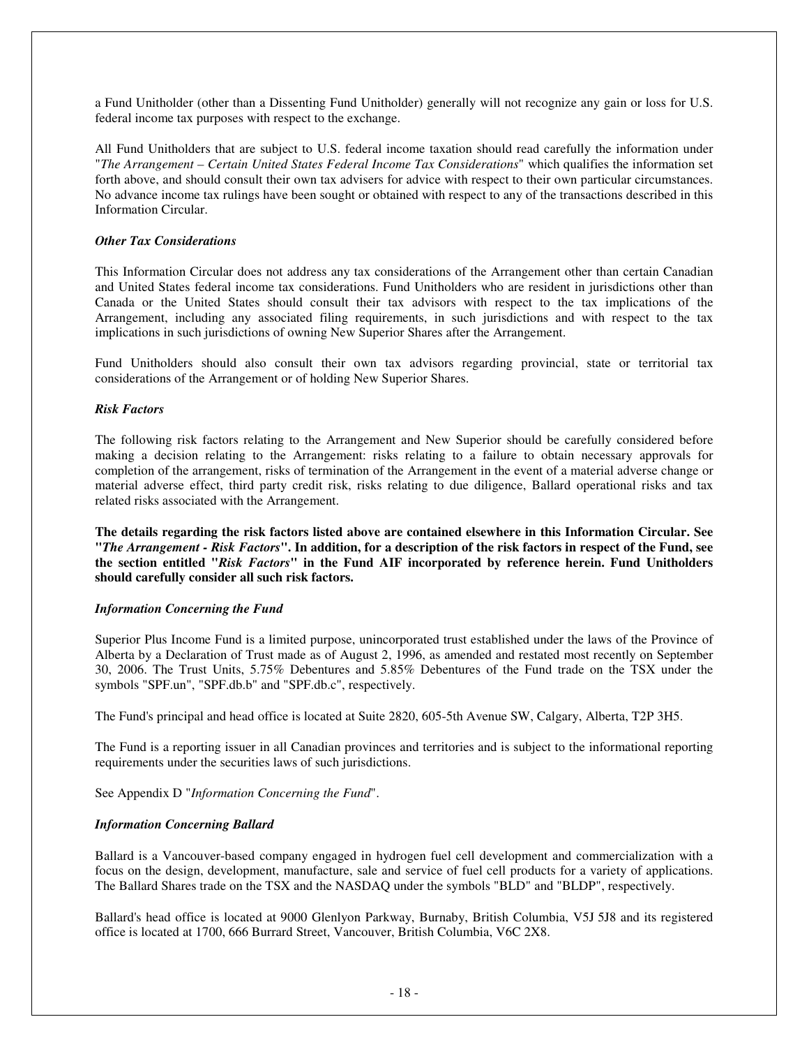a Fund Unitholder (other than a Dissenting Fund Unitholder) generally will not recognize any gain or loss for U.S. federal income tax purposes with respect to the exchange.

All Fund Unitholders that are subject to U.S. federal income taxation should read carefully the information under "*The Arrangement – Certain United States Federal Income Tax Considerations*" which qualifies the information set forth above, and should consult their own tax advisers for advice with respect to their own particular circumstances. No advance income tax rulings have been sought or obtained with respect to any of the transactions described in this Information Circular.

***Other Tax Considerations***

This Information Circular does not address any tax considerations of the Arrangement other than certain Canadian and United States federal income tax considerations. Fund Unitholders who are resident in jurisdictions other than Canada or the United States should consult their tax advisors with respect to the tax implications of the Arrangement, including any associated filing requirements, in such jurisdictions and with respect to the tax implications in such jurisdictions of owning New Superior Shares after the Arrangement.

Fund Unitholders should also consult their own tax advisors regarding provincial, state or territorial tax considerations of the Arrangement or of holding New Superior Shares.

***Risk Factors***

The following risk factors relating to the Arrangement and New Superior should be carefully considered before making a decision relating to the Arrangement: risks relating to a failure to obtain necessary approvals for completion of the arrangement, risks of termination of the Arrangement in the event of a material adverse change or material adverse effect, third party credit risk, risks relating to due diligence, Ballard operational risks and tax related risks associated with the Arrangement.

**The details regarding the risk factors listed above are contained elsewhere in this Information Circular. See "*The Arrangement - Risk Factors*". In addition, for a description of the risk factors in respect of the Fund, see the section entitled "*Risk Factors*" in the Fund AIF incorporated by reference herein. Fund Unitholders should carefully consider all such risk factors.**

***Information Concerning the Fund***

Superior Plus Income Fund is a limited purpose, unincorporated trust established under the laws of the Province of Alberta by a Declaration of Trust made as of August 2, 1996, as amended and restated most recently on September 30, 2006. The Trust Units, 5.75% Debentures and 5.85% Debentures of the Fund trade on the TSX under the symbols "SPF.un", "SPF.db.b" and "SPF.db.c", respectively.

The Fund's principal and head office is located at Suite 2820, 605-5th Avenue SW, Calgary, Alberta, T2P 3H5.

The Fund is a reporting issuer in all Canadian provinces and territories and is subject to the informational reporting requirements under the securities laws of such jurisdictions.

See Appendix D "*Information Concerning the Fund*".

***Information Concerning Ballard***

Ballard is a Vancouver-based company engaged in hydrogen fuel cell development and commercialization with a focus on the design, development, manufacture, sale and service of fuel cell products for a variety of applications. The Ballard Shares trade on the TSX and the NASDAQ under the symbols "BLD" and "BLDP", respectively.

Ballard's head office is located at 9000 Glenlyon Parkway, Burnaby, British Columbia, V5J 5J8 and its registered office is located at 1700, 666 Burrard Street, Vancouver, British Columbia, V6C 2X8.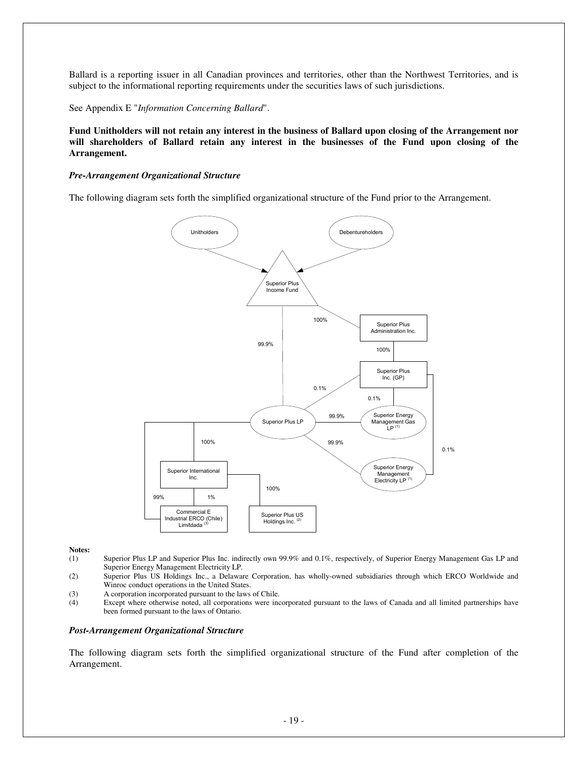Ballard is a reporting issuer in all Canadian provinces and territories, other than the Northwest Territories, and is subject to the informational reporting requirements under the securities laws of such jurisdictions.

See Appendix E "*Information Concerning Ballard*".

**Fund Unitholders will not retain any interest in the business of Ballard upon closing of the Arrangement nor will shareholders of Ballard retain any interest in the businesses of the Fund upon closing of the Arrangement.**

***Pre-Arrangement Organizational Structure***

The following diagram sets forth the simplified organizational structure of the Fund prior to the Arrangement.

**Notes:**

(1) Superior Plus LP and Superior Plus Inc. indirectly own 99.9% and 0.1%, respectively, of Superior Energy Management Gas LP and Superior Energy Management Electricity LP.

(2) Superior Plus US Holdings Inc., a Delaware Corporation, has wholly-owned subsidiaries through which ERCO Worldwide and Winroc conduct operations in the United States.

(3) A corporation incorporated pursuant to the laws of Chile.

(4) Except where otherwise noted, all corporations were incorporated pursuant to the laws of Canada and all limited partnerships have been formed pursuant to the laws of Ontario.

***Post-Arrangement Organizational Structure***

The following diagram sets forth the simplified organizational structure of the Fund after completion of the Arrangement.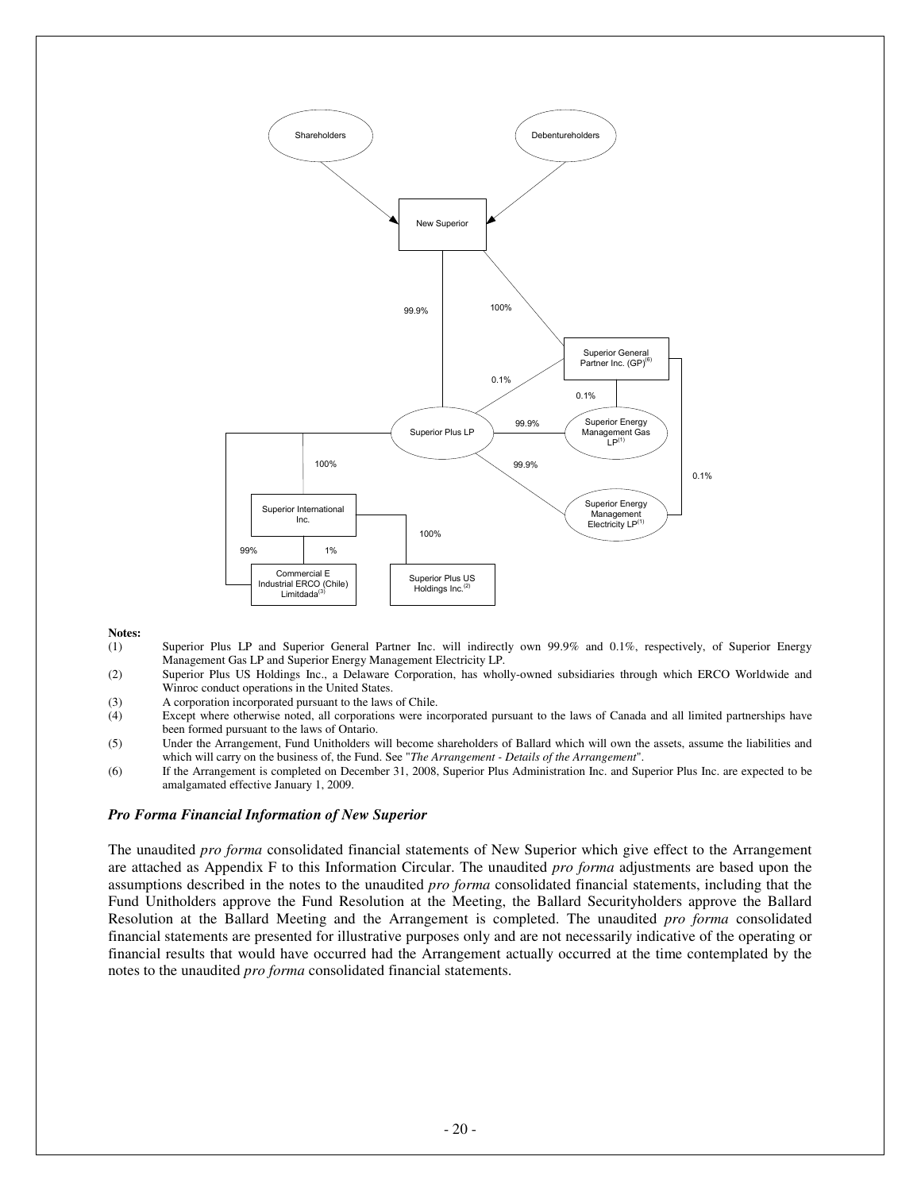**Notes:**

(1) Superior Plus LP and Superior General Partner Inc. will indirectly own 99.9% and 0.1%, respectively, of Superior Energy Management Gas LP and Superior Energy Management Electricity LP.

(2) Superior Plus US Holdings Inc., a Delaware Corporation, has wholly-owned subsidiaries through which ERCO Worldwide and Winroc conduct operations in the United States.

(3) A corporation incorporated pursuant to the laws of Chile.

(4) Except where otherwise noted, all corporations were incorporated pursuant to the laws of Canada and all limited partnerships have been formed pursuant to the laws of Ontario.

(5) Under the Arrangement, Fund Unitholders will become shareholders of Ballard which will own the assets, assume the liabilities and which will carry on the business of, the Fund. See "*The Arrangement - Details of the Arrangement*".

(6) If the Arrangement is completed on December 31, 2008, Superior Plus Administration Inc. and Superior Plus Inc. are expected to be amalgamated effective January 1, 2009.

### *Pro Forma Financial Information of New Superior*

The unaudited *pro forma* consolidated financial statements of New Superior which give effect to the Arrangement are attached as Appendix F to this Information Circular. The unaudited *pro forma* adjustments are based upon the assumptions described in the notes to the unaudited *pro forma* consolidated financial statements, including that the Fund Unitholders approve the Fund Resolution at the Meeting, the Ballard Securityholders approve the Ballard Resolution at the Ballard Meeting and the Arrangement is completed. The unaudited *pro forma* consolidated financial statements are presented for illustrative purposes only and are not necessarily indicative of the operating or financial results that would have occurred had the Arrangement actually occurred at the time contemplated by the notes to the unaudited *pro forma* consolidated financial statements.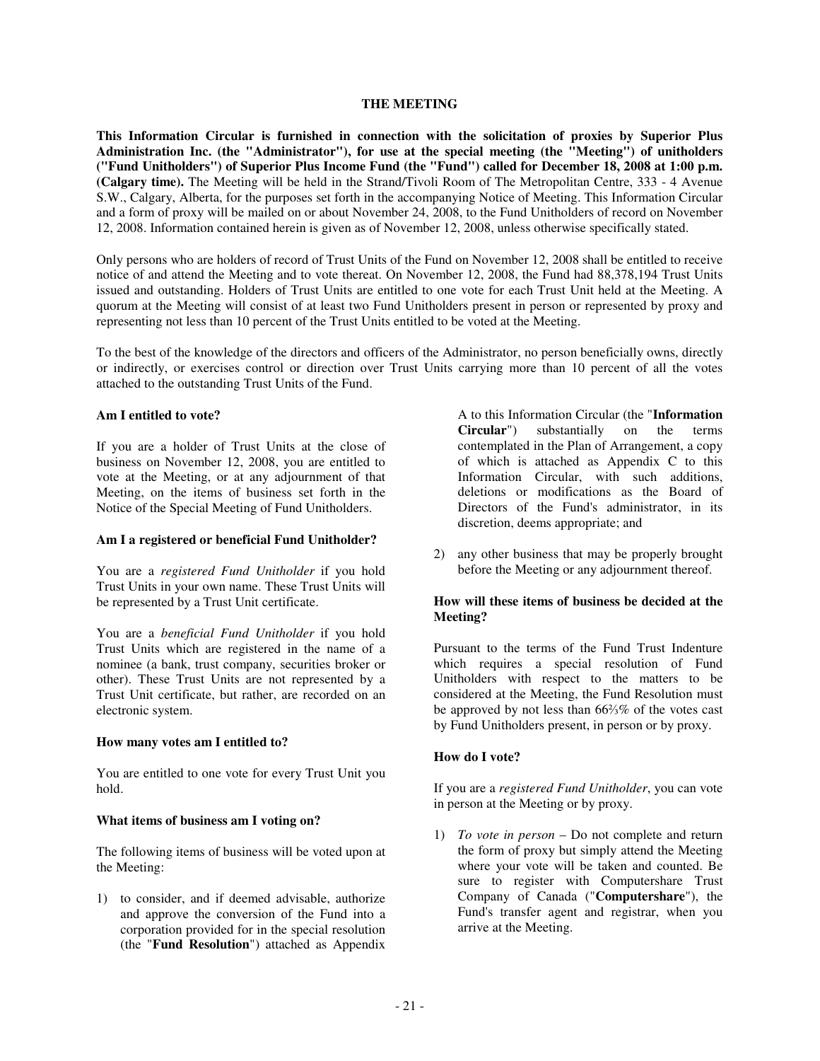## THE MEETING

**This Information Circular is furnished in connection with the solicitation of proxies by Superior Plus Administration Inc. (the "Administrator"), for use at the special meeting (the "Meeting") of unitholders ("Fund Unitholders") of Superior Plus Income Fund (the "Fund") called for December 18, 2008 at 1:00 p.m. (Calgary time).** The Meeting will be held in the Strand/Tivoli Room of The Metropolitan Centre, 333 - 4 Avenue S.W., Calgary, Alberta, for the purposes set forth in the accompanying Notice of Meeting. This Information Circular and a form of proxy will be mailed on or about November 24, 2008, to the Fund Unitholders of record on November 12, 2008. Information contained herein is given as of November 12, 2008, unless otherwise specifically stated.

Only persons who are holders of record of Trust Units of the Fund on November 12, 2008 shall be entitled to receive notice of and attend the Meeting and to vote thereat. On November 12, 2008, the Fund had 88,378,194 Trust Units issued and outstanding. Holders of Trust Units are entitled to one vote for each Trust Unit held at the Meeting. A quorum at the Meeting will consist of at least two Fund Unitholders present in person or represented by proxy and representing not less than 10 percent of the Trust Units entitled to be voted at the Meeting.

To the best of the knowledge of the directors and officers of the Administrator, no person beneficially owns, directly or indirectly, or exercises control or direction over Trust Units carrying more than 10 percent of all the votes attached to the outstanding Trust Units of the Fund.

**Am I entitled to vote?**

If you are a holder of Trust Units at the close of business on November 12, 2008, you are entitled to vote at the Meeting, or at any adjournment of that Meeting, on the items of business set forth in the Notice of the Special Meeting of Fund Unitholders.

**Am I a registered or beneficial Fund Unitholder?**

You are a *registered Fund Unitholder* if you hold Trust Units in your own name. These Trust Units will be represented by a Trust Unit certificate.

You are a *beneficial Fund Unitholder* if you hold Trust Units which are registered in the name of a nominee (a bank, trust company, securities broker or other). These Trust Units are not represented by a Trust Unit certificate, but rather, are recorded on an electronic system.

**How many votes am I entitled to?**

You are entitled to one vote for every Trust Unit you hold.

**What items of business am I voting on?**

The following items of business will be voted upon at the Meeting:

1) to consider, and if deemed advisable, authorize and approve the conversion of the Fund into a corporation provided for in the special resolution (the "**Fund Resolution**") attached as Appendix A to this Information Circular (the "**Information Circular**") substantially on the terms contemplated in the Plan of Arrangement, a copy of which is attached as Appendix C to this Information Circular, with such additions, deletions or modifications as the Board of Directors of the Fund's administrator, in its discretion, deems appropriate; and

2) any other business that may be properly brought before the Meeting or any adjournment thereof.

**How will these items of business be decided at the Meeting?**

Pursuant to the terms of the Fund Trust Indenture which requires a special resolution of Fund Unitholders with respect to the matters to be considered at the Meeting, the Fund Resolution must be approved by not less than 66⅔% of the votes cast by Fund Unitholders present, in person or by proxy.

**How do I vote?**

If you are a *registered Fund Unitholder*, you can vote in person at the Meeting or by proxy.

1) *To vote in person* – Do not complete and return the form of proxy but simply attend the Meeting where your vote will be taken and counted. Be sure to register with Computershare Trust Company of Canada ("**Computershare**"), the Fund's transfer agent and registrar, when you arrive at the Meeting.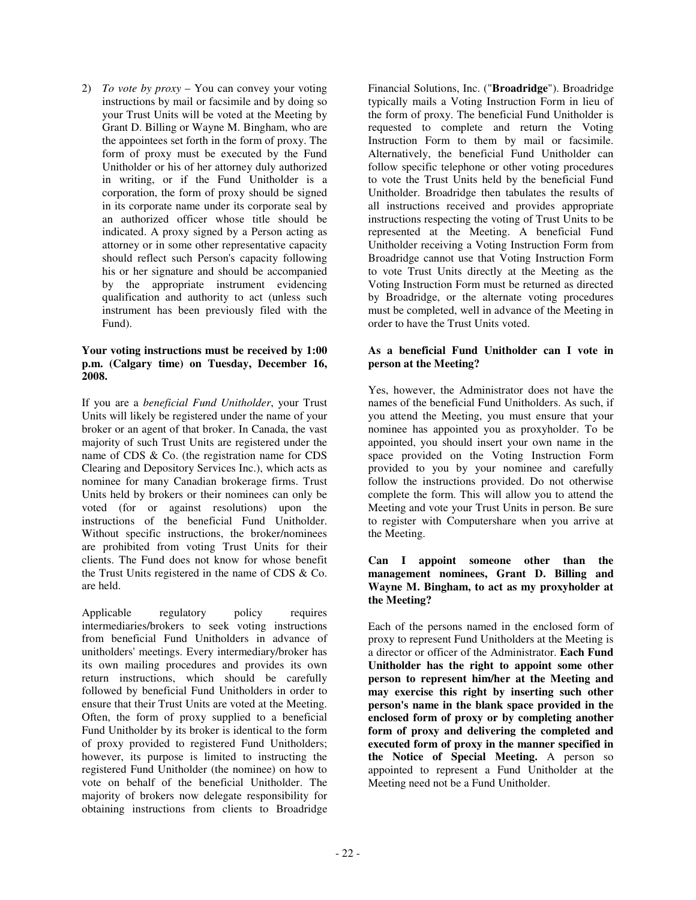2) *To vote by proxy* – You can convey your voting instructions by mail or facsimile and by doing so your Trust Units will be voted at the Meeting by Grant D. Billing or Wayne M. Bingham, who are the appointees set forth in the form of proxy. The form of proxy must be executed by the Fund Unitholder or his of her attorney duly authorized in writing, or if the Fund Unitholder is a corporation, the form of proxy should be signed in its corporate name under its corporate seal by an authorized officer whose title should be indicated. A proxy signed by a Person acting as attorney or in some other representative capacity should reflect such Person's capacity following his or her signature and should be accompanied by the appropriate instrument evidencing qualification and authority to act (unless such instrument has been previously filed with the Fund).

**Your voting instructions must be received by 1:00 p.m. (Calgary time) on Tuesday, December 16, 2008.**

If you are a *beneficial Fund Unitholder*, your Trust Units will likely be registered under the name of your broker or an agent of that broker. In Canada, the vast majority of such Trust Units are registered under the name of CDS & Co. (the registration name for CDS Clearing and Depository Services Inc.), which acts as nominee for many Canadian brokerage firms. Trust Units held by brokers or their nominees can only be voted (for or against resolutions) upon the instructions of the beneficial Fund Unitholder. Without specific instructions, the broker/nominees are prohibited from voting Trust Units for their clients. The Fund does not know for whose benefit the Trust Units registered in the name of CDS & Co. are held.

Applicable regulatory policy requires intermediaries/brokers to seek voting instructions from beneficial Fund Unitholders in advance of unitholders' meetings. Every intermediary/broker has its own mailing procedures and provides its own return instructions, which should be carefully followed by beneficial Fund Unitholders in order to ensure that their Trust Units are voted at the Meeting. Often, the form of proxy supplied to a beneficial Fund Unitholder by its broker is identical to the form of proxy provided to registered Fund Unitholders; however, its purpose is limited to instructing the registered Fund Unitholder (the nominee) on how to vote on behalf of the beneficial Unitholder. The majority of brokers now delegate responsibility for obtaining instructions from clients to Broadridge Financial Solutions, Inc. ("**Broadridge**"). Broadridge typically mails a Voting Instruction Form in lieu of the form of proxy. The beneficial Fund Unitholder is requested to complete and return the Voting Instruction Form to them by mail or facsimile. Alternatively, the beneficial Fund Unitholder can follow specific telephone or other voting procedures to vote the Trust Units held by the beneficial Fund Unitholder. Broadridge then tabulates the results of all instructions received and provides appropriate instructions respecting the voting of Trust Units to be represented at the Meeting. A beneficial Fund Unitholder receiving a Voting Instruction Form from Broadridge cannot use that Voting Instruction Form to vote Trust Units directly at the Meeting as the Voting Instruction Form must be returned as directed by Broadridge, or the alternate voting procedures must be completed, well in advance of the Meeting in order to have the Trust Units voted.

**As a beneficial Fund Unitholder can I vote in person at the Meeting?**

Yes, however, the Administrator does not have the names of the beneficial Fund Unitholders. As such, if you attend the Meeting, you must ensure that your nominee has appointed you as proxyholder. To be appointed, you should insert your own name in the space provided on the Voting Instruction Form provided to you by your nominee and carefully follow the instructions provided. Do not otherwise complete the form. This will allow you to attend the Meeting and vote your Trust Units in person. Be sure to register with Computershare when you arrive at the Meeting.

**Can I appoint someone other than the management nominees, Grant D. Billing and Wayne M. Bingham, to act as my proxyholder at the Meeting?**

Each of the persons named in the enclosed form of proxy to represent Fund Unitholders at the Meeting is a director or officer of the Administrator. **Each Fund Unitholder has the right to appoint some other person to represent him/her at the Meeting and may exercise this right by inserting such other person's name in the blank space provided in the enclosed form of proxy or by completing another form of proxy and delivering the completed and executed form of proxy in the manner specified in the Notice of Special Meeting.** A person so appointed to represent a Fund Unitholder at the Meeting need not be a Fund Unitholder.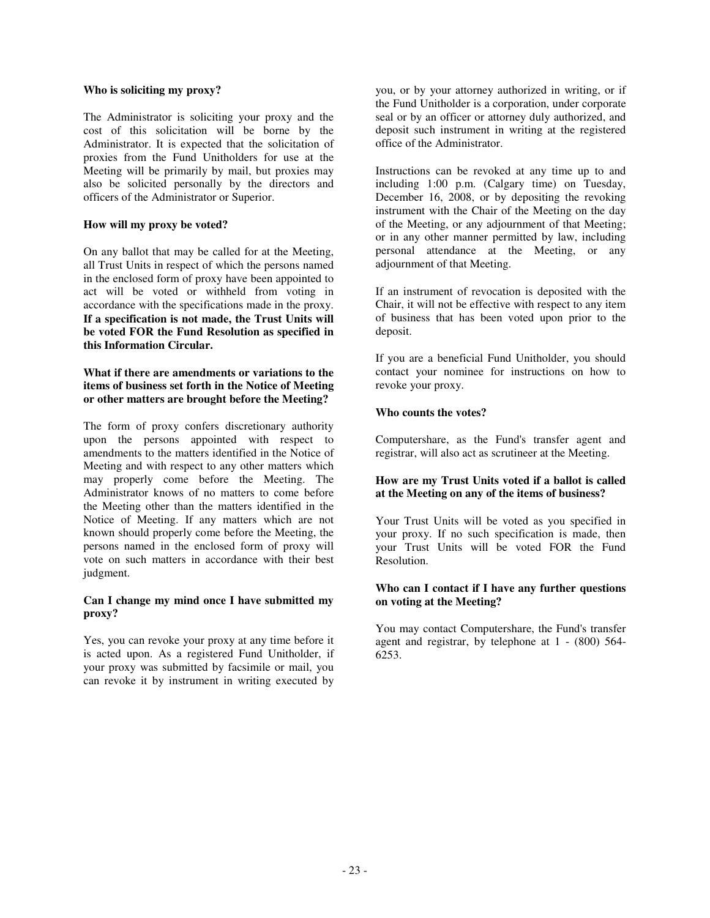**Who is soliciting my proxy?**

The Administrator is soliciting your proxy and the cost of this solicitation will be borne by the Administrator. It is expected that the solicitation of proxies from the Fund Unitholders for use at the Meeting will be primarily by mail, but proxies may also be solicited personally by the directors and officers of the Administrator or Superior.

**How will my proxy be voted?**

On any ballot that may be called for at the Meeting, all Trust Units in respect of which the persons named in the enclosed form of proxy have been appointed to act will be voted or withheld from voting in accordance with the specifications made in the proxy. **If a specification is not made, the Trust Units will be voted FOR the Fund Resolution as specified in this Information Circular.**

**What if there are amendments or variations to the items of business set forth in the Notice of Meeting or other matters are brought before the Meeting?**

The form of proxy confers discretionary authority upon the persons appointed with respect to amendments to the matters identified in the Notice of Meeting and with respect to any other matters which may properly come before the Meeting. The Administrator knows of no matters to come before the Meeting other than the matters identified in the Notice of Meeting. If any matters which are not known should properly come before the Meeting, the persons named in the enclosed form of proxy will vote on such matters in accordance with their best judgment.

**Can I change my mind once I have submitted my proxy?**

Yes, you can revoke your proxy at any time before it is acted upon. As a registered Fund Unitholder, if your proxy was submitted by facsimile or mail, you can revoke it by instrument in writing executed by you, or by your attorney authorized in writing, or if the Fund Unitholder is a corporation, under corporate seal or by an officer or attorney duly authorized, and deposit such instrument in writing at the registered office of the Administrator.

Instructions can be revoked at any time up to and including 1:00 p.m. (Calgary time) on Tuesday, December 16, 2008, or by depositing the revoking instrument with the Chair of the Meeting on the day of the Meeting, or any adjournment of that Meeting; or in any other manner permitted by law, including personal attendance at the Meeting, or any adjournment of that Meeting.

If an instrument of revocation is deposited with the Chair, it will not be effective with respect to any item of business that has been voted upon prior to the deposit.

If you are a beneficial Fund Unitholder, you should contact your nominee for instructions on how to revoke your proxy.

**Who counts the votes?**

Computershare, as the Fund's transfer agent and registrar, will also act as scrutineer at the Meeting.

**How are my Trust Units voted if a ballot is called at the Meeting on any of the items of business?**

Your Trust Units will be voted as you specified in your proxy. If no such specification is made, then your Trust Units will be voted FOR the Fund Resolution.

**Who can I contact if I have any further questions on voting at the Meeting?**

You may contact Computershare, the Fund's transfer agent and registrar, by telephone at 1 - (800) 564-6253.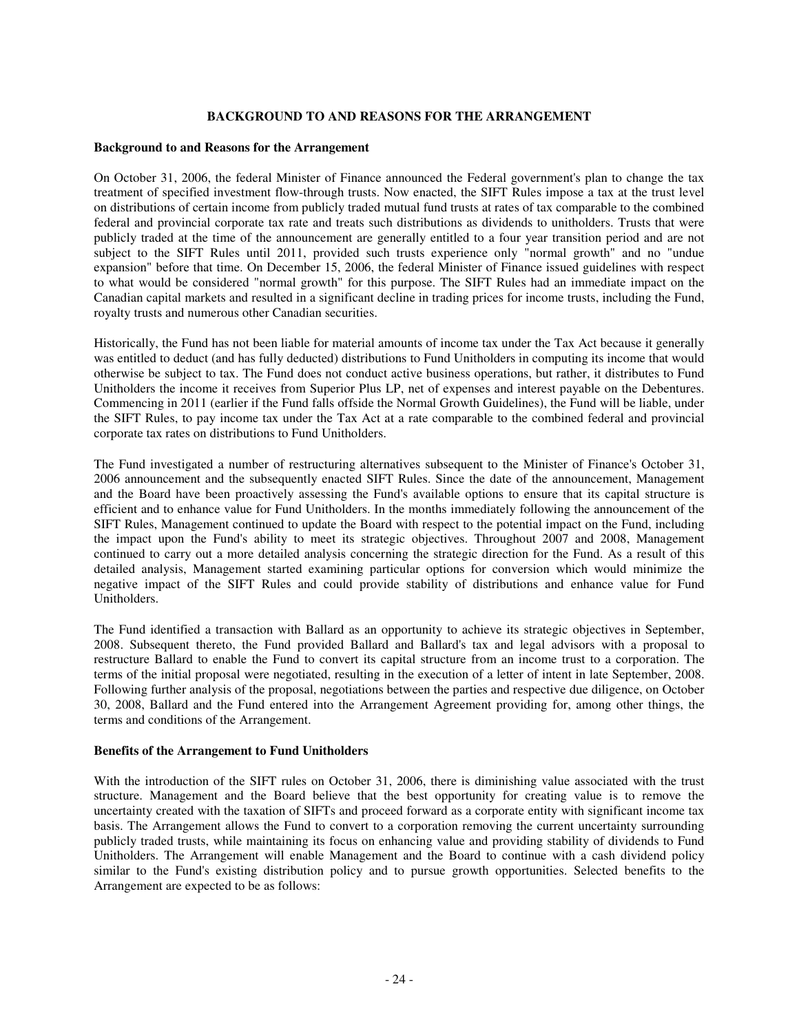## BACKGROUND TO AND REASONS FOR THE ARRANGEMENT

### Background to and Reasons for the Arrangement

On October 31, 2006, the federal Minister of Finance announced the Federal government's plan to change the tax treatment of specified investment flow-through trusts. Now enacted, the SIFT Rules impose a tax at the trust level on distributions of certain income from publicly traded mutual fund trusts at rates of tax comparable to the combined federal and provincial corporate tax rate and treats such distributions as dividends to unitholders. Trusts that were publicly traded at the time of the announcement are generally entitled to a four year transition period and are not subject to the SIFT Rules until 2011, provided such trusts experience only "normal growth" and no "undue expansion" before that time. On December 15, 2006, the federal Minister of Finance issued guidelines with respect to what would be considered "normal growth" for this purpose. The SIFT Rules had an immediate impact on the Canadian capital markets and resulted in a significant decline in trading prices for income trusts, including the Fund, royalty trusts and numerous other Canadian securities.

Historically, the Fund has not been liable for material amounts of income tax under the Tax Act because it generally was entitled to deduct (and has fully deducted) distributions to Fund Unitholders in computing its income that would otherwise be subject to tax. The Fund does not conduct active business operations, but rather, it distributes to Fund Unitholders the income it receives from Superior Plus LP, net of expenses and interest payable on the Debentures. Commencing in 2011 (earlier if the Fund falls offside the Normal Growth Guidelines), the Fund will be liable, under the SIFT Rules, to pay income tax under the Tax Act at a rate comparable to the combined federal and provincial corporate tax rates on distributions to Fund Unitholders.

The Fund investigated a number of restructuring alternatives subsequent to the Minister of Finance's October 31, 2006 announcement and the subsequently enacted SIFT Rules. Since the date of the announcement, Management and the Board have been proactively assessing the Fund's available options to ensure that its capital structure is efficient and to enhance value for Fund Unitholders. In the months immediately following the announcement of the SIFT Rules, Management continued to update the Board with respect to the potential impact on the Fund, including the impact upon the Fund's ability to meet its strategic objectives. Throughout 2007 and 2008, Management continued to carry out a more detailed analysis concerning the strategic direction for the Fund. As a result of this detailed analysis, Management started examining particular options for conversion which would minimize the negative impact of the SIFT Rules and could provide stability of distributions and enhance value for Fund Unitholders.

The Fund identified a transaction with Ballard as an opportunity to achieve its strategic objectives in September, 2008. Subsequent thereto, the Fund provided Ballard and Ballard's tax and legal advisors with a proposal to restructure Ballard to enable the Fund to convert its capital structure from an income trust to a corporation. The terms of the initial proposal were negotiated, resulting in the execution of a letter of intent in late September, 2008. Following further analysis of the proposal, negotiations between the parties and respective due diligence, on October 30, 2008, Ballard and the Fund entered into the Arrangement Agreement providing for, among other things, the terms and conditions of the Arrangement.

### Benefits of the Arrangement to Fund Unitholders

With the introduction of the SIFT rules on October 31, 2006, there is diminishing value associated with the trust structure. Management and the Board believe that the best opportunity for creating value is to remove the uncertainty created with the taxation of SIFTs and proceed forward as a corporate entity with significant income tax basis. The Arrangement allows the Fund to convert to a corporation removing the current uncertainty surrounding publicly traded trusts, while maintaining its focus on enhancing value and providing stability of dividends to Fund Unitholders. The Arrangement will enable Management and the Board to continue with a cash dividend policy similar to the Fund's existing distribution policy and to pursue growth opportunities. Selected benefits to the Arrangement are expected to be as follows: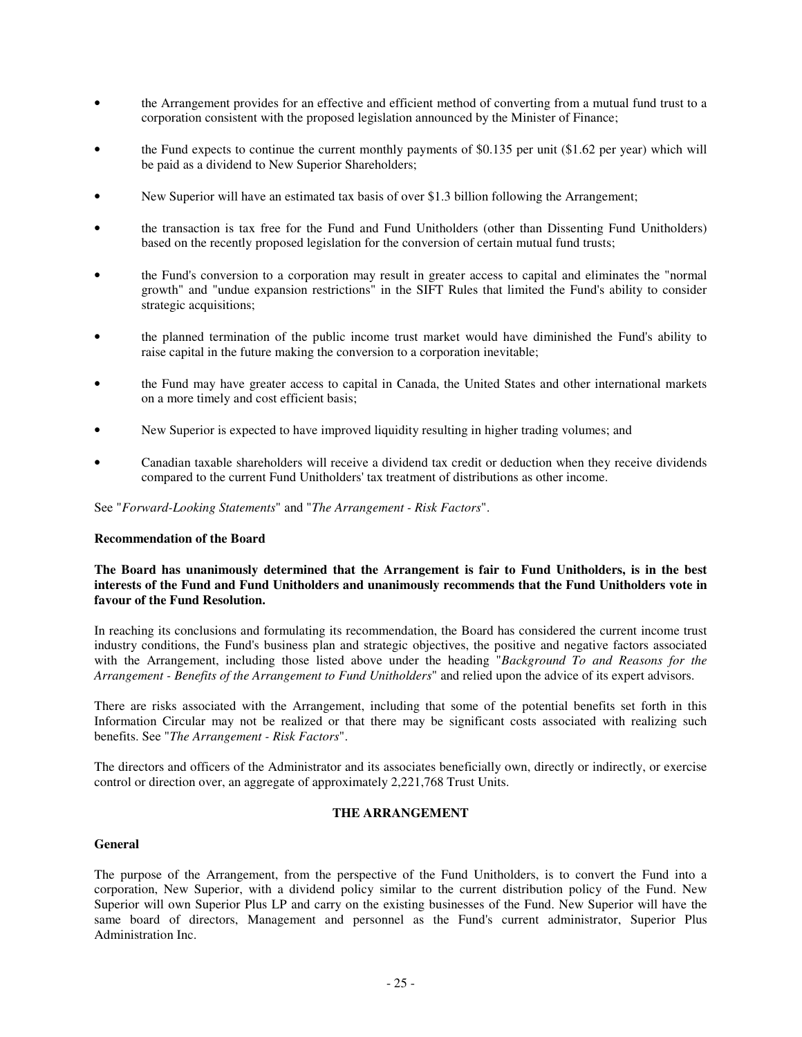- the Arrangement provides for an effective and efficient method of converting from a mutual fund trust to a corporation consistent with the proposed legislation announced by the Minister of Finance;
- the Fund expects to continue the current monthly payments of $0.135 per unit ($1.62 per year) which will be paid as a dividend to New Superior Shareholders;
- New Superior will have an estimated tax basis of over $1.3 billion following the Arrangement;
- the transaction is tax free for the Fund and Fund Unitholders (other than Dissenting Fund Unitholders) based on the recently proposed legislation for the conversion of certain mutual fund trusts;
- the Fund's conversion to a corporation may result in greater access to capital and eliminates the "normal growth" and "undue expansion restrictions" in the SIFT Rules that limited the Fund's ability to consider strategic acquisitions;
- the planned termination of the public income trust market would have diminished the Fund's ability to raise capital in the future making the conversion to a corporation inevitable;
- the Fund may have greater access to capital in Canada, the United States and other international markets on a more timely and cost efficient basis;
- New Superior is expected to have improved liquidity resulting in higher trading volumes; and
- Canadian taxable shareholders will receive a dividend tax credit or deduction when they receive dividends compared to the current Fund Unitholders' tax treatment of distributions as other income.

See "*Forward-Looking Statements*" and "*The Arrangement - Risk Factors*".

**Recommendation of the Board**

**The Board has unanimously determined that the Arrangement is fair to Fund Unitholders, is in the best interests of the Fund and Fund Unitholders and unanimously recommends that the Fund Unitholders vote in favour of the Fund Resolution.**

In reaching its conclusions and formulating its recommendation, the Board has considered the current income trust industry conditions, the Fund's business plan and strategic objectives, the positive and negative factors associated with the Arrangement, including those listed above under the heading "*Background To and Reasons for the Arrangement - Benefits of the Arrangement to Fund Unitholders*" and relied upon the advice of its expert advisors.

There are risks associated with the Arrangement, including that some of the potential benefits set forth in this Information Circular may not be realized or that there may be significant costs associated with realizing such benefits. See "*The Arrangement - Risk Factors*".

The directors and officers of the Administrator and its associates beneficially own, directly or indirectly, or exercise control or direction over, an aggregate of approximately 2,221,768 Trust Units.

## THE ARRANGEMENT

**General**

The purpose of the Arrangement, from the perspective of the Fund Unitholders, is to convert the Fund into a corporation, New Superior, with a dividend policy similar to the current distribution policy of the Fund. New Superior will own Superior Plus LP and carry on the existing businesses of the Fund. New Superior will have the same board of directors, Management and personnel as the Fund's current administrator, Superior Plus Administration Inc.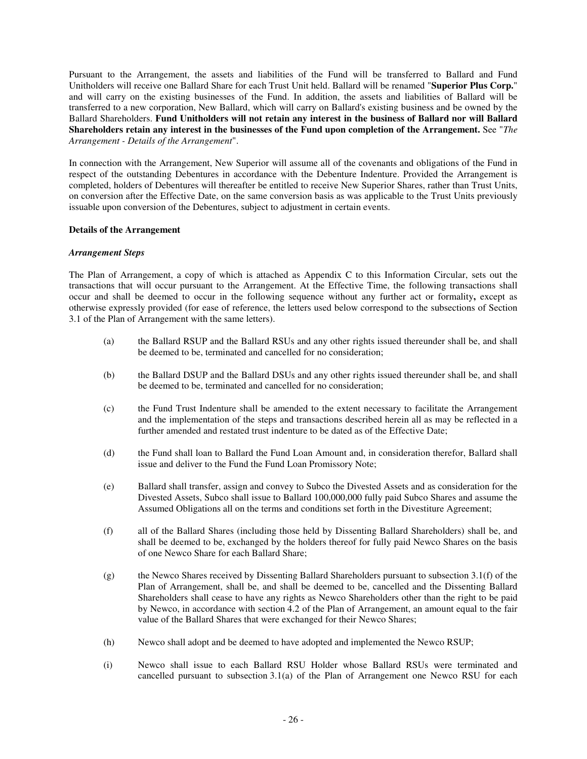Pursuant to the Arrangement, the assets and liabilities of the Fund will be transferred to Ballard and Fund Unitholders will receive one Ballard Share for each Trust Unit held. Ballard will be renamed "**Superior Plus Corp.**" and will carry on the existing businesses of the Fund. In addition, the assets and liabilities of Ballard will be transferred to a new corporation, New Ballard, which will carry on Ballard's existing business and be owned by the Ballard Shareholders. **Fund Unitholders will not retain any interest in the business of Ballard nor will Ballard Shareholders retain any interest in the businesses of the Fund upon completion of the Arrangement.** See "*The Arrangement - Details of the Arrangement*".

In connection with the Arrangement, New Superior will assume all of the covenants and obligations of the Fund in respect of the outstanding Debentures in accordance with the Debenture Indenture. Provided the Arrangement is completed, holders of Debentures will thereafter be entitled to receive New Superior Shares, rather than Trust Units, on conversion after the Effective Date, on the same conversion basis as was applicable to the Trust Units previously issuable upon conversion of the Debentures, subject to adjustment in certain events.

**Details of the Arrangement**

***Arrangement Steps***

The Plan of Arrangement, a copy of which is attached as Appendix C to this Information Circular, sets out the transactions that will occur pursuant to the Arrangement. At the Effective Time, the following transactions shall occur and shall be deemed to occur in the following sequence without any further act or formality**,** except as otherwise expressly provided (for ease of reference, the letters used below correspond to the subsections of Section 3.1 of the Plan of Arrangement with the same letters).

(a) the Ballard RSUP and the Ballard RSUs and any other rights issued thereunder shall be, and shall be deemed to be, terminated and cancelled for no consideration;

(b) the Ballard DSUP and the Ballard DSUs and any other rights issued thereunder shall be, and shall be deemed to be, terminated and cancelled for no consideration;

(c) the Fund Trust Indenture shall be amended to the extent necessary to facilitate the Arrangement and the implementation of the steps and transactions described herein all as may be reflected in a further amended and restated trust indenture to be dated as of the Effective Date;

(d) the Fund shall loan to Ballard the Fund Loan Amount and, in consideration therefor, Ballard shall issue and deliver to the Fund the Fund Loan Promissory Note;

(e) Ballard shall transfer, assign and convey to Subco the Divested Assets and as consideration for the Divested Assets, Subco shall issue to Ballard 100,000,000 fully paid Subco Shares and assume the Assumed Obligations all on the terms and conditions set forth in the Divestiture Agreement;

(f) all of the Ballard Shares (including those held by Dissenting Ballard Shareholders) shall be, and shall be deemed to be, exchanged by the holders thereof for fully paid Newco Shares on the basis of one Newco Share for each Ballard Share;

(g) the Newco Shares received by Dissenting Ballard Shareholders pursuant to subsection 3.1(f) of the Plan of Arrangement, shall be, and shall be deemed to be, cancelled and the Dissenting Ballard Shareholders shall cease to have any rights as Newco Shareholders other than the right to be paid by Newco, in accordance with section 4.2 of the Plan of Arrangement, an amount equal to the fair value of the Ballard Shares that were exchanged for their Newco Shares;

(h) Newco shall adopt and be deemed to have adopted and implemented the Newco RSUP;

(i) Newco shall issue to each Ballard RSU Holder whose Ballard RSUs were terminated and cancelled pursuant to subsection 3.1(a) of the Plan of Arrangement one Newco RSU for each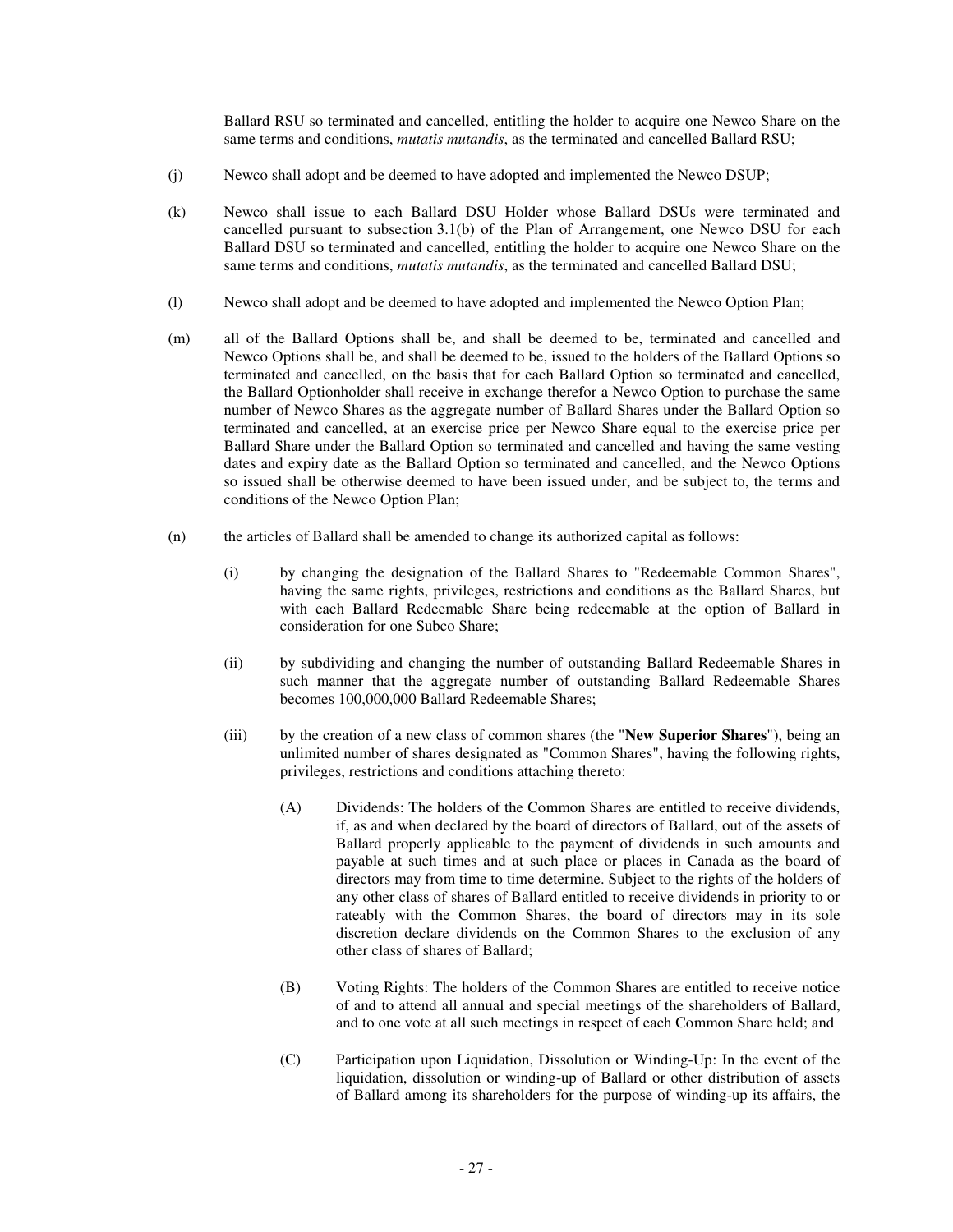Ballard RSU so terminated and cancelled, entitling the holder to acquire one Newco Share on the same terms and conditions, *mutatis mutandis*, as the terminated and cancelled Ballard RSU;

(j) Newco shall adopt and be deemed to have adopted and implemented the Newco DSUP;

(k) Newco shall issue to each Ballard DSU Holder whose Ballard DSUs were terminated and cancelled pursuant to subsection 3.1(b) of the Plan of Arrangement, one Newco DSU for each Ballard DSU so terminated and cancelled, entitling the holder to acquire one Newco Share on the same terms and conditions, *mutatis mutandis*, as the terminated and cancelled Ballard DSU;

(l) Newco shall adopt and be deemed to have adopted and implemented the Newco Option Plan;

(m) all of the Ballard Options shall be, and shall be deemed to be, terminated and cancelled and Newco Options shall be, and shall be deemed to be, issued to the holders of the Ballard Options so terminated and cancelled, on the basis that for each Ballard Option so terminated and cancelled, the Ballard Optionholder shall receive in exchange therefor a Newco Option to purchase the same number of Newco Shares as the aggregate number of Ballard Shares under the Ballard Option so terminated and cancelled, at an exercise price per Newco Share equal to the exercise price per Ballard Share under the Ballard Option so terminated and cancelled and having the same vesting dates and expiry date as the Ballard Option so terminated and cancelled, and the Newco Options so issued shall be otherwise deemed to have been issued under, and be subject to, the terms and conditions of the Newco Option Plan;

(n) the articles of Ballard shall be amended to change its authorized capital as follows:

(i) by changing the designation of the Ballard Shares to "Redeemable Common Shares", having the same rights, privileges, restrictions and conditions as the Ballard Shares, but with each Ballard Redeemable Share being redeemable at the option of Ballard in consideration for one Subco Share;

(ii) by subdividing and changing the number of outstanding Ballard Redeemable Shares in such manner that the aggregate number of outstanding Ballard Redeemable Shares becomes 100,000,000 Ballard Redeemable Shares;

(iii) by the creation of a new class of common shares (the "**New Superior Shares**"), being an unlimited number of shares designated as "Common Shares", having the following rights, privileges, restrictions and conditions attaching thereto:

(A) Dividends: The holders of the Common Shares are entitled to receive dividends, if, as and when declared by the board of directors of Ballard, out of the assets of Ballard properly applicable to the payment of dividends in such amounts and payable at such times and at such place or places in Canada as the board of directors may from time to time determine. Subject to the rights of the holders of any other class of shares of Ballard entitled to receive dividends in priority to or rateably with the Common Shares, the board of directors may in its sole discretion declare dividends on the Common Shares to the exclusion of any other class of shares of Ballard;

(B) Voting Rights: The holders of the Common Shares are entitled to receive notice of and to attend all annual and special meetings of the shareholders of Ballard, and to one vote at all such meetings in respect of each Common Share held; and

(C) Participation upon Liquidation, Dissolution or Winding-Up: In the event of the liquidation, dissolution or winding-up of Ballard or other distribution of assets of Ballard among its shareholders for the purpose of winding-up its affairs, the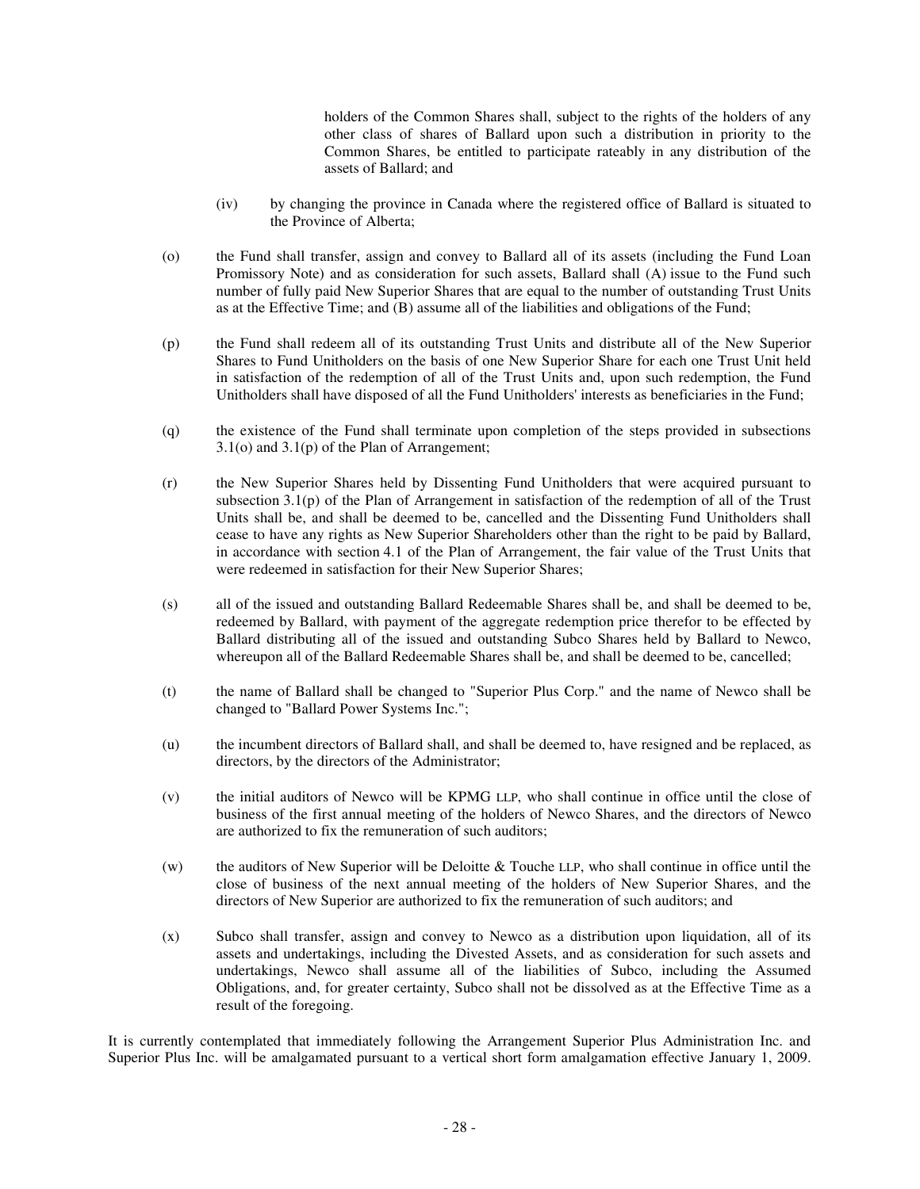holders of the Common Shares shall, subject to the rights of the holders of any other class of shares of Ballard upon such a distribution in priority to the Common Shares, be entitled to participate rateably in any distribution of the assets of Ballard; and

(iv) by changing the province in Canada where the registered office of Ballard is situated to the Province of Alberta;

(o) the Fund shall transfer, assign and convey to Ballard all of its assets (including the Fund Loan Promissory Note) and as consideration for such assets, Ballard shall (A) issue to the Fund such number of fully paid New Superior Shares that are equal to the number of outstanding Trust Units as at the Effective Time; and (B) assume all of the liabilities and obligations of the Fund;

(p) the Fund shall redeem all of its outstanding Trust Units and distribute all of the New Superior Shares to Fund Unitholders on the basis of one New Superior Share for each one Trust Unit held in satisfaction of the redemption of all of the Trust Units and, upon such redemption, the Fund Unitholders shall have disposed of all the Fund Unitholders' interests as beneficiaries in the Fund;

(q) the existence of the Fund shall terminate upon completion of the steps provided in subsections 3.1(o) and 3.1(p) of the Plan of Arrangement;

(r) the New Superior Shares held by Dissenting Fund Unitholders that were acquired pursuant to subsection 3.1(p) of the Plan of Arrangement in satisfaction of the redemption of all of the Trust Units shall be, and shall be deemed to be, cancelled and the Dissenting Fund Unitholders shall cease to have any rights as New Superior Shareholders other than the right to be paid by Ballard, in accordance with section 4.1 of the Plan of Arrangement, the fair value of the Trust Units that were redeemed in satisfaction for their New Superior Shares;

(s) all of the issued and outstanding Ballard Redeemable Shares shall be, and shall be deemed to be, redeemed by Ballard, with payment of the aggregate redemption price therefor to be effected by Ballard distributing all of the issued and outstanding Subco Shares held by Ballard to Newco, whereupon all of the Ballard Redeemable Shares shall be, and shall be deemed to be, cancelled;

(t) the name of Ballard shall be changed to "Superior Plus Corp." and the name of Newco shall be changed to "Ballard Power Systems Inc.";

(u) the incumbent directors of Ballard shall, and shall be deemed to, have resigned and be replaced, as directors, by the directors of the Administrator;

(v) the initial auditors of Newco will be KPMG LLP, who shall continue in office until the close of business of the first annual meeting of the holders of Newco Shares, and the directors of Newco are authorized to fix the remuneration of such auditors;

(w) the auditors of New Superior will be Deloitte & Touche LLP, who shall continue in office until the close of business of the next annual meeting of the holders of New Superior Shares, and the directors of New Superior are authorized to fix the remuneration of such auditors; and

(x) Subco shall transfer, assign and convey to Newco as a distribution upon liquidation, all of its assets and undertakings, including the Divested Assets, and as consideration for such assets and undertakings, Newco shall assume all of the liabilities of Subco, including the Assumed Obligations, and, for greater certainty, Subco shall not be dissolved as at the Effective Time as a result of the foregoing.

It is currently contemplated that immediately following the Arrangement Superior Plus Administration Inc. and Superior Plus Inc. will be amalgamated pursuant to a vertical short form amalgamation effective January 1, 2009.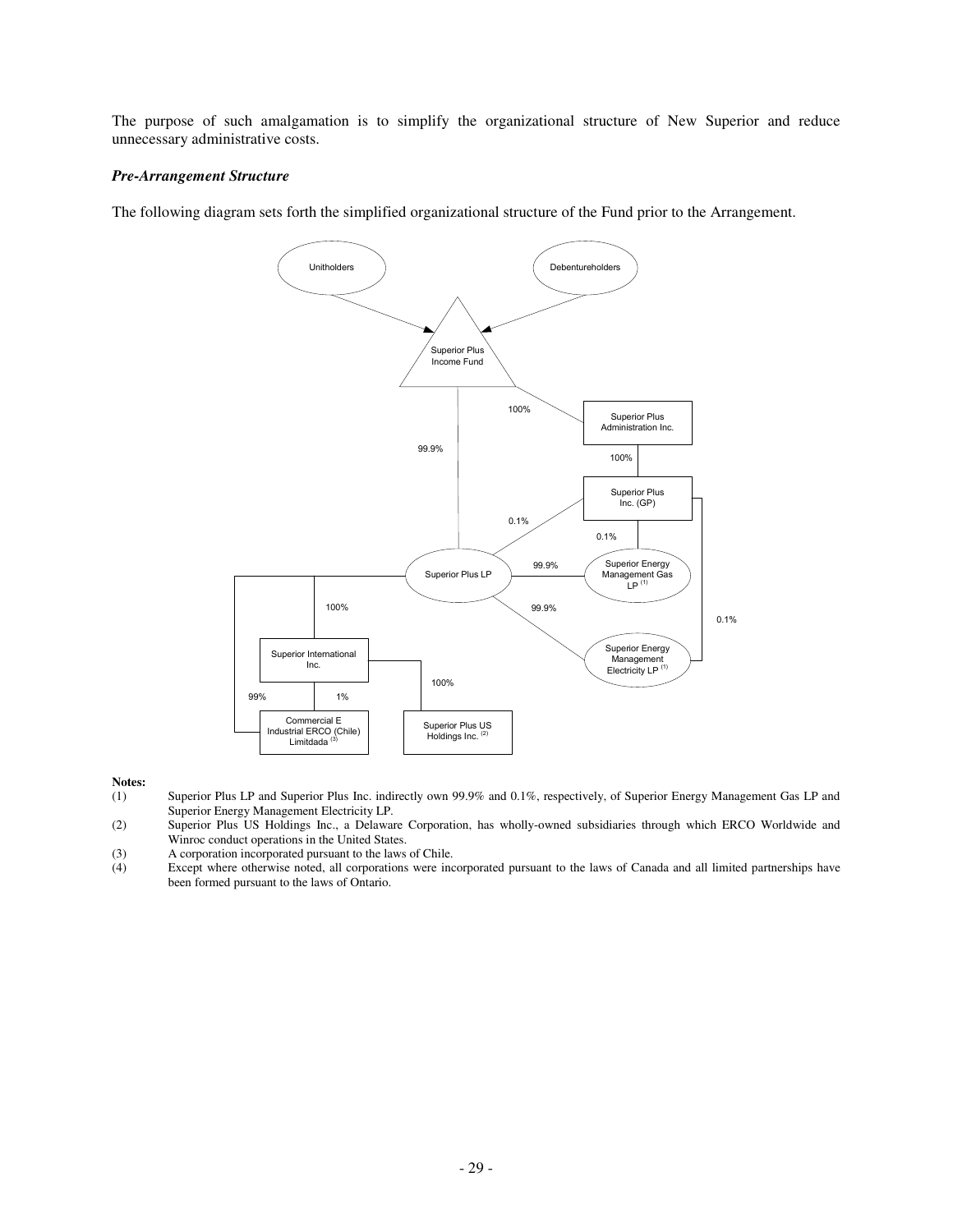The purpose of such amalgamation is to simplify the organizational structure of New Superior and reduce unnecessary administrative costs.

***Pre-Arrangement Structure***

The following diagram sets forth the simplified organizational structure of the Fund prior to the Arrangement.

Unitholders

Debentureholders

Superior Plus Income Fund

100%

Superior Plus Administration Inc.

99.9%

100%

Superior Plus Inc. (GP)

0.1%

0.1%

Superior Plus LP

99.9%

Superior Energy Management Gas LP [(1)]

100%

99.9%

0.1%

Superior International Inc.

Superior Energy Management Electricity LP [(1)]

100%

99%

1%

Commercial E Industrial ERCO (Chile) Limitdada [(3)]

Superior Plus US Holdings Inc. [(2)]

**Notes:**

(1) Superior Plus LP and Superior Plus Inc. indirectly own 99.9% and 0.1%, respectively, of Superior Energy Management Gas LP and Superior Energy Management Electricity LP.

(2) Superior Plus US Holdings Inc., a Delaware Corporation, has wholly-owned subsidiaries through which ERCO Worldwide and Winroc conduct operations in the United States.

(3) A corporation incorporated pursuant to the laws of Chile.

(4) Except where otherwise noted, all corporations were incorporated pursuant to the laws of Canada and all limited partnerships have been formed pursuant to the laws of Ontario.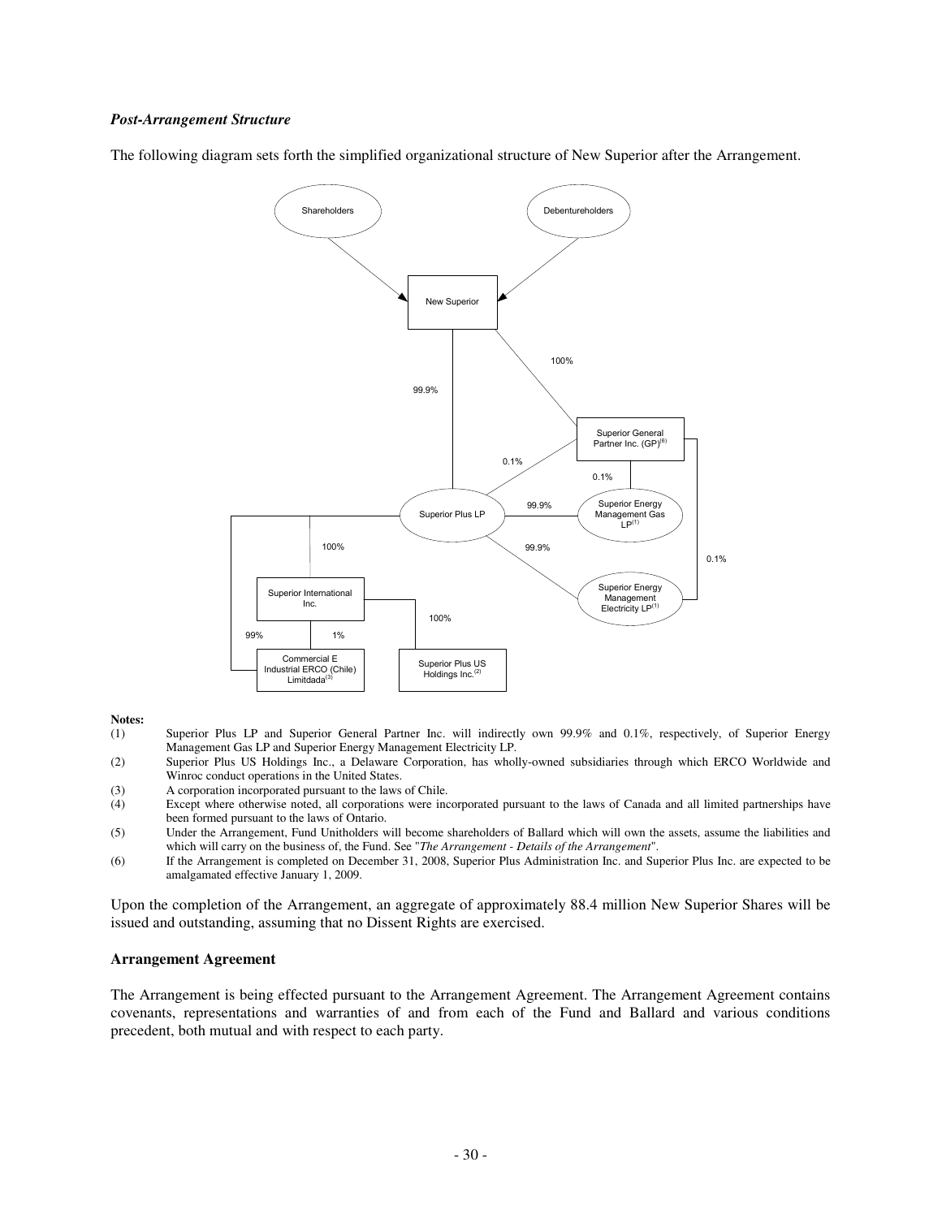***Post-Arrangement Structure***

The following diagram sets forth the simplified organizational structure of New Superior after the Arrangement.

Shareholders

Debentureholders

New Superior

100%

99.9%

Superior General Partner Inc. (GP)[6]

0.1%

0.1%

Superior Plus LP

99.9%

Superior Energy Management Gas LP[1]

100%

99.9%

0.1%

Superior International Inc.

Superior Energy Management Electricity LP[1]

100%

99%

1%

Commercial E Industrial ERCO (Chile) Limitdada[3]

Superior Plus US Holdings Inc.[2]

**Notes:**

(1) Superior Plus LP and Superior General Partner Inc. will indirectly own 99.9% and 0.1%, respectively, of Superior Energy Management Gas LP and Superior Energy Management Electricity LP.

(2) Superior Plus US Holdings Inc., a Delaware Corporation, has wholly-owned subsidiaries through which ERCO Worldwide and Winroc conduct operations in the United States.

(3) A corporation incorporated pursuant to the laws of Chile.

(4) Except where otherwise noted, all corporations were incorporated pursuant to the laws of Canada and all limited partnerships have been formed pursuant to the laws of Ontario.

(5) Under the Arrangement, Fund Unitholders will become shareholders of Ballard which will own the assets, assume the liabilities and which will carry on the business of, the Fund. See "*The Arrangement - Details of the Arrangement*".

(6) If the Arrangement is completed on December 31, 2008, Superior Plus Administration Inc. and Superior Plus Inc. are expected to be amalgamated effective January 1, 2009.

Upon the completion of the Arrangement, an aggregate of approximately 88.4 million New Superior Shares will be issued and outstanding, assuming that no Dissent Rights are exercised.

**Arrangement Agreement**

The Arrangement is being effected pursuant to the Arrangement Agreement. The Arrangement Agreement contains covenants, representations and warranties of and from each of the Fund and Ballard and various conditions precedent, both mutual and with respect to each party.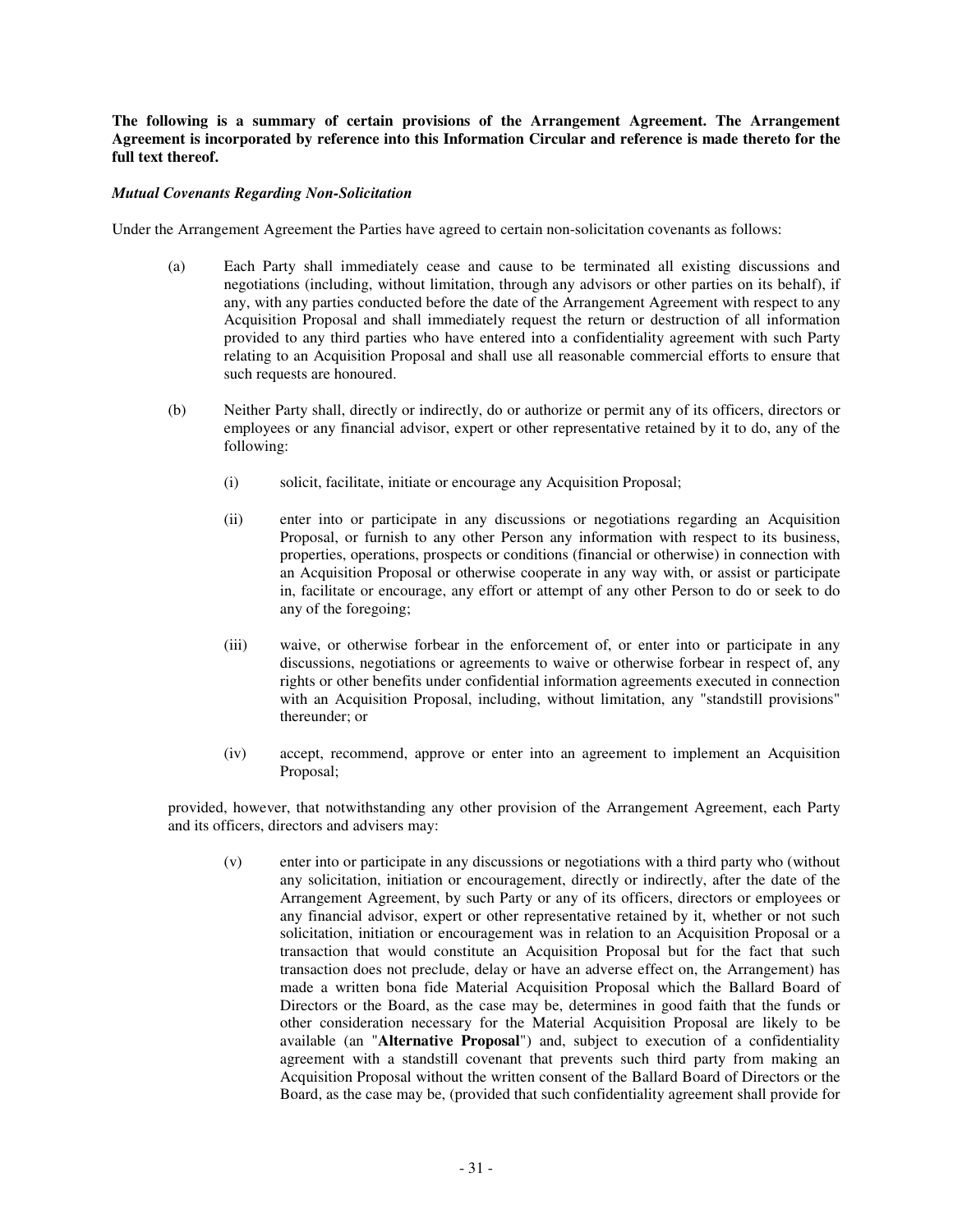**The following is a summary of certain provisions of the Arrangement Agreement. The Arrangement Agreement is incorporated by reference into this Information Circular and reference is made thereto for the full text thereof.**

***Mutual Covenants Regarding Non-Solicitation***

Under the Arrangement Agreement the Parties have agreed to certain non-solicitation covenants as follows:

(a) Each Party shall immediately cease and cause to be terminated all existing discussions and negotiations (including, without limitation, through any advisors or other parties on its behalf), if any, with any parties conducted before the date of the Arrangement Agreement with respect to any Acquisition Proposal and shall immediately request the return or destruction of all information provided to any third parties who have entered into a confidentiality agreement with such Party relating to an Acquisition Proposal and shall use all reasonable commercial efforts to ensure that such requests are honoured.

(b) Neither Party shall, directly or indirectly, do or authorize or permit any of its officers, directors or employees or any financial advisor, expert or other representative retained by it to do, any of the following:

   (i) solicit, facilitate, initiate or encourage any Acquisition Proposal;

   (ii) enter into or participate in any discussions or negotiations regarding an Acquisition Proposal, or furnish to any other Person any information with respect to its business, properties, operations, prospects or conditions (financial or otherwise) in connection with an Acquisition Proposal or otherwise cooperate in any way with, or assist or participate in, facilitate or encourage, any effort or attempt of any other Person to do or seek to do any of the foregoing;

   (iii) waive, or otherwise forbear in the enforcement of, or enter into or participate in any discussions, negotiations or agreements to waive or otherwise forbear in respect of, any rights or other benefits under confidential information agreements executed in connection with an Acquisition Proposal, including, without limitation, any "standstill provisions" thereunder; or

   (iv) accept, recommend, approve or enter into an agreement to implement an Acquisition Proposal;

provided, however, that notwithstanding any other provision of the Arrangement Agreement, each Party and its officers, directors and advisers may:

   (v) enter into or participate in any discussions or negotiations with a third party who (without any solicitation, initiation or encouragement, directly or indirectly, after the date of the Arrangement Agreement, by such Party or any of its officers, directors or employees or any financial advisor, expert or other representative retained by it, whether or not such solicitation, initiation or encouragement was in relation to an Acquisition Proposal or a transaction that would constitute an Acquisition Proposal but for the fact that such transaction does not preclude, delay or have an adverse effect on, the Arrangement) has made a written bona fide Material Acquisition Proposal which the Ballard Board of Directors or the Board, as the case may be, determines in good faith that the funds or other consideration necessary for the Material Acquisition Proposal are likely to be available (an "**Alternative Proposal**") and, subject to execution of a confidentiality agreement with a standstill covenant that prevents such third party from making an Acquisition Proposal without the written consent of the Ballard Board of Directors or the Board, as the case may be, (provided that such confidentiality agreement shall provide for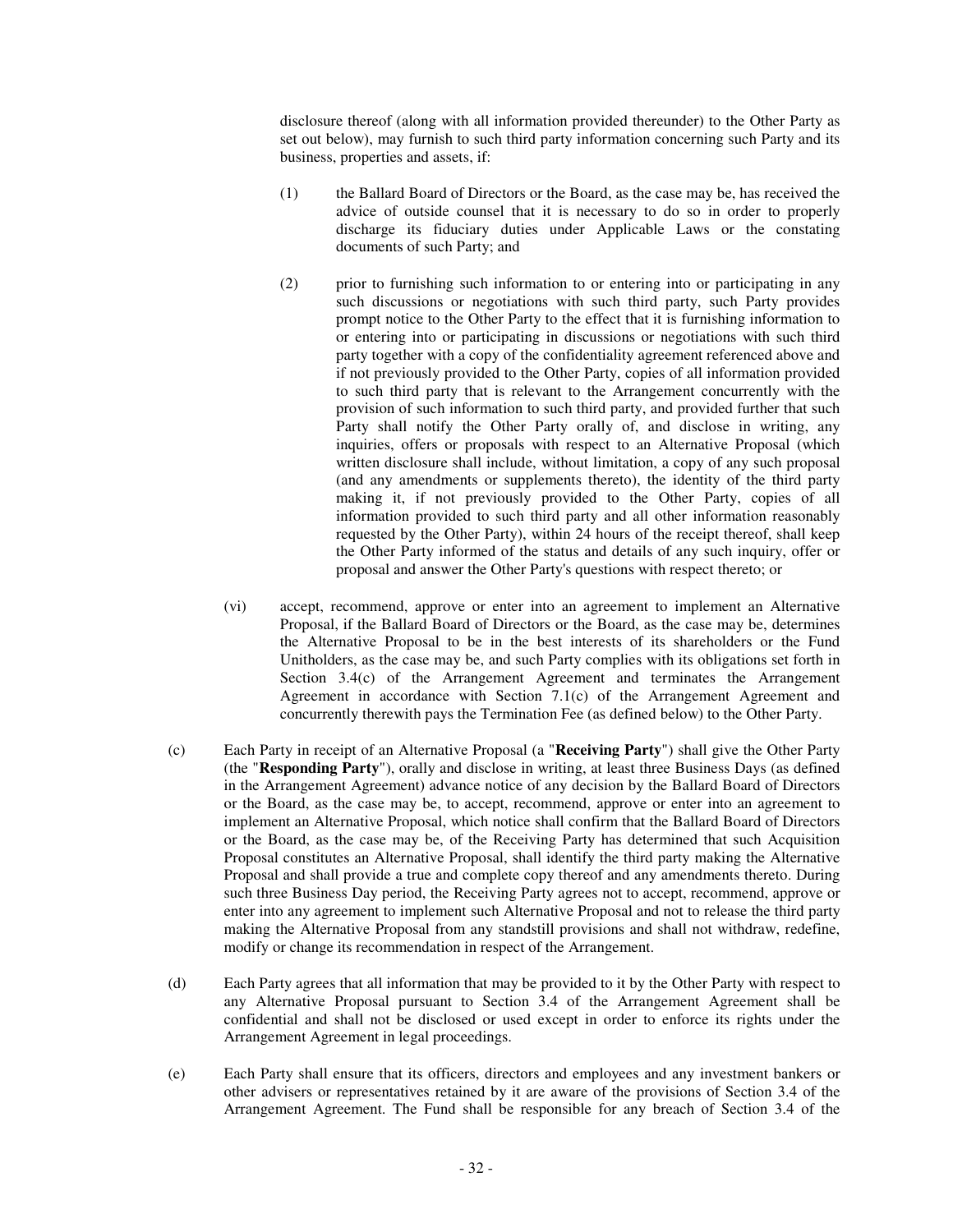disclosure thereof (along with all information provided thereunder) to the Other Party as set out below), may furnish to such third party information concerning such Party and its business, properties and assets, if:

(1) the Ballard Board of Directors or the Board, as the case may be, has received the advice of outside counsel that it is necessary to do so in order to properly discharge its fiduciary duties under Applicable Laws or the constating documents of such Party; and

(2) prior to furnishing such information to or entering into or participating in any such discussions or negotiations with such third party, such Party provides prompt notice to the Other Party to the effect that it is furnishing information to or entering into or participating in discussions or negotiations with such third party together with a copy of the confidentiality agreement referenced above and if not previously provided to the Other Party, copies of all information provided to such third party that is relevant to the Arrangement concurrently with the provision of such information to such third party, and provided further that such Party shall notify the Other Party orally of, and disclose in writing, any inquiries, offers or proposals with respect to an Alternative Proposal (which written disclosure shall include, without limitation, a copy of any such proposal (and any amendments or supplements thereto), the identity of the third party making it, if not previously provided to the Other Party, copies of all information provided to such third party and all other information reasonably requested by the Other Party), within 24 hours of the receipt thereof, shall keep the Other Party informed of the status and details of any such inquiry, offer or proposal and answer the Other Party's questions with respect thereto; or

(vi) accept, recommend, approve or enter into an agreement to implement an Alternative Proposal, if the Ballard Board of Directors or the Board, as the case may be, determines the Alternative Proposal to be in the best interests of its shareholders or the Fund Unitholders, as the case may be, and such Party complies with its obligations set forth in Section 3.4(c) of the Arrangement Agreement and terminates the Arrangement Agreement in accordance with Section 7.1(c) of the Arrangement Agreement and concurrently therewith pays the Termination Fee (as defined below) to the Other Party.

(c) Each Party in receipt of an Alternative Proposal (a "**Receiving Party**") shall give the Other Party (the "**Responding Party**"), orally and disclose in writing, at least three Business Days (as defined in the Arrangement Agreement) advance notice of any decision by the Ballard Board of Directors or the Board, as the case may be, to accept, recommend, approve or enter into an agreement to implement an Alternative Proposal, which notice shall confirm that the Ballard Board of Directors or the Board, as the case may be, of the Receiving Party has determined that such Acquisition Proposal constitutes an Alternative Proposal, shall identify the third party making the Alternative Proposal and shall provide a true and complete copy thereof and any amendments thereto. During such three Business Day period, the Receiving Party agrees not to accept, recommend, approve or enter into any agreement to implement such Alternative Proposal and not to release the third party making the Alternative Proposal from any standstill provisions and shall not withdraw, redefine, modify or change its recommendation in respect of the Arrangement.

(d) Each Party agrees that all information that may be provided to it by the Other Party with respect to any Alternative Proposal pursuant to Section 3.4 of the Arrangement Agreement shall be confidential and shall not be disclosed or used except in order to enforce its rights under the Arrangement Agreement in legal proceedings.

(e) Each Party shall ensure that its officers, directors and employees and any investment bankers or other advisers or representatives retained by it are aware of the provisions of Section 3.4 of the Arrangement Agreement. The Fund shall be responsible for any breach of Section 3.4 of the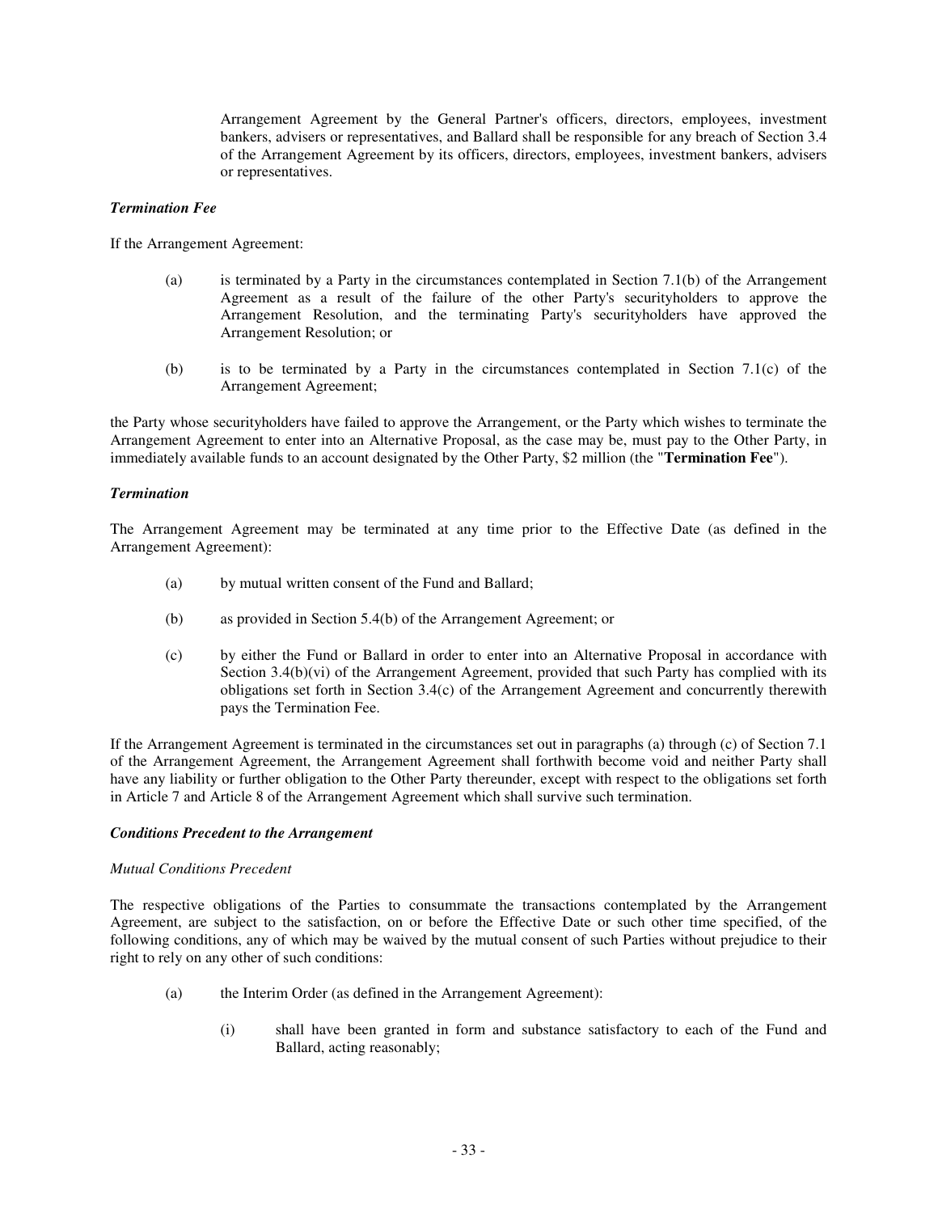Arrangement Agreement by the General Partner's officers, directors, employees, investment bankers, advisers or representatives, and Ballard shall be responsible for any breach of Section 3.4 of the Arrangement Agreement by its officers, directors, employees, investment bankers, advisers or representatives.

***Termination Fee***

If the Arrangement Agreement:

(a) is terminated by a Party in the circumstances contemplated in Section 7.1(b) of the Arrangement Agreement as a result of the failure of the other Party's securityholders to approve the Arrangement Resolution, and the terminating Party's securityholders have approved the Arrangement Resolution; or

(b) is to be terminated by a Party in the circumstances contemplated in Section 7.1(c) of the Arrangement Agreement;

the Party whose securityholders have failed to approve the Arrangement, or the Party which wishes to terminate the Arrangement Agreement to enter into an Alternative Proposal, as the case may be, must pay to the Other Party, in immediately available funds to an account designated by the Other Party, $2 million (the "**Termination Fee**").

***Termination***

The Arrangement Agreement may be terminated at any time prior to the Effective Date (as defined in the Arrangement Agreement):

(a) by mutual written consent of the Fund and Ballard;

(b) as provided in Section 5.4(b) of the Arrangement Agreement; or

(c) by either the Fund or Ballard in order to enter into an Alternative Proposal in accordance with Section 3.4(b)(vi) of the Arrangement Agreement, provided that such Party has complied with its obligations set forth in Section 3.4(c) of the Arrangement Agreement and concurrently therewith pays the Termination Fee.

If the Arrangement Agreement is terminated in the circumstances set out in paragraphs (a) through (c) of Section 7.1 of the Arrangement Agreement, the Arrangement Agreement shall forthwith become void and neither Party shall have any liability or further obligation to the Other Party thereunder, except with respect to the obligations set forth in Article 7 and Article 8 of the Arrangement Agreement which shall survive such termination.

***Conditions Precedent to the Arrangement***

*Mutual Conditions Precedent*

The respective obligations of the Parties to consummate the transactions contemplated by the Arrangement Agreement, are subject to the satisfaction, on or before the Effective Date or such other time specified, of the following conditions, any of which may be waived by the mutual consent of such Parties without prejudice to their right to rely on any other of such conditions:

(a) the Interim Order (as defined in the Arrangement Agreement):

(i) shall have been granted in form and substance satisfactory to each of the Fund and Ballard, acting reasonably;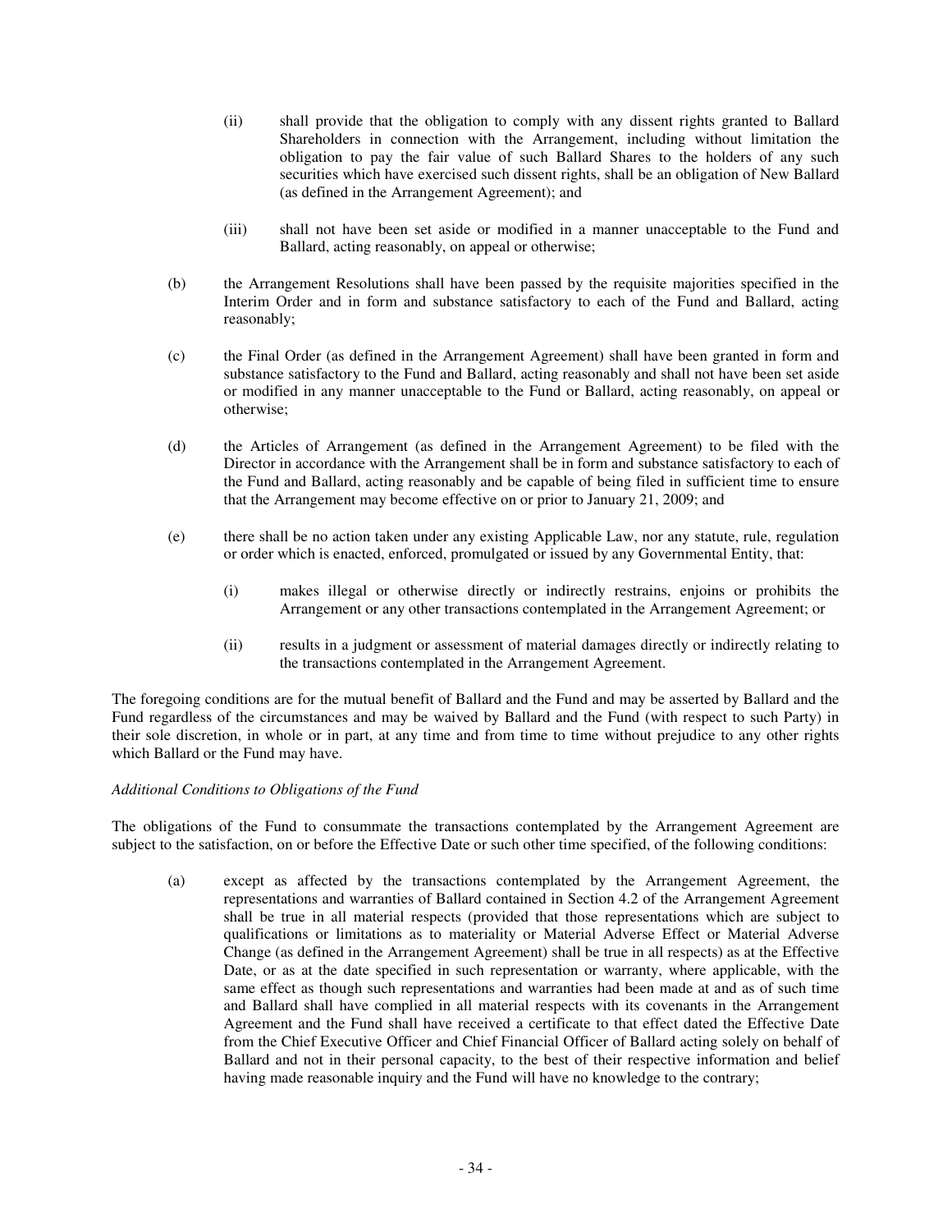- (ii) shall provide that the obligation to comply with any dissent rights granted to Ballard Shareholders in connection with the Arrangement, including without limitation the obligation to pay the fair value of such Ballard Shares to the holders of any such securities which have exercised such dissent rights, shall be an obligation of New Ballard (as defined in the Arrangement Agreement); and

- (iii) shall not have been set aside or modified in a manner unacceptable to the Fund and Ballard, acting reasonably, on appeal or otherwise;

(b) the Arrangement Resolutions shall have been passed by the requisite majorities specified in the Interim Order and in form and substance satisfactory to each of the Fund and Ballard, acting reasonably;

(c) the Final Order (as defined in the Arrangement Agreement) shall have been granted in form and substance satisfactory to the Fund and Ballard, acting reasonably and shall not have been set aside or modified in any manner unacceptable to the Fund or Ballard, acting reasonably, on appeal or otherwise;

(d) the Articles of Arrangement (as defined in the Arrangement Agreement) to be filed with the Director in accordance with the Arrangement shall be in form and substance satisfactory to each of the Fund and Ballard, acting reasonably and be capable of being filed in sufficient time to ensure that the Arrangement may become effective on or prior to January 21, 2009; and

(e) there shall be no action taken under any existing Applicable Law, nor any statute, rule, regulation or order which is enacted, enforced, promulgated or issued by any Governmental Entity, that:

- (i) makes illegal or otherwise directly or indirectly restrains, enjoins or prohibits the Arrangement or any other transactions contemplated in the Arrangement Agreement; or

- (ii) results in a judgment or assessment of material damages directly or indirectly relating to the transactions contemplated in the Arrangement Agreement.

The foregoing conditions are for the mutual benefit of Ballard and the Fund and may be asserted by Ballard and the Fund regardless of the circumstances and may be waived by Ballard and the Fund (with respect to such Party) in their sole discretion, in whole or in part, at any time and from time to time without prejudice to any other rights which Ballard or the Fund may have.

*Additional Conditions to Obligations of the Fund*

The obligations of the Fund to consummate the transactions contemplated by the Arrangement Agreement are subject to the satisfaction, on or before the Effective Date or such other time specified, of the following conditions:

(a) except as affected by the transactions contemplated by the Arrangement Agreement, the representations and warranties of Ballard contained in Section 4.2 of the Arrangement Agreement shall be true in all material respects (provided that those representations which are subject to qualifications or limitations as to materiality or Material Adverse Effect or Material Adverse Change (as defined in the Arrangement Agreement) shall be true in all respects) as at the Effective Date, or as at the date specified in such representation or warranty, where applicable, with the same effect as though such representations and warranties had been made at and as of such time and Ballard shall have complied in all material respects with its covenants in the Arrangement Agreement and the Fund shall have received a certificate to that effect dated the Effective Date from the Chief Executive Officer and Chief Financial Officer of Ballard acting solely on behalf of Ballard and not in their personal capacity, to the best of their respective information and belief having made reasonable inquiry and the Fund will have no knowledge to the contrary;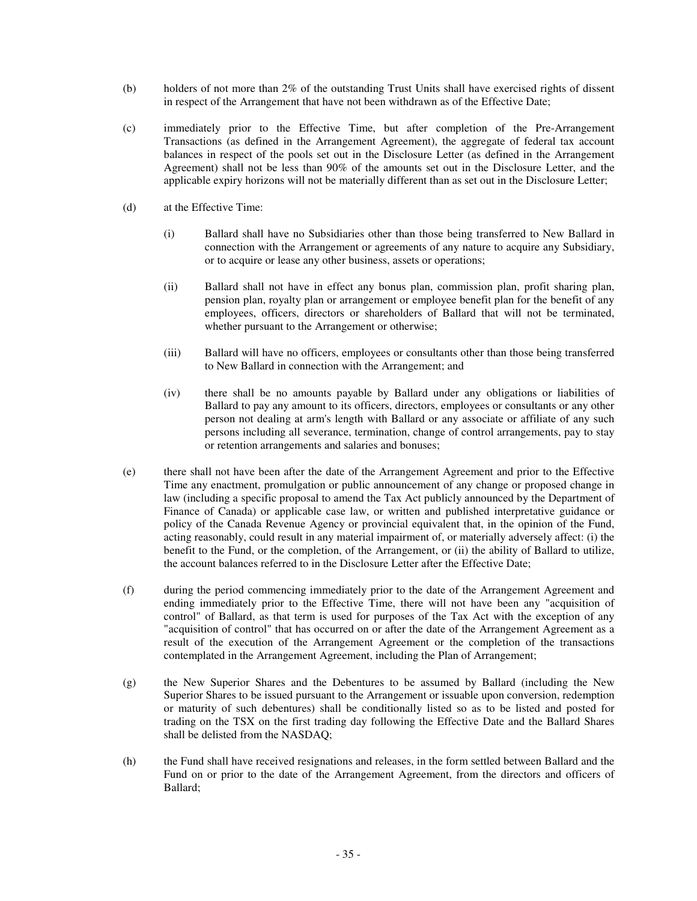(b) holders of not more than 2% of the outstanding Trust Units shall have exercised rights of dissent in respect of the Arrangement that have not been withdrawn as of the Effective Date;

(c) immediately prior to the Effective Time, but after completion of the Pre-Arrangement Transactions (as defined in the Arrangement Agreement), the aggregate of federal tax account balances in respect of the pools set out in the Disclosure Letter (as defined in the Arrangement Agreement) shall not be less than 90% of the amounts set out in the Disclosure Letter, and the applicable expiry horizons will not be materially different than as set out in the Disclosure Letter;

(d) at the Effective Time:

   (i) Ballard shall have no Subsidiaries other than those being transferred to New Ballard in connection with the Arrangement or agreements of any nature to acquire any Subsidiary, or to acquire or lease any other business, assets or operations;

   (ii) Ballard shall not have in effect any bonus plan, commission plan, profit sharing plan, pension plan, royalty plan or arrangement or employee benefit plan for the benefit of any employees, officers, directors or shareholders of Ballard that will not be terminated, whether pursuant to the Arrangement or otherwise;

   (iii) Ballard will have no officers, employees or consultants other than those being transferred to New Ballard in connection with the Arrangement; and

   (iv) there shall be no amounts payable by Ballard under any obligations or liabilities of Ballard to pay any amount to its officers, directors, employees or consultants or any other person not dealing at arm's length with Ballard or any associate or affiliate of any such persons including all severance, termination, change of control arrangements, pay to stay or retention arrangements and salaries and bonuses;

(e) there shall not have been after the date of the Arrangement Agreement and prior to the Effective Time any enactment, promulgation or public announcement of any change or proposed change in law (including a specific proposal to amend the Tax Act publicly announced by the Department of Finance of Canada) or applicable case law, or written and published interpretative guidance or policy of the Canada Revenue Agency or provincial equivalent that, in the opinion of the Fund, acting reasonably, could result in any material impairment of, or materially adversely affect: (i) the benefit to the Fund, or the completion, of the Arrangement, or (ii) the ability of Ballard to utilize, the account balances referred to in the Disclosure Letter after the Effective Date;

(f) during the period commencing immediately prior to the date of the Arrangement Agreement and ending immediately prior to the Effective Time, there will not have been any "acquisition of control" of Ballard, as that term is used for purposes of the Tax Act with the exception of any "acquisition of control" that has occurred on or after the date of the Arrangement Agreement as a result of the execution of the Arrangement Agreement or the completion of the transactions contemplated in the Arrangement Agreement, including the Plan of Arrangement;

(g) the New Superior Shares and the Debentures to be assumed by Ballard (including the New Superior Shares to be issued pursuant to the Arrangement or issuable upon conversion, redemption or maturity of such debentures) shall be conditionally listed so as to be listed and posted for trading on the TSX on the first trading day following the Effective Date and the Ballard Shares shall be delisted from the NASDAQ;

(h) the Fund shall have received resignations and releases, in the form settled between Ballard and the Fund on or prior to the date of the Arrangement Agreement, from the directors and officers of Ballard;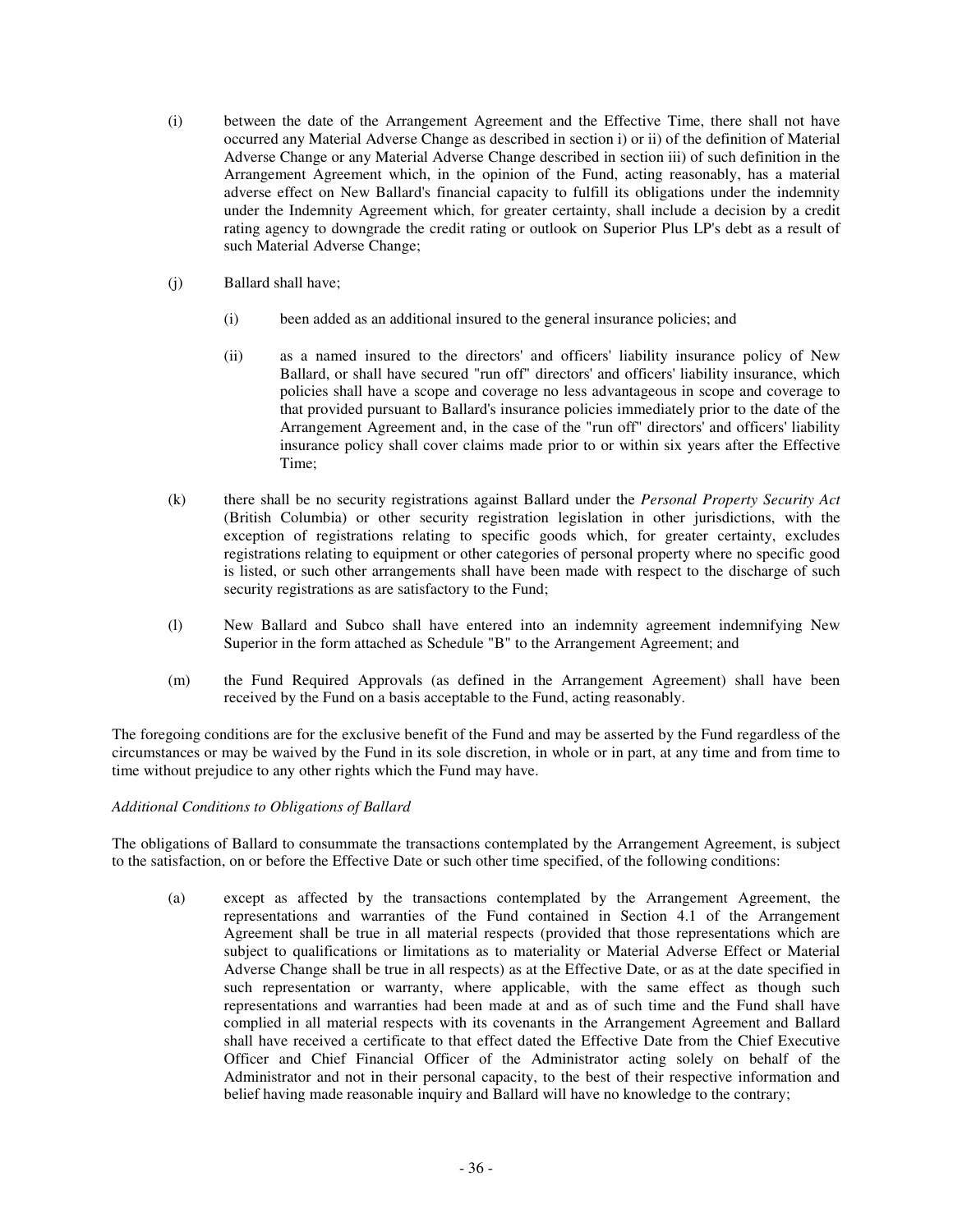(i) between the date of the Arrangement Agreement and the Effective Time, there shall not have occurred any Material Adverse Change as described in section i) or ii) of the definition of Material Adverse Change or any Material Adverse Change described in section iii) of such definition in the Arrangement Agreement which, in the opinion of the Fund, acting reasonably, has a material adverse effect on New Ballard's financial capacity to fulfill its obligations under the indemnity under the Indemnity Agreement which, for greater certainty, shall include a decision by a credit rating agency to downgrade the credit rating or outlook on Superior Plus LP's debt as a result of such Material Adverse Change;

(j) Ballard shall have;

   (i) been added as an additional insured to the general insurance policies; and

   (ii) as a named insured to the directors' and officers' liability insurance policy of New Ballard, or shall have secured "run off" directors' and officers' liability insurance, which policies shall have a scope and coverage no less advantageous in scope and coverage to that provided pursuant to Ballard's insurance policies immediately prior to the date of the Arrangement Agreement and, in the case of the "run off" directors' and officers' liability insurance policy shall cover claims made prior to or within six years after the Effective Time;

(k) there shall be no security registrations against Ballard under the *Personal Property Security Act* (British Columbia) or other security registration legislation in other jurisdictions, with the exception of registrations relating to specific goods which, for greater certainty, excludes registrations relating to equipment or other categories of personal property where no specific good is listed, or such other arrangements shall have been made with respect to the discharge of such security registrations as are satisfactory to the Fund;

(l) New Ballard and Subco shall have entered into an indemnity agreement indemnifying New Superior in the form attached as Schedule "B" to the Arrangement Agreement; and

(m) the Fund Required Approvals (as defined in the Arrangement Agreement) shall have been received by the Fund on a basis acceptable to the Fund, acting reasonably.

The foregoing conditions are for the exclusive benefit of the Fund and may be asserted by the Fund regardless of the circumstances or may be waived by the Fund in its sole discretion, in whole or in part, at any time and from time to time without prejudice to any other rights which the Fund may have.

*Additional Conditions to Obligations of Ballard*

The obligations of Ballard to consummate the transactions contemplated by the Arrangement Agreement, is subject to the satisfaction, on or before the Effective Date or such other time specified, of the following conditions:

(a) except as affected by the transactions contemplated by the Arrangement Agreement, the representations and warranties of the Fund contained in Section 4.1 of the Arrangement Agreement shall be true in all material respects (provided that those representations which are subject to qualifications or limitations as to materiality or Material Adverse Effect or Material Adverse Change shall be true in all respects) as at the Effective Date, or as at the date specified in such representation or warranty, where applicable, with the same effect as though such representations and warranties had been made at and as of such time and the Fund shall have complied in all material respects with its covenants in the Arrangement Agreement and Ballard shall have received a certificate to that effect dated the Effective Date from the Chief Executive Officer and Chief Financial Officer of the Administrator acting solely on behalf of the Administrator and not in their personal capacity, to the best of their respective information and belief having made reasonable inquiry and Ballard will have no knowledge to the contrary;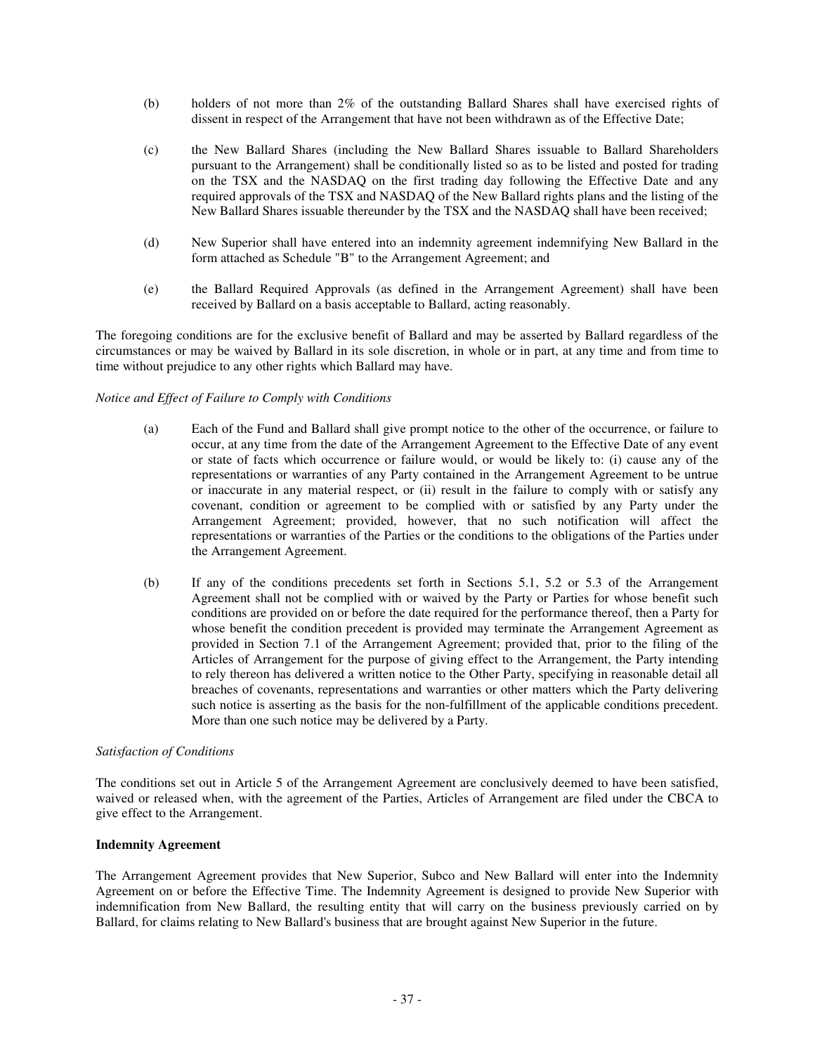(b) holders of not more than 2% of the outstanding Ballard Shares shall have exercised rights of dissent in respect of the Arrangement that have not been withdrawn as of the Effective Date;

(c) the New Ballard Shares (including the New Ballard Shares issuable to Ballard Shareholders pursuant to the Arrangement) shall be conditionally listed so as to be listed and posted for trading on the TSX and the NASDAQ on the first trading day following the Effective Date and any required approvals of the TSX and NASDAQ of the New Ballard rights plans and the listing of the New Ballard Shares issuable thereunder by the TSX and the NASDAQ shall have been received;

(d) New Superior shall have entered into an indemnity agreement indemnifying New Ballard in the form attached as Schedule "B" to the Arrangement Agreement; and

(e) the Ballard Required Approvals (as defined in the Arrangement Agreement) shall have been received by Ballard on a basis acceptable to Ballard, acting reasonably.

The foregoing conditions are for the exclusive benefit of Ballard and may be asserted by Ballard regardless of the circumstances or may be waived by Ballard in its sole discretion, in whole or in part, at any time and from time to time without prejudice to any other rights which Ballard may have.

*Notice and Effect of Failure to Comply with Conditions*

(a) Each of the Fund and Ballard shall give prompt notice to the other of the occurrence, or failure to occur, at any time from the date of the Arrangement Agreement to the Effective Date of any event or state of facts which occurrence or failure would, or would be likely to: (i) cause any of the representations or warranties of any Party contained in the Arrangement Agreement to be untrue or inaccurate in any material respect, or (ii) result in the failure to comply with or satisfy any covenant, condition or agreement to be complied with or satisfied by any Party under the Arrangement Agreement; provided, however, that no such notification will affect the representations or warranties of the Parties or the conditions to the obligations of the Parties under the Arrangement Agreement.

(b) If any of the conditions precedents set forth in Sections 5.1, 5.2 or 5.3 of the Arrangement Agreement shall not be complied with or waived by the Party or Parties for whose benefit such conditions are provided on or before the date required for the performance thereof, then a Party for whose benefit the condition precedent is provided may terminate the Arrangement Agreement as provided in Section 7.1 of the Arrangement Agreement; provided that, prior to the filing of the Articles of Arrangement for the purpose of giving effect to the Arrangement, the Party intending to rely thereon has delivered a written notice to the Other Party, specifying in reasonable detail all breaches of covenants, representations and warranties or other matters which the Party delivering such notice is asserting as the basis for the non-fulfillment of the applicable conditions precedent. More than one such notice may be delivered by a Party.

*Satisfaction of Conditions*

The conditions set out in Article 5 of the Arrangement Agreement are conclusively deemed to have been satisfied, waived or released when, with the agreement of the Parties, Articles of Arrangement are filed under the CBCA to give effect to the Arrangement.

**Indemnity Agreement**

The Arrangement Agreement provides that New Superior, Subco and New Ballard will enter into the Indemnity Agreement on or before the Effective Time. The Indemnity Agreement is designed to provide New Superior with indemnification from New Ballard, the resulting entity that will carry on the business previously carried on by Ballard, for claims relating to New Ballard's business that are brought against New Superior in the future.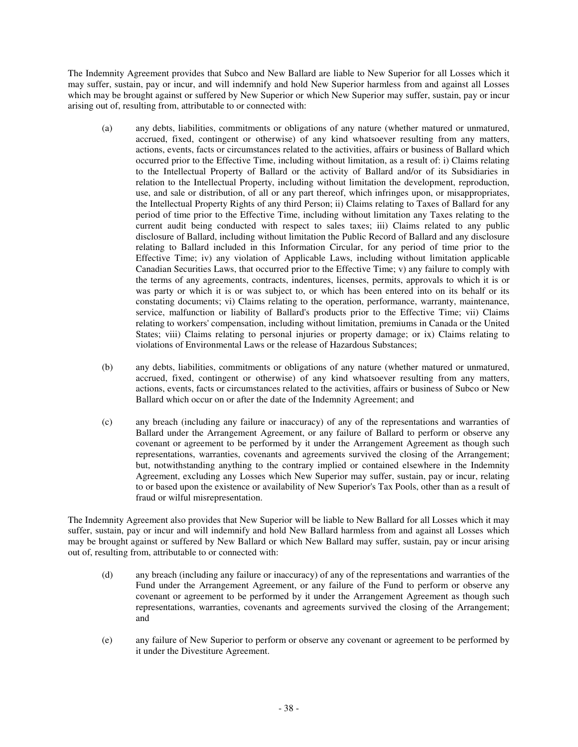The Indemnity Agreement provides that Subco and New Ballard are liable to New Superior for all Losses which it may suffer, sustain, pay or incur, and will indemnify and hold New Superior harmless from and against all Losses which may be brought against or suffered by New Superior or which New Superior may suffer, sustain, pay or incur arising out of, resulting from, attributable to or connected with:

(a) any debts, liabilities, commitments or obligations of any nature (whether matured or unmatured, accrued, fixed, contingent or otherwise) of any kind whatsoever resulting from any matters, actions, events, facts or circumstances related to the activities, affairs or business of Ballard which occurred prior to the Effective Time, including without limitation, as a result of: i) Claims relating to the Intellectual Property of Ballard or the activity of Ballard and/or of its Subsidiaries in relation to the Intellectual Property, including without limitation the development, reproduction, use, and sale or distribution, of all or any part thereof, which infringes upon, or misappropriates, the Intellectual Property Rights of any third Person; ii) Claims relating to Taxes of Ballard for any period of time prior to the Effective Time, including without limitation any Taxes relating to the current audit being conducted with respect to sales taxes; iii) Claims related to any public disclosure of Ballard, including without limitation the Public Record of Ballard and any disclosure relating to Ballard included in this Information Circular, for any period of time prior to the Effective Time; iv) any violation of Applicable Laws, including without limitation applicable Canadian Securities Laws, that occurred prior to the Effective Time; v) any failure to comply with the terms of any agreements, contracts, indentures, licenses, permits, approvals to which it is or was party or which it is or was subject to, or which has been entered into on its behalf or its constating documents; vi) Claims relating to the operation, performance, warranty, maintenance, service, malfunction or liability of Ballard's products prior to the Effective Time; vii) Claims relating to workers' compensation, including without limitation, premiums in Canada or the United States; viii) Claims relating to personal injuries or property damage; or ix) Claims relating to violations of Environmental Laws or the release of Hazardous Substances;

(b) any debts, liabilities, commitments or obligations of any nature (whether matured or unmatured, accrued, fixed, contingent or otherwise) of any kind whatsoever resulting from any matters, actions, events, facts or circumstances related to the activities, affairs or business of Subco or New Ballard which occur on or after the date of the Indemnity Agreement; and

(c) any breach (including any failure or inaccuracy) of any of the representations and warranties of Ballard under the Arrangement Agreement, or any failure of Ballard to perform or observe any covenant or agreement to be performed by it under the Arrangement Agreement as though such representations, warranties, covenants and agreements survived the closing of the Arrangement; but, notwithstanding anything to the contrary implied or contained elsewhere in the Indemnity Agreement, excluding any Losses which New Superior may suffer, sustain, pay or incur, relating to or based upon the existence or availability of New Superior's Tax Pools, other than as a result of fraud or wilful misrepresentation.

The Indemnity Agreement also provides that New Superior will be liable to New Ballard for all Losses which it may suffer, sustain, pay or incur and will indemnify and hold New Ballard harmless from and against all Losses which may be brought against or suffered by New Ballard or which New Ballard may suffer, sustain, pay or incur arising out of, resulting from, attributable to or connected with:

(d) any breach (including any failure or inaccuracy) of any of the representations and warranties of the Fund under the Arrangement Agreement, or any failure of the Fund to perform or observe any covenant or agreement to be performed by it under the Arrangement Agreement as though such representations, warranties, covenants and agreements survived the closing of the Arrangement; and

(e) any failure of New Superior to perform or observe any covenant or agreement to be performed by it under the Divestiture Agreement.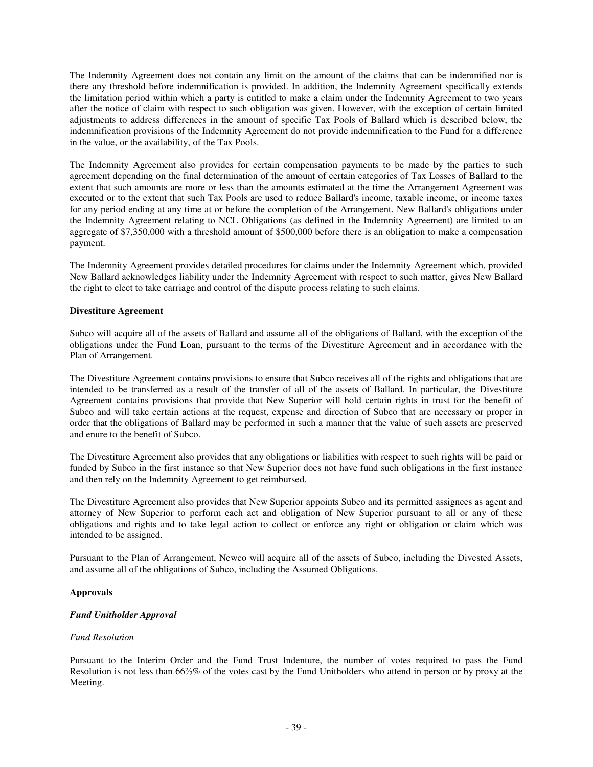The Indemnity Agreement does not contain any limit on the amount of the claims that can be indemnified nor is there any threshold before indemnification is provided. In addition, the Indemnity Agreement specifically extends the limitation period within which a party is entitled to make a claim under the Indemnity Agreement to two years after the notice of claim with respect to such obligation was given. However, with the exception of certain limited adjustments to address differences in the amount of specific Tax Pools of Ballard which is described below, the indemnification provisions of the Indemnity Agreement do not provide indemnification to the Fund for a difference in the value, or the availability, of the Tax Pools.

The Indemnity Agreement also provides for certain compensation payments to be made by the parties to such agreement depending on the final determination of the amount of certain categories of Tax Losses of Ballard to the extent that such amounts are more or less than the amounts estimated at the time the Arrangement Agreement was executed or to the extent that such Tax Pools are used to reduce Ballard's income, taxable income, or income taxes for any period ending at any time at or before the completion of the Arrangement. New Ballard's obligations under the Indemnity Agreement relating to NCL Obligations (as defined in the Indemnity Agreement) are limited to an aggregate of $7,350,000 with a threshold amount of $500,000 before there is an obligation to make a compensation payment.

The Indemnity Agreement provides detailed procedures for claims under the Indemnity Agreement which, provided New Ballard acknowledges liability under the Indemnity Agreement with respect to such matter, gives New Ballard the right to elect to take carriage and control of the dispute process relating to such claims.

**Divestiture Agreement**

Subco will acquire all of the assets of Ballard and assume all of the obligations of Ballard, with the exception of the obligations under the Fund Loan, pursuant to the terms of the Divestiture Agreement and in accordance with the Plan of Arrangement.

The Divestiture Agreement contains provisions to ensure that Subco receives all of the rights and obligations that are intended to be transferred as a result of the transfer of all of the assets of Ballard. In particular, the Divestiture Agreement contains provisions that provide that New Superior will hold certain rights in trust for the benefit of Subco and will take certain actions at the request, expense and direction of Subco that are necessary or proper in order that the obligations of Ballard may be performed in such a manner that the value of such assets are preserved and enure to the benefit of Subco.

The Divestiture Agreement also provides that any obligations or liabilities with respect to such rights will be paid or funded by Subco in the first instance so that New Superior does not have fund such obligations in the first instance and then rely on the Indemnity Agreement to get reimbursed.

The Divestiture Agreement also provides that New Superior appoints Subco and its permitted assignees as agent and attorney of New Superior to perform each act and obligation of New Superior pursuant to all or any of these obligations and rights and to take legal action to collect or enforce any right or obligation or claim which was intended to be assigned.

Pursuant to the Plan of Arrangement, Newco will acquire all of the assets of Subco, including the Divested Assets, and assume all of the obligations of Subco, including the Assumed Obligations.

**Approvals**

***Fund Unitholder Approval***

*Fund Resolution*

Pursuant to the Interim Order and the Fund Trust Indenture, the number of votes required to pass the Fund Resolution is not less than 66⅔% of the votes cast by the Fund Unitholders who attend in person or by proxy at the Meeting.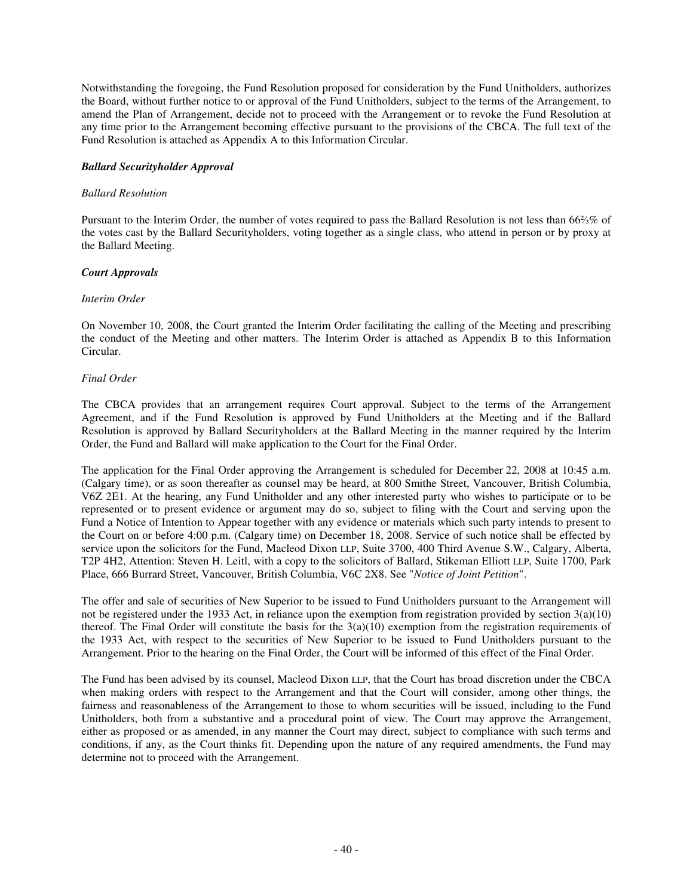Notwithstanding the foregoing, the Fund Resolution proposed for consideration by the Fund Unitholders, authorizes the Board, without further notice to or approval of the Fund Unitholders, subject to the terms of the Arrangement, to amend the Plan of Arrangement, decide not to proceed with the Arrangement or to revoke the Fund Resolution at any time prior to the Arrangement becoming effective pursuant to the provisions of the CBCA. The full text of the Fund Resolution is attached as Appendix A to this Information Circular.

***Ballard Securityholder Approval***

*Ballard Resolution*

Pursuant to the Interim Order, the number of votes required to pass the Ballard Resolution is not less than 66⅔% of the votes cast by the Ballard Securityholders, voting together as a single class, who attend in person or by proxy at the Ballard Meeting.

***Court Approvals***

*Interim Order*

On November 10, 2008, the Court granted the Interim Order facilitating the calling of the Meeting and prescribing the conduct of the Meeting and other matters. The Interim Order is attached as Appendix B to this Information Circular.

*Final Order*

The CBCA provides that an arrangement requires Court approval. Subject to the terms of the Arrangement Agreement, and if the Fund Resolution is approved by Fund Unitholders at the Meeting and if the Ballard Resolution is approved by Ballard Securityholders at the Ballard Meeting in the manner required by the Interim Order, the Fund and Ballard will make application to the Court for the Final Order.

The application for the Final Order approving the Arrangement is scheduled for December 22, 2008 at 10:45 a.m. (Calgary time), or as soon thereafter as counsel may be heard, at 800 Smithe Street, Vancouver, British Columbia, V6Z 2E1. At the hearing, any Fund Unitholder and any other interested party who wishes to participate or to be represented or to present evidence or argument may do so, subject to filing with the Court and serving upon the Fund a Notice of Intention to Appear together with any evidence or materials which such party intends to present to the Court on or before 4:00 p.m. (Calgary time) on December 18, 2008. Service of such notice shall be effected by service upon the solicitors for the Fund, Macleod Dixon LLP, Suite 3700, 400 Third Avenue S.W., Calgary, Alberta, T2P 4H2, Attention: Steven H. Leitl, with a copy to the solicitors of Ballard, Stikeman Elliott LLP, Suite 1700, Park Place, 666 Burrard Street, Vancouver, British Columbia, V6C 2X8. See "*Notice of Joint Petition*".

The offer and sale of securities of New Superior to be issued to Fund Unitholders pursuant to the Arrangement will not be registered under the 1933 Act, in reliance upon the exemption from registration provided by section 3(a)(10) thereof. The Final Order will constitute the basis for the 3(a)(10) exemption from the registration requirements of the 1933 Act, with respect to the securities of New Superior to be issued to Fund Unitholders pursuant to the Arrangement. Prior to the hearing on the Final Order, the Court will be informed of this effect of the Final Order.

The Fund has been advised by its counsel, Macleod Dixon LLP, that the Court has broad discretion under the CBCA when making orders with respect to the Arrangement and that the Court will consider, among other things, the fairness and reasonableness of the Arrangement to those to whom securities will be issued, including to the Fund Unitholders, both from a substantive and a procedural point of view. The Court may approve the Arrangement, either as proposed or as amended, in any manner the Court may direct, subject to compliance with such terms and conditions, if any, as the Court thinks fit. Depending upon the nature of any required amendments, the Fund may determine not to proceed with the Arrangement.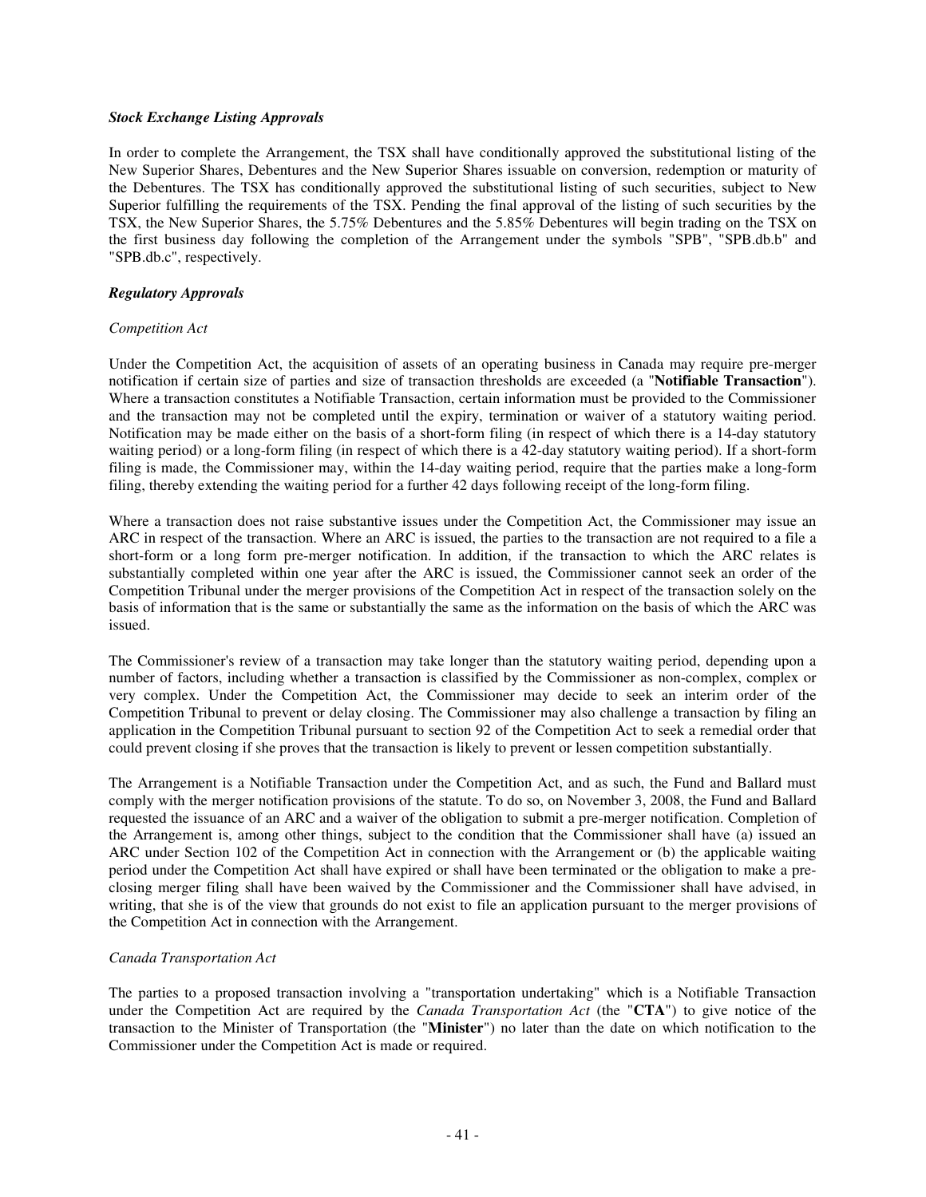***Stock Exchange Listing Approvals***

In order to complete the Arrangement, the TSX shall have conditionally approved the substitutional listing of the New Superior Shares, Debentures and the New Superior Shares issuable on conversion, redemption or maturity of the Debentures. The TSX has conditionally approved the substitutional listing of such securities, subject to New Superior fulfilling the requirements of the TSX. Pending the final approval of the listing of such securities by the TSX, the New Superior Shares, the 5.75% Debentures and the 5.85% Debentures will begin trading on the TSX on the first business day following the completion of the Arrangement under the symbols "SPB", "SPB.db.b" and "SPB.db.c", respectively.

***Regulatory Approvals***

*Competition Act*

Under the Competition Act, the acquisition of assets of an operating business in Canada may require pre-merger notification if certain size of parties and size of transaction thresholds are exceeded (a "**Notifiable Transaction**"). Where a transaction constitutes a Notifiable Transaction, certain information must be provided to the Commissioner and the transaction may not be completed until the expiry, termination or waiver of a statutory waiting period. Notification may be made either on the basis of a short-form filing (in respect of which there is a 14-day statutory waiting period) or a long-form filing (in respect of which there is a 42-day statutory waiting period). If a short-form filing is made, the Commissioner may, within the 14-day waiting period, require that the parties make a long-form filing, thereby extending the waiting period for a further 42 days following receipt of the long-form filing.

Where a transaction does not raise substantive issues under the Competition Act, the Commissioner may issue an ARC in respect of the transaction. Where an ARC is issued, the parties to the transaction are not required to a file a short-form or a long form pre-merger notification. In addition, if the transaction to which the ARC relates is substantially completed within one year after the ARC is issued, the Commissioner cannot seek an order of the Competition Tribunal under the merger provisions of the Competition Act in respect of the transaction solely on the basis of information that is the same or substantially the same as the information on the basis of which the ARC was issued.

The Commissioner's review of a transaction may take longer than the statutory waiting period, depending upon a number of factors, including whether a transaction is classified by the Commissioner as non-complex, complex or very complex. Under the Competition Act, the Commissioner may decide to seek an interim order of the Competition Tribunal to prevent or delay closing. The Commissioner may also challenge a transaction by filing an application in the Competition Tribunal pursuant to section 92 of the Competition Act to seek a remedial order that could prevent closing if she proves that the transaction is likely to prevent or lessen competition substantially.

The Arrangement is a Notifiable Transaction under the Competition Act, and as such, the Fund and Ballard must comply with the merger notification provisions of the statute. To do so, on November 3, 2008, the Fund and Ballard requested the issuance of an ARC and a waiver of the obligation to submit a pre-merger notification. Completion of the Arrangement is, among other things, subject to the condition that the Commissioner shall have (a) issued an ARC under Section 102 of the Competition Act in connection with the Arrangement or (b) the applicable waiting period under the Competition Act shall have expired or shall have been terminated or the obligation to make a pre-closing merger filing shall have been waived by the Commissioner and the Commissioner shall have advised, in writing, that she is of the view that grounds do not exist to file an application pursuant to the merger provisions of the Competition Act in connection with the Arrangement.

*Canada Transportation Act*

The parties to a proposed transaction involving a "transportation undertaking" which is a Notifiable Transaction under the Competition Act are required by the *Canada Transportation Act* (the "**CTA**") to give notice of the transaction to the Minister of Transportation (the "**Minister**") no later than the date on which notification to the Commissioner under the Competition Act is made or required.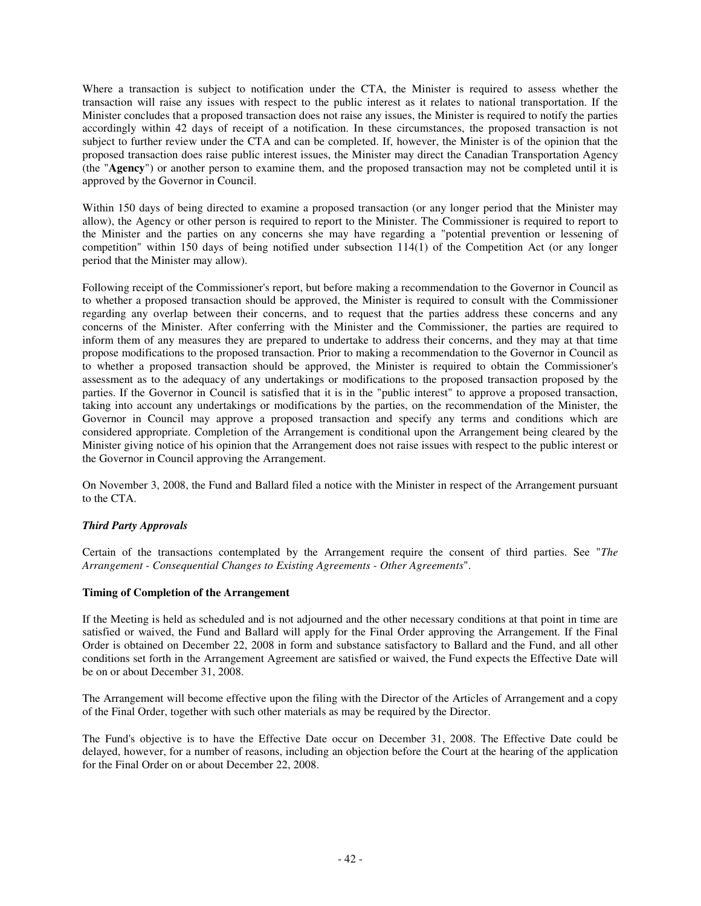Where a transaction is subject to notification under the CTA, the Minister is required to assess whether the transaction will raise any issues with respect to the public interest as it relates to national transportation. If the Minister concludes that a proposed transaction does not raise any issues, the Minister is required to notify the parties accordingly within 42 days of receipt of a notification. In these circumstances, the proposed transaction is not subject to further review under the CTA and can be completed. If, however, the Minister is of the opinion that the proposed transaction does raise public interest issues, the Minister may direct the Canadian Transportation Agency (the "**Agency**") or another person to examine them, and the proposed transaction may not be completed until it is approved by the Governor in Council.

Within 150 days of being directed to examine a proposed transaction (or any longer period that the Minister may allow), the Agency or other person is required to report to the Minister. The Commissioner is required to report to the Minister and the parties on any concerns she may have regarding a "potential prevention or lessening of competition" within 150 days of being notified under subsection 114(1) of the Competition Act (or any longer period that the Minister may allow).

Following receipt of the Commissioner's report, but before making a recommendation to the Governor in Council as to whether a proposed transaction should be approved, the Minister is required to consult with the Commissioner regarding any overlap between their concerns, and to request that the parties address these concerns and any concerns of the Minister. After conferring with the Minister and the Commissioner, the parties are required to inform them of any measures they are prepared to undertake to address their concerns, and they may at that time propose modifications to the proposed transaction. Prior to making a recommendation to the Governor in Council as to whether a proposed transaction should be approved, the Minister is required to obtain the Commissioner's assessment as to the adequacy of any undertakings or modifications to the proposed transaction proposed by the parties. If the Governor in Council is satisfied that it is in the "public interest" to approve a proposed transaction, taking into account any undertakings or modifications by the parties, on the recommendation of the Minister, the Governor in Council may approve a proposed transaction and specify any terms and conditions which are considered appropriate. Completion of the Arrangement is conditional upon the Arrangement being cleared by the Minister giving notice of his opinion that the Arrangement does not raise issues with respect to the public interest or the Governor in Council approving the Arrangement.

On November 3, 2008, the Fund and Ballard filed a notice with the Minister in respect of the Arrangement pursuant to the CTA.

***Third Party Approvals***

Certain of the transactions contemplated by the Arrangement require the consent of third parties. See "*The Arrangement - Consequential Changes to Existing Agreements - Other Agreements*".

**Timing of Completion of the Arrangement**

If the Meeting is held as scheduled and is not adjourned and the other necessary conditions at that point in time are satisfied or waived, the Fund and Ballard will apply for the Final Order approving the Arrangement. If the Final Order is obtained on December 22, 2008 in form and substance satisfactory to Ballard and the Fund, and all other conditions set forth in the Arrangement Agreement are satisfied or waived, the Fund expects the Effective Date will be on or about December 31, 2008.

The Arrangement will become effective upon the filing with the Director of the Articles of Arrangement and a copy of the Final Order, together with such other materials as may be required by the Director.

The Fund's objective is to have the Effective Date occur on December 31, 2008. The Effective Date could be delayed, however, for a number of reasons, including an objection before the Court at the hearing of the application for the Final Order on or about December 22, 2008.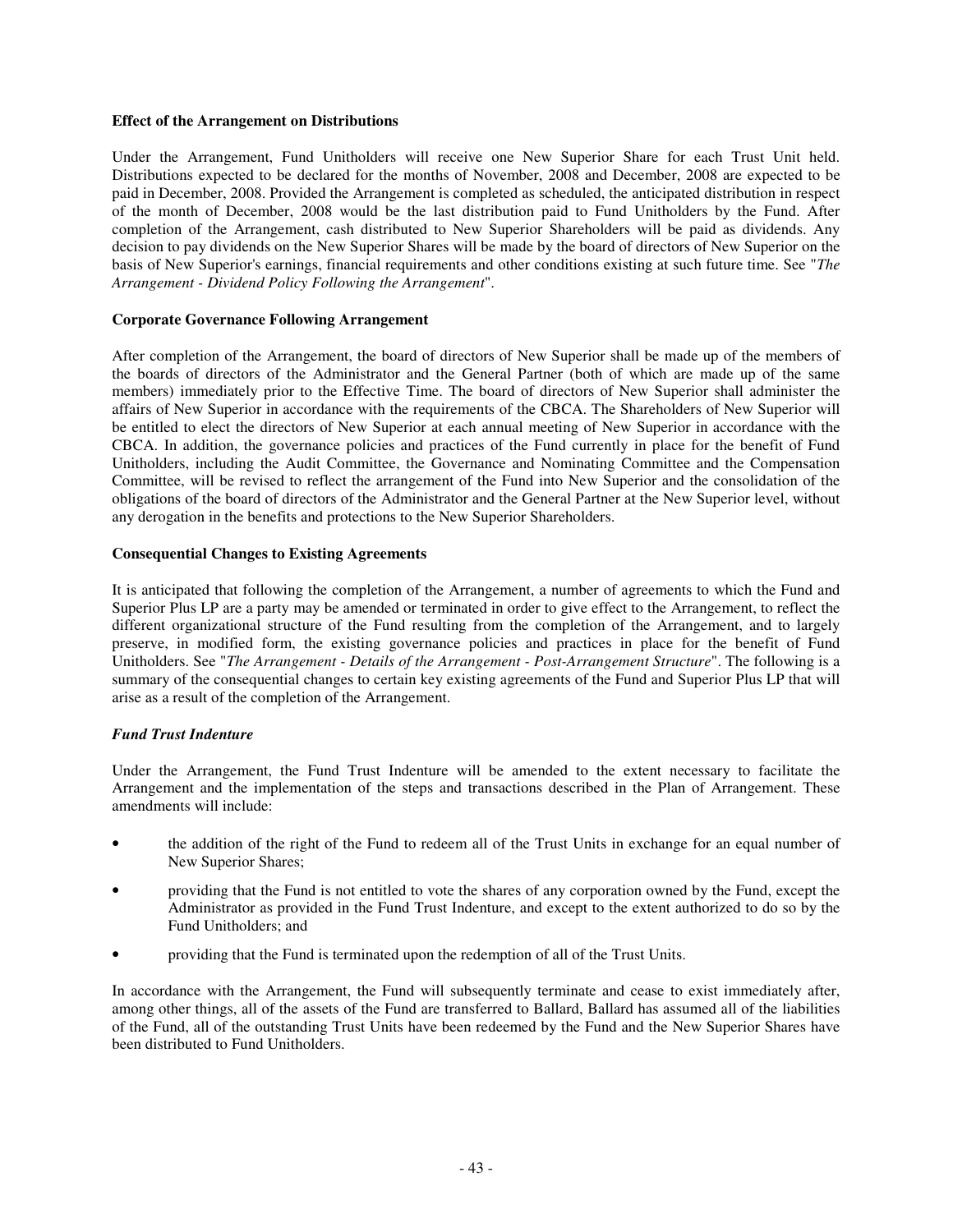**Effect of the Arrangement on Distributions**

Under the Arrangement, Fund Unitholders will receive one New Superior Share for each Trust Unit held. Distributions expected to be declared for the months of November, 2008 and December, 2008 are expected to be paid in December, 2008. Provided the Arrangement is completed as scheduled, the anticipated distribution in respect of the month of December, 2008 would be the last distribution paid to Fund Unitholders by the Fund. After completion of the Arrangement, cash distributed to New Superior Shareholders will be paid as dividends. Any decision to pay dividends on the New Superior Shares will be made by the board of directors of New Superior on the basis of New Superior's earnings, financial requirements and other conditions existing at such future time. See "*The Arrangement - Dividend Policy Following the Arrangement*".

**Corporate Governance Following Arrangement**

After completion of the Arrangement, the board of directors of New Superior shall be made up of the members of the boards of directors of the Administrator and the General Partner (both of which are made up of the same members) immediately prior to the Effective Time. The board of directors of New Superior shall administer the affairs of New Superior in accordance with the requirements of the CBCA. The Shareholders of New Superior will be entitled to elect the directors of New Superior at each annual meeting of New Superior in accordance with the CBCA. In addition, the governance policies and practices of the Fund currently in place for the benefit of Fund Unitholders, including the Audit Committee, the Governance and Nominating Committee and the Compensation Committee, will be revised to reflect the arrangement of the Fund into New Superior and the consolidation of the obligations of the board of directors of the Administrator and the General Partner at the New Superior level, without any derogation in the benefits and protections to the New Superior Shareholders.

**Consequential Changes to Existing Agreements**

It is anticipated that following the completion of the Arrangement, a number of agreements to which the Fund and Superior Plus LP are a party may be amended or terminated in order to give effect to the Arrangement, to reflect the different organizational structure of the Fund resulting from the completion of the Arrangement, and to largely preserve, in modified form, the existing governance policies and practices in place for the benefit of Fund Unitholders. See "*The Arrangement - Details of the Arrangement - Post-Arrangement Structure*". The following is a summary of the consequential changes to certain key existing agreements of the Fund and Superior Plus LP that will arise as a result of the completion of the Arrangement.

***Fund Trust Indenture***

Under the Arrangement, the Fund Trust Indenture will be amended to the extent necessary to facilitate the Arrangement and the implementation of the steps and transactions described in the Plan of Arrangement. These amendments will include:

- the addition of the right of the Fund to redeem all of the Trust Units in exchange for an equal number of New Superior Shares;
- providing that the Fund is not entitled to vote the shares of any corporation owned by the Fund, except the Administrator as provided in the Fund Trust Indenture, and except to the extent authorized to do so by the Fund Unitholders; and
- providing that the Fund is terminated upon the redemption of all of the Trust Units.

In accordance with the Arrangement, the Fund will subsequently terminate and cease to exist immediately after, among other things, all of the assets of the Fund are transferred to Ballard, Ballard has assumed all of the liabilities of the Fund, all of the outstanding Trust Units have been redeemed by the Fund and the New Superior Shares have been distributed to Fund Unitholders.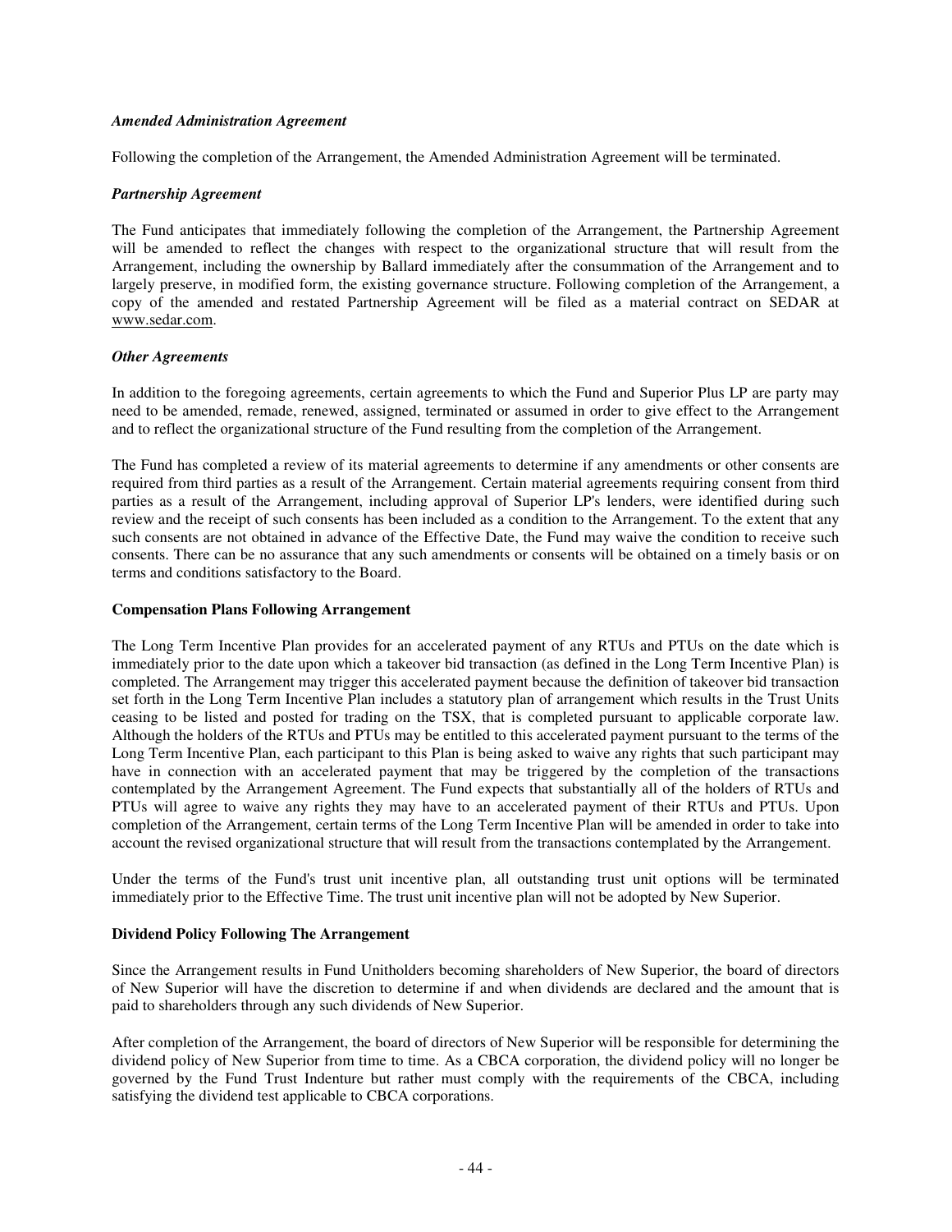***Amended Administration Agreement***

Following the completion of the Arrangement, the Amended Administration Agreement will be terminated.

***Partnership Agreement***

The Fund anticipates that immediately following the completion of the Arrangement, the Partnership Agreement will be amended to reflect the changes with respect to the organizational structure that will result from the Arrangement, including the ownership by Ballard immediately after the consummation of the Arrangement and to largely preserve, in modified form, the existing governance structure. Following completion of the Arrangement, a copy of the amended and restated Partnership Agreement will be filed as a material contract on SEDAR at www.sedar.com.

***Other Agreements***

In addition to the foregoing agreements, certain agreements to which the Fund and Superior Plus LP are party may need to be amended, remade, renewed, assigned, terminated or assumed in order to give effect to the Arrangement and to reflect the organizational structure of the Fund resulting from the completion of the Arrangement.

The Fund has completed a review of its material agreements to determine if any amendments or other consents are required from third parties as a result of the Arrangement. Certain material agreements requiring consent from third parties as a result of the Arrangement, including approval of Superior LP's lenders, were identified during such review and the receipt of such consents has been included as a condition to the Arrangement. To the extent that any such consents are not obtained in advance of the Effective Date, the Fund may waive the condition to receive such consents. There can be no assurance that any such amendments or consents will be obtained on a timely basis or on terms and conditions satisfactory to the Board.

**Compensation Plans Following Arrangement**

The Long Term Incentive Plan provides for an accelerated payment of any RTUs and PTUs on the date which is immediately prior to the date upon which a takeover bid transaction (as defined in the Long Term Incentive Plan) is completed. The Arrangement may trigger this accelerated payment because the definition of takeover bid transaction set forth in the Long Term Incentive Plan includes a statutory plan of arrangement which results in the Trust Units ceasing to be listed and posted for trading on the TSX, that is completed pursuant to applicable corporate law. Although the holders of the RTUs and PTUs may be entitled to this accelerated payment pursuant to the terms of the Long Term Incentive Plan, each participant to this Plan is being asked to waive any rights that such participant may have in connection with an accelerated payment that may be triggered by the completion of the transactions contemplated by the Arrangement Agreement. The Fund expects that substantially all of the holders of RTUs and PTUs will agree to waive any rights they may have to an accelerated payment of their RTUs and PTUs. Upon completion of the Arrangement, certain terms of the Long Term Incentive Plan will be amended in order to take into account the revised organizational structure that will result from the transactions contemplated by the Arrangement.

Under the terms of the Fund's trust unit incentive plan, all outstanding trust unit options will be terminated immediately prior to the Effective Time. The trust unit incentive plan will not be adopted by New Superior.

**Dividend Policy Following The Arrangement**

Since the Arrangement results in Fund Unitholders becoming shareholders of New Superior, the board of directors of New Superior will have the discretion to determine if and when dividends are declared and the amount that is paid to shareholders through any such dividends of New Superior.

After completion of the Arrangement, the board of directors of New Superior will be responsible for determining the dividend policy of New Superior from time to time. As a CBCA corporation, the dividend policy will no longer be governed by the Fund Trust Indenture but rather must comply with the requirements of the CBCA, including satisfying the dividend test applicable to CBCA corporations.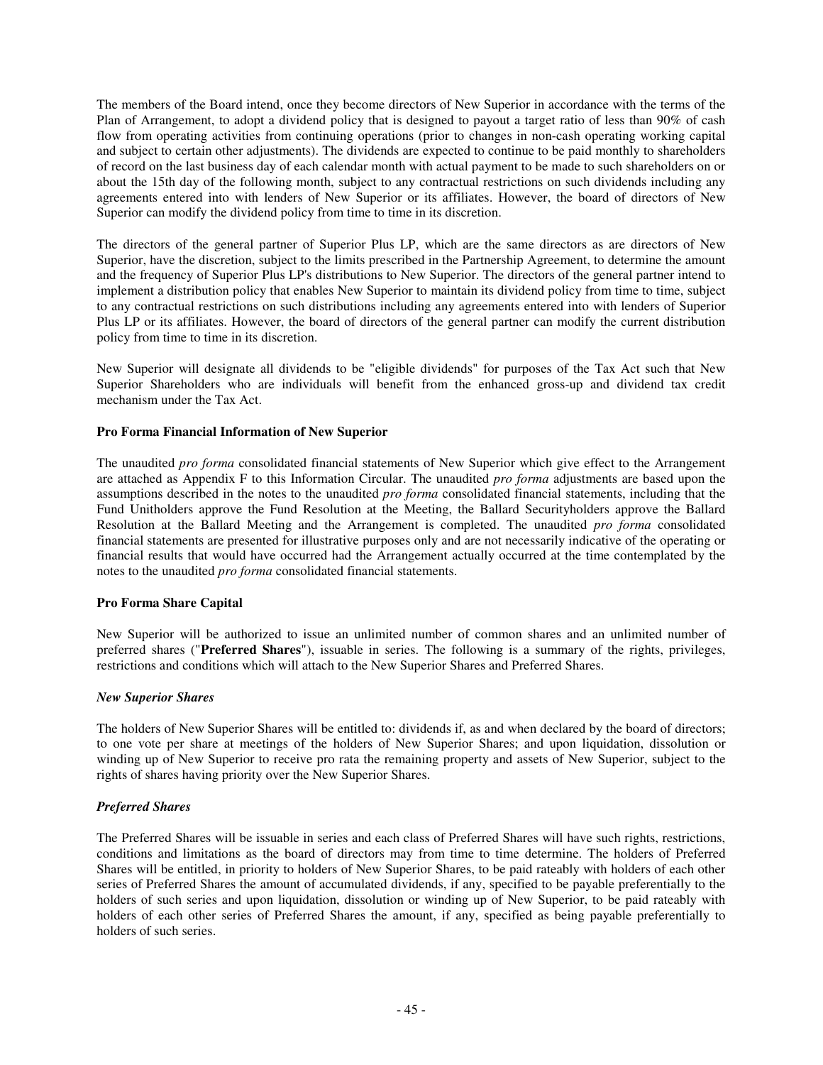The members of the Board intend, once they become directors of New Superior in accordance with the terms of the Plan of Arrangement, to adopt a dividend policy that is designed to payout a target ratio of less than 90% of cash flow from operating activities from continuing operations (prior to changes in non-cash operating working capital and subject to certain other adjustments). The dividends are expected to continue to be paid monthly to shareholders of record on the last business day of each calendar month with actual payment to be made to such shareholders on or about the 15th day of the following month, subject to any contractual restrictions on such dividends including any agreements entered into with lenders of New Superior or its affiliates. However, the board of directors of New Superior can modify the dividend policy from time to time in its discretion.

The directors of the general partner of Superior Plus LP, which are the same directors as are directors of New Superior, have the discretion, subject to the limits prescribed in the Partnership Agreement, to determine the amount and the frequency of Superior Plus LP's distributions to New Superior. The directors of the general partner intend to implement a distribution policy that enables New Superior to maintain its dividend policy from time to time, subject to any contractual restrictions on such distributions including any agreements entered into with lenders of Superior Plus LP or its affiliates. However, the board of directors of the general partner can modify the current distribution policy from time to time in its discretion.

New Superior will designate all dividends to be "eligible dividends" for purposes of the Tax Act such that New Superior Shareholders who are individuals will benefit from the enhanced gross-up and dividend tax credit mechanism under the Tax Act.

**Pro Forma Financial Information of New Superior**

The unaudited *pro forma* consolidated financial statements of New Superior which give effect to the Arrangement are attached as Appendix F to this Information Circular. The unaudited *pro forma* adjustments are based upon the assumptions described in the notes to the unaudited *pro forma* consolidated financial statements, including that the Fund Unitholders approve the Fund Resolution at the Meeting, the Ballard Securityholders approve the Ballard Resolution at the Ballard Meeting and the Arrangement is completed. The unaudited *pro forma* consolidated financial statements are presented for illustrative purposes only and are not necessarily indicative of the operating or financial results that would have occurred had the Arrangement actually occurred at the time contemplated by the notes to the unaudited *pro forma* consolidated financial statements.

**Pro Forma Share Capital**

New Superior will be authorized to issue an unlimited number of common shares and an unlimited number of preferred shares ("**Preferred Shares**"), issuable in series. The following is a summary of the rights, privileges, restrictions and conditions which will attach to the New Superior Shares and Preferred Shares.

***New Superior Shares***

The holders of New Superior Shares will be entitled to: dividends if, as and when declared by the board of directors; to one vote per share at meetings of the holders of New Superior Shares; and upon liquidation, dissolution or winding up of New Superior to receive pro rata the remaining property and assets of New Superior, subject to the rights of shares having priority over the New Superior Shares.

***Preferred Shares***

The Preferred Shares will be issuable in series and each class of Preferred Shares will have such rights, restrictions, conditions and limitations as the board of directors may from time to time determine. The holders of Preferred Shares will be entitled, in priority to holders of New Superior Shares, to be paid rateably with holders of each other series of Preferred Shares the amount of accumulated dividends, if any, specified to be payable preferentially to the holders of such series and upon liquidation, dissolution or winding up of New Superior, to be paid rateably with holders of each other series of Preferred Shares the amount, if any, specified as being payable preferentially to holders of such series.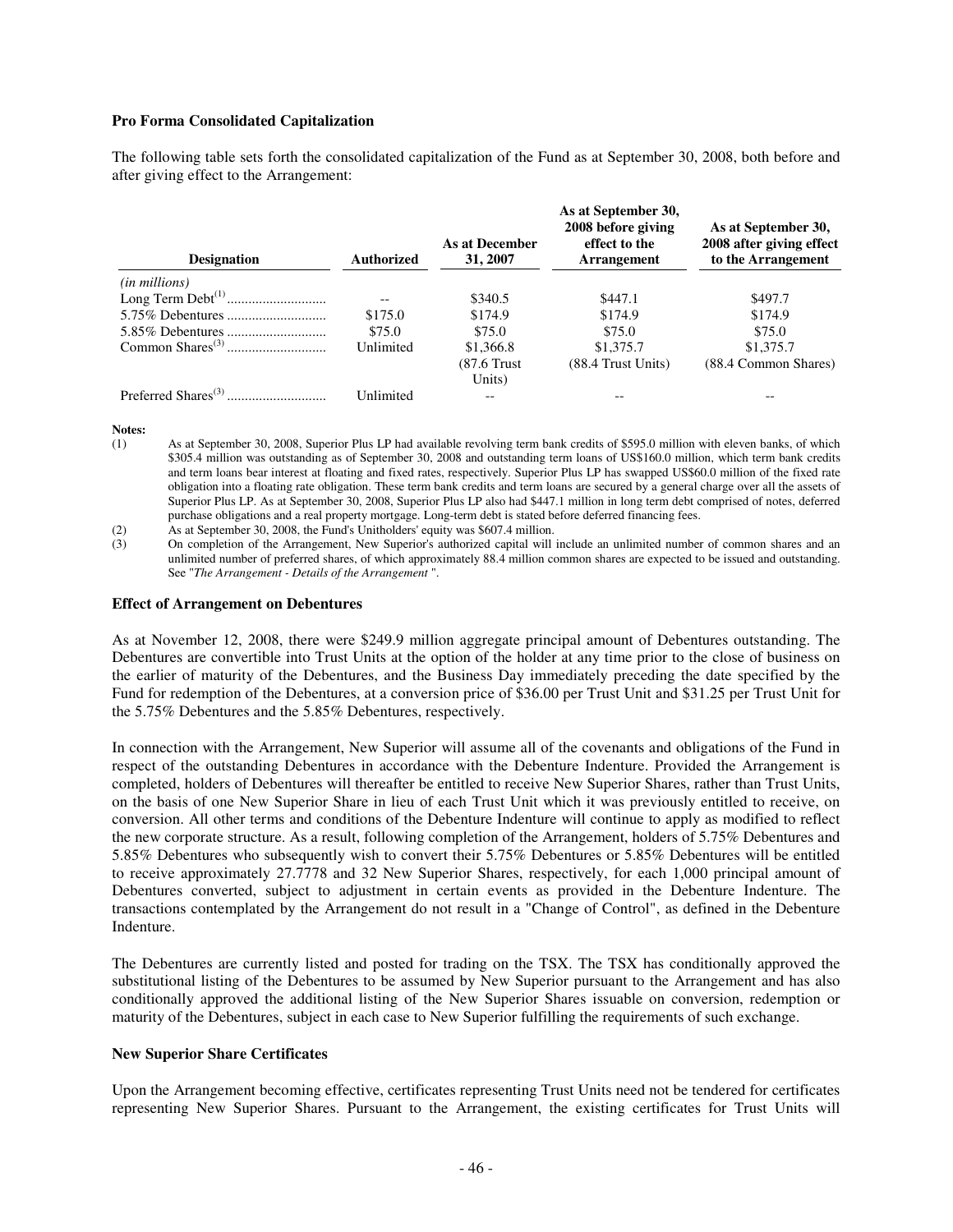**Pro Forma Consolidated Capitalization**

The following table sets forth the consolidated capitalization of the Fund as at September 30, 2008, both before and after giving effect to the Arrangement:

| Designation | Authorized | As at December 31, 2007 | As at September 30, 2008 before giving effect to the Arrangement | As at September 30, 2008 after giving effect to the Arrangement |
|---|---|---|---|---|
| *(in millions)* | | | | |
| Long Term Debt[(1)] | -- | $340.5 | $447.1 | $497.7 |
| 5.75% Debentures | $175.0 | $174.9 | $174.9 | $174.9 |
| 5.85% Debentures | $75.0 | $75.0 | $75.0 | $75.0 |
| Common Shares[(3)] | Unlimited | $1,366.8 (87.6 Trust Units) | $1,375.7 (88.4 Trust Units) | $1,375.7 (88.4 Common Shares) |
| Preferred Shares[(3)] | Unlimited | -- | -- | -- |

**Notes:**

(1) As at September 30, 2008, Superior Plus LP had available revolving term bank credits of $595.0 million with eleven banks, of which $305.4 million was outstanding as of September 30, 2008 and outstanding term loans of US$160.0 million, which term bank credits and term loans bear interest at floating and fixed rates, respectively. Superior Plus LP has swapped US$60.0 million of the fixed rate obligation into a floating rate obligation. These term bank credits and term loans are secured by a general charge over all the assets of Superior Plus LP. As at September 30, 2008, Superior Plus LP also had $447.1 million in long term debt comprised of notes, deferred purchase obligations and a real property mortgage. Long-term debt is stated before deferred financing fees.

(2) As at September 30, 2008, the Fund's Unitholders' equity was $607.4 million.

(3) On completion of the Arrangement, New Superior's authorized capital will include an unlimited number of common shares and an unlimited number of preferred shares, of which approximately 88.4 million common shares are expected to be issued and outstanding. See "*The Arrangement - Details of the Arrangement* ".

**Effect of Arrangement on Debentures**

As at November 12, 2008, there were $249.9 million aggregate principal amount of Debentures outstanding. The Debentures are convertible into Trust Units at the option of the holder at any time prior to the close of business on the earlier of maturity of the Debentures, and the Business Day immediately preceding the date specified by the Fund for redemption of the Debentures, at a conversion price of $36.00 per Trust Unit and $31.25 per Trust Unit for the 5.75% Debentures and the 5.85% Debentures, respectively.

In connection with the Arrangement, New Superior will assume all of the covenants and obligations of the Fund in respect of the outstanding Debentures in accordance with the Debenture Indenture. Provided the Arrangement is completed, holders of Debentures will thereafter be entitled to receive New Superior Shares, rather than Trust Units, on the basis of one New Superior Share in lieu of each Trust Unit which it was previously entitled to receive, on conversion. All other terms and conditions of the Debenture Indenture will continue to apply as modified to reflect the new corporate structure. As a result, following completion of the Arrangement, holders of 5.75% Debentures and 5.85% Debentures who subsequently wish to convert their 5.75% Debentures or 5.85% Debentures will be entitled to receive approximately 27.7778 and 32 New Superior Shares, respectively, for each 1,000 principal amount of Debentures converted, subject to adjustment in certain events as provided in the Debenture Indenture. The transactions contemplated by the Arrangement do not result in a "Change of Control", as defined in the Debenture Indenture.

The Debentures are currently listed and posted for trading on the TSX. The TSX has conditionally approved the substitutional listing of the Debentures to be assumed by New Superior pursuant to the Arrangement and has also conditionally approved the additional listing of the New Superior Shares issuable on conversion, redemption or maturity of the Debentures, subject in each case to New Superior fulfilling the requirements of such exchange.

**New Superior Share Certificates**

Upon the Arrangement becoming effective, certificates representing Trust Units need not be tendered for certificates representing New Superior Shares. Pursuant to the Arrangement, the existing certificates for Trust Units will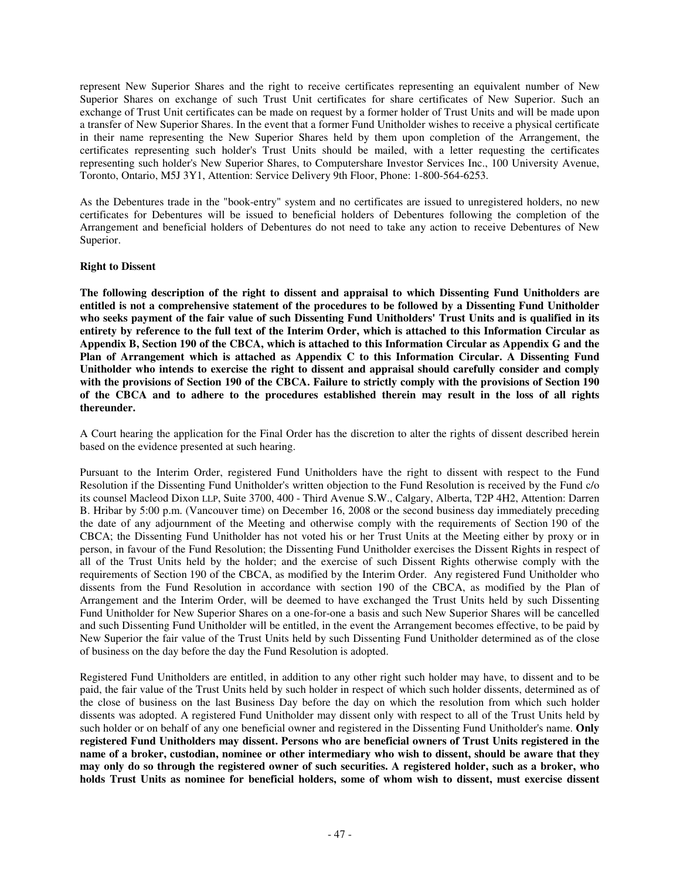represent New Superior Shares and the right to receive certificates representing an equivalent number of New Superior Shares on exchange of such Trust Unit certificates for share certificates of New Superior. Such an exchange of Trust Unit certificates can be made on request by a former holder of Trust Units and will be made upon a transfer of New Superior Shares. In the event that a former Fund Unitholder wishes to receive a physical certificate in their name representing the New Superior Shares held by them upon completion of the Arrangement, the certificates representing such holder's Trust Units should be mailed, with a letter requesting the certificates representing such holder's New Superior Shares, to Computershare Investor Services Inc., 100 University Avenue, Toronto, Ontario, M5J 3Y1, Attention: Service Delivery 9th Floor, Phone: 1-800-564-6253.

As the Debentures trade in the "book-entry" system and no certificates are issued to unregistered holders, no new certificates for Debentures will be issued to beneficial holders of Debentures following the completion of the Arrangement and beneficial holders of Debentures do not need to take any action to receive Debentures of New Superior.

**Right to Dissent**

**The following description of the right to dissent and appraisal to which Dissenting Fund Unitholders are entitled is not a comprehensive statement of the procedures to be followed by a Dissenting Fund Unitholder who seeks payment of the fair value of such Dissenting Fund Unitholders' Trust Units and is qualified in its entirety by reference to the full text of the Interim Order, which is attached to this Information Circular as Appendix B, Section 190 of the CBCA, which is attached to this Information Circular as Appendix G and the Plan of Arrangement which is attached as Appendix C to this Information Circular. A Dissenting Fund Unitholder who intends to exercise the right to dissent and appraisal should carefully consider and comply with the provisions of Section 190 of the CBCA. Failure to strictly comply with the provisions of Section 190 of the CBCA and to adhere to the procedures established therein may result in the loss of all rights thereunder.**

A Court hearing the application for the Final Order has the discretion to alter the rights of dissent described herein based on the evidence presented at such hearing.

Pursuant to the Interim Order, registered Fund Unitholders have the right to dissent with respect to the Fund Resolution if the Dissenting Fund Unitholder's written objection to the Fund Resolution is received by the Fund c/o its counsel Macleod Dixon LLP, Suite 3700, 400 - Third Avenue S.W., Calgary, Alberta, T2P 4H2, Attention: Darren B. Hribar by 5:00 p.m. (Vancouver time) on December 16, 2008 or the second business day immediately preceding the date of any adjournment of the Meeting and otherwise comply with the requirements of Section 190 of the CBCA; the Dissenting Fund Unitholder has not voted his or her Trust Units at the Meeting either by proxy or in person, in favour of the Fund Resolution; the Dissenting Fund Unitholder exercises the Dissent Rights in respect of all of the Trust Units held by the holder; and the exercise of such Dissent Rights otherwise comply with the requirements of Section 190 of the CBCA, as modified by the Interim Order. Any registered Fund Unitholder who dissents from the Fund Resolution in accordance with section 190 of the CBCA, as modified by the Plan of Arrangement and the Interim Order, will be deemed to have exchanged the Trust Units held by such Dissenting Fund Unitholder for New Superior Shares on a one-for-one basis and such New Superior Shares will be cancelled and such Dissenting Fund Unitholder will be entitled, in the event the Arrangement becomes effective, to be paid by New Superior the fair value of the Trust Units held by such Dissenting Fund Unitholder determined as of the close of business on the day before the day the Fund Resolution is adopted.

Registered Fund Unitholders are entitled, in addition to any other right such holder may have, to dissent and to be paid, the fair value of the Trust Units held by such holder in respect of which such holder dissents, determined as of the close of business on the last Business Day before the day on which the resolution from which such holder dissents was adopted. A registered Fund Unitholder may dissent only with respect to all of the Trust Units held by such holder or on behalf of any one beneficial owner and registered in the Dissenting Fund Unitholder's name. **Only registered Fund Unitholders may dissent. Persons who are beneficial owners of Trust Units registered in the name of a broker, custodian, nominee or other intermediary who wish to dissent, should be aware that they may only do so through the registered owner of such securities. A registered holder, such as a broker, who holds Trust Units as nominee for beneficial holders, some of whom wish to dissent, must exercise dissent**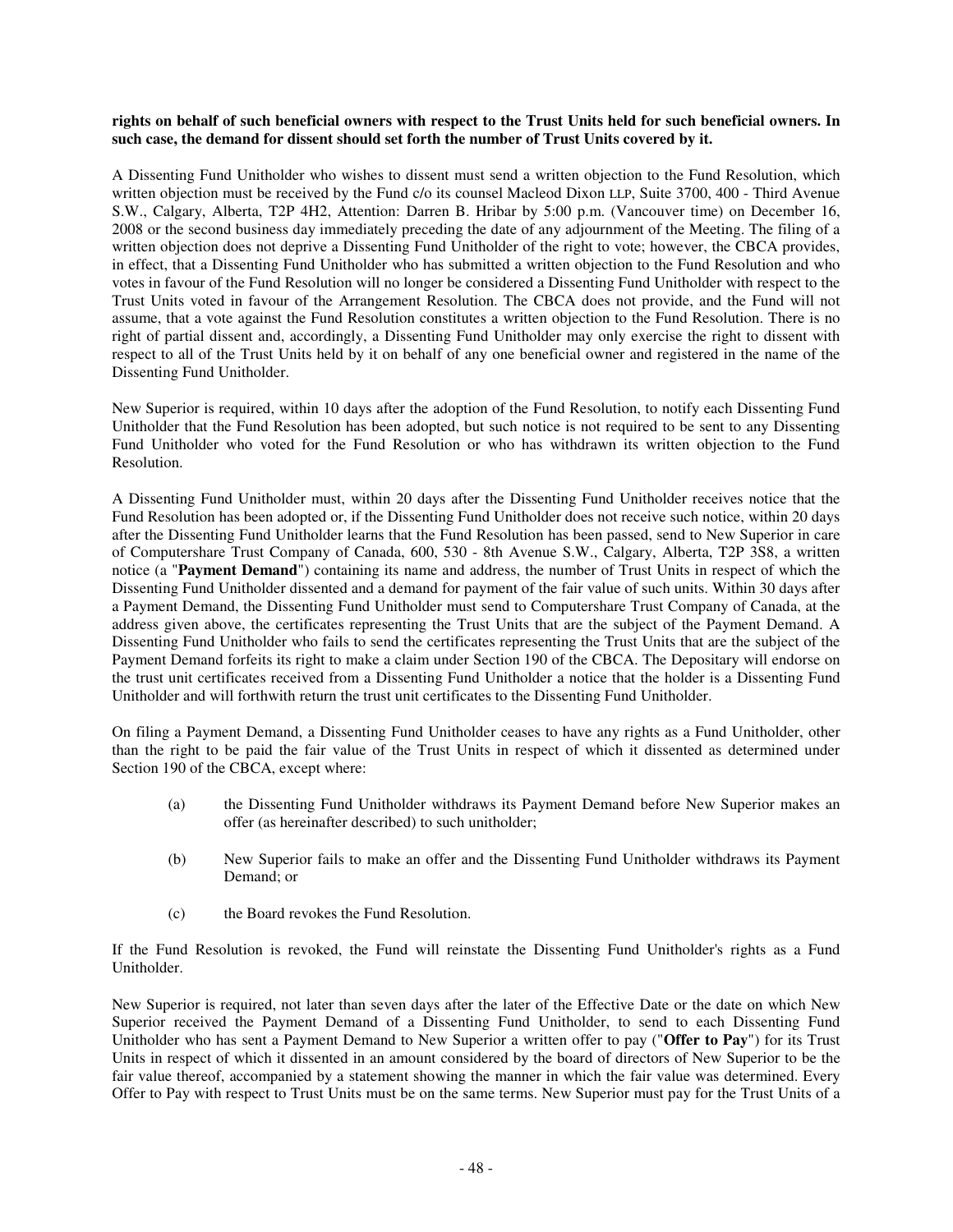**rights on behalf of such beneficial owners with respect to the Trust Units held for such beneficial owners. In such case, the demand for dissent should set forth the number of Trust Units covered by it.**

A Dissenting Fund Unitholder who wishes to dissent must send a written objection to the Fund Resolution, which written objection must be received by the Fund c/o its counsel Macleod Dixon LLP, Suite 3700, 400 - Third Avenue S.W., Calgary, Alberta, T2P 4H2, Attention: Darren B. Hribar by 5:00 p.m. (Vancouver time) on December 16, 2008 or the second business day immediately preceding the date of any adjournment of the Meeting. The filing of a written objection does not deprive a Dissenting Fund Unitholder of the right to vote; however, the CBCA provides, in effect, that a Dissenting Fund Unitholder who has submitted a written objection to the Fund Resolution and who votes in favour of the Fund Resolution will no longer be considered a Dissenting Fund Unitholder with respect to the Trust Units voted in favour of the Arrangement Resolution. The CBCA does not provide, and the Fund will not assume, that a vote against the Fund Resolution constitutes a written objection to the Fund Resolution. There is no right of partial dissent and, accordingly, a Dissenting Fund Unitholder may only exercise the right to dissent with respect to all of the Trust Units held by it on behalf of any one beneficial owner and registered in the name of the Dissenting Fund Unitholder.

New Superior is required, within 10 days after the adoption of the Fund Resolution, to notify each Dissenting Fund Unitholder that the Fund Resolution has been adopted, but such notice is not required to be sent to any Dissenting Fund Unitholder who voted for the Fund Resolution or who has withdrawn its written objection to the Fund Resolution.

A Dissenting Fund Unitholder must, within 20 days after the Dissenting Fund Unitholder receives notice that the Fund Resolution has been adopted or, if the Dissenting Fund Unitholder does not receive such notice, within 20 days after the Dissenting Fund Unitholder learns that the Fund Resolution has been passed, send to New Superior in care of Computershare Trust Company of Canada, 600, 530 - 8th Avenue S.W., Calgary, Alberta, T2P 3S8, a written notice (a "**Payment Demand**") containing its name and address, the number of Trust Units in respect of which the Dissenting Fund Unitholder dissented and a demand for payment of the fair value of such units. Within 30 days after a Payment Demand, the Dissenting Fund Unitholder must send to Computershare Trust Company of Canada, at the address given above, the certificates representing the Trust Units that are the subject of the Payment Demand. A Dissenting Fund Unitholder who fails to send the certificates representing the Trust Units that are the subject of the Payment Demand forfeits its right to make a claim under Section 190 of the CBCA. The Depositary will endorse on the trust unit certificates received from a Dissenting Fund Unitholder a notice that the holder is a Dissenting Fund Unitholder and will forthwith return the trust unit certificates to the Dissenting Fund Unitholder.

On filing a Payment Demand, a Dissenting Fund Unitholder ceases to have any rights as a Fund Unitholder, other than the right to be paid the fair value of the Trust Units in respect of which it dissented as determined under Section 190 of the CBCA, except where:

(a) the Dissenting Fund Unitholder withdraws its Payment Demand before New Superior makes an offer (as hereinafter described) to such unitholder;

(b) New Superior fails to make an offer and the Dissenting Fund Unitholder withdraws its Payment Demand; or

(c) the Board revokes the Fund Resolution.

If the Fund Resolution is revoked, the Fund will reinstate the Dissenting Fund Unitholder's rights as a Fund Unitholder.

New Superior is required, not later than seven days after the later of the Effective Date or the date on which New Superior received the Payment Demand of a Dissenting Fund Unitholder, to send to each Dissenting Fund Unitholder who has sent a Payment Demand to New Superior a written offer to pay ("**Offer to Pay**") for its Trust Units in respect of which it dissented in an amount considered by the board of directors of New Superior to be the fair value thereof, accompanied by a statement showing the manner in which the fair value was determined. Every Offer to Pay with respect to Trust Units must be on the same terms. New Superior must pay for the Trust Units of a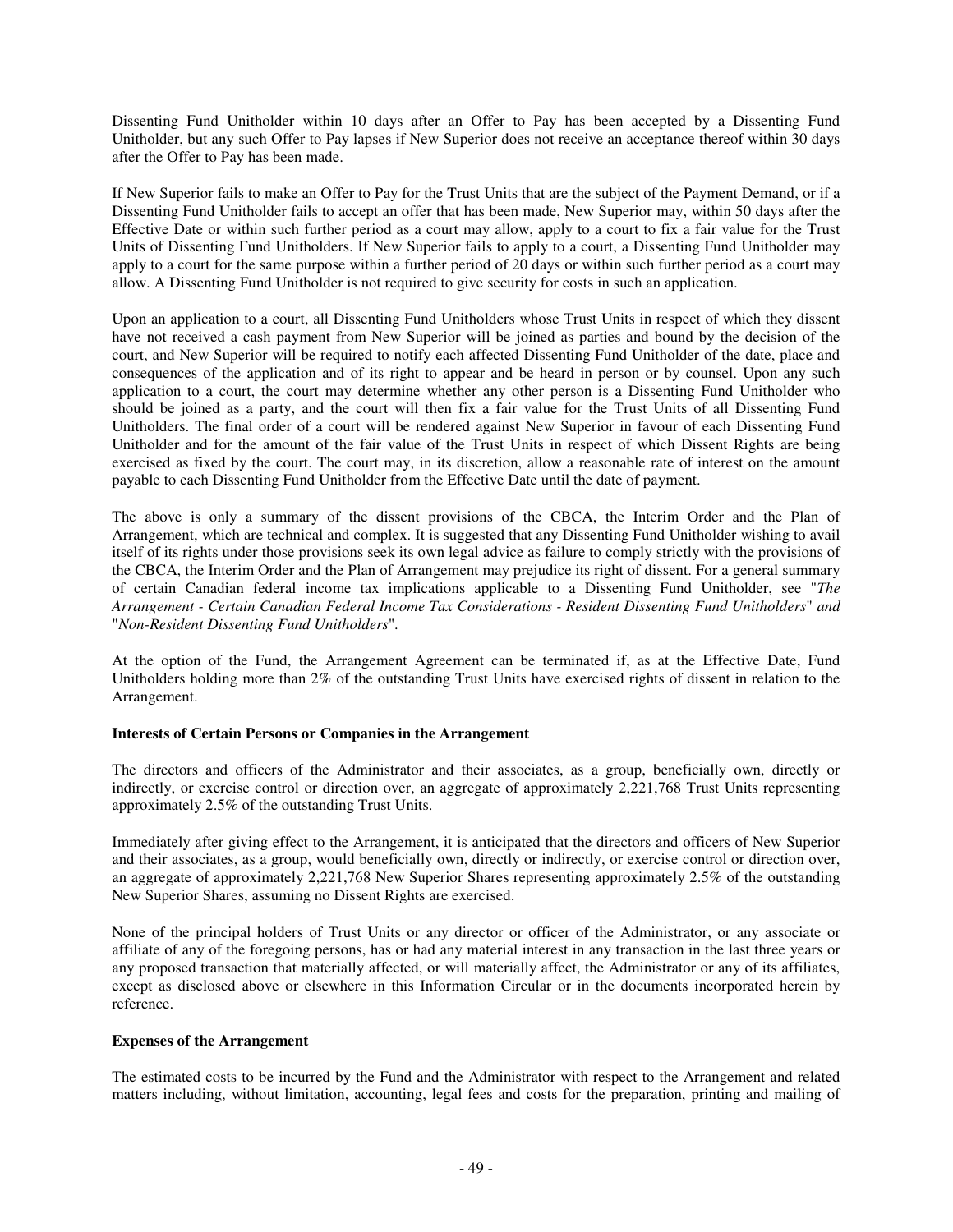Dissenting Fund Unitholder within 10 days after an Offer to Pay has been accepted by a Dissenting Fund Unitholder, but any such Offer to Pay lapses if New Superior does not receive an acceptance thereof within 30 days after the Offer to Pay has been made.

If New Superior fails to make an Offer to Pay for the Trust Units that are the subject of the Payment Demand, or if a Dissenting Fund Unitholder fails to accept an offer that has been made, New Superior may, within 50 days after the Effective Date or within such further period as a court may allow, apply to a court to fix a fair value for the Trust Units of Dissenting Fund Unitholders. If New Superior fails to apply to a court, a Dissenting Fund Unitholder may apply to a court for the same purpose within a further period of 20 days or within such further period as a court may allow. A Dissenting Fund Unitholder is not required to give security for costs in such an application.

Upon an application to a court, all Dissenting Fund Unitholders whose Trust Units in respect of which they dissent have not received a cash payment from New Superior will be joined as parties and bound by the decision of the court, and New Superior will be required to notify each affected Dissenting Fund Unitholder of the date, place and consequences of the application and of its right to appear and be heard in person or by counsel. Upon any such application to a court, the court may determine whether any other person is a Dissenting Fund Unitholder who should be joined as a party, and the court will then fix a fair value for the Trust Units of all Dissenting Fund Unitholders. The final order of a court will be rendered against New Superior in favour of each Dissenting Fund Unitholder and for the amount of the fair value of the Trust Units in respect of which Dissent Rights are being exercised as fixed by the court. The court may, in its discretion, allow a reasonable rate of interest on the amount payable to each Dissenting Fund Unitholder from the Effective Date until the date of payment.

The above is only a summary of the dissent provisions of the CBCA, the Interim Order and the Plan of Arrangement, which are technical and complex. It is suggested that any Dissenting Fund Unitholder wishing to avail itself of its rights under those provisions seek its own legal advice as failure to comply strictly with the provisions of the CBCA, the Interim Order and the Plan of Arrangement may prejudice its right of dissent. For a general summary of certain Canadian federal income tax implications applicable to a Dissenting Fund Unitholder, see "*The Arrangement - Certain Canadian Federal Income Tax Considerations - Resident Dissenting Fund Unitholders*" and "*Non-Resident Dissenting Fund Unitholders*".

At the option of the Fund, the Arrangement Agreement can be terminated if, as at the Effective Date, Fund Unitholders holding more than 2% of the outstanding Trust Units have exercised rights of dissent in relation to the Arrangement.

**Interests of Certain Persons or Companies in the Arrangement**

The directors and officers of the Administrator and their associates, as a group, beneficially own, directly or indirectly, or exercise control or direction over, an aggregate of approximately 2,221,768 Trust Units representing approximately 2.5% of the outstanding Trust Units.

Immediately after giving effect to the Arrangement, it is anticipated that the directors and officers of New Superior and their associates, as a group, would beneficially own, directly or indirectly, or exercise control or direction over, an aggregate of approximately 2,221,768 New Superior Shares representing approximately 2.5% of the outstanding New Superior Shares, assuming no Dissent Rights are exercised.

None of the principal holders of Trust Units or any director or officer of the Administrator, or any associate or affiliate of any of the foregoing persons, has or had any material interest in any transaction in the last three years or any proposed transaction that materially affected, or will materially affect, the Administrator or any of its affiliates, except as disclosed above or elsewhere in this Information Circular or in the documents incorporated herein by reference.

**Expenses of the Arrangement**

The estimated costs to be incurred by the Fund and the Administrator with respect to the Arrangement and related matters including, without limitation, accounting, legal fees and costs for the preparation, printing and mailing of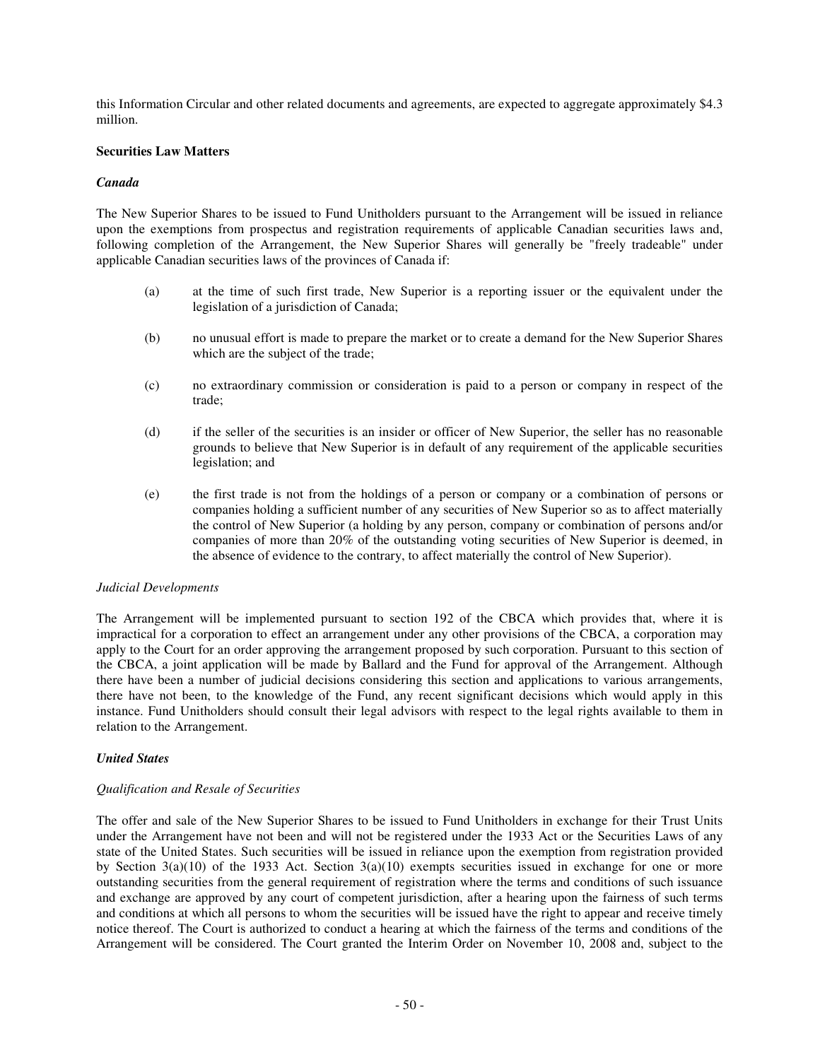this Information Circular and other related documents and agreements, are expected to aggregate approximately $4.3 million.

**Securities Law Matters**

***Canada***

The New Superior Shares to be issued to Fund Unitholders pursuant to the Arrangement will be issued in reliance upon the exemptions from prospectus and registration requirements of applicable Canadian securities laws and, following completion of the Arrangement, the New Superior Shares will generally be "freely tradeable" under applicable Canadian securities laws of the provinces of Canada if:

(a) at the time of such first trade, New Superior is a reporting issuer or the equivalent under the legislation of a jurisdiction of Canada;

(b) no unusual effort is made to prepare the market or to create a demand for the New Superior Shares which are the subject of the trade;

(c) no extraordinary commission or consideration is paid to a person or company in respect of the trade;

(d) if the seller of the securities is an insider or officer of New Superior, the seller has no reasonable grounds to believe that New Superior is in default of any requirement of the applicable securities legislation; and

(e) the first trade is not from the holdings of a person or company or a combination of persons or companies holding a sufficient number of any securities of New Superior so as to affect materially the control of New Superior (a holding by any person, company or combination of persons and/or companies of more than 20% of the outstanding voting securities of New Superior is deemed, in the absence of evidence to the contrary, to affect materially the control of New Superior).

*Judicial Developments*

The Arrangement will be implemented pursuant to section 192 of the CBCA which provides that, where it is impractical for a corporation to effect an arrangement under any other provisions of the CBCA, a corporation may apply to the Court for an order approving the arrangement proposed by such corporation. Pursuant to this section of the CBCA, a joint application will be made by Ballard and the Fund for approval of the Arrangement. Although there have been a number of judicial decisions considering this section and applications to various arrangements, there have not been, to the knowledge of the Fund, any recent significant decisions which would apply in this instance. Fund Unitholders should consult their legal advisors with respect to the legal rights available to them in relation to the Arrangement.

***United States***

*Qualification and Resale of Securities*

The offer and sale of the New Superior Shares to be issued to Fund Unitholders in exchange for their Trust Units under the Arrangement have not been and will not be registered under the 1933 Act or the Securities Laws of any state of the United States. Such securities will be issued in reliance upon the exemption from registration provided by Section 3(a)(10) of the 1933 Act. Section 3(a)(10) exempts securities issued in exchange for one or more outstanding securities from the general requirement of registration where the terms and conditions of such issuance and exchange are approved by any court of competent jurisdiction, after a hearing upon the fairness of such terms and conditions at which all persons to whom the securities will be issued have the right to appear and receive timely notice thereof. The Court is authorized to conduct a hearing at which the fairness of the terms and conditions of the Arrangement will be considered. The Court granted the Interim Order on November 10, 2008 and, subject to the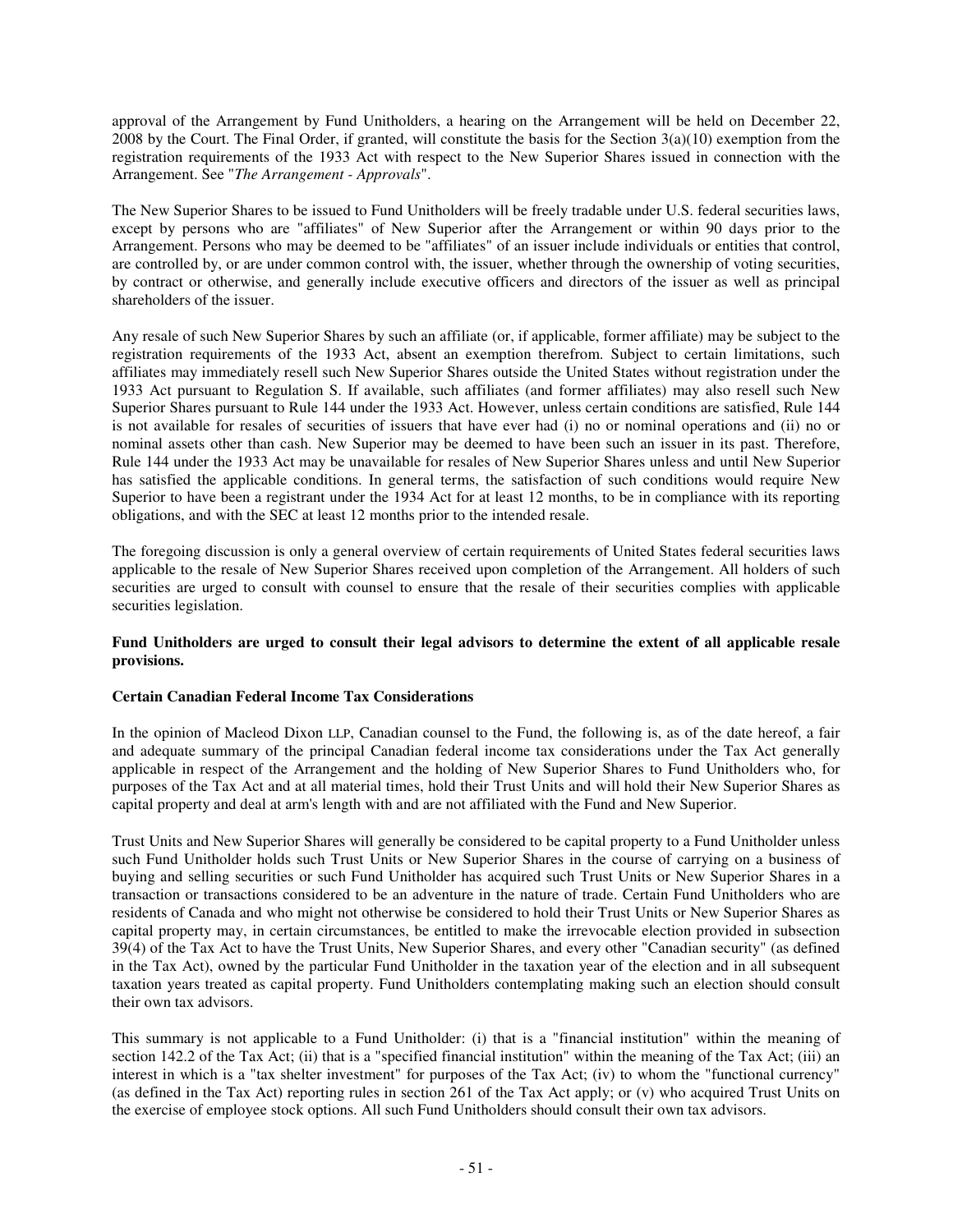approval of the Arrangement by Fund Unitholders, a hearing on the Arrangement will be held on December 22, 2008 by the Court. The Final Order, if granted, will constitute the basis for the Section 3(a)(10) exemption from the registration requirements of the 1933 Act with respect to the New Superior Shares issued in connection with the Arrangement. See "*The Arrangement - Approvals*".

The New Superior Shares to be issued to Fund Unitholders will be freely tradable under U.S. federal securities laws, except by persons who are "affiliates" of New Superior after the Arrangement or within 90 days prior to the Arrangement. Persons who may be deemed to be "affiliates" of an issuer include individuals or entities that control, are controlled by, or are under common control with, the issuer, whether through the ownership of voting securities, by contract or otherwise, and generally include executive officers and directors of the issuer as well as principal shareholders of the issuer.

Any resale of such New Superior Shares by such an affiliate (or, if applicable, former affiliate) may be subject to the registration requirements of the 1933 Act, absent an exemption therefrom. Subject to certain limitations, such affiliates may immediately resell such New Superior Shares outside the United States without registration under the 1933 Act pursuant to Regulation S. If available, such affiliates (and former affiliates) may also resell such New Superior Shares pursuant to Rule 144 under the 1933 Act. However, unless certain conditions are satisfied, Rule 144 is not available for resales of securities of issuers that have ever had (i) no or nominal operations and (ii) no or nominal assets other than cash. New Superior may be deemed to have been such an issuer in its past. Therefore, Rule 144 under the 1933 Act may be unavailable for resales of New Superior Shares unless and until New Superior has satisfied the applicable conditions. In general terms, the satisfaction of such conditions would require New Superior to have been a registrant under the 1934 Act for at least 12 months, to be in compliance with its reporting obligations, and with the SEC at least 12 months prior to the intended resale.

The foregoing discussion is only a general overview of certain requirements of United States federal securities laws applicable to the resale of New Superior Shares received upon completion of the Arrangement. All holders of such securities are urged to consult with counsel to ensure that the resale of their securities complies with applicable securities legislation.

**Fund Unitholders are urged to consult their legal advisors to determine the extent of all applicable resale provisions.**

**Certain Canadian Federal Income Tax Considerations**

In the opinion of Macleod Dixon LLP, Canadian counsel to the Fund, the following is, as of the date hereof, a fair and adequate summary of the principal Canadian federal income tax considerations under the Tax Act generally applicable in respect of the Arrangement and the holding of New Superior Shares to Fund Unitholders who, for purposes of the Tax Act and at all material times, hold their Trust Units and will hold their New Superior Shares as capital property and deal at arm's length with and are not affiliated with the Fund and New Superior.

Trust Units and New Superior Shares will generally be considered to be capital property to a Fund Unitholder unless such Fund Unitholder holds such Trust Units or New Superior Shares in the course of carrying on a business of buying and selling securities or such Fund Unitholder has acquired such Trust Units or New Superior Shares in a transaction or transactions considered to be an adventure in the nature of trade. Certain Fund Unitholders who are residents of Canada and who might not otherwise be considered to hold their Trust Units or New Superior Shares as capital property may, in certain circumstances, be entitled to make the irrevocable election provided in subsection 39(4) of the Tax Act to have the Trust Units, New Superior Shares, and every other "Canadian security" (as defined in the Tax Act), owned by the particular Fund Unitholder in the taxation year of the election and in all subsequent taxation years treated as capital property. Fund Unitholders contemplating making such an election should consult their own tax advisors.

This summary is not applicable to a Fund Unitholder: (i) that is a "financial institution" within the meaning of section 142.2 of the Tax Act; (ii) that is a "specified financial institution" within the meaning of the Tax Act; (iii) an interest in which is a "tax shelter investment" for purposes of the Tax Act; (iv) to whom the "functional currency" (as defined in the Tax Act) reporting rules in section 261 of the Tax Act apply; or (v) who acquired Trust Units on the exercise of employee stock options. All such Fund Unitholders should consult their own tax advisors.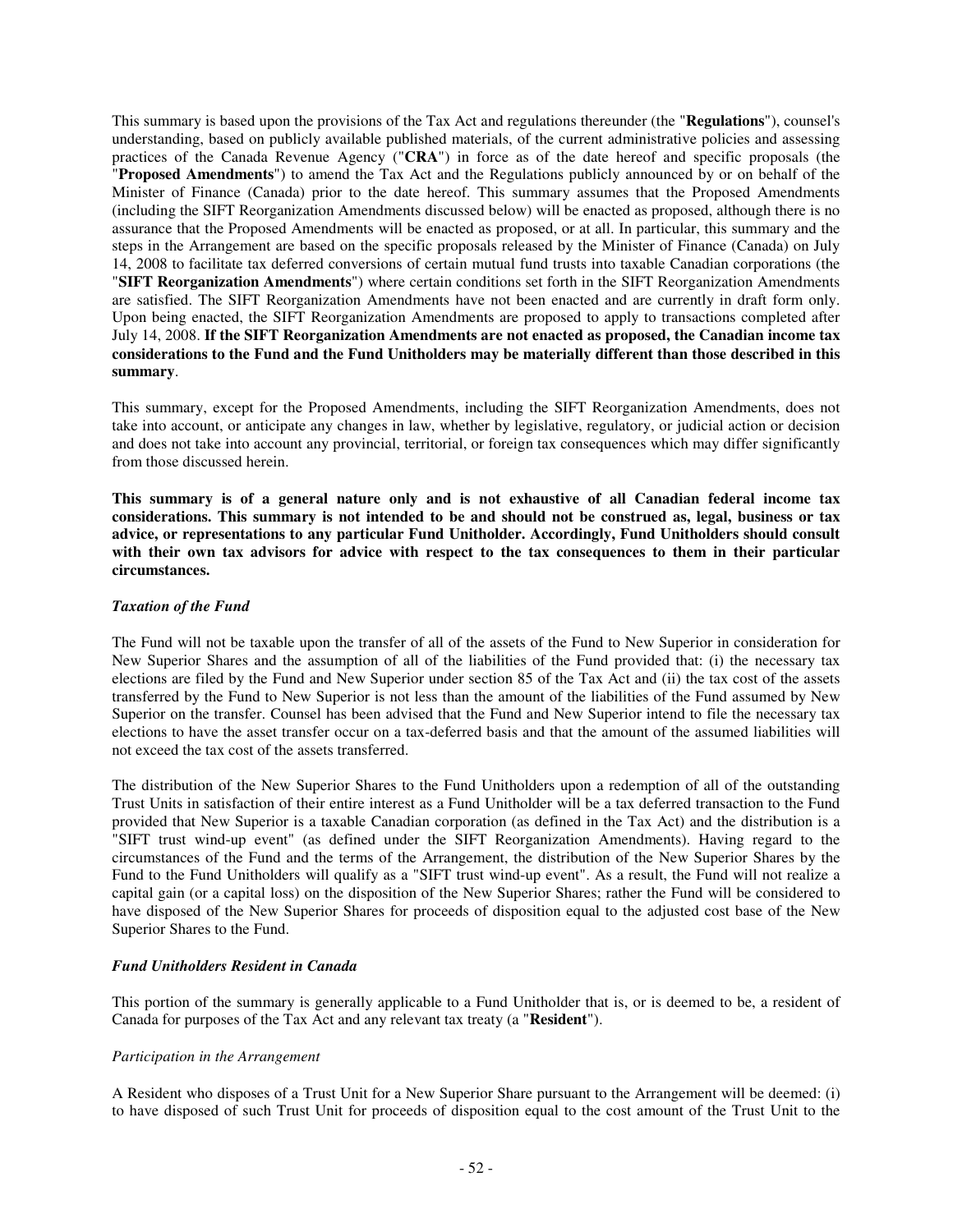This summary is based upon the provisions of the Tax Act and regulations thereunder (the "**Regulations**"), counsel's understanding, based on publicly available published materials, of the current administrative policies and assessing practices of the Canada Revenue Agency ("**CRA**") in force as of the date hereof and specific proposals (the "**Proposed Amendments**") to amend the Tax Act and the Regulations publicly announced by or on behalf of the Minister of Finance (Canada) prior to the date hereof. This summary assumes that the Proposed Amendments (including the SIFT Reorganization Amendments discussed below) will be enacted as proposed, although there is no assurance that the Proposed Amendments will be enacted as proposed, or at all. In particular, this summary and the steps in the Arrangement are based on the specific proposals released by the Minister of Finance (Canada) on July 14, 2008 to facilitate tax deferred conversions of certain mutual fund trusts into taxable Canadian corporations (the "**SIFT Reorganization Amendments**") where certain conditions set forth in the SIFT Reorganization Amendments are satisfied. The SIFT Reorganization Amendments have not been enacted and are currently in draft form only. Upon being enacted, the SIFT Reorganization Amendments are proposed to apply to transactions completed after July 14, 2008. **If the SIFT Reorganization Amendments are not enacted as proposed, the Canadian income tax considerations to the Fund and the Fund Unitholders may be materially different than those described in this summary**.

This summary, except for the Proposed Amendments, including the SIFT Reorganization Amendments, does not take into account, or anticipate any changes in law, whether by legislative, regulatory, or judicial action or decision and does not take into account any provincial, territorial, or foreign tax consequences which may differ significantly from those discussed herein.

**This summary is of a general nature only and is not exhaustive of all Canadian federal income tax considerations. This summary is not intended to be and should not be construed as, legal, business or tax advice, or representations to any particular Fund Unitholder. Accordingly, Fund Unitholders should consult with their own tax advisors for advice with respect to the tax consequences to them in their particular circumstances.**

***Taxation of the Fund***

The Fund will not be taxable upon the transfer of all of the assets of the Fund to New Superior in consideration for New Superior Shares and the assumption of all of the liabilities of the Fund provided that: (i) the necessary tax elections are filed by the Fund and New Superior under section 85 of the Tax Act and (ii) the tax cost of the assets transferred by the Fund to New Superior is not less than the amount of the liabilities of the Fund assumed by New Superior on the transfer. Counsel has been advised that the Fund and New Superior intend to file the necessary tax elections to have the asset transfer occur on a tax-deferred basis and that the amount of the assumed liabilities will not exceed the tax cost of the assets transferred.

The distribution of the New Superior Shares to the Fund Unitholders upon a redemption of all of the outstanding Trust Units in satisfaction of their entire interest as a Fund Unitholder will be a tax deferred transaction to the Fund provided that New Superior is a taxable Canadian corporation (as defined in the Tax Act) and the distribution is a "SIFT trust wind-up event" (as defined under the SIFT Reorganization Amendments). Having regard to the circumstances of the Fund and the terms of the Arrangement, the distribution of the New Superior Shares by the Fund to the Fund Unitholders will qualify as a "SIFT trust wind-up event". As a result, the Fund will not realize a capital gain (or a capital loss) on the disposition of the New Superior Shares; rather the Fund will be considered to have disposed of the New Superior Shares for proceeds of disposition equal to the adjusted cost base of the New Superior Shares to the Fund.

***Fund Unitholders Resident in Canada***

This portion of the summary is generally applicable to a Fund Unitholder that is, or is deemed to be, a resident of Canada for purposes of the Tax Act and any relevant tax treaty (a "**Resident**").

*Participation in the Arrangement*

A Resident who disposes of a Trust Unit for a New Superior Share pursuant to the Arrangement will be deemed: (i) to have disposed of such Trust Unit for proceeds of disposition equal to the cost amount of the Trust Unit to the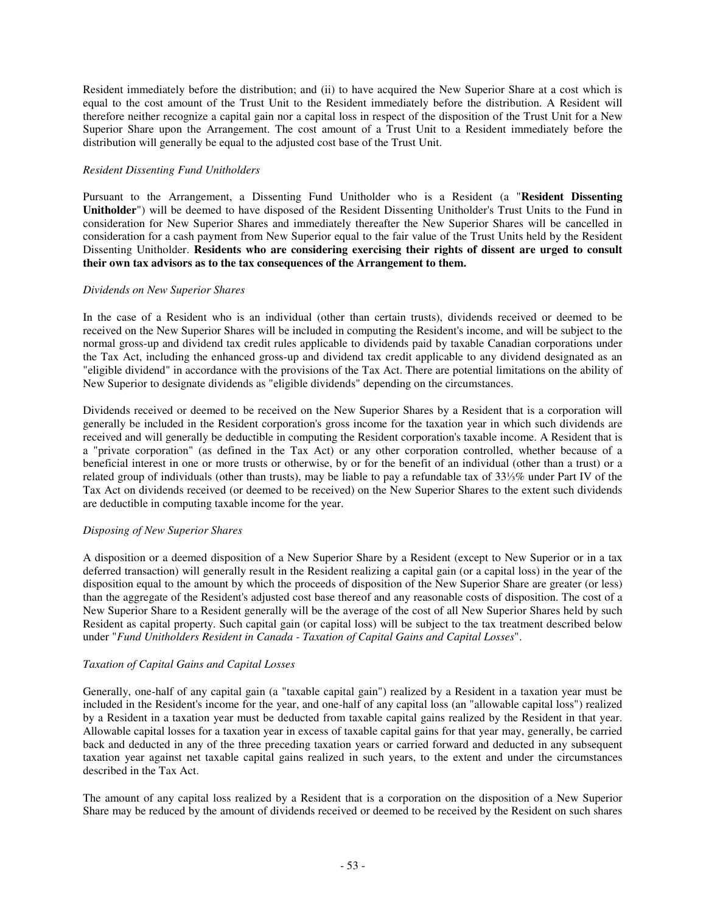Resident immediately before the distribution; and (ii) to have acquired the New Superior Share at a cost which is equal to the cost amount of the Trust Unit to the Resident immediately before the distribution. A Resident will therefore neither recognize a capital gain nor a capital loss in respect of the disposition of the Trust Unit for a New Superior Share upon the Arrangement. The cost amount of a Trust Unit to a Resident immediately before the distribution will generally be equal to the adjusted cost base of the Trust Unit.

*Resident Dissenting Fund Unitholders*

Pursuant to the Arrangement, a Dissenting Fund Unitholder who is a Resident (a "**Resident Dissenting Unitholder**") will be deemed to have disposed of the Resident Dissenting Unitholder's Trust Units to the Fund in consideration for New Superior Shares and immediately thereafter the New Superior Shares will be cancelled in consideration for a cash payment from New Superior equal to the fair value of the Trust Units held by the Resident Dissenting Unitholder. **Residents who are considering exercising their rights of dissent are urged to consult their own tax advisors as to the tax consequences of the Arrangement to them.**

*Dividends on New Superior Shares*

In the case of a Resident who is an individual (other than certain trusts), dividends received or deemed to be received on the New Superior Shares will be included in computing the Resident's income, and will be subject to the normal gross-up and dividend tax credit rules applicable to dividends paid by taxable Canadian corporations under the Tax Act, including the enhanced gross-up and dividend tax credit applicable to any dividend designated as an "eligible dividend" in accordance with the provisions of the Tax Act. There are potential limitations on the ability of New Superior to designate dividends as "eligible dividends" depending on the circumstances.

Dividends received or deemed to be received on the New Superior Shares by a Resident that is a corporation will generally be included in the Resident corporation's gross income for the taxation year in which such dividends are received and will generally be deductible in computing the Resident corporation's taxable income. A Resident that is a "private corporation" (as defined in the Tax Act) or any other corporation controlled, whether because of a beneficial interest in one or more trusts or otherwise, by or for the benefit of an individual (other than a trust) or a related group of individuals (other than trusts), may be liable to pay a refundable tax of 33⅓% under Part IV of the Tax Act on dividends received (or deemed to be received) on the New Superior Shares to the extent such dividends are deductible in computing taxable income for the year.

*Disposing of New Superior Shares*

A disposition or a deemed disposition of a New Superior Share by a Resident (except to New Superior or in a tax deferred transaction) will generally result in the Resident realizing a capital gain (or a capital loss) in the year of the disposition equal to the amount by which the proceeds of disposition of the New Superior Share are greater (or less) than the aggregate of the Resident's adjusted cost base thereof and any reasonable costs of disposition. The cost of a New Superior Share to a Resident generally will be the average of the cost of all New Superior Shares held by such Resident as capital property. Such capital gain (or capital loss) will be subject to the tax treatment described below under "*Fund Unitholders Resident in Canada - Taxation of Capital Gains and Capital Losses*".

*Taxation of Capital Gains and Capital Losses*

Generally, one-half of any capital gain (a "taxable capital gain") realized by a Resident in a taxation year must be included in the Resident's income for the year, and one-half of any capital loss (an "allowable capital loss") realized by a Resident in a taxation year must be deducted from taxable capital gains realized by the Resident in that year. Allowable capital losses for a taxation year in excess of taxable capital gains for that year may, generally, be carried back and deducted in any of the three preceding taxation years or carried forward and deducted in any subsequent taxation year against net taxable capital gains realized in such years, to the extent and under the circumstances described in the Tax Act.

The amount of any capital loss realized by a Resident that is a corporation on the disposition of a New Superior Share may be reduced by the amount of dividends received or deemed to be received by the Resident on such shares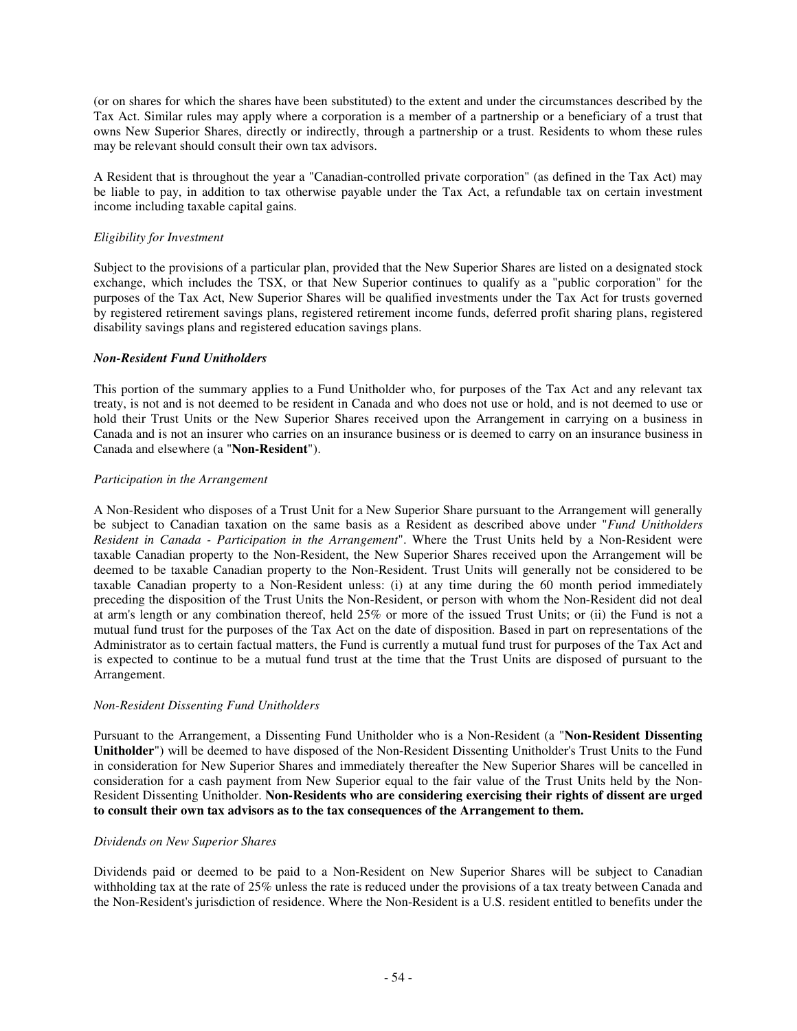(or on shares for which the shares have been substituted) to the extent and under the circumstances described by the Tax Act. Similar rules may apply where a corporation is a member of a partnership or a beneficiary of a trust that owns New Superior Shares, directly or indirectly, through a partnership or a trust. Residents to whom these rules may be relevant should consult their own tax advisors.

A Resident that is throughout the year a "Canadian-controlled private corporation" (as defined in the Tax Act) may be liable to pay, in addition to tax otherwise payable under the Tax Act, a refundable tax on certain investment income including taxable capital gains.

*Eligibility for Investment*

Subject to the provisions of a particular plan, provided that the New Superior Shares are listed on a designated stock exchange, which includes the TSX, or that New Superior continues to qualify as a "public corporation" for the purposes of the Tax Act, New Superior Shares will be qualified investments under the Tax Act for trusts governed by registered retirement savings plans, registered retirement income funds, deferred profit sharing plans, registered disability savings plans and registered education savings plans.

***Non-Resident Fund Unitholders***

This portion of the summary applies to a Fund Unitholder who, for purposes of the Tax Act and any relevant tax treaty, is not and is not deemed to be resident in Canada and who does not use or hold, and is not deemed to use or hold their Trust Units or the New Superior Shares received upon the Arrangement in carrying on a business in Canada and is not an insurer who carries on an insurance business or is deemed to carry on an insurance business in Canada and elsewhere (a "**Non-Resident**").

*Participation in the Arrangement*

A Non-Resident who disposes of a Trust Unit for a New Superior Share pursuant to the Arrangement will generally be subject to Canadian taxation on the same basis as a Resident as described above under "*Fund Unitholders Resident in Canada - Participation in the Arrangement*". Where the Trust Units held by a Non-Resident were taxable Canadian property to the Non-Resident, the New Superior Shares received upon the Arrangement will be deemed to be taxable Canadian property to the Non-Resident. Trust Units will generally not be considered to be taxable Canadian property to a Non-Resident unless: (i) at any time during the 60 month period immediately preceding the disposition of the Trust Units the Non-Resident, or person with whom the Non-Resident did not deal at arm's length or any combination thereof, held 25% or more of the issued Trust Units; or (ii) the Fund is not a mutual fund trust for the purposes of the Tax Act on the date of disposition. Based in part on representations of the Administrator as to certain factual matters, the Fund is currently a mutual fund trust for purposes of the Tax Act and is expected to continue to be a mutual fund trust at the time that the Trust Units are disposed of pursuant to the Arrangement.

*Non-Resident Dissenting Fund Unitholders*

Pursuant to the Arrangement, a Dissenting Fund Unitholder who is a Non-Resident (a "**Non-Resident Dissenting Unitholder**") will be deemed to have disposed of the Non-Resident Dissenting Unitholder's Trust Units to the Fund in consideration for New Superior Shares and immediately thereafter the New Superior Shares will be cancelled in consideration for a cash payment from New Superior equal to the fair value of the Trust Units held by the Non-Resident Dissenting Unitholder. **Non-Residents who are considering exercising their rights of dissent are urged to consult their own tax advisors as to the tax consequences of the Arrangement to them.**

*Dividends on New Superior Shares*

Dividends paid or deemed to be paid to a Non-Resident on New Superior Shares will be subject to Canadian withholding tax at the rate of 25% unless the rate is reduced under the provisions of a tax treaty between Canada and the Non-Resident's jurisdiction of residence. Where the Non-Resident is a U.S. resident entitled to benefits under the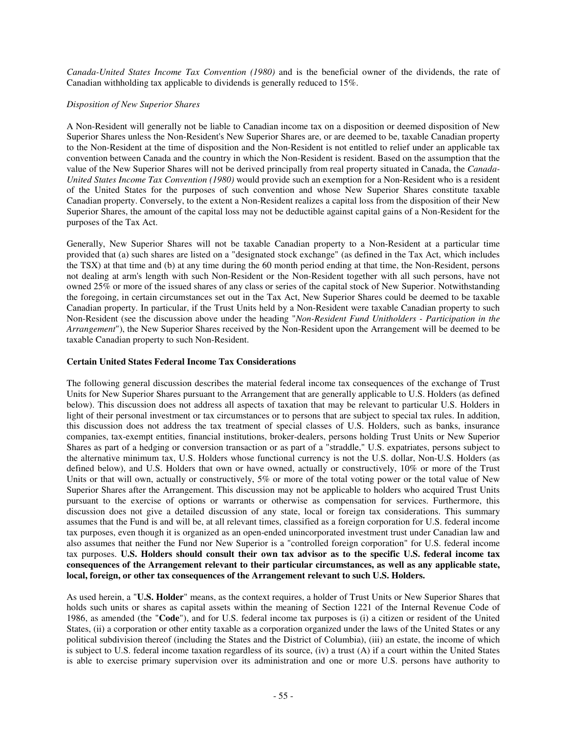*Canada-United States Income Tax Convention (1980)* and is the beneficial owner of the dividends, the rate of Canadian withholding tax applicable to dividends is generally reduced to 15%.

*Disposition of New Superior Shares*

A Non-Resident will generally not be liable to Canadian income tax on a disposition or deemed disposition of New Superior Shares unless the Non-Resident's New Superior Shares are, or are deemed to be, taxable Canadian property to the Non-Resident at the time of disposition and the Non-Resident is not entitled to relief under an applicable tax convention between Canada and the country in which the Non-Resident is resident. Based on the assumption that the value of the New Superior Shares will not be derived principally from real property situated in Canada, the *Canada-United States Income Tax Convention (1980)* would provide such an exemption for a Non-Resident who is a resident of the United States for the purposes of such convention and whose New Superior Shares constitute taxable Canadian property. Conversely, to the extent a Non-Resident realizes a capital loss from the disposition of their New Superior Shares, the amount of the capital loss may not be deductible against capital gains of a Non-Resident for the purposes of the Tax Act.

Generally, New Superior Shares will not be taxable Canadian property to a Non-Resident at a particular time provided that (a) such shares are listed on a "designated stock exchange" (as defined in the Tax Act, which includes the TSX) at that time and (b) at any time during the 60 month period ending at that time, the Non-Resident, persons not dealing at arm's length with such Non-Resident or the Non-Resident together with all such persons, have not owned 25% or more of the issued shares of any class or series of the capital stock of New Superior. Notwithstanding the foregoing, in certain circumstances set out in the Tax Act, New Superior Shares could be deemed to be taxable Canadian property. In particular, if the Trust Units held by a Non-Resident were taxable Canadian property to such Non-Resident (see the discussion above under the heading "*Non-Resident Fund Unitholders - Participation in the Arrangement*"), the New Superior Shares received by the Non-Resident upon the Arrangement will be deemed to be taxable Canadian property to such Non-Resident.

**Certain United States Federal Income Tax Considerations**

The following general discussion describes the material federal income tax consequences of the exchange of Trust Units for New Superior Shares pursuant to the Arrangement that are generally applicable to U.S. Holders (as defined below). This discussion does not address all aspects of taxation that may be relevant to particular U.S. Holders in light of their personal investment or tax circumstances or to persons that are subject to special tax rules. In addition, this discussion does not address the tax treatment of special classes of U.S. Holders, such as banks, insurance companies, tax-exempt entities, financial institutions, broker-dealers, persons holding Trust Units or New Superior Shares as part of a hedging or conversion transaction or as part of a "straddle," U.S. expatriates, persons subject to the alternative minimum tax, U.S. Holders whose functional currency is not the U.S. dollar, Non-U.S. Holders (as defined below), and U.S. Holders that own or have owned, actually or constructively, 10% or more of the Trust Units or that will own, actually or constructively, 5% or more of the total voting power or the total value of New Superior Shares after the Arrangement. This discussion may not be applicable to holders who acquired Trust Units pursuant to the exercise of options or warrants or otherwise as compensation for services. Furthermore, this discussion does not give a detailed discussion of any state, local or foreign tax considerations. This summary assumes that the Fund is and will be, at all relevant times, classified as a foreign corporation for U.S. federal income tax purposes, even though it is organized as an open-ended unincorporated investment trust under Canadian law and also assumes that neither the Fund nor New Superior is a "controlled foreign corporation" for U.S. federal income tax purposes. **U.S. Holders should consult their own tax advisor as to the specific U.S. federal income tax consequences of the Arrangement relevant to their particular circumstances, as well as any applicable state, local, foreign, or other tax consequences of the Arrangement relevant to such U.S. Holders.**

As used herein, a "**U.S. Holder**" means, as the context requires, a holder of Trust Units or New Superior Shares that holds such units or shares as capital assets within the meaning of Section 1221 of the Internal Revenue Code of 1986, as amended (the "**Code**"), and for U.S. federal income tax purposes is (i) a citizen or resident of the United States, (ii) a corporation or other entity taxable as a corporation organized under the laws of the United States or any political subdivision thereof (including the States and the District of Columbia), (iii) an estate, the income of which is subject to U.S. federal income taxation regardless of its source, (iv) a trust (A) if a court within the United States is able to exercise primary supervision over its administration and one or more U.S. persons have authority to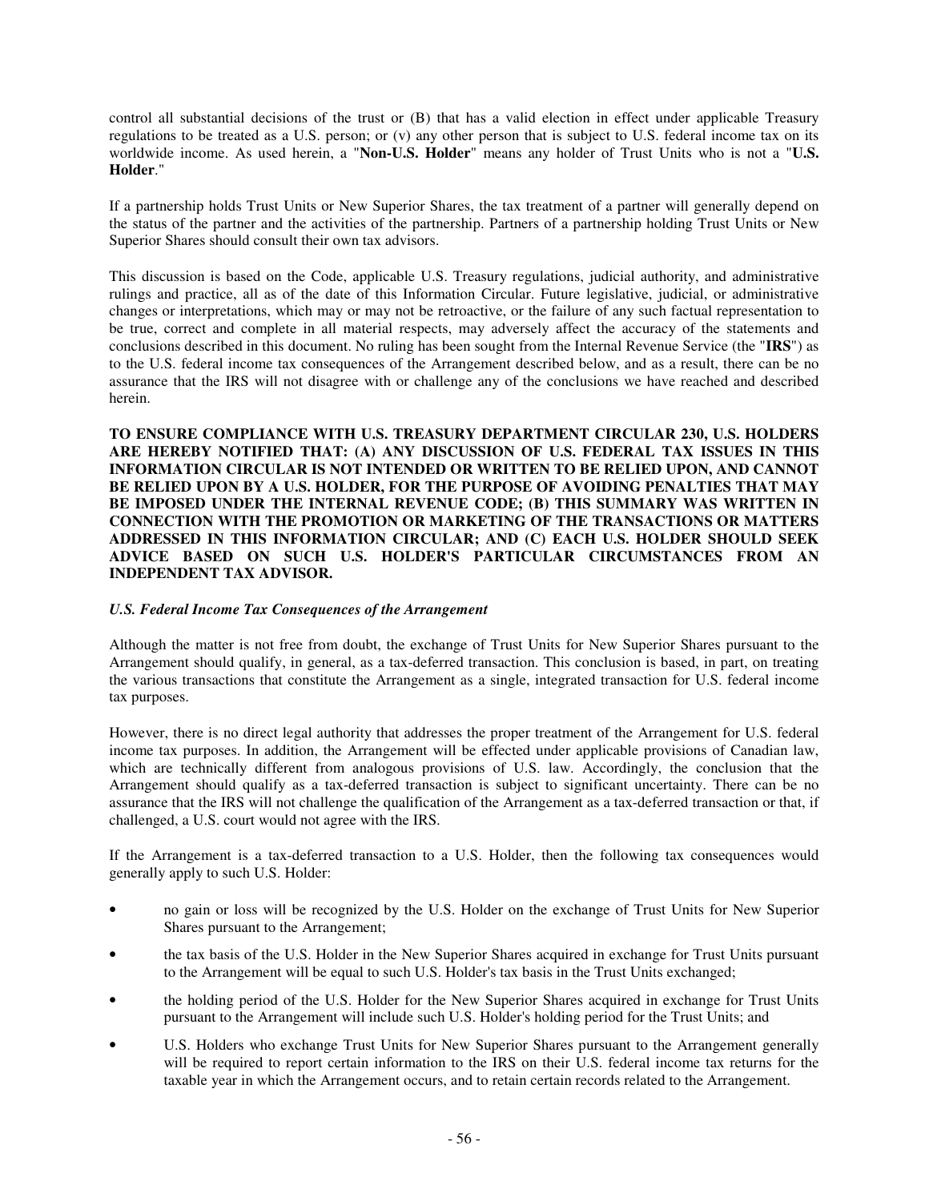control all substantial decisions of the trust or (B) that has a valid election in effect under applicable Treasury regulations to be treated as a U.S. person; or (v) any other person that is subject to U.S. federal income tax on its worldwide income. As used herein, a "**Non-U.S. Holder**" means any holder of Trust Units who is not a "**U.S. Holder**."

If a partnership holds Trust Units or New Superior Shares, the tax treatment of a partner will generally depend on the status of the partner and the activities of the partnership. Partners of a partnership holding Trust Units or New Superior Shares should consult their own tax advisors.

This discussion is based on the Code, applicable U.S. Treasury regulations, judicial authority, and administrative rulings and practice, all as of the date of this Information Circular. Future legislative, judicial, or administrative changes or interpretations, which may or may not be retroactive, or the failure of any such factual representation to be true, correct and complete in all material respects, may adversely affect the accuracy of the statements and conclusions described in this document. No ruling has been sought from the Internal Revenue Service (the "**IRS**") as to the U.S. federal income tax consequences of the Arrangement described below, and as a result, there can be no assurance that the IRS will not disagree with or challenge any of the conclusions we have reached and described herein.

**TO ENSURE COMPLIANCE WITH U.S. TREASURY DEPARTMENT CIRCULAR 230, U.S. HOLDERS ARE HEREBY NOTIFIED THAT: (A) ANY DISCUSSION OF U.S. FEDERAL TAX ISSUES IN THIS INFORMATION CIRCULAR IS NOT INTENDED OR WRITTEN TO BE RELIED UPON, AND CANNOT BE RELIED UPON BY A U.S. HOLDER, FOR THE PURPOSE OF AVOIDING PENALTIES THAT MAY BE IMPOSED UNDER THE INTERNAL REVENUE CODE; (B) THIS SUMMARY WAS WRITTEN IN CONNECTION WITH THE PROMOTION OR MARKETING OF THE TRANSACTIONS OR MATTERS ADDRESSED IN THIS INFORMATION CIRCULAR; AND (C) EACH U.S. HOLDER SHOULD SEEK ADVICE BASED ON SUCH U.S. HOLDER'S PARTICULAR CIRCUMSTANCES FROM AN INDEPENDENT TAX ADVISOR.**

***U.S. Federal Income Tax Consequences of the Arrangement***

Although the matter is not free from doubt, the exchange of Trust Units for New Superior Shares pursuant to the Arrangement should qualify, in general, as a tax-deferred transaction. This conclusion is based, in part, on treating the various transactions that constitute the Arrangement as a single, integrated transaction for U.S. federal income tax purposes.

However, there is no direct legal authority that addresses the proper treatment of the Arrangement for U.S. federal income tax purposes. In addition, the Arrangement will be effected under applicable provisions of Canadian law, which are technically different from analogous provisions of U.S. law. Accordingly, the conclusion that the Arrangement should qualify as a tax-deferred transaction is subject to significant uncertainty. There can be no assurance that the IRS will not challenge the qualification of the Arrangement as a tax-deferred transaction or that, if challenged, a U.S. court would not agree with the IRS.

If the Arrangement is a tax-deferred transaction to a U.S. Holder, then the following tax consequences would generally apply to such U.S. Holder:

- no gain or loss will be recognized by the U.S. Holder on the exchange of Trust Units for New Superior Shares pursuant to the Arrangement;
- the tax basis of the U.S. Holder in the New Superior Shares acquired in exchange for Trust Units pursuant to the Arrangement will be equal to such U.S. Holder's tax basis in the Trust Units exchanged;
- the holding period of the U.S. Holder for the New Superior Shares acquired in exchange for Trust Units pursuant to the Arrangement will include such U.S. Holder's holding period for the Trust Units; and
- U.S. Holders who exchange Trust Units for New Superior Shares pursuant to the Arrangement generally will be required to report certain information to the IRS on their U.S. federal income tax returns for the taxable year in which the Arrangement occurs, and to retain certain records related to the Arrangement.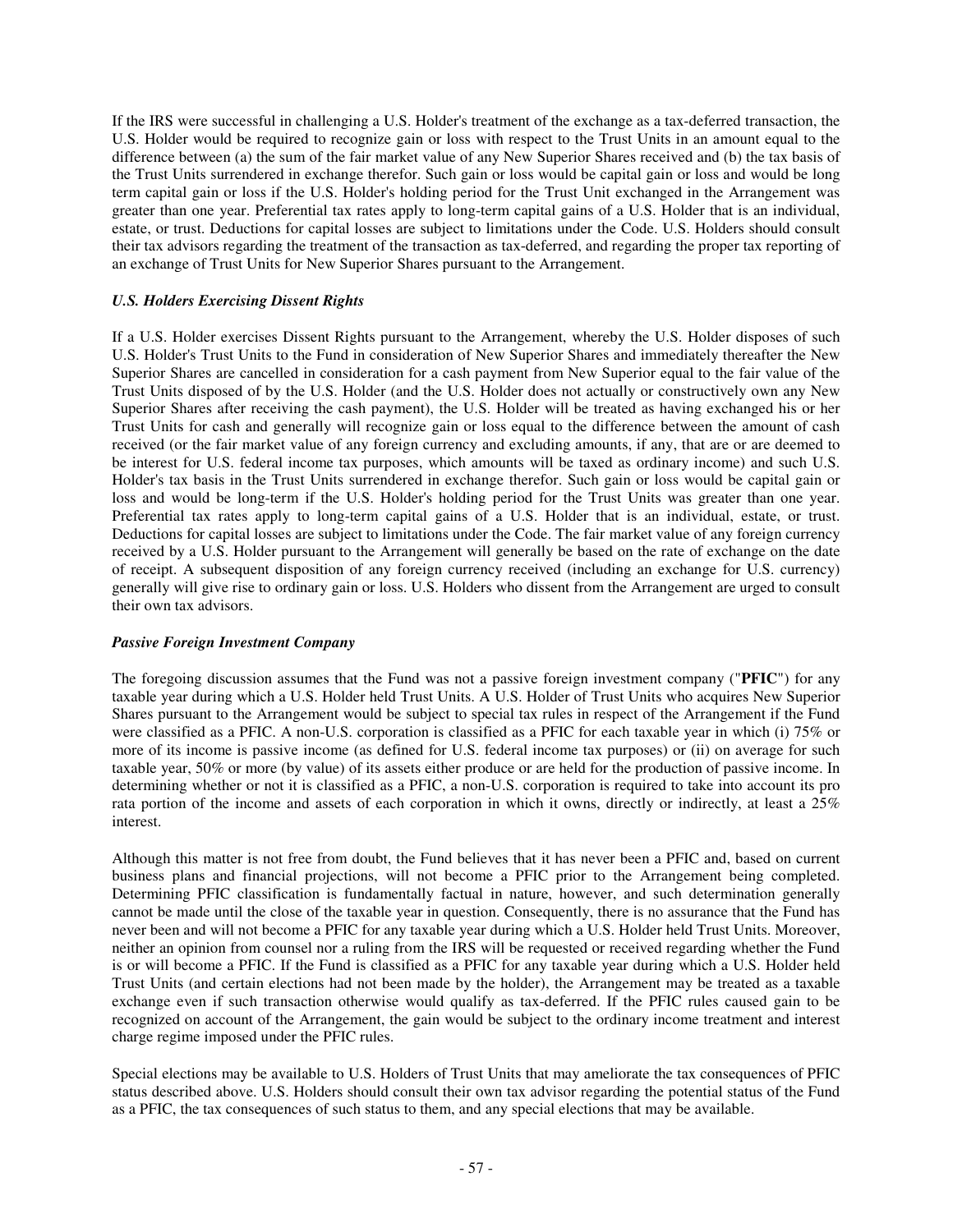If the IRS were successful in challenging a U.S. Holder's treatment of the exchange as a tax-deferred transaction, the U.S. Holder would be required to recognize gain or loss with respect to the Trust Units in an amount equal to the difference between (a) the sum of the fair market value of any New Superior Shares received and (b) the tax basis of the Trust Units surrendered in exchange therefor. Such gain or loss would be capital gain or loss and would be long term capital gain or loss if the U.S. Holder's holding period for the Trust Unit exchanged in the Arrangement was greater than one year. Preferential tax rates apply to long-term capital gains of a U.S. Holder that is an individual, estate, or trust. Deductions for capital losses are subject to limitations under the Code. U.S. Holders should consult their tax advisors regarding the treatment of the transaction as tax-deferred, and regarding the proper tax reporting of an exchange of Trust Units for New Superior Shares pursuant to the Arrangement.

***U.S. Holders Exercising Dissent Rights***

If a U.S. Holder exercises Dissent Rights pursuant to the Arrangement, whereby the U.S. Holder disposes of such U.S. Holder's Trust Units to the Fund in consideration of New Superior Shares and immediately thereafter the New Superior Shares are cancelled in consideration for a cash payment from New Superior equal to the fair value of the Trust Units disposed of by the U.S. Holder (and the U.S. Holder does not actually or constructively own any New Superior Shares after receiving the cash payment), the U.S. Holder will be treated as having exchanged his or her Trust Units for cash and generally will recognize gain or loss equal to the difference between the amount of cash received (or the fair market value of any foreign currency and excluding amounts, if any, that are or are deemed to be interest for U.S. federal income tax purposes, which amounts will be taxed as ordinary income) and such U.S. Holder's tax basis in the Trust Units surrendered in exchange therefor. Such gain or loss would be capital gain or loss and would be long-term if the U.S. Holder's holding period for the Trust Units was greater than one year. Preferential tax rates apply to long-term capital gains of a U.S. Holder that is an individual, estate, or trust. Deductions for capital losses are subject to limitations under the Code. The fair market value of any foreign currency received by a U.S. Holder pursuant to the Arrangement will generally be based on the rate of exchange on the date of receipt. A subsequent disposition of any foreign currency received (including an exchange for U.S. currency) generally will give rise to ordinary gain or loss. U.S. Holders who dissent from the Arrangement are urged to consult their own tax advisors.

***Passive Foreign Investment Company***

The foregoing discussion assumes that the Fund was not a passive foreign investment company ("**PFIC**") for any taxable year during which a U.S. Holder held Trust Units. A U.S. Holder of Trust Units who acquires New Superior Shares pursuant to the Arrangement would be subject to special tax rules in respect of the Arrangement if the Fund were classified as a PFIC. A non-U.S. corporation is classified as a PFIC for each taxable year in which (i) 75% or more of its income is passive income (as defined for U.S. federal income tax purposes) or (ii) on average for such taxable year, 50% or more (by value) of its assets either produce or are held for the production of passive income. In determining whether or not it is classified as a PFIC, a non-U.S. corporation is required to take into account its pro rata portion of the income and assets of each corporation in which it owns, directly or indirectly, at least a 25% interest.

Although this matter is not free from doubt, the Fund believes that it has never been a PFIC and, based on current business plans and financial projections, will not become a PFIC prior to the Arrangement being completed. Determining PFIC classification is fundamentally factual in nature, however, and such determination generally cannot be made until the close of the taxable year in question. Consequently, there is no assurance that the Fund has never been and will not become a PFIC for any taxable year during which a U.S. Holder held Trust Units. Moreover, neither an opinion from counsel nor a ruling from the IRS will be requested or received regarding whether the Fund is or will become a PFIC. If the Fund is classified as a PFIC for any taxable year during which a U.S. Holder held Trust Units (and certain elections had not been made by the holder), the Arrangement may be treated as a taxable exchange even if such transaction otherwise would qualify as tax-deferred. If the PFIC rules caused gain to be recognized on account of the Arrangement, the gain would be subject to the ordinary income treatment and interest charge regime imposed under the PFIC rules.

Special elections may be available to U.S. Holders of Trust Units that may ameliorate the tax consequences of PFIC status described above. U.S. Holders should consult their own tax advisor regarding the potential status of the Fund as a PFIC, the tax consequences of such status to them, and any special elections that may be available.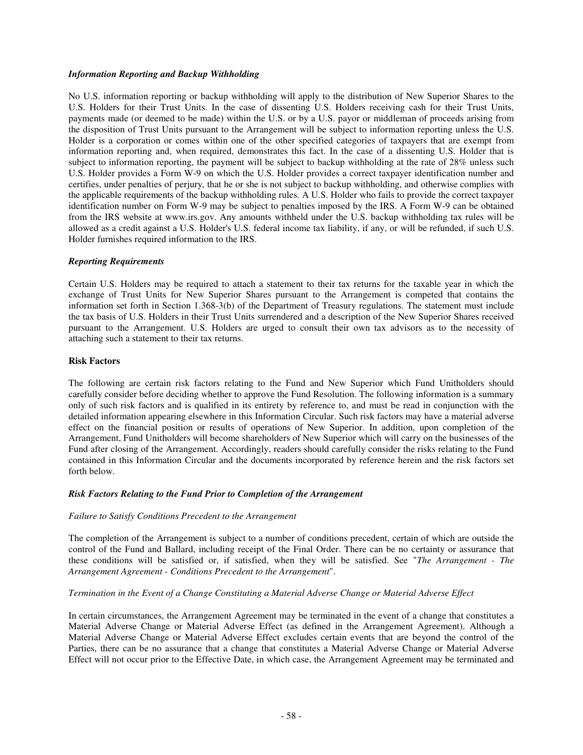### *Information Reporting and Backup Withholding*

No U.S. information reporting or backup withholding will apply to the distribution of New Superior Shares to the U.S. Holders for their Trust Units. In the case of dissenting U.S. Holders receiving cash for their Trust Units, payments made (or deemed to be made) within the U.S. or by a U.S. payor or middleman of proceeds arising from the disposition of Trust Units pursuant to the Arrangement will be subject to information reporting unless the U.S. Holder is a corporation or comes within one of the other specified categories of taxpayers that are exempt from information reporting and, when required, demonstrates this fact. In the case of a dissenting U.S. Holder that is subject to information reporting, the payment will be subject to backup withholding at the rate of 28% unless such U.S. Holder provides a Form W-9 on which the U.S. Holder provides a correct taxpayer identification number and certifies, under penalties of perjury, that he or she is not subject to backup withholding, and otherwise complies with the applicable requirements of the backup withholding rules. A U.S. Holder who fails to provide the correct taxpayer identification number on Form W-9 may be subject to penalties imposed by the IRS. A Form W-9 can be obtained from the IRS website at www.irs.gov. Any amounts withheld under the U.S. backup withholding tax rules will be allowed as a credit against a U.S. Holder's U.S. federal income tax liability, if any, or will be refunded, if such U.S. Holder furnishes required information to the IRS.

### *Reporting Requirements*

Certain U.S. Holders may be required to attach a statement to their tax returns for the taxable year in which the exchange of Trust Units for New Superior Shares pursuant to the Arrangement is competed that contains the information set forth in Section 1.368-3(b) of the Department of Treasury regulations. The statement must include the tax basis of U.S. Holders in their Trust Units surrendered and a description of the New Superior Shares received pursuant to the Arrangement. U.S. Holders are urged to consult their own tax advisors as to the necessity of attaching such a statement to their tax returns.

## **Risk Factors**

The following are certain risk factors relating to the Fund and New Superior which Fund Unitholders should carefully consider before deciding whether to approve the Fund Resolution. The following information is a summary only of such risk factors and is qualified in its entirety by reference to, and must be read in conjunction with the detailed information appearing elsewhere in this Information Circular. Such risk factors may have a material adverse effect on the financial position or results of operations of New Superior. In addition, upon completion of the Arrangement, Fund Unitholders will become shareholders of New Superior which will carry on the businesses of the Fund after closing of the Arrangement. Accordingly, readers should carefully consider the risks relating to the Fund contained in this Information Circular and the documents incorporated by reference herein and the risk factors set forth below.

### *Risk Factors Relating to the Fund Prior to Completion of the Arrangement*

*Failure to Satisfy Conditions Precedent to the Arrangement*

The completion of the Arrangement is subject to a number of conditions precedent, certain of which are outside the control of the Fund and Ballard, including receipt of the Final Order. There can be no certainty or assurance that these conditions will be satisfied or, if satisfied, when they will be satisfied. See "*The Arrangement - The Arrangement Agreement - Conditions Precedent to the Arrangement*".

*Termination in the Event of a Change Constituting a Material Adverse Change or Material Adverse Effect*

In certain circumstances, the Arrangement Agreement may be terminated in the event of a change that constitutes a Material Adverse Change or Material Adverse Effect (as defined in the Arrangement Agreement). Although a Material Adverse Change or Material Adverse Effect excludes certain events that are beyond the control of the Parties, there can be no assurance that a change that constitutes a Material Adverse Change or Material Adverse Effect will not occur prior to the Effective Date, in which case, the Arrangement Agreement may be terminated and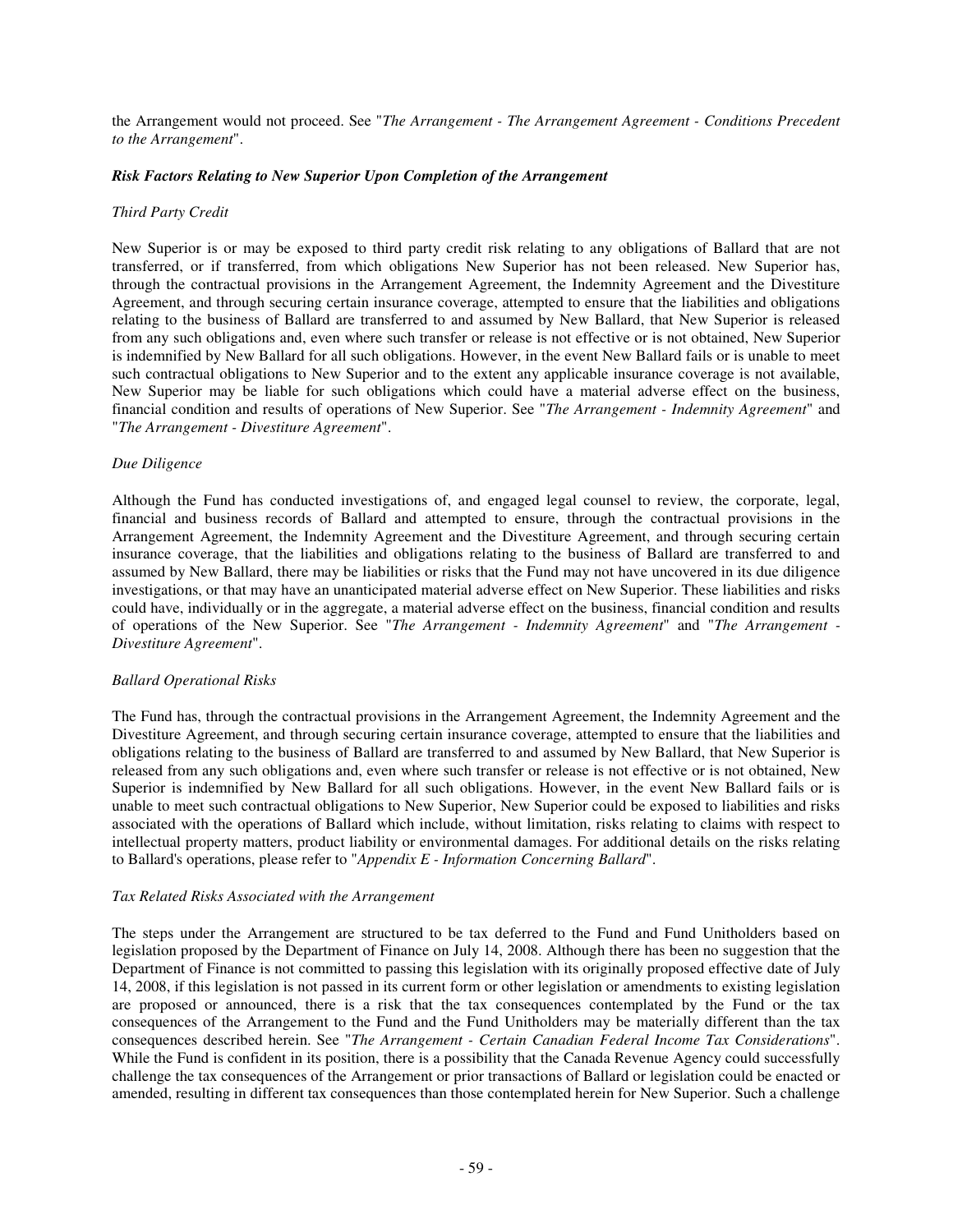the Arrangement would not proceed. See "*The Arrangement - The Arrangement Agreement - Conditions Precedent to the Arrangement*".

***Risk Factors Relating to New Superior Upon Completion of the Arrangement***

*Third Party Credit*

New Superior is or may be exposed to third party credit risk relating to any obligations of Ballard that are not transferred, or if transferred, from which obligations New Superior has not been released. New Superior has, through the contractual provisions in the Arrangement Agreement, the Indemnity Agreement and the Divestiture Agreement, and through securing certain insurance coverage, attempted to ensure that the liabilities and obligations relating to the business of Ballard are transferred to and assumed by New Ballard, that New Superior is released from any such obligations and, even where such transfer or release is not effective or is not obtained, New Superior is indemnified by New Ballard for all such obligations. However, in the event New Ballard fails or is unable to meet such contractual obligations to New Superior and to the extent any applicable insurance coverage is not available, New Superior may be liable for such obligations which could have a material adverse effect on the business, financial condition and results of operations of New Superior. See "*The Arrangement - Indemnity Agreement*" and "*The Arrangement - Divestiture Agreement*".

*Due Diligence*

Although the Fund has conducted investigations of, and engaged legal counsel to review, the corporate, legal, financial and business records of Ballard and attempted to ensure, through the contractual provisions in the Arrangement Agreement, the Indemnity Agreement and the Divestiture Agreement, and through securing certain insurance coverage, that the liabilities and obligations relating to the business of Ballard are transferred to and assumed by New Ballard, there may be liabilities or risks that the Fund may not have uncovered in its due diligence investigations, or that may have an unanticipated material adverse effect on New Superior. These liabilities and risks could have, individually or in the aggregate, a material adverse effect on the business, financial condition and results of operations of the New Superior. See "*The Arrangement - Indemnity Agreement*" and "*The Arrangement - Divestiture Agreement*".

*Ballard Operational Risks*

The Fund has, through the contractual provisions in the Arrangement Agreement, the Indemnity Agreement and the Divestiture Agreement, and through securing certain insurance coverage, attempted to ensure that the liabilities and obligations relating to the business of Ballard are transferred to and assumed by New Ballard, that New Superior is released from any such obligations and, even where such transfer or release is not effective or is not obtained, New Superior is indemnified by New Ballard for all such obligations. However, in the event New Ballard fails or is unable to meet such contractual obligations to New Superior, New Superior could be exposed to liabilities and risks associated with the operations of Ballard which include, without limitation, risks relating to claims with respect to intellectual property matters, product liability or environmental damages. For additional details on the risks relating to Ballard's operations, please refer to "*Appendix E - Information Concerning Ballard*".

*Tax Related Risks Associated with the Arrangement*

The steps under the Arrangement are structured to be tax deferred to the Fund and Fund Unitholders based on legislation proposed by the Department of Finance on July 14, 2008. Although there has been no suggestion that the Department of Finance is not committed to passing this legislation with its originally proposed effective date of July 14, 2008, if this legislation is not passed in its current form or other legislation or amendments to existing legislation are proposed or announced, there is a risk that the tax consequences contemplated by the Fund or the tax consequences of the Arrangement to the Fund and the Fund Unitholders may be materially different than the tax consequences described herein. See "*The Arrangement - Certain Canadian Federal Income Tax Considerations*". While the Fund is confident in its position, there is a possibility that the Canada Revenue Agency could successfully challenge the tax consequences of the Arrangement or prior transactions of Ballard or legislation could be enacted or amended, resulting in different tax consequences than those contemplated herein for New Superior. Such a challenge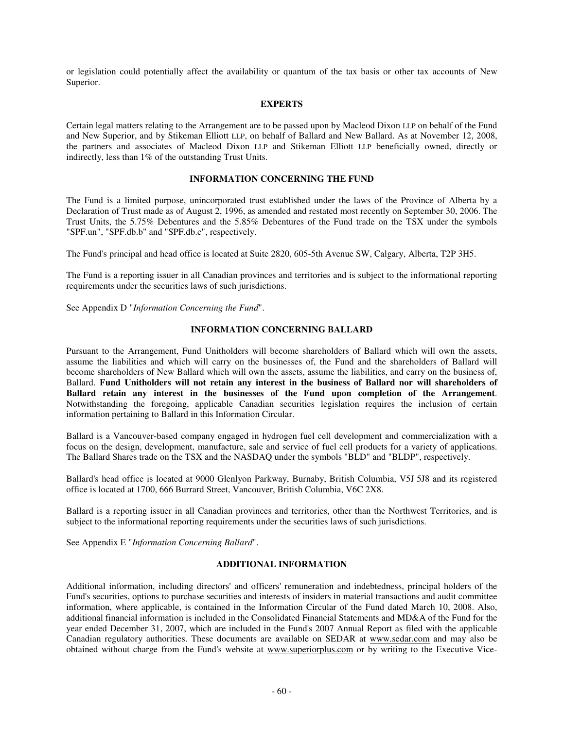or legislation could potentially affect the availability or quantum of the tax basis or other tax accounts of New Superior.

## EXPERTS

Certain legal matters relating to the Arrangement are to be passed upon by Macleod Dixon LLP on behalf of the Fund and New Superior, and by Stikeman Elliott LLP, on behalf of Ballard and New Ballard. As at November 12, 2008, the partners and associates of Macleod Dixon LLP and Stikeman Elliott LLP beneficially owned, directly or indirectly, less than 1% of the outstanding Trust Units.

## INFORMATION CONCERNING THE FUND

The Fund is a limited purpose, unincorporated trust established under the laws of the Province of Alberta by a Declaration of Trust made as of August 2, 1996, as amended and restated most recently on September 30, 2006. The Trust Units, the 5.75% Debentures and the 5.85% Debentures of the Fund trade on the TSX under the symbols "SPF.un", "SPF.db.b" and "SPF.db.c", respectively.

The Fund's principal and head office is located at Suite 2820, 605-5th Avenue SW, Calgary, Alberta, T2P 3H5.

The Fund is a reporting issuer in all Canadian provinces and territories and is subject to the informational reporting requirements under the securities laws of such jurisdictions.

See Appendix D "*Information Concerning the Fund*".

## INFORMATION CONCERNING BALLARD

Pursuant to the Arrangement, Fund Unitholders will become shareholders of Ballard which will own the assets, assume the liabilities and which will carry on the businesses of, the Fund and the shareholders of Ballard will become shareholders of New Ballard which will own the assets, assume the liabilities, and carry on the business of, Ballard. **Fund Unitholders will not retain any interest in the business of Ballard nor will shareholders of Ballard retain any interest in the businesses of the Fund upon completion of the Arrangement**. Notwithstanding the foregoing, applicable Canadian securities legislation requires the inclusion of certain information pertaining to Ballard in this Information Circular.

Ballard is a Vancouver-based company engaged in hydrogen fuel cell development and commercialization with a focus on the design, development, manufacture, sale and service of fuel cell products for a variety of applications. The Ballard Shares trade on the TSX and the NASDAQ under the symbols "BLD" and "BLDP", respectively.

Ballard's head office is located at 9000 Glenlyon Parkway, Burnaby, British Columbia, V5J 5J8 and its registered office is located at 1700, 666 Burrard Street, Vancouver, British Columbia, V6C 2X8.

Ballard is a reporting issuer in all Canadian provinces and territories, other than the Northwest Territories, and is subject to the informational reporting requirements under the securities laws of such jurisdictions.

See Appendix E "*Information Concerning Ballard*".

## ADDITIONAL INFORMATION

Additional information, including directors' and officers' remuneration and indebtedness, principal holders of the Fund's securities, options to purchase securities and interests of insiders in material transactions and audit committee information, where applicable, is contained in the Information Circular of the Fund dated March 10, 2008. Also, additional financial information is included in the Consolidated Financial Statements and MD&A of the Fund for the year ended December 31, 2007, which are included in the Fund's 2007 Annual Report as filed with the applicable Canadian regulatory authorities. These documents are available on SEDAR at www.sedar.com and may also be obtained without charge from the Fund's website at www.superiorplus.com or by writing to the Executive Vice-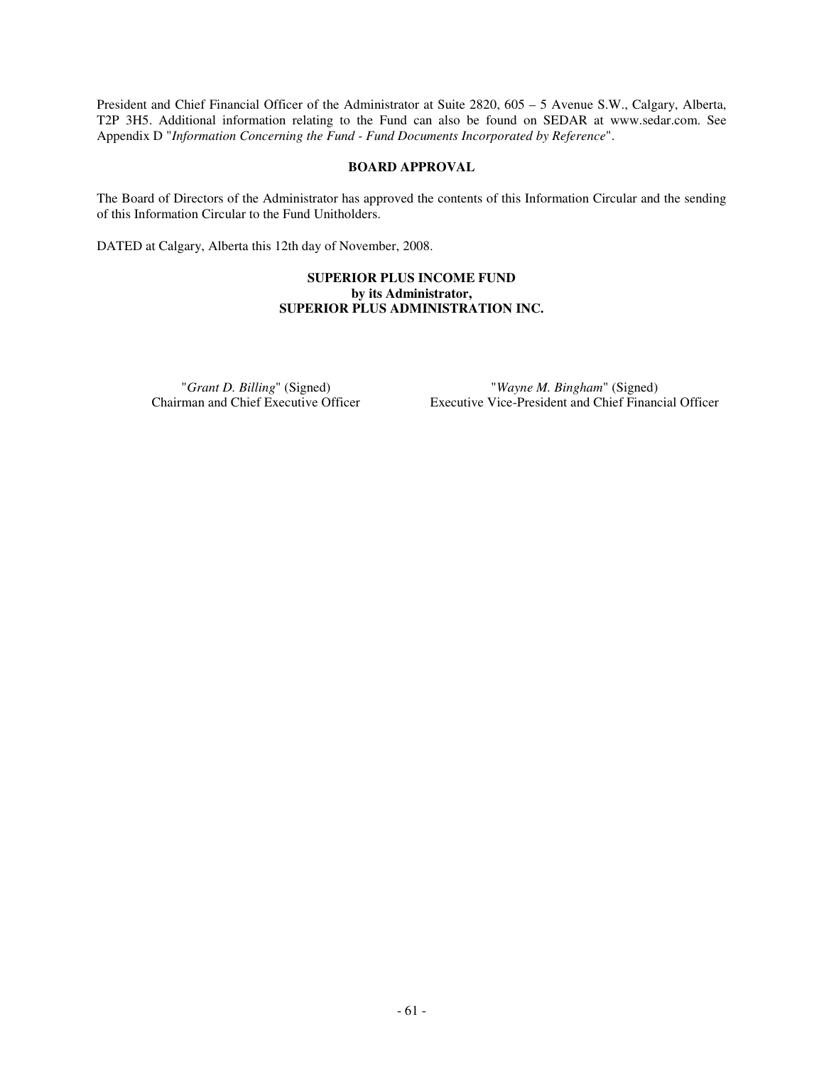President and Chief Financial Officer of the Administrator at Suite 2820, 605 – 5 Avenue S.W., Calgary, Alberta, T2P 3H5. Additional information relating to the Fund can also be found on SEDAR at www.sedar.com. See Appendix D "*Information Concerning the Fund - Fund Documents Incorporated by Reference*".

## BOARD APPROVAL

The Board of Directors of the Administrator has approved the contents of this Information Circular and the sending of this Information Circular to the Fund Unitholders.

DATED at Calgary, Alberta this 12th day of November, 2008.

**SUPERIOR PLUS INCOME FUND**
**by its Administrator,**
**SUPERIOR PLUS ADMINISTRATION INC.**

"*Grant D. Billing*" (Signed)
Chairman and Chief Executive Officer

"*Wayne M. Bingham*" (Signed)
Executive Vice-President and Chief Financial Officer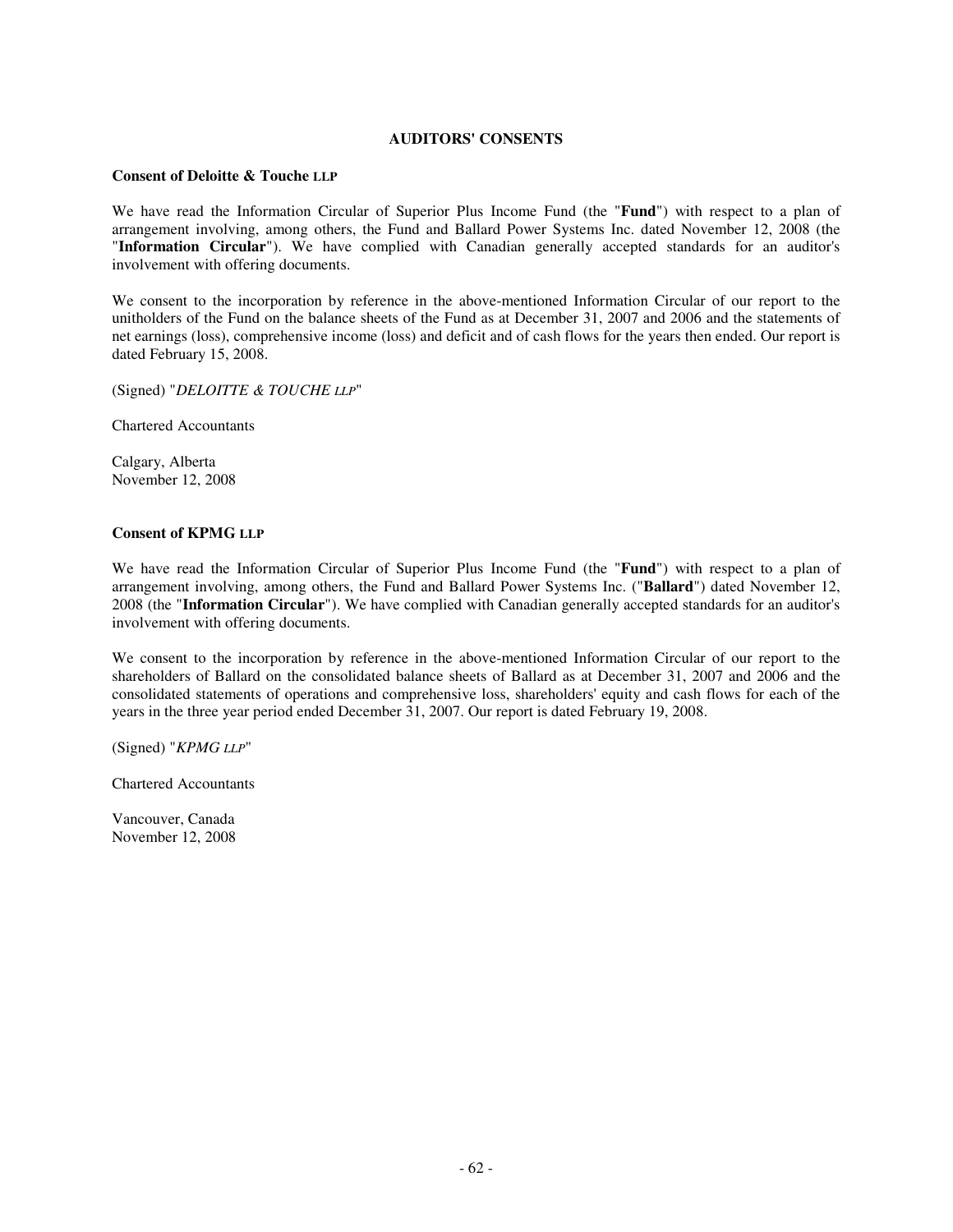# AUDITORS' CONSENTS

**Consent of Deloitte & Touche LLP**

We have read the Information Circular of Superior Plus Income Fund (the "**Fund**") with respect to a plan of arrangement involving, among others, the Fund and Ballard Power Systems Inc. dated November 12, 2008 (the "**Information Circular**"). We have complied with Canadian generally accepted standards for an auditor's involvement with offering documents.

We consent to the incorporation by reference in the above-mentioned Information Circular of our report to the unitholders of the Fund on the balance sheets of the Fund as at December 31, 2007 and 2006 and the statements of net earnings (loss), comprehensive income (loss) and deficit and of cash flows for the years then ended. Our report is dated February 15, 2008.

(Signed) "*DELOITTE & TOUCHE LLP*"

Chartered Accountants

Calgary, Alberta
November 12, 2008

**Consent of KPMG LLP**

We have read the Information Circular of Superior Plus Income Fund (the "**Fund**") with respect to a plan of arrangement involving, among others, the Fund and Ballard Power Systems Inc. ("**Ballard**") dated November 12, 2008 (the "**Information Circular**"). We have complied with Canadian generally accepted standards for an auditor's involvement with offering documents.

We consent to the incorporation by reference in the above-mentioned Information Circular of our report to the shareholders of Ballard on the consolidated balance sheets of Ballard as at December 31, 2007 and 2006 and the consolidated statements of operations and comprehensive loss, shareholders' equity and cash flows for each of the years in the three year period ended December 31, 2007. Our report is dated February 19, 2008.

(Signed) "*KPMG LLP*"

Chartered Accountants

Vancouver, Canada
November 12, 2008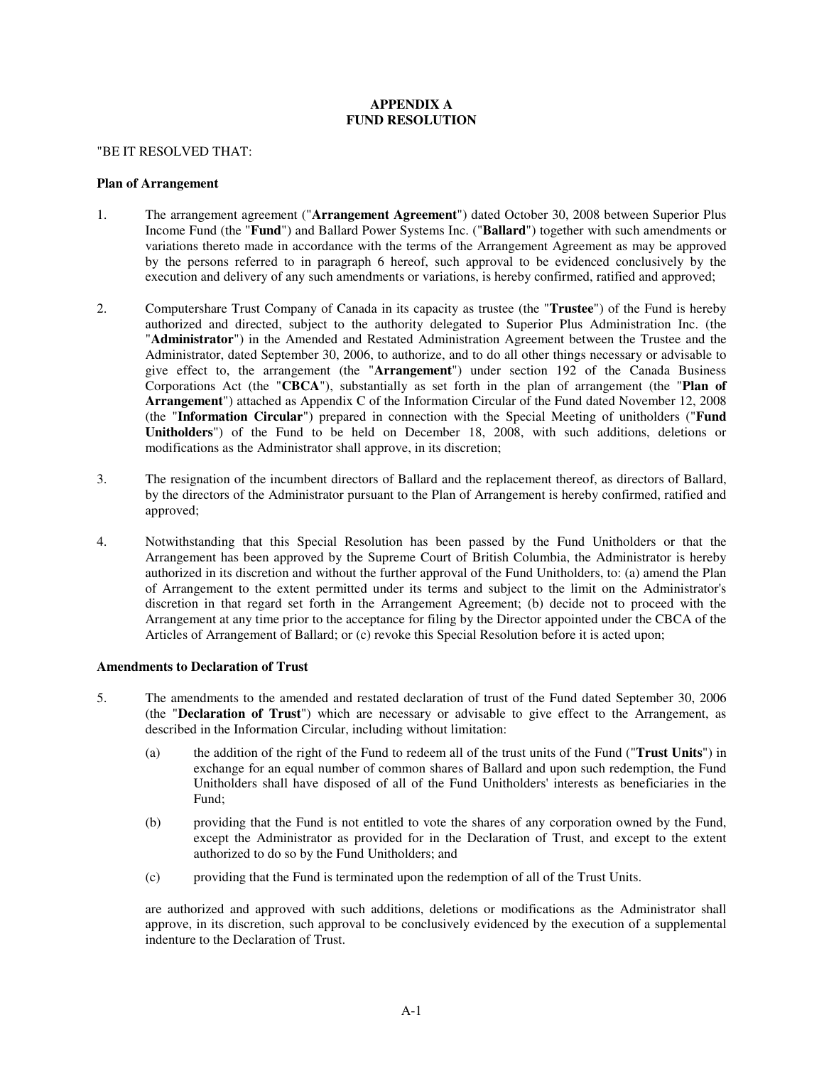# APPENDIX A
# FUND RESOLUTION

"BE IT RESOLVED THAT:

**Plan of Arrangement**

1. The arrangement agreement ("**Arrangement Agreement**") dated October 30, 2008 between Superior Plus Income Fund (the "**Fund**") and Ballard Power Systems Inc. ("**Ballard**") together with such amendments or variations thereto made in accordance with the terms of the Arrangement Agreement as may be approved by the persons referred to in paragraph 6 hereof, such approval to be evidenced conclusively by the execution and delivery of any such amendments or variations, is hereby confirmed, ratified and approved;

2. Computershare Trust Company of Canada in its capacity as trustee (the "**Trustee**") of the Fund is hereby authorized and directed, subject to the authority delegated to Superior Plus Administration Inc. (the "**Administrator**") in the Amended and Restated Administration Agreement between the Trustee and the Administrator, dated September 30, 2006, to authorize, and to do all other things necessary or advisable to give effect to, the arrangement (the "**Arrangement**") under section 192 of the Canada Business Corporations Act (the "**CBCA**"), substantially as set forth in the plan of arrangement (the "**Plan of Arrangement**") attached as Appendix C of the Information Circular of the Fund dated November 12, 2008 (the "**Information Circular**") prepared in connection with the Special Meeting of unitholders ("**Fund Unitholders**") of the Fund to be held on December 18, 2008, with such additions, deletions or modifications as the Administrator shall approve, in its discretion;

3. The resignation of the incumbent directors of Ballard and the replacement thereof, as directors of Ballard, by the directors of the Administrator pursuant to the Plan of Arrangement is hereby confirmed, ratified and approved;

4. Notwithstanding that this Special Resolution has been passed by the Fund Unitholders or that the Arrangement has been approved by the Supreme Court of British Columbia, the Administrator is hereby authorized in its discretion and without the further approval of the Fund Unitholders, to: (a) amend the Plan of Arrangement to the extent permitted under its terms and subject to the limit on the Administrator's discretion in that regard set forth in the Arrangement Agreement; (b) decide not to proceed with the Arrangement at any time prior to the acceptance for filing by the Director appointed under the CBCA of the Articles of Arrangement of Ballard; or (c) revoke this Special Resolution before it is acted upon;

**Amendments to Declaration of Trust**

5. The amendments to the amended and restated declaration of trust of the Fund dated September 30, 2006 (the "**Declaration of Trust**") which are necessary or advisable to give effect to the Arrangement, as described in the Information Circular, including without limitation:

   (a) the addition of the right of the Fund to redeem all of the trust units of the Fund ("**Trust Units**") in exchange for an equal number of common shares of Ballard and upon such redemption, the Fund Unitholders shall have disposed of all of the Fund Unitholders' interests as beneficiaries in the Fund;

   (b) providing that the Fund is not entitled to vote the shares of any corporation owned by the Fund, except the Administrator as provided for in the Declaration of Trust, and except to the extent authorized to do so by the Fund Unitholders; and

   (c) providing that the Fund is terminated upon the redemption of all of the Trust Units.

   are authorized and approved with such additions, deletions or modifications as the Administrator shall approve, in its discretion, such approval to be conclusively evidenced by the execution of a supplemental indenture to the Declaration of Trust.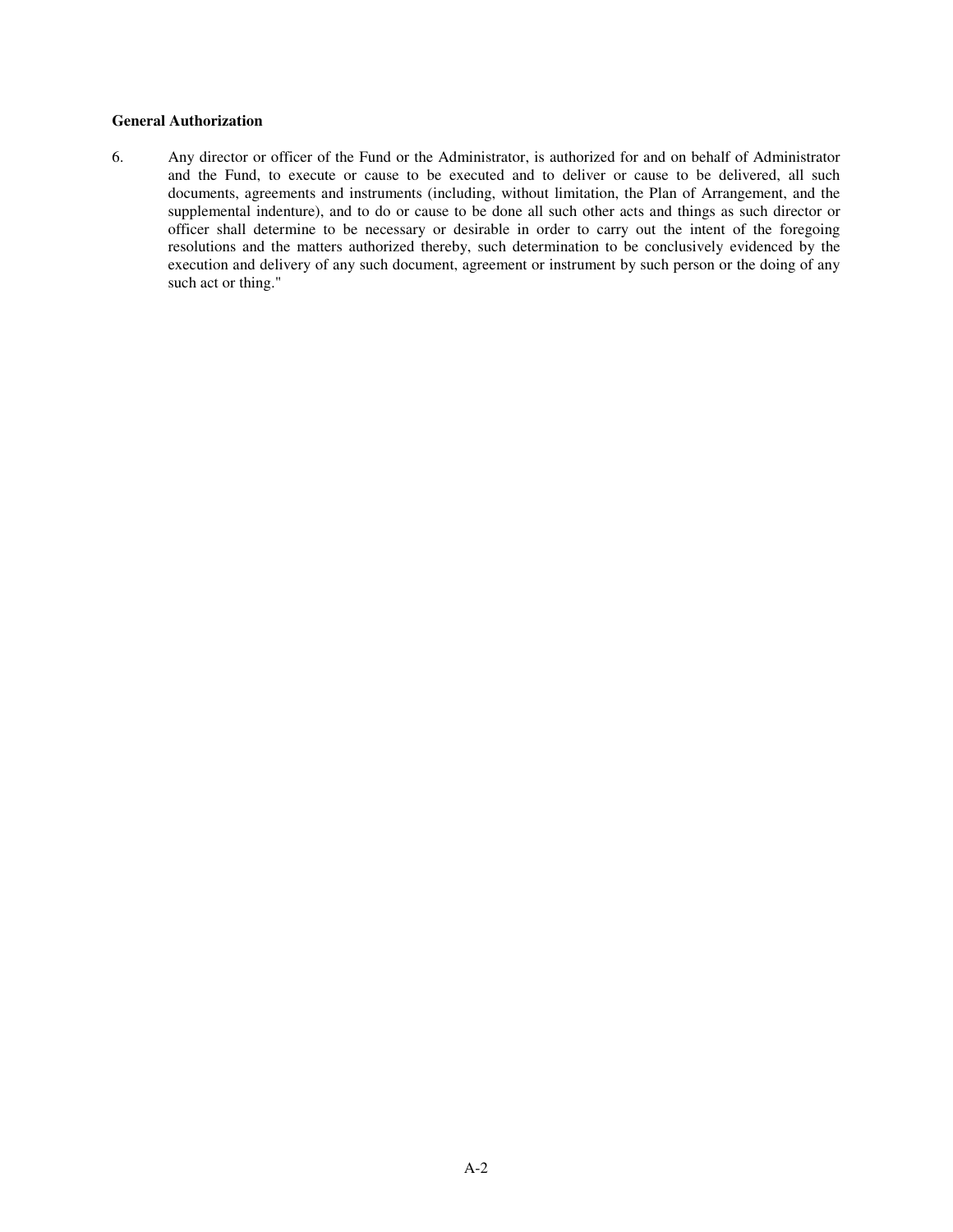**General Authorization**

6. Any director or officer of the Fund or the Administrator, is authorized for and on behalf of Administrator and the Fund, to execute or cause to be executed and to deliver or cause to be delivered, all such documents, agreements and instruments (including, without limitation, the Plan of Arrangement, and the supplemental indenture), and to do or cause to be done all such other acts and things as such director or officer shall determine to be necessary or desirable in order to carry out the intent of the foregoing resolutions and the matters authorized thereby, such determination to be conclusively evidenced by the execution and delivery of any such document, agreement or instrument by such person or the doing of any such act or thing."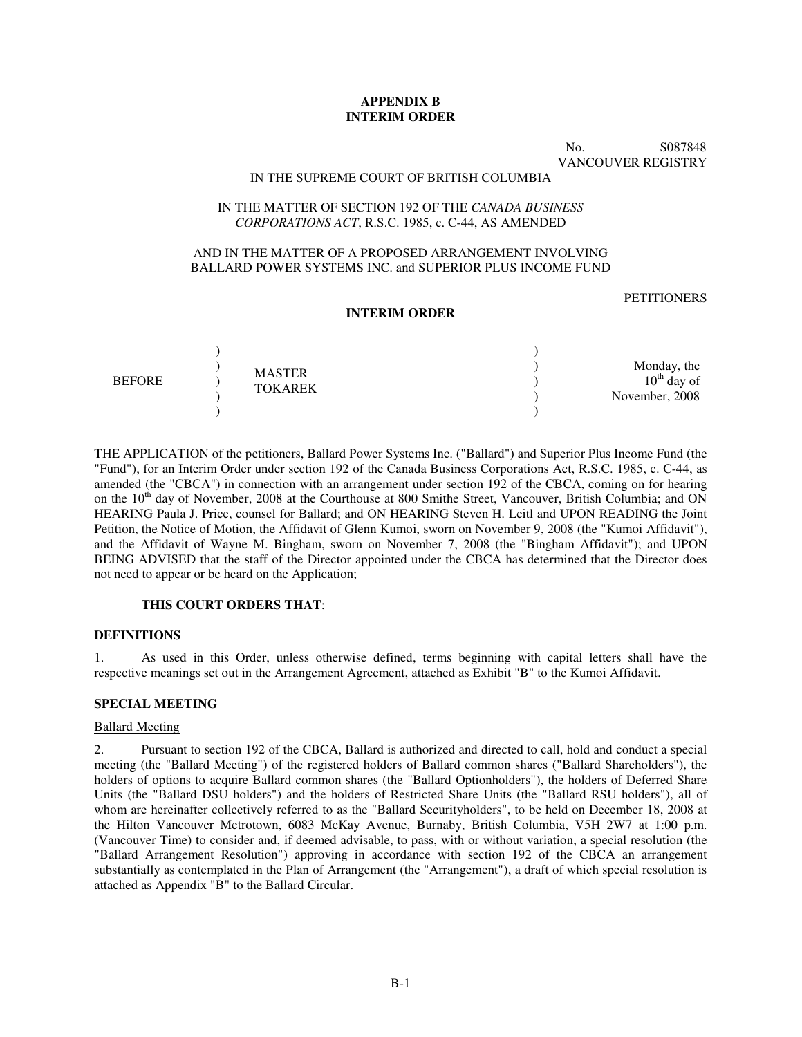**APPENDIX B**
**INTERIM ORDER**

No. S087848
VANCOUVER REGISTRY

IN THE SUPREME COURT OF BRITISH COLUMBIA

IN THE MATTER OF SECTION 192 OF THE *CANADA BUSINESS CORPORATIONS ACT*, R.S.C. 1985, c. C-44, AS AMENDED

AND IN THE MATTER OF A PROPOSED ARRANGEMENT INVOLVING BALLARD POWER SYSTEMS INC. and SUPERIOR PLUS INCOME FUND

PETITIONERS

**INTERIM ORDER**

| BEFORE | MASTER TOKAREK | Monday, the 10th day of November, 2008 |
|---|---|---|

THE APPLICATION of the petitioners, Ballard Power Systems Inc. ("Ballard") and Superior Plus Income Fund (the "Fund"), for an Interim Order under section 192 of the Canada Business Corporations Act, R.S.C. 1985, c. C-44, as amended (the "CBCA") in connection with an arrangement under section 192 of the CBCA, coming on for hearing on the 10th day of November, 2008 at the Courthouse at 800 Smithe Street, Vancouver, British Columbia; and ON HEARING Paula J. Price, counsel for Ballard; and ON HEARING Steven H. Leitl and UPON READING the Joint Petition, the Notice of Motion, the Affidavit of Glenn Kumoi, sworn on November 9, 2008 (the "Kumoi Affidavit"), and the Affidavit of Wayne M. Bingham, sworn on November 7, 2008 (the "Bingham Affidavit"); and UPON BEING ADVISED that the staff of the Director appointed under the CBCA has determined that the Director does not need to appear or be heard on the Application;

**THIS COURT ORDERS THAT**:

**DEFINITIONS**

1. As used in this Order, unless otherwise defined, terms beginning with capital letters shall have the respective meanings set out in the Arrangement Agreement, attached as Exhibit "B" to the Kumoi Affidavit.

**SPECIAL MEETING**

Ballard Meeting

2. Pursuant to section 192 of the CBCA, Ballard is authorized and directed to call, hold and conduct a special meeting (the "Ballard Meeting") of the registered holders of Ballard common shares ("Ballard Shareholders"), the holders of options to acquire Ballard common shares (the "Ballard Optionholders"), the holders of Deferred Share Units (the "Ballard DSU holders") and the holders of Restricted Share Units (the "Ballard RSU holders"), all of whom are hereinafter collectively referred to as the "Ballard Securityholders", to be held on December 18, 2008 at the Hilton Vancouver Metrotown, 6083 McKay Avenue, Burnaby, British Columbia, V5H 2W7 at 1:00 p.m. (Vancouver Time) to consider and, if deemed advisable, to pass, with or without variation, a special resolution (the "Ballard Arrangement Resolution") approving in accordance with section 192 of the CBCA an arrangement substantially as contemplated in the Plan of Arrangement (the "Arrangement"), a draft of which special resolution is attached as Appendix "B" to the Ballard Circular.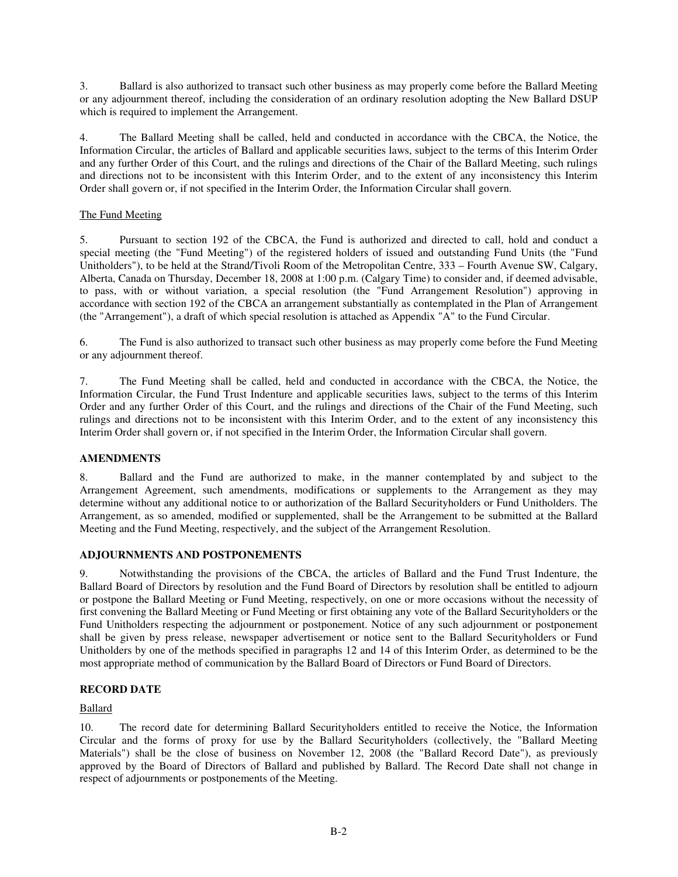3. Ballard is also authorized to transact such other business as may properly come before the Ballard Meeting or any adjournment thereof, including the consideration of an ordinary resolution adopting the New Ballard DSUP which is required to implement the Arrangement.

4. The Ballard Meeting shall be called, held and conducted in accordance with the CBCA, the Notice, the Information Circular, the articles of Ballard and applicable securities laws, subject to the terms of this Interim Order and any further Order of this Court, and the rulings and directions of the Chair of the Ballard Meeting, such rulings and directions not to be inconsistent with this Interim Order, and to the extent of any inconsistency this Interim Order shall govern or, if not specified in the Interim Order, the Information Circular shall govern.

The Fund Meeting

5. Pursuant to section 192 of the CBCA, the Fund is authorized and directed to call, hold and conduct a special meeting (the "Fund Meeting") of the registered holders of issued and outstanding Fund Units (the "Fund Unitholders"), to be held at the Strand/Tivoli Room of the Metropolitan Centre, 333 – Fourth Avenue SW, Calgary, Alberta, Canada on Thursday, December 18, 2008 at 1:00 p.m. (Calgary Time) to consider and, if deemed advisable, to pass, with or without variation, a special resolution (the "Fund Arrangement Resolution") approving in accordance with section 192 of the CBCA an arrangement substantially as contemplated in the Plan of Arrangement (the "Arrangement"), a draft of which special resolution is attached as Appendix "A" to the Fund Circular.

6. The Fund is also authorized to transact such other business as may properly come before the Fund Meeting or any adjournment thereof.

7. The Fund Meeting shall be called, held and conducted in accordance with the CBCA, the Notice, the Information Circular, the Fund Trust Indenture and applicable securities laws, subject to the terms of this Interim Order and any further Order of this Court, and the rulings and directions of the Chair of the Fund Meeting, such rulings and directions not to be inconsistent with this Interim Order, and to the extent of any inconsistency this Interim Order shall govern or, if not specified in the Interim Order, the Information Circular shall govern.

**AMENDMENTS**

8. Ballard and the Fund are authorized to make, in the manner contemplated by and subject to the Arrangement Agreement, such amendments, modifications or supplements to the Arrangement as they may determine without any additional notice to or authorization of the Ballard Securityholders or Fund Unitholders. The Arrangement, as so amended, modified or supplemented, shall be the Arrangement to be submitted at the Ballard Meeting and the Fund Meeting, respectively, and the subject of the Arrangement Resolution.

**ADJOURNMENTS AND POSTPONEMENTS**

9. Notwithstanding the provisions of the CBCA, the articles of Ballard and the Fund Trust Indenture, the Ballard Board of Directors by resolution and the Fund Board of Directors by resolution shall be entitled to adjourn or postpone the Ballard Meeting or Fund Meeting, respectively, on one or more occasions without the necessity of first convening the Ballard Meeting or Fund Meeting or first obtaining any vote of the Ballard Securityholders or the Fund Unitholders respecting the adjournment or postponement. Notice of any such adjournment or postponement shall be given by press release, newspaper advertisement or notice sent to the Ballard Securityholders or Fund Unitholders by one of the methods specified in paragraphs 12 and 14 of this Interim Order, as determined to be the most appropriate method of communication by the Ballard Board of Directors or Fund Board of Directors.

**RECORD DATE**

Ballard

10. The record date for determining Ballard Securityholders entitled to receive the Notice, the Information Circular and the forms of proxy for use by the Ballard Securityholders (collectively, the "Ballard Meeting Materials") shall be the close of business on November 12, 2008 (the "Ballard Record Date"), as previously approved by the Board of Directors of Ballard and published by Ballard. The Record Date shall not change in respect of adjournments or postponements of the Meeting.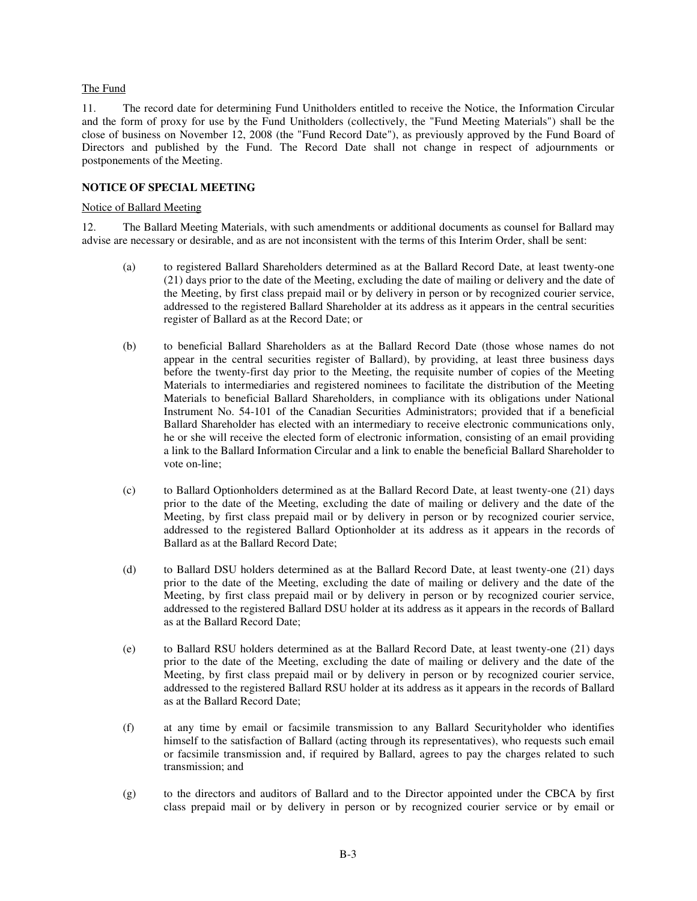The Fund

11. The record date for determining Fund Unitholders entitled to receive the Notice, the Information Circular and the form of proxy for use by the Fund Unitholders (collectively, the "Fund Meeting Materials") shall be the close of business on November 12, 2008 (the "Fund Record Date"), as previously approved by the Fund Board of Directors and published by the Fund. The Record Date shall not change in respect of adjournments or postponements of the Meeting.

**NOTICE OF SPECIAL MEETING**

Notice of Ballard Meeting

12. The Ballard Meeting Materials, with such amendments or additional documents as counsel for Ballard may advise are necessary or desirable, and as are not inconsistent with the terms of this Interim Order, shall be sent:

(a) to registered Ballard Shareholders determined as at the Ballard Record Date, at least twenty-one (21) days prior to the date of the Meeting, excluding the date of mailing or delivery and the date of the Meeting, by first class prepaid mail or by delivery in person or by recognized courier service, addressed to the registered Ballard Shareholder at its address as it appears in the central securities register of Ballard as at the Record Date; or

(b) to beneficial Ballard Shareholders as at the Ballard Record Date (those whose names do not appear in the central securities register of Ballard), by providing, at least three business days before the twenty-first day prior to the Meeting, the requisite number of copies of the Meeting Materials to intermediaries and registered nominees to facilitate the distribution of the Meeting Materials to beneficial Ballard Shareholders, in compliance with its obligations under National Instrument No. 54-101 of the Canadian Securities Administrators; provided that if a beneficial Ballard Shareholder has elected with an intermediary to receive electronic communications only, he or she will receive the elected form of electronic information, consisting of an email providing a link to the Ballard Information Circular and a link to enable the beneficial Ballard Shareholder to vote on-line;

(c) to Ballard Optionholders determined as at the Ballard Record Date, at least twenty-one (21) days prior to the date of the Meeting, excluding the date of mailing or delivery and the date of the Meeting, by first class prepaid mail or by delivery in person or by recognized courier service, addressed to the registered Ballard Optionholder at its address as it appears in the records of Ballard as at the Ballard Record Date;

(d) to Ballard DSU holders determined as at the Ballard Record Date, at least twenty-one (21) days prior to the date of the Meeting, excluding the date of mailing or delivery and the date of the Meeting, by first class prepaid mail or by delivery in person or by recognized courier service, addressed to the registered Ballard DSU holder at its address as it appears in the records of Ballard as at the Ballard Record Date;

(e) to Ballard RSU holders determined as at the Ballard Record Date, at least twenty-one (21) days prior to the date of the Meeting, excluding the date of mailing or delivery and the date of the Meeting, by first class prepaid mail or by delivery in person or by recognized courier service, addressed to the registered Ballard RSU holder at its address as it appears in the records of Ballard as at the Ballard Record Date;

(f) at any time by email or facsimile transmission to any Ballard Securityholder who identifies himself to the satisfaction of Ballard (acting through its representatives), who requests such email or facsimile transmission and, if required by Ballard, agrees to pay the charges related to such transmission; and

(g) to the directors and auditors of Ballard and to the Director appointed under the CBCA by first class prepaid mail or by delivery in person or by recognized courier service or by email or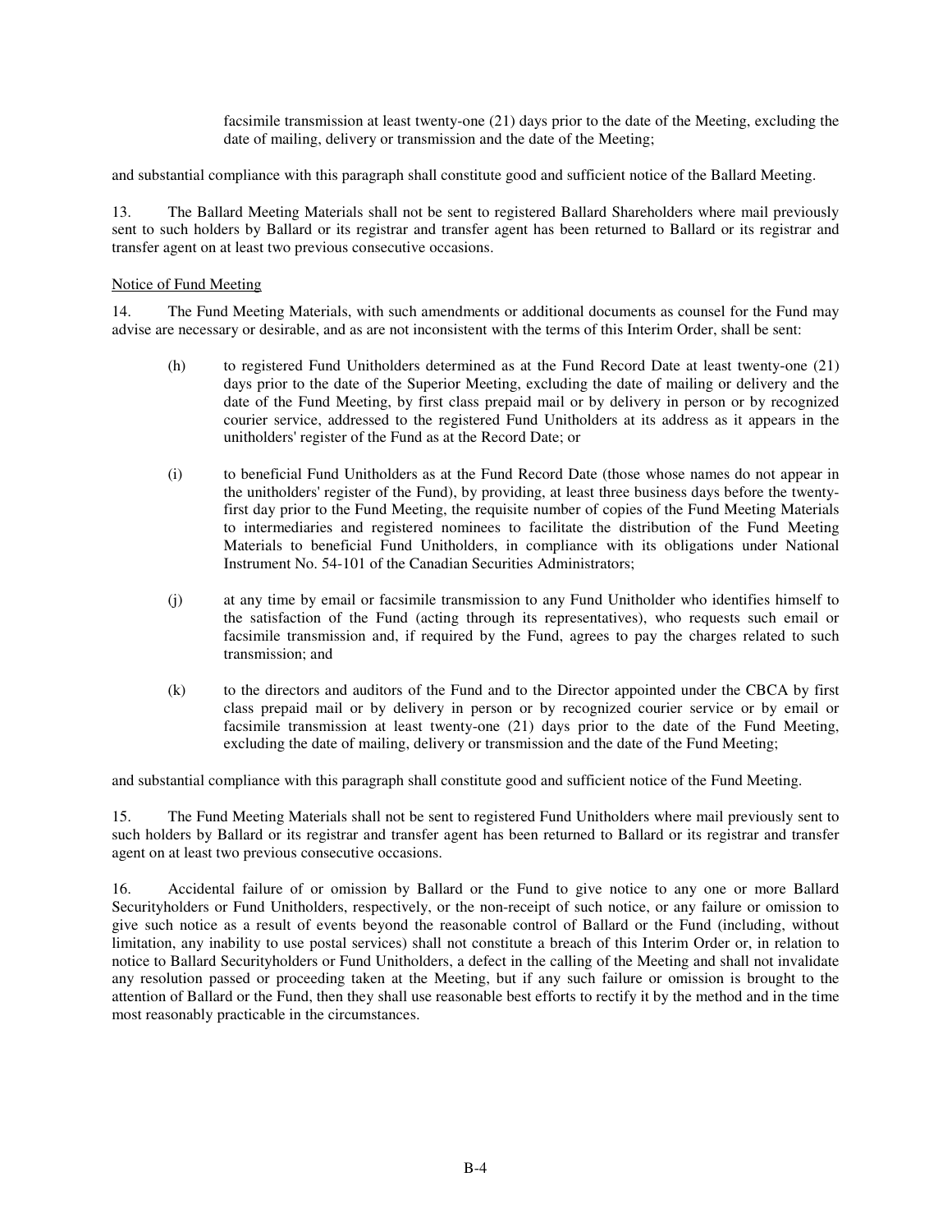facsimile transmission at least twenty-one (21) days prior to the date of the Meeting, excluding the date of mailing, delivery or transmission and the date of the Meeting;

and substantial compliance with this paragraph shall constitute good and sufficient notice of the Ballard Meeting.

13. The Ballard Meeting Materials shall not be sent to registered Ballard Shareholders where mail previously sent to such holders by Ballard or its registrar and transfer agent has been returned to Ballard or its registrar and transfer agent on at least two previous consecutive occasions.

Notice of Fund Meeting

14. The Fund Meeting Materials, with such amendments or additional documents as counsel for the Fund may advise are necessary or desirable, and as are not inconsistent with the terms of this Interim Order, shall be sent:

(h) to registered Fund Unitholders determined as at the Fund Record Date at least twenty-one (21) days prior to the date of the Superior Meeting, excluding the date of mailing or delivery and the date of the Fund Meeting, by first class prepaid mail or by delivery in person or by recognized courier service, addressed to the registered Fund Unitholders at its address as it appears in the unitholders' register of the Fund as at the Record Date; or

(i) to beneficial Fund Unitholders as at the Fund Record Date (those whose names do not appear in the unitholders' register of the Fund), by providing, at least three business days before the twenty-first day prior to the Fund Meeting, the requisite number of copies of the Fund Meeting Materials to intermediaries and registered nominees to facilitate the distribution of the Fund Meeting Materials to beneficial Fund Unitholders, in compliance with its obligations under National Instrument No. 54-101 of the Canadian Securities Administrators;

(j) at any time by email or facsimile transmission to any Fund Unitholder who identifies himself to the satisfaction of the Fund (acting through its representatives), who requests such email or facsimile transmission and, if required by the Fund, agrees to pay the charges related to such transmission; and

(k) to the directors and auditors of the Fund and to the Director appointed under the CBCA by first class prepaid mail or by delivery in person or by recognized courier service or by email or facsimile transmission at least twenty-one (21) days prior to the date of the Fund Meeting, excluding the date of mailing, delivery or transmission and the date of the Fund Meeting;

and substantial compliance with this paragraph shall constitute good and sufficient notice of the Fund Meeting.

15. The Fund Meeting Materials shall not be sent to registered Fund Unitholders where mail previously sent to such holders by Ballard or its registrar and transfer agent has been returned to Ballard or its registrar and transfer agent on at least two previous consecutive occasions.

16. Accidental failure of or omission by Ballard or the Fund to give notice to any one or more Ballard Securityholders or Fund Unitholders, respectively, or the non-receipt of such notice, or any failure or omission to give such notice as a result of events beyond the reasonable control of Ballard or the Fund (including, without limitation, any inability to use postal services) shall not constitute a breach of this Interim Order or, in relation to notice to Ballard Securityholders or Fund Unitholders, a defect in the calling of the Meeting and shall not invalidate any resolution passed or proceeding taken at the Meeting, but if any such failure or omission is brought to the attention of Ballard or the Fund, then they shall use reasonable best efforts to rectify it by the method and in the time most reasonably practicable in the circumstances.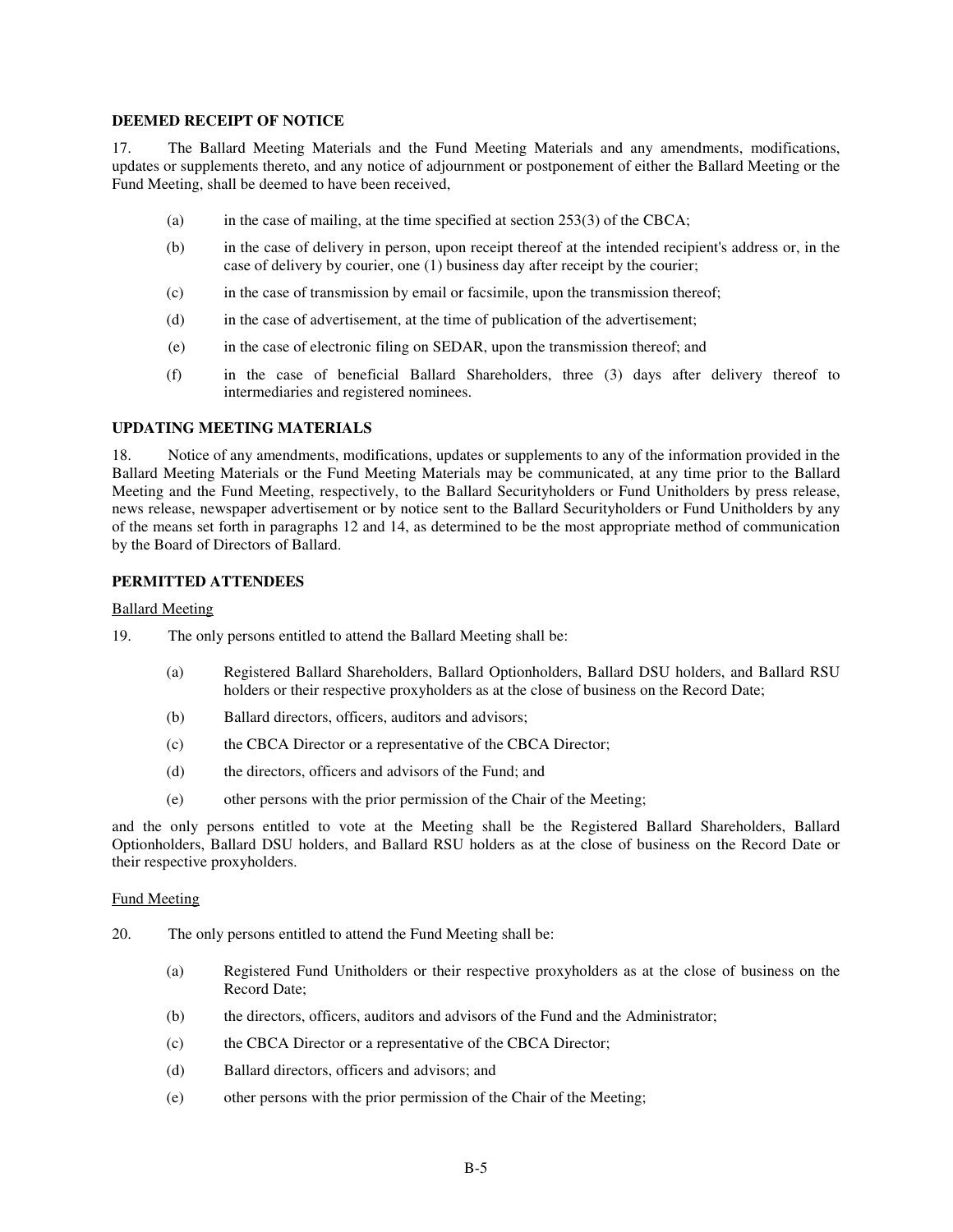**DEEMED RECEIPT OF NOTICE**

17. The Ballard Meeting Materials and the Fund Meeting Materials and any amendments, modifications, updates or supplements thereto, and any notice of adjournment or postponement of either the Ballard Meeting or the Fund Meeting, shall be deemed to have been received,

(a) in the case of mailing, at the time specified at section 253(3) of the CBCA;

(b) in the case of delivery in person, upon receipt thereof at the intended recipient's address or, in the case of delivery by courier, one (1) business day after receipt by the courier;

(c) in the case of transmission by email or facsimile, upon the transmission thereof;

(d) in the case of advertisement, at the time of publication of the advertisement;

(e) in the case of electronic filing on SEDAR, upon the transmission thereof; and

(f) in the case of beneficial Ballard Shareholders, three (3) days after delivery thereof to intermediaries and registered nominees.

**UPDATING MEETING MATERIALS**

18. Notice of any amendments, modifications, updates or supplements to any of the information provided in the Ballard Meeting Materials or the Fund Meeting Materials may be communicated, at any time prior to the Ballard Meeting and the Fund Meeting, respectively, to the Ballard Securityholders or Fund Unitholders by press release, news release, newspaper advertisement or by notice sent to the Ballard Securityholders or Fund Unitholders by any of the means set forth in paragraphs 12 and 14, as determined to be the most appropriate method of communication by the Board of Directors of Ballard.

**PERMITTED ATTENDEES**

Ballard Meeting

19. The only persons entitled to attend the Ballard Meeting shall be:

(a) Registered Ballard Shareholders, Ballard Optionholders, Ballard DSU holders, and Ballard RSU holders or their respective proxyholders as at the close of business on the Record Date;

(b) Ballard directors, officers, auditors and advisors;

(c) the CBCA Director or a representative of the CBCA Director;

(d) the directors, officers and advisors of the Fund; and

(e) other persons with the prior permission of the Chair of the Meeting;

and the only persons entitled to vote at the Meeting shall be the Registered Ballard Shareholders, Ballard Optionholders, Ballard DSU holders, and Ballard RSU holders as at the close of business on the Record Date or their respective proxyholders.

Fund Meeting

20. The only persons entitled to attend the Fund Meeting shall be:

(a) Registered Fund Unitholders or their respective proxyholders as at the close of business on the Record Date;

(b) the directors, officers, auditors and advisors of the Fund and the Administrator;

(c) the CBCA Director or a representative of the CBCA Director;

(d) Ballard directors, officers and advisors; and

(e) other persons with the prior permission of the Chair of the Meeting;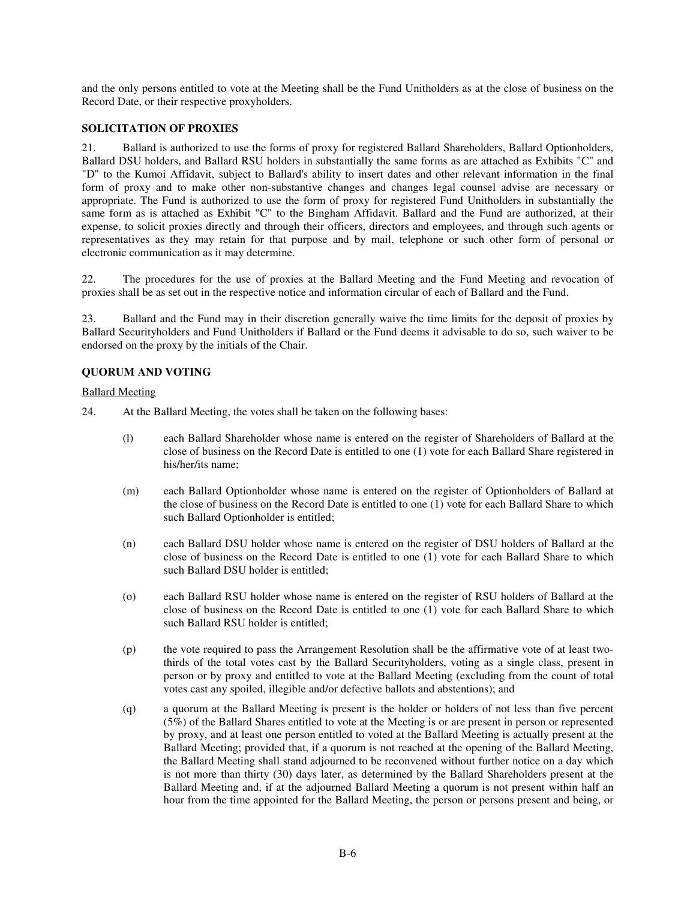and the only persons entitled to vote at the Meeting shall be the Fund Unitholders as at the close of business on the Record Date, or their respective proxyholders.

**SOLICITATION OF PROXIES**

21. Ballard is authorized to use the forms of proxy for registered Ballard Shareholders, Ballard Optionholders, Ballard DSU holders, and Ballard RSU holders in substantially the same forms as are attached as Exhibits "C" and "D" to the Kumoi Affidavit, subject to Ballard's ability to insert dates and other relevant information in the final form of proxy and to make other non-substantive changes and changes legal counsel advise are necessary or appropriate. The Fund is authorized to use the form of proxy for registered Fund Unitholders in substantially the same form as is attached as Exhibit "C" to the Bingham Affidavit. Ballard and the Fund are authorized, at their expense, to solicit proxies directly and through their officers, directors and employees, and through such agents or representatives as they may retain for that purpose and by mail, telephone or such other form of personal or electronic communication as it may determine.

22. The procedures for the use of proxies at the Ballard Meeting and the Fund Meeting and revocation of proxies shall be as set out in the respective notice and information circular of each of Ballard and the Fund.

23. Ballard and the Fund may in their discretion generally waive the time limits for the deposit of proxies by Ballard Securityholders and Fund Unitholders if Ballard or the Fund deems it advisable to do so, such waiver to be endorsed on the proxy by the initials of the Chair.

**QUORUM AND VOTING**

Ballard Meeting

24. At the Ballard Meeting, the votes shall be taken on the following bases:

(l) each Ballard Shareholder whose name is entered on the register of Shareholders of Ballard at the close of business on the Record Date is entitled to one (1) vote for each Ballard Share registered in his/her/its name;

(m) each Ballard Optionholder whose name is entered on the register of Optionholders of Ballard at the close of business on the Record Date is entitled to one (1) vote for each Ballard Share to which such Ballard Optionholder is entitled;

(n) each Ballard DSU holder whose name is entered on the register of DSU holders of Ballard at the close of business on the Record Date is entitled to one (1) vote for each Ballard Share to which such Ballard DSU holder is entitled;

(o) each Ballard RSU holder whose name is entered on the register of RSU holders of Ballard at the close of business on the Record Date is entitled to one (1) vote for each Ballard Share to which such Ballard RSU holder is entitled;

(p) the vote required to pass the Arrangement Resolution shall be the affirmative vote of at least two-thirds of the total votes cast by the Ballard Securityholders, voting as a single class, present in person or by proxy and entitled to vote at the Ballard Meeting (excluding from the count of total votes cast any spoiled, illegible and/or defective ballots and abstentions); and

(q) a quorum at the Ballard Meeting is present is the holder or holders of not less than five percent (5%) of the Ballard Shares entitled to vote at the Meeting is or are present in person or represented by proxy, and at least one person entitled to voted at the Ballard Meeting is actually present at the Ballard Meeting; provided that, if a quorum is not reached at the opening of the Ballard Meeting, the Ballard Meeting shall stand adjourned to be reconvened without further notice on a day which is not more than thirty (30) days later, as determined by the Ballard Shareholders present at the Ballard Meeting and, if at the adjourned Ballard Meeting a quorum is not present within half an hour from the time appointed for the Ballard Meeting, the person or persons present and being, or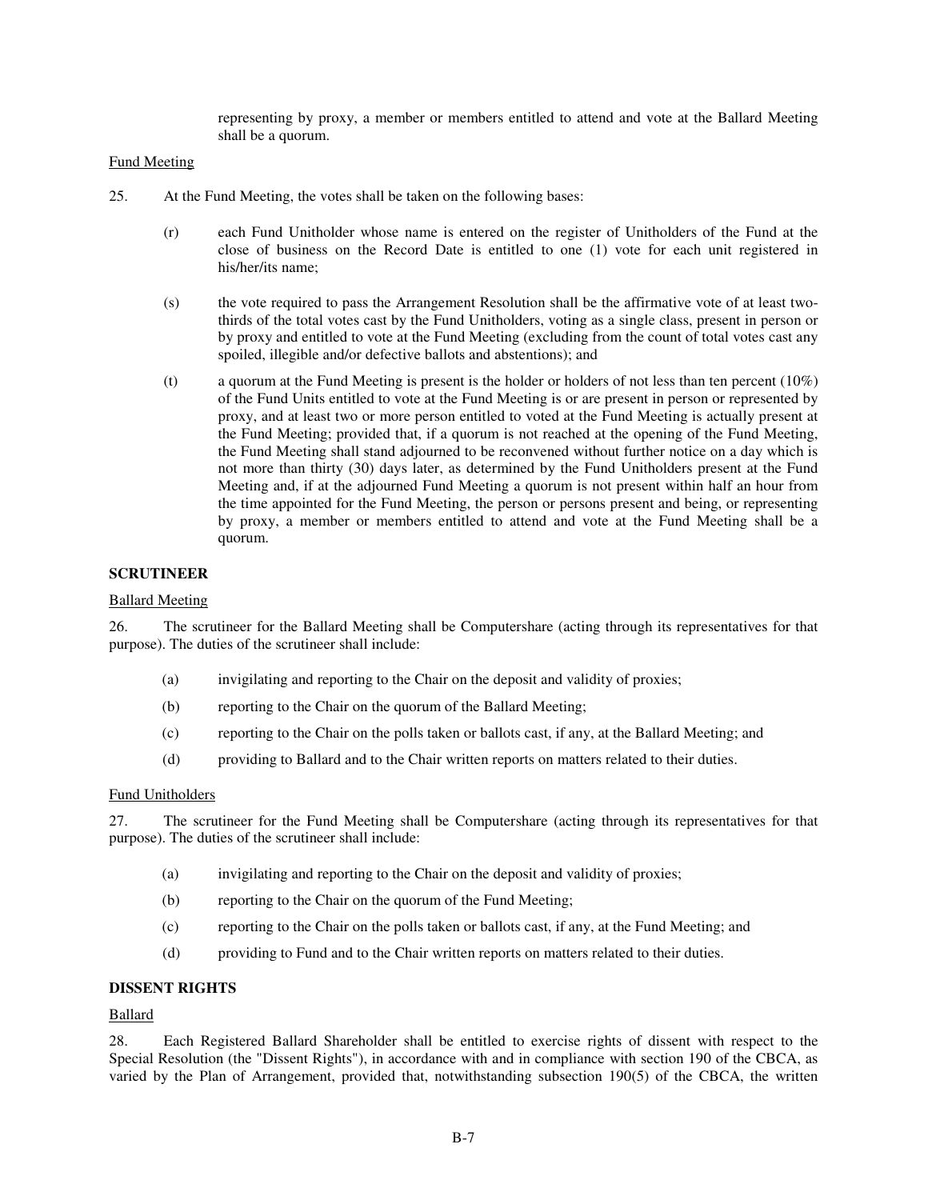representing by proxy, a member or members entitled to attend and vote at the Ballard Meeting shall be a quorum.

Fund Meeting

25. At the Fund Meeting, the votes shall be taken on the following bases:

(r) each Fund Unitholder whose name is entered on the register of Unitholders of the Fund at the close of business on the Record Date is entitled to one (1) vote for each unit registered in his/her/its name;

(s) the vote required to pass the Arrangement Resolution shall be the affirmative vote of at least two-thirds of the total votes cast by the Fund Unitholders, voting as a single class, present in person or by proxy and entitled to vote at the Fund Meeting (excluding from the count of total votes cast any spoiled, illegible and/or defective ballots and abstentions); and

(t) a quorum at the Fund Meeting is present is the holder or holders of not less than ten percent (10%) of the Fund Units entitled to vote at the Fund Meeting is or are present in person or represented by proxy, and at least two or more person entitled to voted at the Fund Meeting is actually present at the Fund Meeting; provided that, if a quorum is not reached at the opening of the Fund Meeting, the Fund Meeting shall stand adjourned to be reconvened without further notice on a day which is not more than thirty (30) days later, as determined by the Fund Unitholders present at the Fund Meeting and, if at the adjourned Fund Meeting a quorum is not present within half an hour from the time appointed for the Fund Meeting, the person or persons present and being, or representing by proxy, a member or members entitled to attend and vote at the Fund Meeting shall be a quorum.

**SCRUTINEER**

Ballard Meeting

26. The scrutineer for the Ballard Meeting shall be Computershare (acting through its representatives for that purpose). The duties of the scrutineer shall include:

(a) invigilating and reporting to the Chair on the deposit and validity of proxies;

(b) reporting to the Chair on the quorum of the Ballard Meeting;

(c) reporting to the Chair on the polls taken or ballots cast, if any, at the Ballard Meeting; and

(d) providing to Ballard and to the Chair written reports on matters related to their duties.

Fund Unitholders

27. The scrutineer for the Fund Meeting shall be Computershare (acting through its representatives for that purpose). The duties of the scrutineer shall include:

(a) invigilating and reporting to the Chair on the deposit and validity of proxies;

(b) reporting to the Chair on the quorum of the Fund Meeting;

(c) reporting to the Chair on the polls taken or ballots cast, if any, at the Fund Meeting; and

(d) providing to Fund and to the Chair written reports on matters related to their duties.

**DISSENT RIGHTS**

Ballard

28. Each Registered Ballard Shareholder shall be entitled to exercise rights of dissent with respect to the Special Resolution (the "Dissent Rights"), in accordance with and in compliance with section 190 of the CBCA, as varied by the Plan of Arrangement, provided that, notwithstanding subsection 190(5) of the CBCA, the written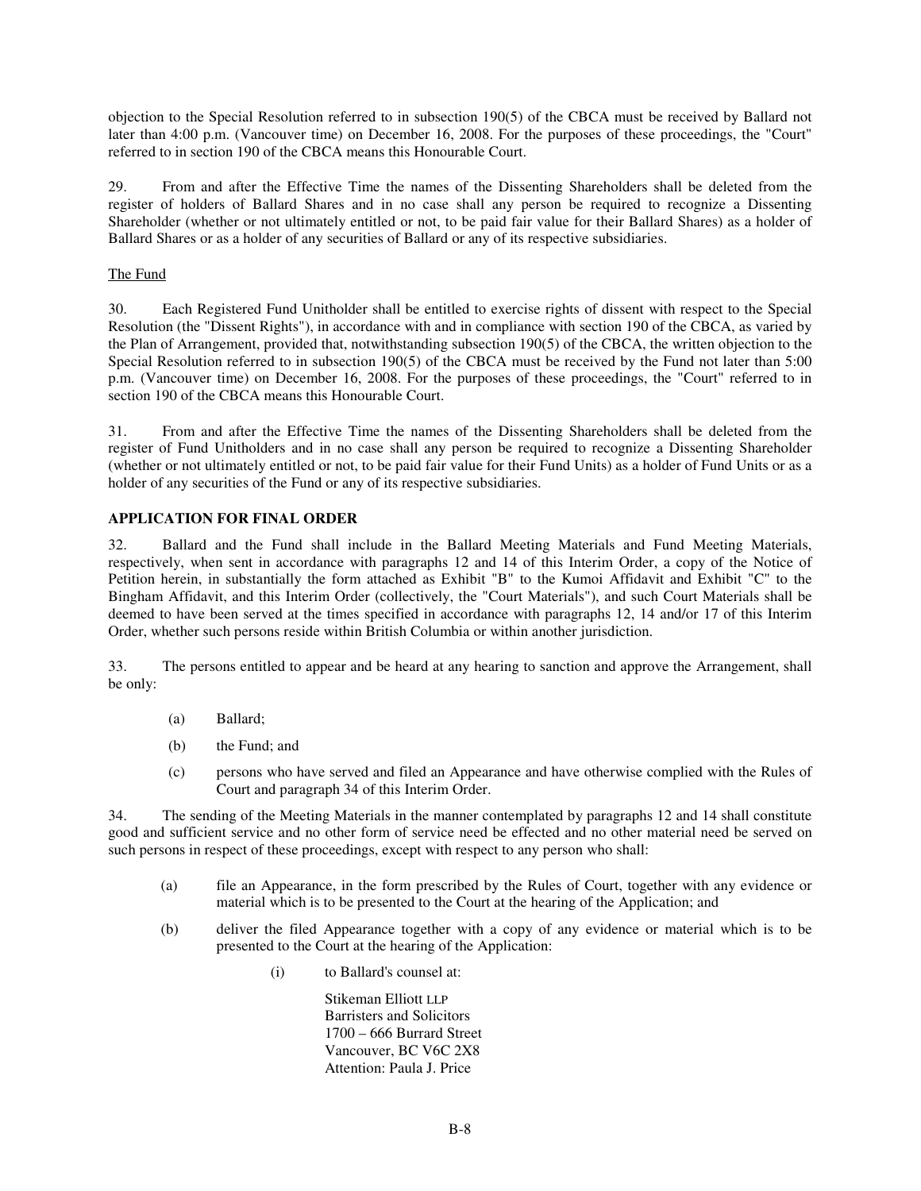objection to the Special Resolution referred to in subsection 190(5) of the CBCA must be received by Ballard not later than 4:00 p.m. (Vancouver time) on December 16, 2008. For the purposes of these proceedings, the "Court" referred to in section 190 of the CBCA means this Honourable Court.

29. From and after the Effective Time the names of the Dissenting Shareholders shall be deleted from the register of holders of Ballard Shares and in no case shall any person be required to recognize a Dissenting Shareholder (whether or not ultimately entitled or not, to be paid fair value for their Ballard Shares) as a holder of Ballard Shares or as a holder of any securities of Ballard or any of its respective subsidiaries.

The Fund

30. Each Registered Fund Unitholder shall be entitled to exercise rights of dissent with respect to the Special Resolution (the "Dissent Rights"), in accordance with and in compliance with section 190 of the CBCA, as varied by the Plan of Arrangement, provided that, notwithstanding subsection 190(5) of the CBCA, the written objection to the Special Resolution referred to in subsection 190(5) of the CBCA must be received by the Fund not later than 5:00 p.m. (Vancouver time) on December 16, 2008. For the purposes of these proceedings, the "Court" referred to in section 190 of the CBCA means this Honourable Court.

31. From and after the Effective Time the names of the Dissenting Shareholders shall be deleted from the register of Fund Unitholders and in no case shall any person be required to recognize a Dissenting Shareholder (whether or not ultimately entitled or not, to be paid fair value for their Fund Units) as a holder of Fund Units or as a holder of any securities of the Fund or any of its respective subsidiaries.

**APPLICATION FOR FINAL ORDER**

32. Ballard and the Fund shall include in the Ballard Meeting Materials and Fund Meeting Materials, respectively, when sent in accordance with paragraphs 12 and 14 of this Interim Order, a copy of the Notice of Petition herein, in substantially the form attached as Exhibit "B" to the Kumoi Affidavit and Exhibit "C" to the Bingham Affidavit, and this Interim Order (collectively, the "Court Materials"), and such Court Materials shall be deemed to have been served at the times specified in accordance with paragraphs 12, 14 and/or 17 of this Interim Order, whether such persons reside within British Columbia or within another jurisdiction.

33. The persons entitled to appear and be heard at any hearing to sanction and approve the Arrangement, shall be only:

(a) Ballard;

(b) the Fund; and

(c) persons who have served and filed an Appearance and have otherwise complied with the Rules of Court and paragraph 34 of this Interim Order.

34. The sending of the Meeting Materials in the manner contemplated by paragraphs 12 and 14 shall constitute good and sufficient service and no other form of service need be effected and no other material need be served on such persons in respect of these proceedings, except with respect to any person who shall:

(a) file an Appearance, in the form prescribed by the Rules of Court, together with any evidence or material which is to be presented to the Court at the hearing of the Application; and

(b) deliver the filed Appearance together with a copy of any evidence or material which is to be presented to the Court at the hearing of the Application:

(i) to Ballard's counsel at:

Stikeman Elliott LLP
Barristers and Solicitors
1700 – 666 Burrard Street
Vancouver, BC V6C 2X8
Attention: Paula J. Price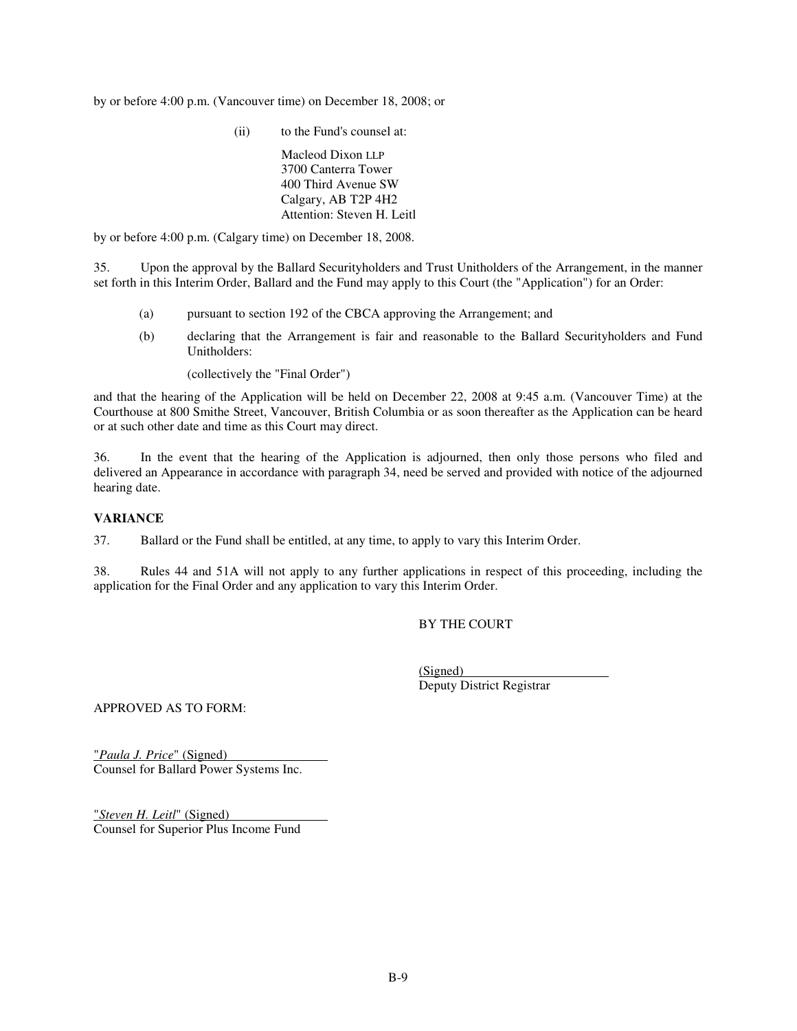by or before 4:00 p.m. (Vancouver time) on December 18, 2008; or

(ii) to the Fund's counsel at:

Macleod Dixon LLP
3700 Canterra Tower
400 Third Avenue SW
Calgary, AB T2P 4H2
Attention: Steven H. Leitl

by or before 4:00 p.m. (Calgary time) on December 18, 2008.

35. Upon the approval by the Ballard Securityholders and Trust Unitholders of the Arrangement, in the manner set forth in this Interim Order, Ballard and the Fund may apply to this Court (the "Application") for an Order:

(a) pursuant to section 192 of the CBCA approving the Arrangement; and

(b) declaring that the Arrangement is fair and reasonable to the Ballard Securityholders and Fund Unitholders:

(collectively the "Final Order")

and that the hearing of the Application will be held on December 22, 2008 at 9:45 a.m. (Vancouver Time) at the Courthouse at 800 Smithe Street, Vancouver, British Columbia or as soon thereafter as the Application can be heard or at such other date and time as this Court may direct.

36. In the event that the hearing of the Application is adjourned, then only those persons who filed and delivered an Appearance in accordance with paragraph 34, need be served and provided with notice of the adjourned hearing date.

**VARIANCE**

37. Ballard or the Fund shall be entitled, at any time, to apply to vary this Interim Order.

38. Rules 44 and 51A will not apply to any further applications in respect of this proceeding, including the application for the Final Order and any application to vary this Interim Order.

BY THE COURT

(Signed)
Deputy District Registrar

APPROVED AS TO FORM:

"*Paula J. Price*" (Signed)
Counsel for Ballard Power Systems Inc.

"*Steven H. Leitl*" (Signed)
Counsel for Superior Plus Income Fund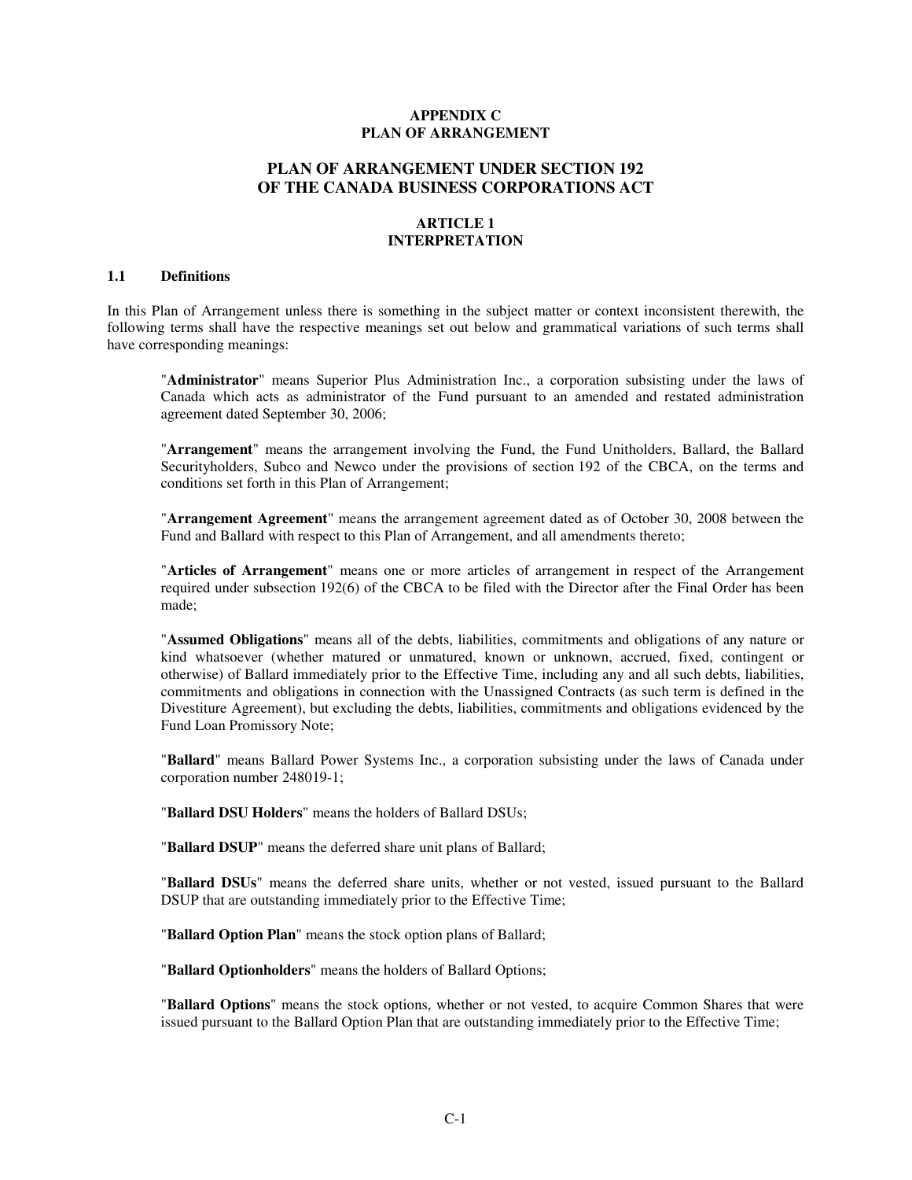**APPENDIX C**
**PLAN OF ARRANGEMENT**

# PLAN OF ARRANGEMENT UNDER SECTION 192 OF THE CANADA BUSINESS CORPORATIONS ACT

## ARTICLE 1
## INTERPRETATION

### 1.1 Definitions

In this Plan of Arrangement unless there is something in the subject matter or context inconsistent therewith, the following terms shall have the respective meanings set out below and grammatical variations of such terms shall have corresponding meanings:

"**Administrator**" means Superior Plus Administration Inc., a corporation subsisting under the laws of Canada which acts as administrator of the Fund pursuant to an amended and restated administration agreement dated September 30, 2006;

"**Arrangement**" means the arrangement involving the Fund, the Fund Unitholders, Ballard, the Ballard Securityholders, Subco and Newco under the provisions of section 192 of the CBCA, on the terms and conditions set forth in this Plan of Arrangement;

"**Arrangement Agreement**" means the arrangement agreement dated as of October 30, 2008 between the Fund and Ballard with respect to this Plan of Arrangement, and all amendments thereto;

"**Articles of Arrangement**" means one or more articles of arrangement in respect of the Arrangement required under subsection 192(6) of the CBCA to be filed with the Director after the Final Order has been made;

"**Assumed Obligations**" means all of the debts, liabilities, commitments and obligations of any nature or kind whatsoever (whether matured or unmatured, known or unknown, accrued, fixed, contingent or otherwise) of Ballard immediately prior to the Effective Time, including any and all such debts, liabilities, commitments and obligations in connection with the Unassigned Contracts (as such term is defined in the Divestiture Agreement), but excluding the debts, liabilities, commitments and obligations evidenced by the Fund Loan Promissory Note;

"**Ballard**" means Ballard Power Systems Inc., a corporation subsisting under the laws of Canada under corporation number 248019-1;

"**Ballard DSU Holders**" means the holders of Ballard DSUs;

"**Ballard DSUP**" means the deferred share unit plans of Ballard;

"**Ballard DSUs**" means the deferred share units, whether or not vested, issued pursuant to the Ballard DSUP that are outstanding immediately prior to the Effective Time;

"**Ballard Option Plan**" means the stock option plans of Ballard;

"**Ballard Optionholders**" means the holders of Ballard Options;

"**Ballard Options**" means the stock options, whether or not vested, to acquire Common Shares that were issued pursuant to the Ballard Option Plan that are outstanding immediately prior to the Effective Time;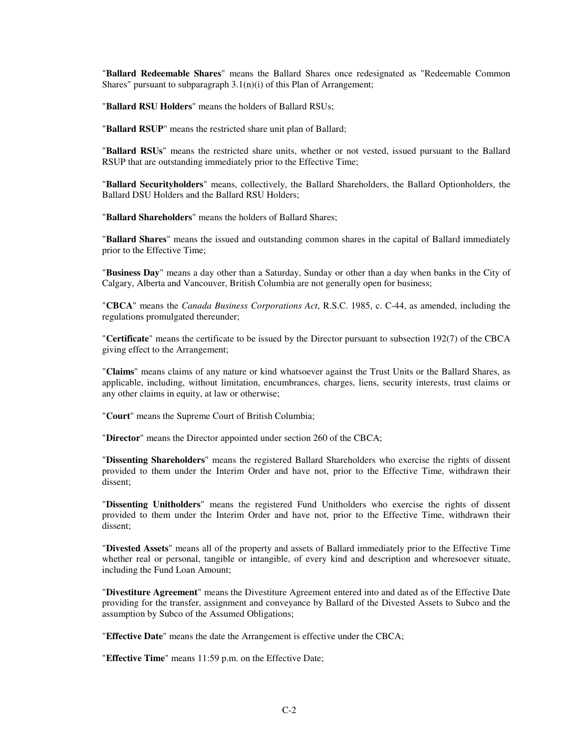"**Ballard Redeemable Shares**" means the Ballard Shares once redesignated as "Redeemable Common Shares" pursuant to subparagraph 3.1(n)(i) of this Plan of Arrangement;

"**Ballard RSU Holders**" means the holders of Ballard RSUs;

"**Ballard RSUP**" means the restricted share unit plan of Ballard;

"**Ballard RSUs**" means the restricted share units, whether or not vested, issued pursuant to the Ballard RSUP that are outstanding immediately prior to the Effective Time;

"**Ballard Securityholders**" means, collectively, the Ballard Shareholders, the Ballard Optionholders, the Ballard DSU Holders and the Ballard RSU Holders;

"**Ballard Shareholders**" means the holders of Ballard Shares;

"**Ballard Shares**" means the issued and outstanding common shares in the capital of Ballard immediately prior to the Effective Time;

"**Business Day**" means a day other than a Saturday, Sunday or other than a day when banks in the City of Calgary, Alberta and Vancouver, British Columbia are not generally open for business;

"**CBCA**" means the *Canada Business Corporations Act*, R.S.C. 1985, c. C-44, as amended, including the regulations promulgated thereunder;

"**Certificate**" means the certificate to be issued by the Director pursuant to subsection 192(7) of the CBCA giving effect to the Arrangement;

"**Claims**" means claims of any nature or kind whatsoever against the Trust Units or the Ballard Shares, as applicable, including, without limitation, encumbrances, charges, liens, security interests, trust claims or any other claims in equity, at law or otherwise;

"**Court**" means the Supreme Court of British Columbia;

"**Director**" means the Director appointed under section 260 of the CBCA;

"**Dissenting Shareholders**" means the registered Ballard Shareholders who exercise the rights of dissent provided to them under the Interim Order and have not, prior to the Effective Time, withdrawn their dissent;

"**Dissenting Unitholders**" means the registered Fund Unitholders who exercise the rights of dissent provided to them under the Interim Order and have not, prior to the Effective Time, withdrawn their dissent;

"**Divested Assets**" means all of the property and assets of Ballard immediately prior to the Effective Time whether real or personal, tangible or intangible, of every kind and description and wheresoever situate, including the Fund Loan Amount;

"**Divestiture Agreement**" means the Divestiture Agreement entered into and dated as of the Effective Date providing for the transfer, assignment and conveyance by Ballard of the Divested Assets to Subco and the assumption by Subco of the Assumed Obligations;

"**Effective Date**" means the date the Arrangement is effective under the CBCA;

"**Effective Time**" means 11:59 p.m. on the Effective Date;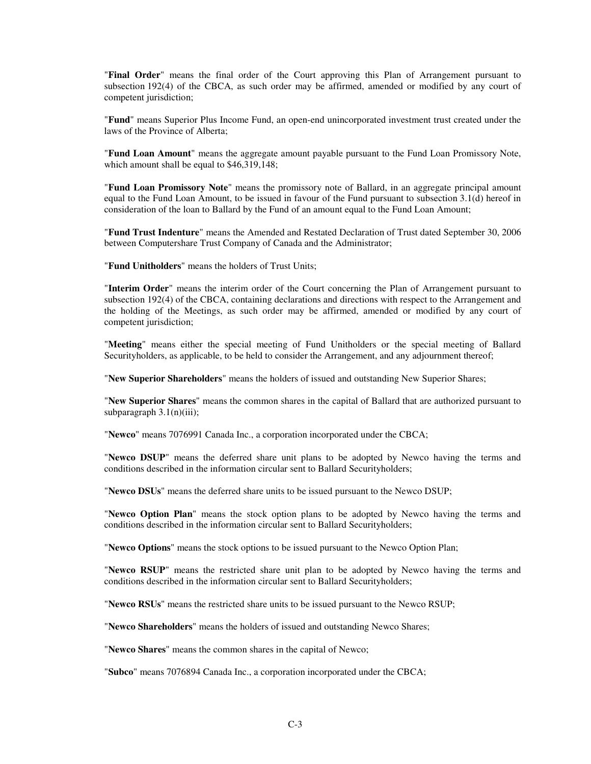"**Final Order**" means the final order of the Court approving this Plan of Arrangement pursuant to subsection 192(4) of the CBCA, as such order may be affirmed, amended or modified by any court of competent jurisdiction;

"**Fund**" means Superior Plus Income Fund, an open-end unincorporated investment trust created under the laws of the Province of Alberta;

"**Fund Loan Amount**" means the aggregate amount payable pursuant to the Fund Loan Promissory Note, which amount shall be equal to $46,319,148;

"**Fund Loan Promissory Note**" means the promissory note of Ballard, in an aggregate principal amount equal to the Fund Loan Amount, to be issued in favour of the Fund pursuant to subsection 3.1(d) hereof in consideration of the loan to Ballard by the Fund of an amount equal to the Fund Loan Amount;

"**Fund Trust Indenture**" means the Amended and Restated Declaration of Trust dated September 30, 2006 between Computershare Trust Company of Canada and the Administrator;

"**Fund Unitholders**" means the holders of Trust Units;

"**Interim Order**" means the interim order of the Court concerning the Plan of Arrangement pursuant to subsection 192(4) of the CBCA, containing declarations and directions with respect to the Arrangement and the holding of the Meetings, as such order may be affirmed, amended or modified by any court of competent jurisdiction;

"**Meeting**" means either the special meeting of Fund Unitholders or the special meeting of Ballard Securityholders, as applicable, to be held to consider the Arrangement, and any adjournment thereof;

"**New Superior Shareholders**" means the holders of issued and outstanding New Superior Shares;

"**New Superior Shares**" means the common shares in the capital of Ballard that are authorized pursuant to subparagraph 3.1(n)(iii);

"**Newco**" means 7076991 Canada Inc., a corporation incorporated under the CBCA;

"**Newco DSUP**" means the deferred share unit plans to be adopted by Newco having the terms and conditions described in the information circular sent to Ballard Securityholders;

"**Newco DSUs**" means the deferred share units to be issued pursuant to the Newco DSUP;

"**Newco Option Plan**" means the stock option plans to be adopted by Newco having the terms and conditions described in the information circular sent to Ballard Securityholders;

"**Newco Options**" means the stock options to be issued pursuant to the Newco Option Plan;

"**Newco RSUP**" means the restricted share unit plan to be adopted by Newco having the terms and conditions described in the information circular sent to Ballard Securityholders;

"**Newco RSUs**" means the restricted share units to be issued pursuant to the Newco RSUP;

"**Newco Shareholders**" means the holders of issued and outstanding Newco Shares;

"**Newco Shares**" means the common shares in the capital of Newco;

"**Subco**" means 7076894 Canada Inc., a corporation incorporated under the CBCA;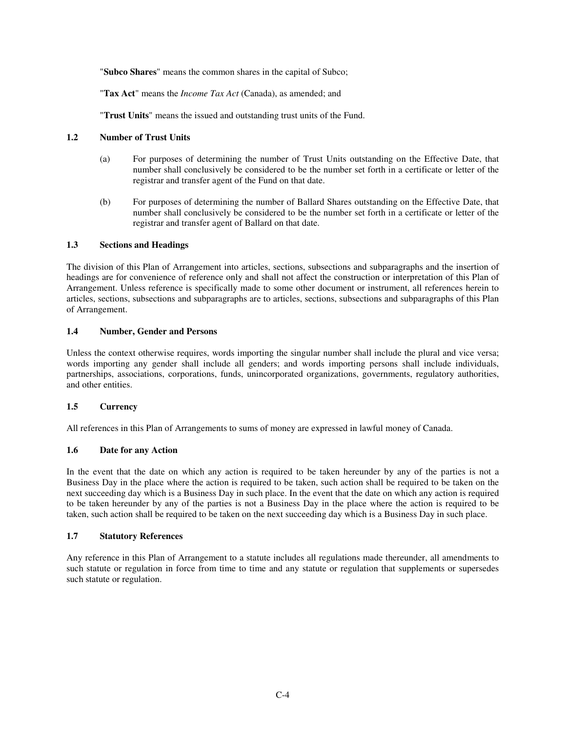"**Subco Shares**" means the common shares in the capital of Subco;

"**Tax Act**" means the *Income Tax Act* (Canada), as amended; and

"**Trust Units**" means the issued and outstanding trust units of the Fund.

### 1.2 Number of Trust Units

(a) For purposes of determining the number of Trust Units outstanding on the Effective Date, that number shall conclusively be considered to be the number set forth in a certificate or letter of the registrar and transfer agent of the Fund on that date.

(b) For purposes of determining the number of Ballard Shares outstanding on the Effective Date, that number shall conclusively be considered to be the number set forth in a certificate or letter of the registrar and transfer agent of Ballard on that date.

### 1.3 Sections and Headings

The division of this Plan of Arrangement into articles, sections, subsections and subparagraphs and the insertion of headings are for convenience of reference only and shall not affect the construction or interpretation of this Plan of Arrangement. Unless reference is specifically made to some other document or instrument, all references herein to articles, sections, subsections and subparagraphs are to articles, sections, subsections and subparagraphs of this Plan of Arrangement.

### 1.4 Number, Gender and Persons

Unless the context otherwise requires, words importing the singular number shall include the plural and vice versa; words importing any gender shall include all genders; and words importing persons shall include individuals, partnerships, associations, corporations, funds, unincorporated organizations, governments, regulatory authorities, and other entities.

### 1.5 Currency

All references in this Plan of Arrangements to sums of money are expressed in lawful money of Canada.

### 1.6 Date for any Action

In the event that the date on which any action is required to be taken hereunder by any of the parties is not a Business Day in the place where the action is required to be taken, such action shall be required to be taken on the next succeeding day which is a Business Day in such place. In the event that the date on which any action is required to be taken hereunder by any of the parties is not a Business Day in the place where the action is required to be taken, such action shall be required to be taken on the next succeeding day which is a Business Day in such place.

### 1.7 Statutory References

Any reference in this Plan of Arrangement to a statute includes all regulations made thereunder, all amendments to such statute or regulation in force from time to time and any statute or regulation that supplements or supersedes such statute or regulation.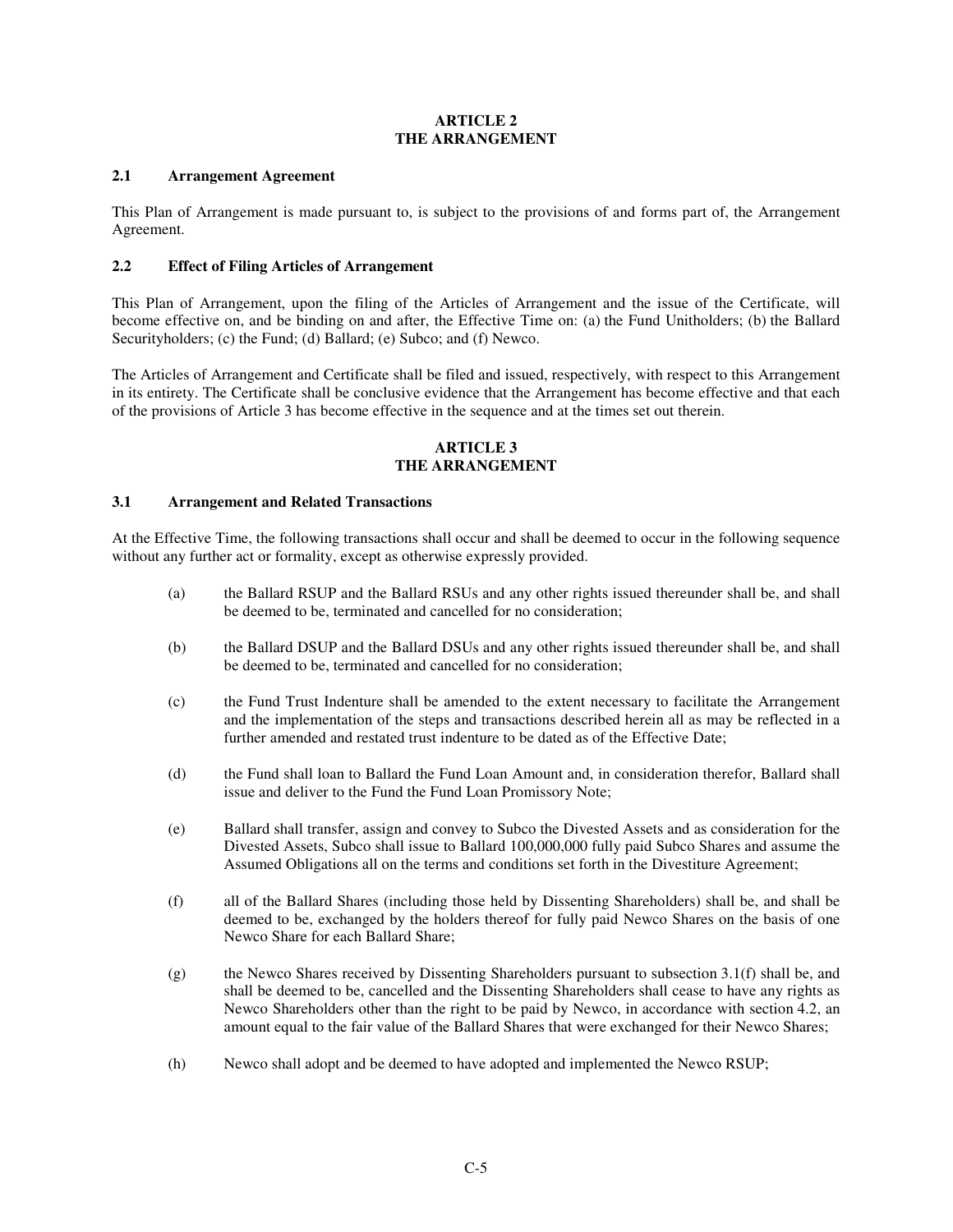## ARTICLE 2
## THE ARRANGEMENT

### 2.1 Arrangement Agreement

This Plan of Arrangement is made pursuant to, is subject to the provisions of and forms part of, the Arrangement Agreement.

### 2.2 Effect of Filing Articles of Arrangement

This Plan of Arrangement, upon the filing of the Articles of Arrangement and the issue of the Certificate, will become effective on, and be binding on and after, the Effective Time on: (a) the Fund Unitholders; (b) the Ballard Securityholders; (c) the Fund; (d) Ballard; (e) Subco; and (f) Newco.

The Articles of Arrangement and Certificate shall be filed and issued, respectively, with respect to this Arrangement in its entirety. The Certificate shall be conclusive evidence that the Arrangement has become effective and that each of the provisions of Article 3 has become effective in the sequence and at the times set out therein.

## ARTICLE 3
## THE ARRANGEMENT

### 3.1 Arrangement and Related Transactions

At the Effective Time, the following transactions shall occur and shall be deemed to occur in the following sequence without any further act or formality, except as otherwise expressly provided.

(a) the Ballard RSUP and the Ballard RSUs and any other rights issued thereunder shall be, and shall be deemed to be, terminated and cancelled for no consideration;

(b) the Ballard DSUP and the Ballard DSUs and any other rights issued thereunder shall be, and shall be deemed to be, terminated and cancelled for no consideration;

(c) the Fund Trust Indenture shall be amended to the extent necessary to facilitate the Arrangement and the implementation of the steps and transactions described herein all as may be reflected in a further amended and restated trust indenture to be dated as of the Effective Date;

(d) the Fund shall loan to Ballard the Fund Loan Amount and, in consideration therefor, Ballard shall issue and deliver to the Fund the Fund Loan Promissory Note;

(e) Ballard shall transfer, assign and convey to Subco the Divested Assets and as consideration for the Divested Assets, Subco shall issue to Ballard 100,000,000 fully paid Subco Shares and assume the Assumed Obligations all on the terms and conditions set forth in the Divestiture Agreement;

(f) all of the Ballard Shares (including those held by Dissenting Shareholders) shall be, and shall be deemed to be, exchanged by the holders thereof for fully paid Newco Shares on the basis of one Newco Share for each Ballard Share;

(g) the Newco Shares received by Dissenting Shareholders pursuant to subsection 3.1(f) shall be, and shall be deemed to be, cancelled and the Dissenting Shareholders shall cease to have any rights as Newco Shareholders other than the right to be paid by Newco, in accordance with section 4.2, an amount equal to the fair value of the Ballard Shares that were exchanged for their Newco Shares;

(h) Newco shall adopt and be deemed to have adopted and implemented the Newco RSUP;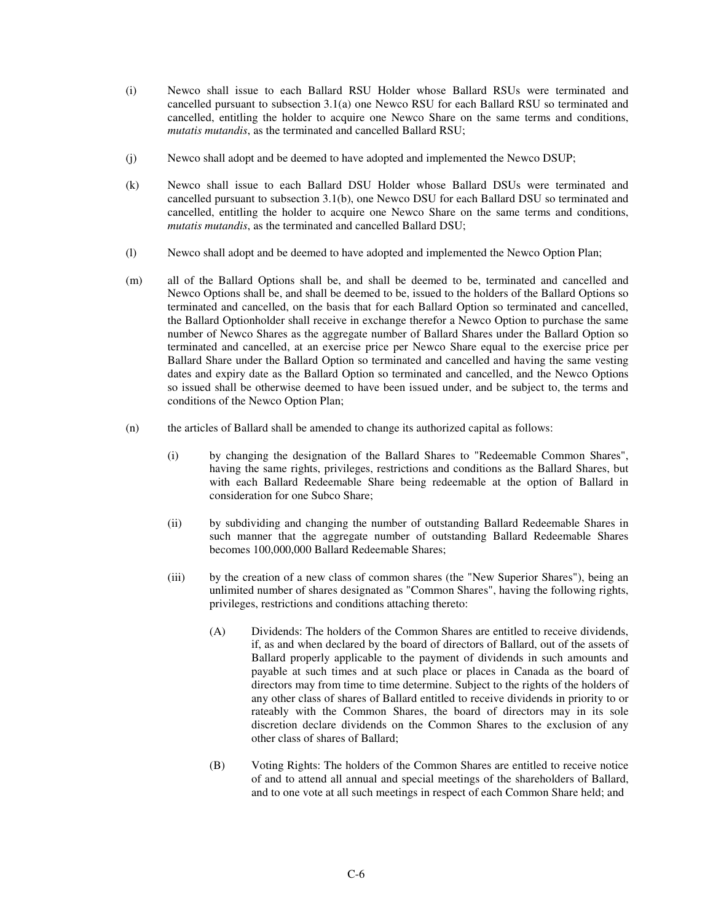(i) Newco shall issue to each Ballard RSU Holder whose Ballard RSUs were terminated and cancelled pursuant to subsection 3.1(a) one Newco RSU for each Ballard RSU so terminated and cancelled, entitling the holder to acquire one Newco Share on the same terms and conditions, *mutatis mutandis*, as the terminated and cancelled Ballard RSU;

(j) Newco shall adopt and be deemed to have adopted and implemented the Newco DSUP;

(k) Newco shall issue to each Ballard DSU Holder whose Ballard DSUs were terminated and cancelled pursuant to subsection 3.1(b), one Newco DSU for each Ballard DSU so terminated and cancelled, entitling the holder to acquire one Newco Share on the same terms and conditions, *mutatis mutandis*, as the terminated and cancelled Ballard DSU;

(l) Newco shall adopt and be deemed to have adopted and implemented the Newco Option Plan;

(m) all of the Ballard Options shall be, and shall be deemed to be, terminated and cancelled and Newco Options shall be, and shall be deemed to be, issued to the holders of the Ballard Options so terminated and cancelled, on the basis that for each Ballard Option so terminated and cancelled, the Ballard Optionholder shall receive in exchange therefor a Newco Option to purchase the same number of Newco Shares as the aggregate number of Ballard Shares under the Ballard Option so terminated and cancelled, at an exercise price per Newco Share equal to the exercise price per Ballard Share under the Ballard Option so terminated and cancelled and having the same vesting dates and expiry date as the Ballard Option so terminated and cancelled, and the Newco Options so issued shall be otherwise deemed to have been issued under, and be subject to, the terms and conditions of the Newco Option Plan;

(n) the articles of Ballard shall be amended to change its authorized capital as follows:

   (i) by changing the designation of the Ballard Shares to "Redeemable Common Shares", having the same rights, privileges, restrictions and conditions as the Ballard Shares, but with each Ballard Redeemable Share being redeemable at the option of Ballard in consideration for one Subco Share;

   (ii) by subdividing and changing the number of outstanding Ballard Redeemable Shares in such manner that the aggregate number of outstanding Ballard Redeemable Shares becomes 100,000,000 Ballard Redeemable Shares;

   (iii) by the creation of a new class of common shares (the "New Superior Shares"), being an unlimited number of shares designated as "Common Shares", having the following rights, privileges, restrictions and conditions attaching thereto:

      (A) Dividends: The holders of the Common Shares are entitled to receive dividends, if, as and when declared by the board of directors of Ballard, out of the assets of Ballard properly applicable to the payment of dividends in such amounts and payable at such times and at such place or places in Canada as the board of directors may from time to time determine. Subject to the rights of the holders of any other class of shares of Ballard entitled to receive dividends in priority to or rateably with the Common Shares, the board of directors may in its sole discretion declare dividends on the Common Shares to the exclusion of any other class of shares of Ballard;

      (B) Voting Rights: The holders of the Common Shares are entitled to receive notice of and to attend all annual and special meetings of the shareholders of Ballard, and to one vote at all such meetings in respect of each Common Share held; and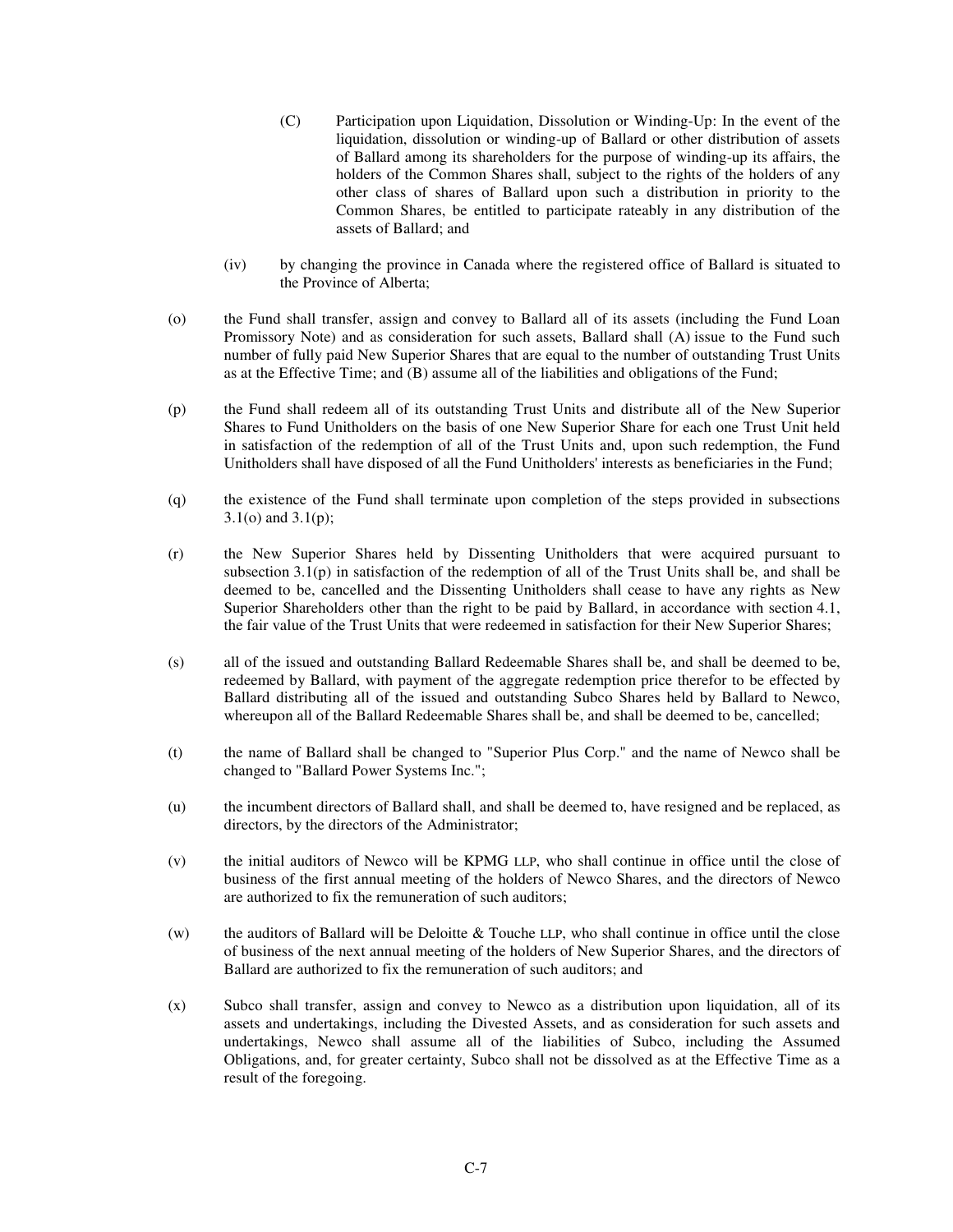(C) Participation upon Liquidation, Dissolution or Winding-Up: In the event of the liquidation, dissolution or winding-up of Ballard or other distribution of assets of Ballard among its shareholders for the purpose of winding-up its affairs, the holders of the Common Shares shall, subject to the rights of the holders of any other class of shares of Ballard upon such a distribution in priority to the Common Shares, be entitled to participate rateably in any distribution of the assets of Ballard; and

(iv) by changing the province in Canada where the registered office of Ballard is situated to the Province of Alberta;

(o) the Fund shall transfer, assign and convey to Ballard all of its assets (including the Fund Loan Promissory Note) and as consideration for such assets, Ballard shall (A) issue to the Fund such number of fully paid New Superior Shares that are equal to the number of outstanding Trust Units as at the Effective Time; and (B) assume all of the liabilities and obligations of the Fund;

(p) the Fund shall redeem all of its outstanding Trust Units and distribute all of the New Superior Shares to Fund Unitholders on the basis of one New Superior Share for each one Trust Unit held in satisfaction of the redemption of all of the Trust Units and, upon such redemption, the Fund Unitholders shall have disposed of all the Fund Unitholders' interests as beneficiaries in the Fund;

(q) the existence of the Fund shall terminate upon completion of the steps provided in subsections 3.1(o) and 3.1(p);

(r) the New Superior Shares held by Dissenting Unitholders that were acquired pursuant to subsection 3.1(p) in satisfaction of the redemption of all of the Trust Units shall be, and shall be deemed to be, cancelled and the Dissenting Unitholders shall cease to have any rights as New Superior Shareholders other than the right to be paid by Ballard, in accordance with section 4.1, the fair value of the Trust Units that were redeemed in satisfaction for their New Superior Shares;

(s) all of the issued and outstanding Ballard Redeemable Shares shall be, and shall be deemed to be, redeemed by Ballard, with payment of the aggregate redemption price therefor to be effected by Ballard distributing all of the issued and outstanding Subco Shares held by Ballard to Newco, whereupon all of the Ballard Redeemable Shares shall be, and shall be deemed to be, cancelled;

(t) the name of Ballard shall be changed to "Superior Plus Corp." and the name of Newco shall be changed to "Ballard Power Systems Inc.";

(u) the incumbent directors of Ballard shall, and shall be deemed to, have resigned and be replaced, as directors, by the directors of the Administrator;

(v) the initial auditors of Newco will be KPMG LLP, who shall continue in office until the close of business of the first annual meeting of the holders of Newco Shares, and the directors of Newco are authorized to fix the remuneration of such auditors;

(w) the auditors of Ballard will be Deloitte & Touche LLP, who shall continue in office until the close of business of the next annual meeting of the holders of New Superior Shares, and the directors of Ballard are authorized to fix the remuneration of such auditors; and

(x) Subco shall transfer, assign and convey to Newco as a distribution upon liquidation, all of its assets and undertakings, including the Divested Assets, and as consideration for such assets and undertakings, Newco shall assume all of the liabilities of Subco, including the Assumed Obligations, and, for greater certainty, Subco shall not be dissolved as at the Effective Time as a result of the foregoing.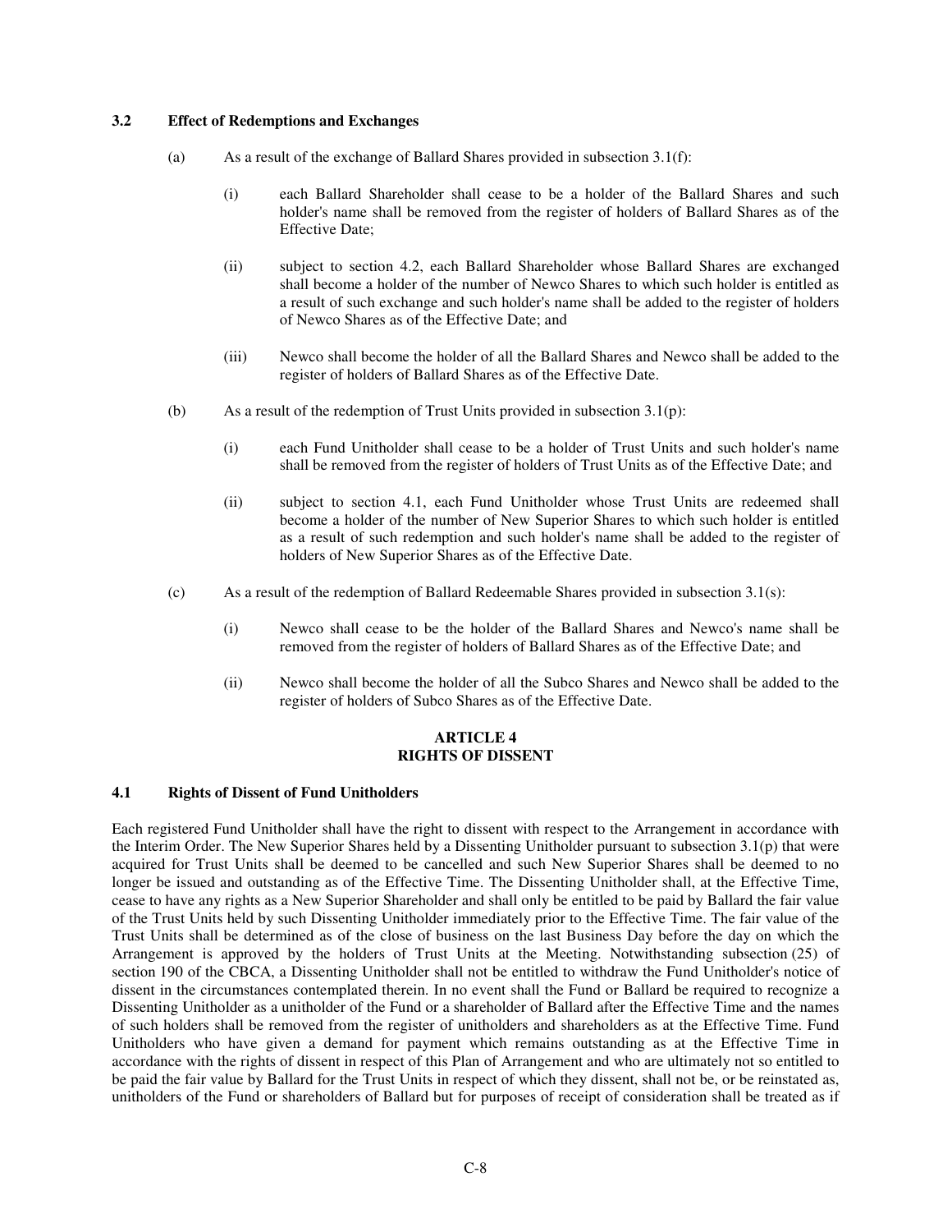### 3.2 Effect of Redemptions and Exchanges

(a) As a result of the exchange of Ballard Shares provided in subsection 3.1(f):

(i) each Ballard Shareholder shall cease to be a holder of the Ballard Shares and such holder's name shall be removed from the register of holders of Ballard Shares as of the Effective Date;

(ii) subject to section 4.2, each Ballard Shareholder whose Ballard Shares are exchanged shall become a holder of the number of Newco Shares to which such holder is entitled as a result of such exchange and such holder's name shall be added to the register of holders of Newco Shares as of the Effective Date; and

(iii) Newco shall become the holder of all the Ballard Shares and Newco shall be added to the register of holders of Ballard Shares as of the Effective Date.

(b) As a result of the redemption of Trust Units provided in subsection 3.1(p):

(i) each Fund Unitholder shall cease to be a holder of Trust Units and such holder's name shall be removed from the register of holders of Trust Units as of the Effective Date; and

(ii) subject to section 4.1, each Fund Unitholder whose Trust Units are redeemed shall become a holder of the number of New Superior Shares to which such holder is entitled as a result of such redemption and such holder's name shall be added to the register of holders of New Superior Shares as of the Effective Date.

(c) As a result of the redemption of Ballard Redeemable Shares provided in subsection 3.1(s):

(i) Newco shall cease to be the holder of the Ballard Shares and Newco's name shall be removed from the register of holders of Ballard Shares as of the Effective Date; and

(ii) Newco shall become the holder of all the Subco Shares and Newco shall be added to the register of holders of Subco Shares as of the Effective Date.

## ARTICLE 4
## RIGHTS OF DISSENT

### 4.1 Rights of Dissent of Fund Unitholders

Each registered Fund Unitholder shall have the right to dissent with respect to the Arrangement in accordance with the Interim Order. The New Superior Shares held by a Dissenting Unitholder pursuant to subsection 3.1(p) that were acquired for Trust Units shall be deemed to be cancelled and such New Superior Shares shall be deemed to no longer be issued and outstanding as of the Effective Time. The Dissenting Unitholder shall, at the Effective Time, cease to have any rights as a New Superior Shareholder and shall only be entitled to be paid by Ballard the fair value of the Trust Units held by such Dissenting Unitholder immediately prior to the Effective Time. The fair value of the Trust Units shall be determined as of the close of business on the last Business Day before the day on which the Arrangement is approved by the holders of Trust Units at the Meeting. Notwithstanding subsection (25) of section 190 of the CBCA, a Dissenting Unitholder shall not be entitled to withdraw the Fund Unitholder's notice of dissent in the circumstances contemplated therein. In no event shall the Fund or Ballard be required to recognize a Dissenting Unitholder as a unitholder of the Fund or a shareholder of Ballard after the Effective Time and the names of such holders shall be removed from the register of unitholders and shareholders as at the Effective Time. Fund Unitholders who have given a demand for payment which remains outstanding as at the Effective Time in accordance with the rights of dissent in respect of this Plan of Arrangement and who are ultimately not so entitled to be paid the fair value by Ballard for the Trust Units in respect of which they dissent, shall not be, or be reinstated as, unitholders of the Fund or shareholders of Ballard but for purposes of receipt of consideration shall be treated as if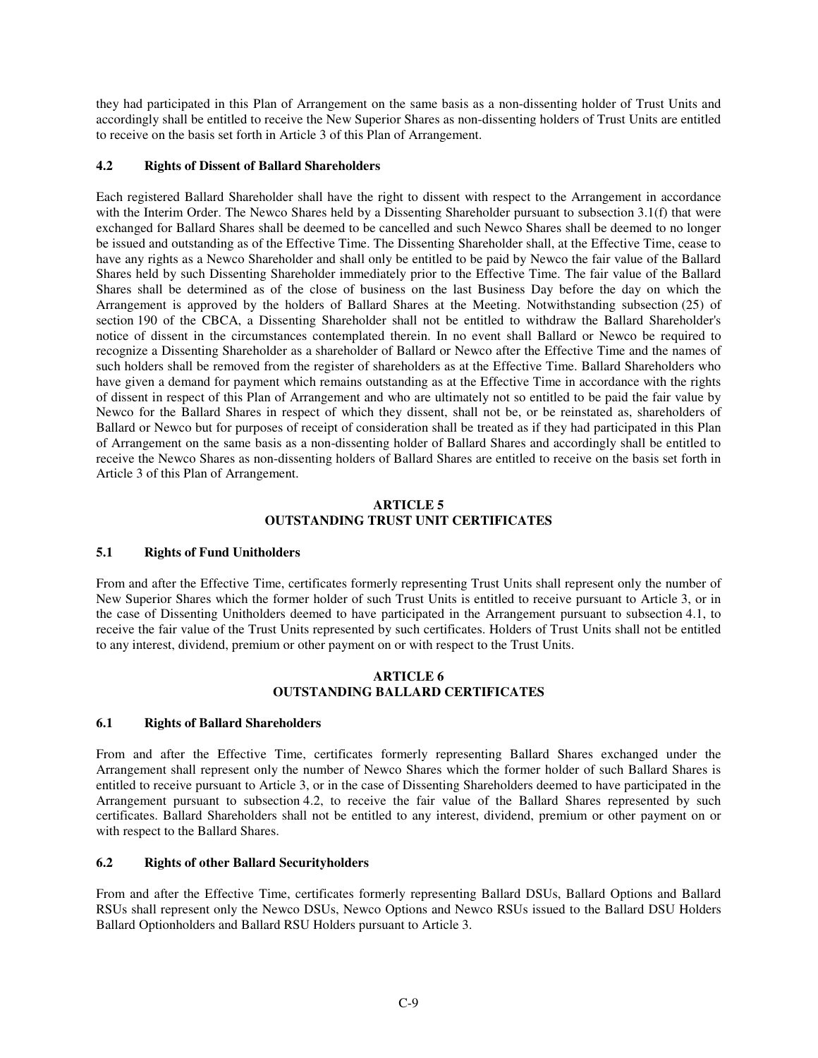they had participated in this Plan of Arrangement on the same basis as a non-dissenting holder of Trust Units and accordingly shall be entitled to receive the New Superior Shares as non-dissenting holders of Trust Units are entitled to receive on the basis set forth in Article 3 of this Plan of Arrangement.

### 4.2 Rights of Dissent of Ballard Shareholders

Each registered Ballard Shareholder shall have the right to dissent with respect to the Arrangement in accordance with the Interim Order. The Newco Shares held by a Dissenting Shareholder pursuant to subsection 3.1(f) that were exchanged for Ballard Shares shall be deemed to be cancelled and such Newco Shares shall be deemed to no longer be issued and outstanding as of the Effective Time. The Dissenting Shareholder shall, at the Effective Time, cease to have any rights as a Newco Shareholder and shall only be entitled to be paid by Newco the fair value of the Ballard Shares held by such Dissenting Shareholder immediately prior to the Effective Time. The fair value of the Ballard Shares shall be determined as of the close of business on the last Business Day before the day on which the Arrangement is approved by the holders of Ballard Shares at the Meeting. Notwithstanding subsection (25) of section 190 of the CBCA, a Dissenting Shareholder shall not be entitled to withdraw the Ballard Shareholder's notice of dissent in the circumstances contemplated therein. In no event shall Ballard or Newco be required to recognize a Dissenting Shareholder as a shareholder of Ballard or Newco after the Effective Time and the names of such holders shall be removed from the register of shareholders as at the Effective Time. Ballard Shareholders who have given a demand for payment which remains outstanding as at the Effective Time in accordance with the rights of dissent in respect of this Plan of Arrangement and who are ultimately not so entitled to be paid the fair value by Newco for the Ballard Shares in respect of which they dissent, shall not be, or be reinstated as, shareholders of Ballard or Newco but for purposes of receipt of consideration shall be treated as if they had participated in this Plan of Arrangement on the same basis as a non-dissenting holder of Ballard Shares and accordingly shall be entitled to receive the Newco Shares as non-dissenting holders of Ballard Shares are entitled to receive on the basis set forth in Article 3 of this Plan of Arrangement.

## ARTICLE 5
## OUTSTANDING TRUST UNIT CERTIFICATES

### 5.1 Rights of Fund Unitholders

From and after the Effective Time, certificates formerly representing Trust Units shall represent only the number of New Superior Shares which the former holder of such Trust Units is entitled to receive pursuant to Article 3, or in the case of Dissenting Unitholders deemed to have participated in the Arrangement pursuant to subsection 4.1, to receive the fair value of the Trust Units represented by such certificates. Holders of Trust Units shall not be entitled to any interest, dividend, premium or other payment on or with respect to the Trust Units.

## ARTICLE 6
## OUTSTANDING BALLARD CERTIFICATES

### 6.1 Rights of Ballard Shareholders

From and after the Effective Time, certificates formerly representing Ballard Shares exchanged under the Arrangement shall represent only the number of Newco Shares which the former holder of such Ballard Shares is entitled to receive pursuant to Article 3, or in the case of Dissenting Shareholders deemed to have participated in the Arrangement pursuant to subsection 4.2, to receive the fair value of the Ballard Shares represented by such certificates. Ballard Shareholders shall not be entitled to any interest, dividend, premium or other payment on or with respect to the Ballard Shares.

### 6.2 Rights of other Ballard Securityholders

From and after the Effective Time, certificates formerly representing Ballard DSUs, Ballard Options and Ballard RSUs shall represent only the Newco DSUs, Newco Options and Newco RSUs issued to the Ballard DSU Holders Ballard Optionholders and Ballard RSU Holders pursuant to Article 3.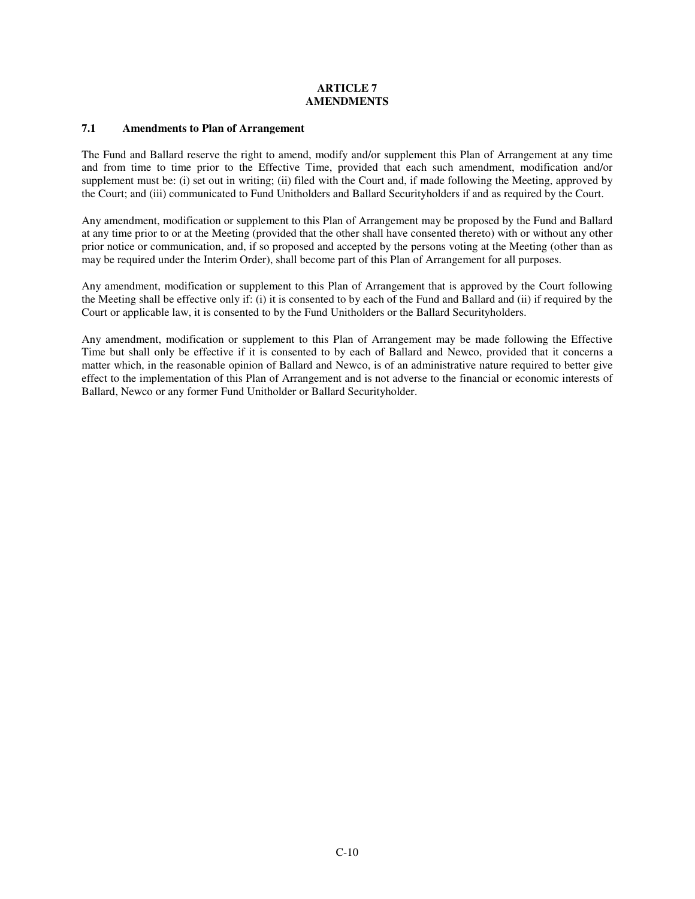# ARTICLE 7
# AMENDMENTS

## 7.1 Amendments to Plan of Arrangement

The Fund and Ballard reserve the right to amend, modify and/or supplement this Plan of Arrangement at any time and from time to time prior to the Effective Time, provided that each such amendment, modification and/or supplement must be: (i) set out in writing; (ii) filed with the Court and, if made following the Meeting, approved by the Court; and (iii) communicated to Fund Unitholders and Ballard Securityholders if and as required by the Court.

Any amendment, modification or supplement to this Plan of Arrangement may be proposed by the Fund and Ballard at any time prior to or at the Meeting (provided that the other shall have consented thereto) with or without any other prior notice or communication, and, if so proposed and accepted by the persons voting at the Meeting (other than as may be required under the Interim Order), shall become part of this Plan of Arrangement for all purposes.

Any amendment, modification or supplement to this Plan of Arrangement that is approved by the Court following the Meeting shall be effective only if: (i) it is consented to by each of the Fund and Ballard and (ii) if required by the Court or applicable law, it is consented to by the Fund Unitholders or the Ballard Securityholders.

Any amendment, modification or supplement to this Plan of Arrangement may be made following the Effective Time but shall only be effective if it is consented to by each of Ballard and Newco, provided that it concerns a matter which, in the reasonable opinion of Ballard and Newco, is of an administrative nature required to better give effect to the implementation of this Plan of Arrangement and is not adverse to the financial or economic interests of Ballard, Newco or any former Fund Unitholder or Ballard Securityholder.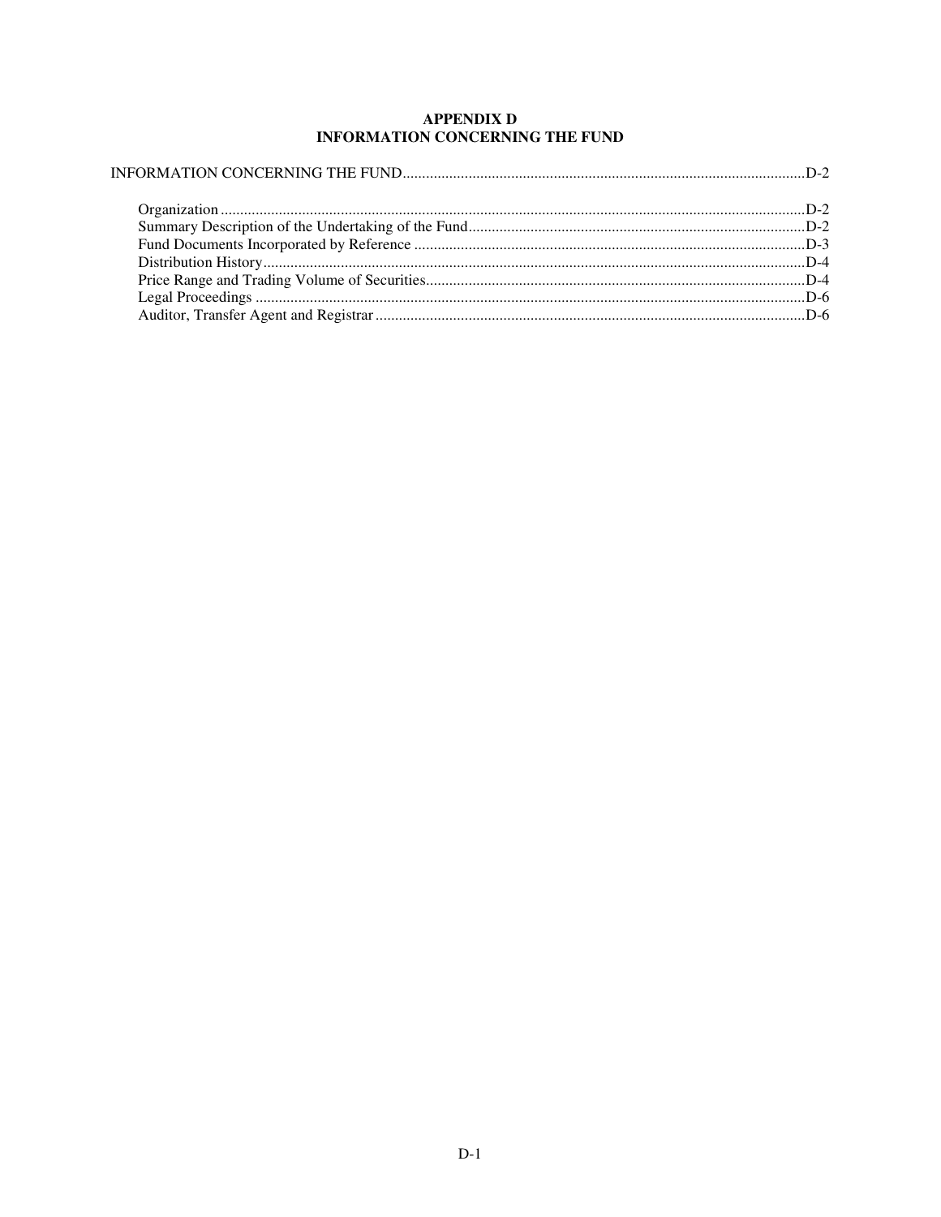# APPENDIX D
# INFORMATION CONCERNING THE FUND

INFORMATION CONCERNING THE FUND ....... D-2

- Organization ....... D-2
- Summary Description of the Undertaking of the Fund ....... D-2
- Fund Documents Incorporated by Reference ....... D-3
- Distribution History ....... D-4
- Price Range and Trading Volume of Securities ....... D-4
- Legal Proceedings ....... D-6
- Auditor, Transfer Agent and Registrar ....... D-6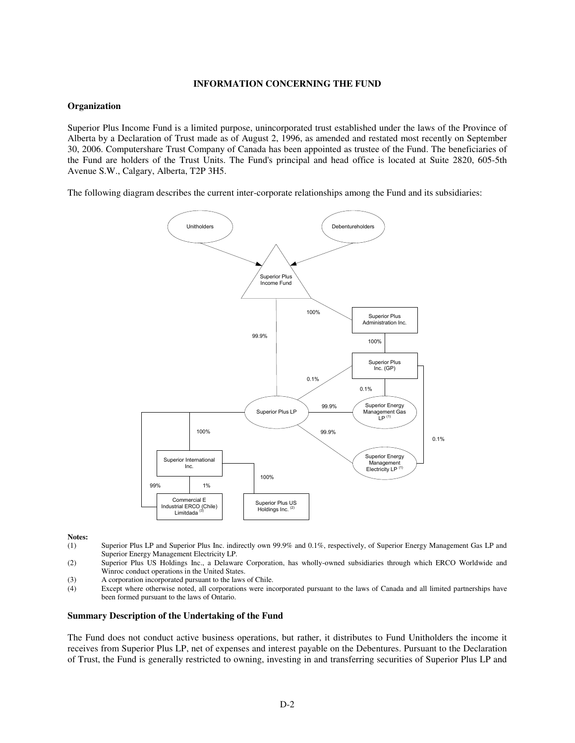**INFORMATION CONCERNING THE FUND**

**Organization**

Superior Plus Income Fund is a limited purpose, unincorporated trust established under the laws of the Province of Alberta by a Declaration of Trust made as of August 2, 1996, as amended and restated most recently on September 30, 2006. Computershare Trust Company of Canada has been appointed as trustee of the Fund. The beneficiaries of the Fund are holders of the Trust Units. The Fund's principal and head office is located at Suite 2820, 605-5th Avenue S.W., Calgary, Alberta, T2P 3H5.

The following diagram describes the current inter-corporate relationships among the Fund and its subsidiaries:

Unitholders

Debentureholders

Superior Plus Income Fund

100%

Superior Plus Administration Inc.

99.9%

100%

Superior Plus Inc. (GP)

0.1%

0.1%

Superior Plus LP

99.9%

Superior Energy Management Gas LP [(1)]

100%

99.9%

0.1%

Superior International Inc.

Superior Energy Management Electricity LP [(1)]

100%

99%

1%

Commercial E Industrial ERCO (Chile) Limitdada [(3)]

Superior Plus US Holdings Inc. [(2)]

**Notes:**

(1) Superior Plus LP and Superior Plus Inc. indirectly own 99.9% and 0.1%, respectively, of Superior Energy Management Gas LP and Superior Energy Management Electricity LP.

(2) Superior Plus US Holdings Inc., a Delaware Corporation, has wholly-owned subsidiaries through which ERCO Worldwide and Winroc conduct operations in the United States.

(3) A corporation incorporated pursuant to the laws of Chile.

(4) Except where otherwise noted, all corporations were incorporated pursuant to the laws of Canada and all limited partnerships have been formed pursuant to the laws of Ontario.

**Summary Description of the Undertaking of the Fund**

The Fund does not conduct active business operations, but rather, it distributes to Fund Unitholders the income it receives from Superior Plus LP, net of expenses and interest payable on the Debentures. Pursuant to the Declaration of Trust, the Fund is generally restricted to owning, investing in and transferring securities of Superior Plus LP and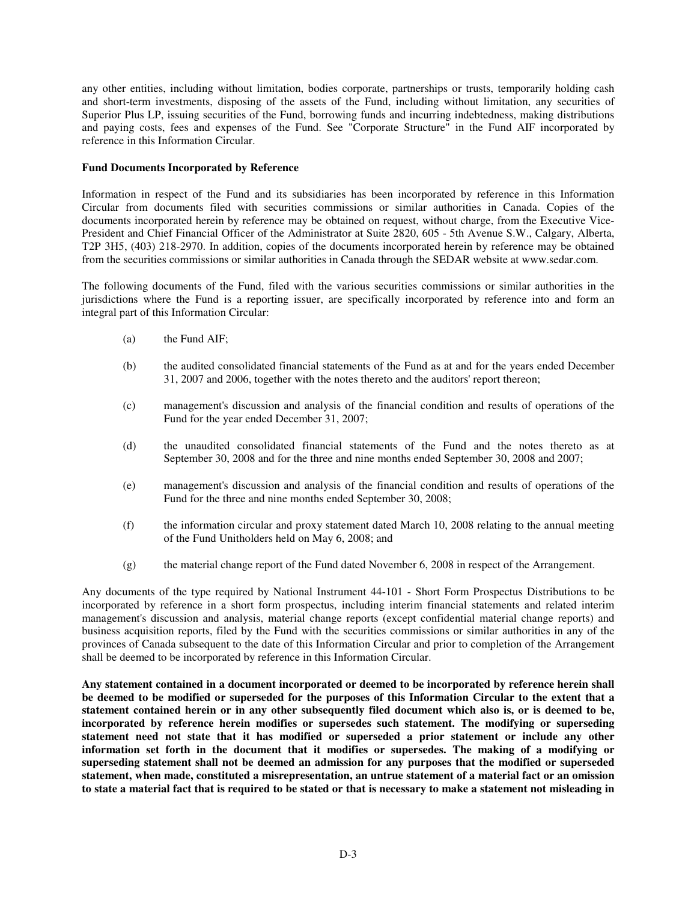any other entities, including without limitation, bodies corporate, partnerships or trusts, temporarily holding cash and short-term investments, disposing of the assets of the Fund, including without limitation, any securities of Superior Plus LP, issuing securities of the Fund, borrowing funds and incurring indebtedness, making distributions and paying costs, fees and expenses of the Fund. See "Corporate Structure" in the Fund AIF incorporated by reference in this Information Circular.

**Fund Documents Incorporated by Reference**

Information in respect of the Fund and its subsidiaries has been incorporated by reference in this Information Circular from documents filed with securities commissions or similar authorities in Canada. Copies of the documents incorporated herein by reference may be obtained on request, without charge, from the Executive Vice-President and Chief Financial Officer of the Administrator at Suite 2820, 605 - 5th Avenue S.W., Calgary, Alberta, T2P 3H5, (403) 218-2970. In addition, copies of the documents incorporated herein by reference may be obtained from the securities commissions or similar authorities in Canada through the SEDAR website at www.sedar.com.

The following documents of the Fund, filed with the various securities commissions or similar authorities in the jurisdictions where the Fund is a reporting issuer, are specifically incorporated by reference into and form an integral part of this Information Circular:

(a) the Fund AIF;

(b) the audited consolidated financial statements of the Fund as at and for the years ended December 31, 2007 and 2006, together with the notes thereto and the auditors' report thereon;

(c) management's discussion and analysis of the financial condition and results of operations of the Fund for the year ended December 31, 2007;

(d) the unaudited consolidated financial statements of the Fund and the notes thereto as at September 30, 2008 and for the three and nine months ended September 30, 2008 and 2007;

(e) management's discussion and analysis of the financial condition and results of operations of the Fund for the three and nine months ended September 30, 2008;

(f) the information circular and proxy statement dated March 10, 2008 relating to the annual meeting of the Fund Unitholders held on May 6, 2008; and

(g) the material change report of the Fund dated November 6, 2008 in respect of the Arrangement.

Any documents of the type required by National Instrument 44-101 - Short Form Prospectus Distributions to be incorporated by reference in a short form prospectus, including interim financial statements and related interim management's discussion and analysis, material change reports (except confidential material change reports) and business acquisition reports, filed by the Fund with the securities commissions or similar authorities in any of the provinces of Canada subsequent to the date of this Information Circular and prior to completion of the Arrangement shall be deemed to be incorporated by reference in this Information Circular.

**Any statement contained in a document incorporated or deemed to be incorporated by reference herein shall be deemed to be modified or superseded for the purposes of this Information Circular to the extent that a statement contained herein or in any other subsequently filed document which also is, or is deemed to be, incorporated by reference herein modifies or supersedes such statement. The modifying or superseding statement need not state that it has modified or superseded a prior statement or include any other information set forth in the document that it modifies or supersedes. The making of a modifying or superseding statement shall not be deemed an admission for any purposes that the modified or superseded statement, when made, constituted a misrepresentation, an untrue statement of a material fact or an omission to state a material fact that is required to be stated or that is necessary to make a statement not misleading in**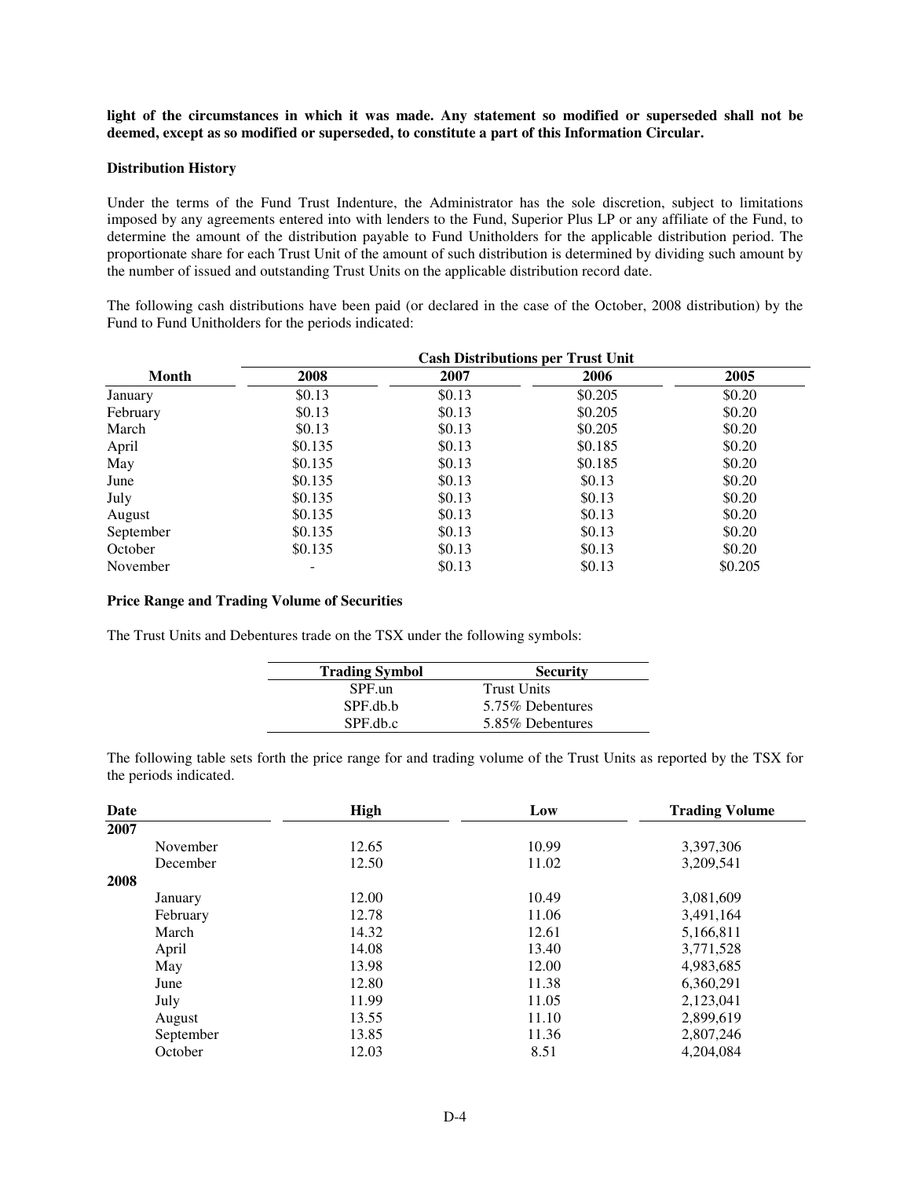**light of the circumstances in which it was made. Any statement so modified or superseded shall not be deemed, except as so modified or superseded, to constitute a part of this Information Circular.**

**Distribution History**

Under the terms of the Fund Trust Indenture, the Administrator has the sole discretion, subject to limitations imposed by any agreements entered into with lenders to the Fund, Superior Plus LP or any affiliate of the Fund, to determine the amount of the distribution payable to Fund Unitholders for the applicable distribution period. The proportionate share for each Trust Unit of the amount of such distribution is determined by dividing such amount by the number of issued and outstanding Trust Units on the applicable distribution record date.

The following cash distributions have been paid (or declared in the case of the October, 2008 distribution) by the Fund to Fund Unitholders for the periods indicated:

| | Cash Distributions per Trust Unit | | | |
|---|---|---|---|---|
| **Month** | **2008** | **2007** | **2006** | **2005** |
| January | $0.13 | $0.13 | $0.205 | $0.20 |
| February | $0.13 | $0.13 | $0.205 | $0.20 |
| March | $0.13 | $0.13 | $0.205 | $0.20 |
| April | $0.135 | $0.13 | $0.185 | $0.20 |
| May | $0.135 | $0.13 | $0.185 | $0.20 |
| June | $0.135 | $0.13 | $0.13 | $0.20 |
| July | $0.135 | $0.13 | $0.13 | $0.20 |
| August | $0.135 | $0.13 | $0.13 | $0.20 |
| September | $0.135 | $0.13 | $0.13 | $0.20 |
| October | $0.135 | $0.13 | $0.13 | $0.20 |
| November | - | $0.13 | $0.13 | $0.205 |

**Price Range and Trading Volume of Securities**

The Trust Units and Debentures trade on the TSX under the following symbols:

| Trading Symbol | Security |
|---|---|
| SPF.un | Trust Units |
| SPF.db.b | 5.75% Debentures |
| SPF.db.c | 5.85% Debentures |

The following table sets forth the price range for and trading volume of the Trust Units as reported by the TSX for the periods indicated.

| Date | High | Low | Trading Volume |
|---|---|---|---|
| **2007** | | | |
| November | 12.65 | 10.99 | 3,397,306 |
| December | 12.50 | 11.02 | 3,209,541 |
| **2008** | | | |
| January | 12.00 | 10.49 | 3,081,609 |
| February | 12.78 | 11.06 | 3,491,164 |
| March | 14.32 | 12.61 | 5,166,811 |
| April | 14.08 | 13.40 | 3,771,528 |
| May | 13.98 | 12.00 | 4,983,685 |
| June | 12.80 | 11.38 | 6,360,291 |
| July | 11.99 | 11.05 | 2,123,041 |
| August | 13.55 | 11.10 | 2,899,619 |
| September | 13.85 | 11.36 | 2,807,246 |
| October | 12.03 | 8.51 | 4,204,084 |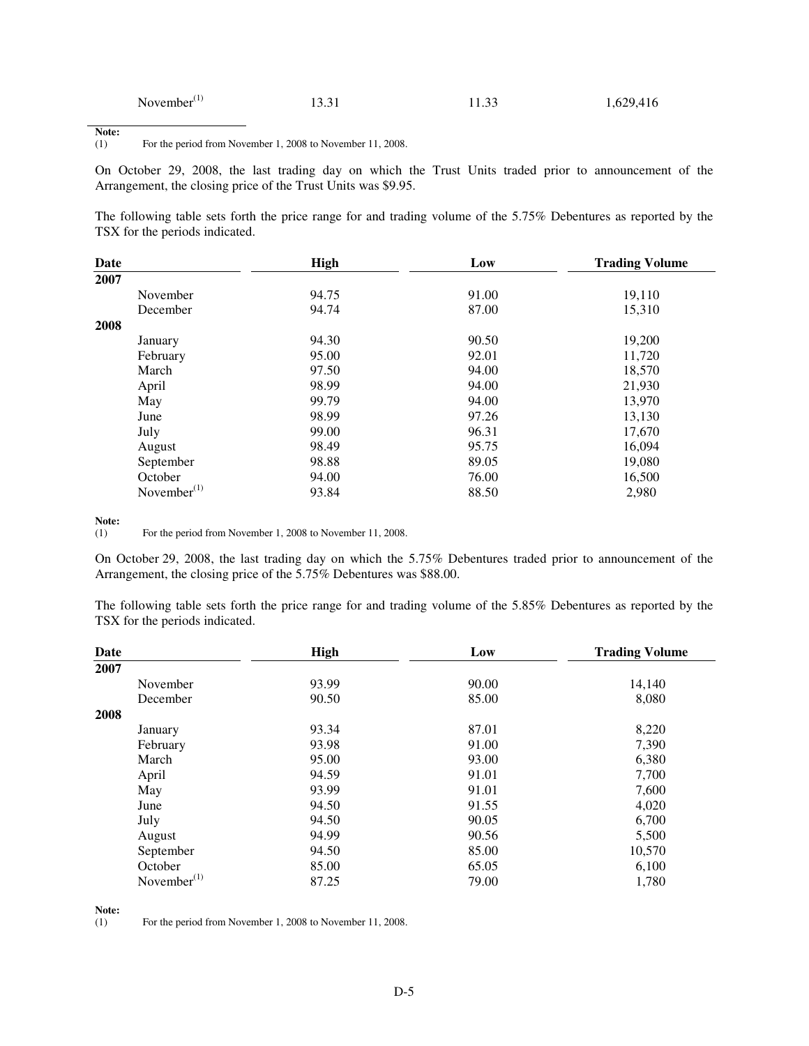| | | | |
|---|---|---|---|
| November[(1)] | 13.31 | 11.33 | 1,629,416 |

**Note:**
(1) For the period from November 1, 2008 to November 11, 2008.

On October 29, 2008, the last trading day on which the Trust Units traded prior to announcement of the Arrangement, the closing price of the Trust Units was $9.95.

The following table sets forth the price range for and trading volume of the 5.75% Debentures as reported by the TSX for the periods indicated.

| Date | High | Low | Trading Volume |
|---|---|---|---|
| **2007** | | | |
| November | 94.75 | 91.00 | 19,110 |
| December | 94.74 | 87.00 | 15,310 |
| **2008** | | | |
| January | 94.30 | 90.50 | 19,200 |
| February | 95.00 | 92.01 | 11,720 |
| March | 97.50 | 94.00 | 18,570 |
| April | 98.99 | 94.00 | 21,930 |
| May | 99.79 | 94.00 | 13,970 |
| June | 98.99 | 97.26 | 13,130 |
| July | 99.00 | 96.31 | 17,670 |
| August | 98.49 | 95.75 | 16,094 |
| September | 98.88 | 89.05 | 19,080 |
| October | 94.00 | 76.00 | 16,500 |
| November[(1)] | 93.84 | 88.50 | 2,980 |

**Note:**
(1) For the period from November 1, 2008 to November 11, 2008.

On October 29, 2008, the last trading day on which the 5.75% Debentures traded prior to announcement of the Arrangement, the closing price of the 5.75% Debentures was $88.00.

The following table sets forth the price range for and trading volume of the 5.85% Debentures as reported by the TSX for the periods indicated.

| Date | High | Low | Trading Volume |
|---|---|---|---|
| **2007** | | | |
| November | 93.99 | 90.00 | 14,140 |
| December | 90.50 | 85.00 | 8,080 |
| **2008** | | | |
| January | 93.34 | 87.01 | 8,220 |
| February | 93.98 | 91.00 | 7,390 |
| March | 95.00 | 93.00 | 6,380 |
| April | 94.59 | 91.01 | 7,700 |
| May | 93.99 | 91.01 | 7,600 |
| June | 94.50 | 91.55 | 4,020 |
| July | 94.50 | 90.05 | 6,700 |
| August | 94.99 | 90.56 | 5,500 |
| September | 94.50 | 85.00 | 10,570 |
| October | 85.00 | 65.05 | 6,100 |
| November[(1)] | 87.25 | 79.00 | 1,780 |

**Note:**
(1) For the period from November 1, 2008 to November 11, 2008.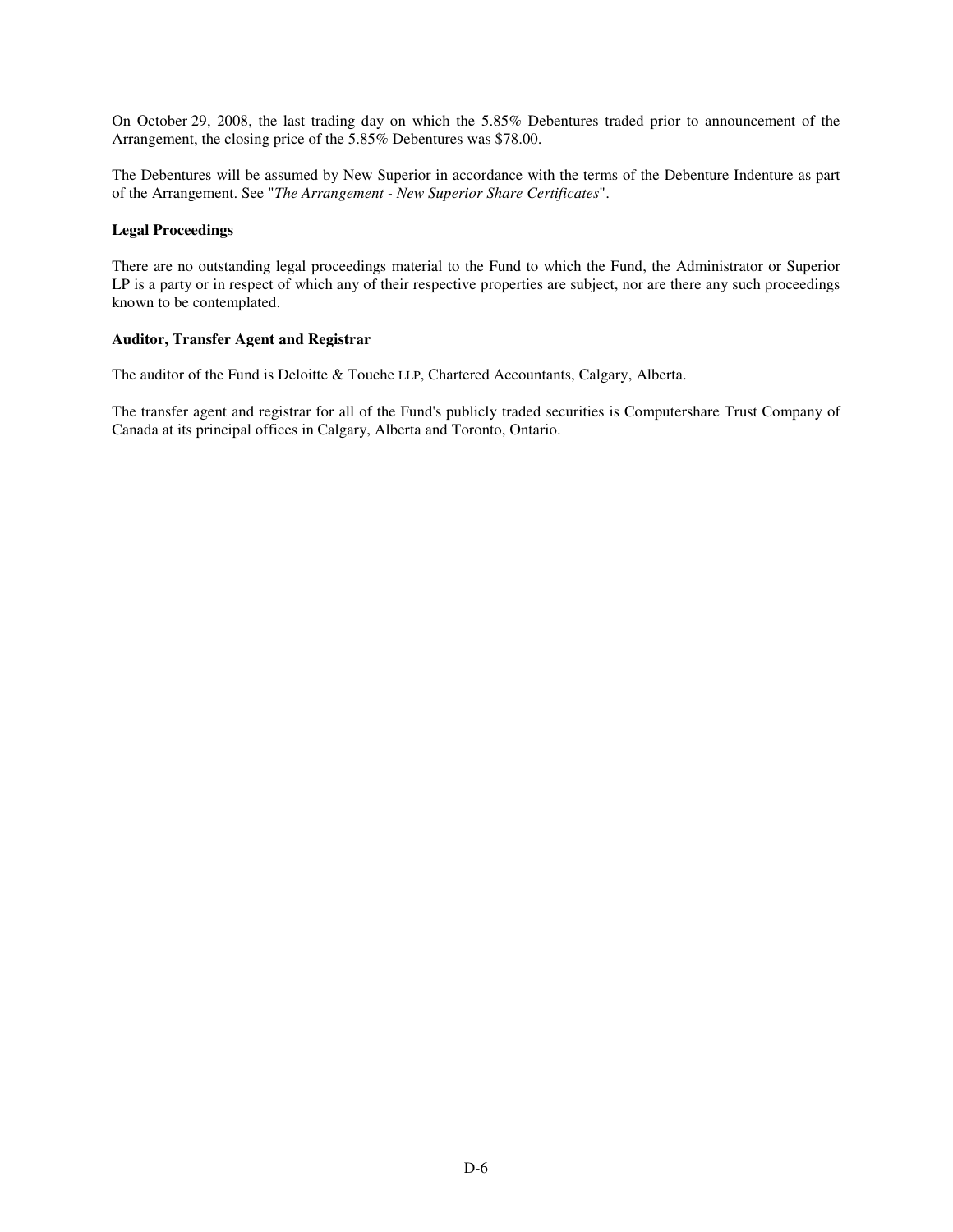On October 29, 2008, the last trading day on which the 5.85% Debentures traded prior to announcement of the Arrangement, the closing price of the 5.85% Debentures was $78.00.

The Debentures will be assumed by New Superior in accordance with the terms of the Debenture Indenture as part of the Arrangement. See "*The Arrangement - New Superior Share Certificates*".

**Legal Proceedings**

There are no outstanding legal proceedings material to the Fund to which the Fund, the Administrator or Superior LP is a party or in respect of which any of their respective properties are subject, nor are there any such proceedings known to be contemplated.

**Auditor, Transfer Agent and Registrar**

The auditor of the Fund is Deloitte & Touche LLP, Chartered Accountants, Calgary, Alberta.

The transfer agent and registrar for all of the Fund's publicly traded securities is Computershare Trust Company of Canada at its principal offices in Calgary, Alberta and Toronto, Ontario.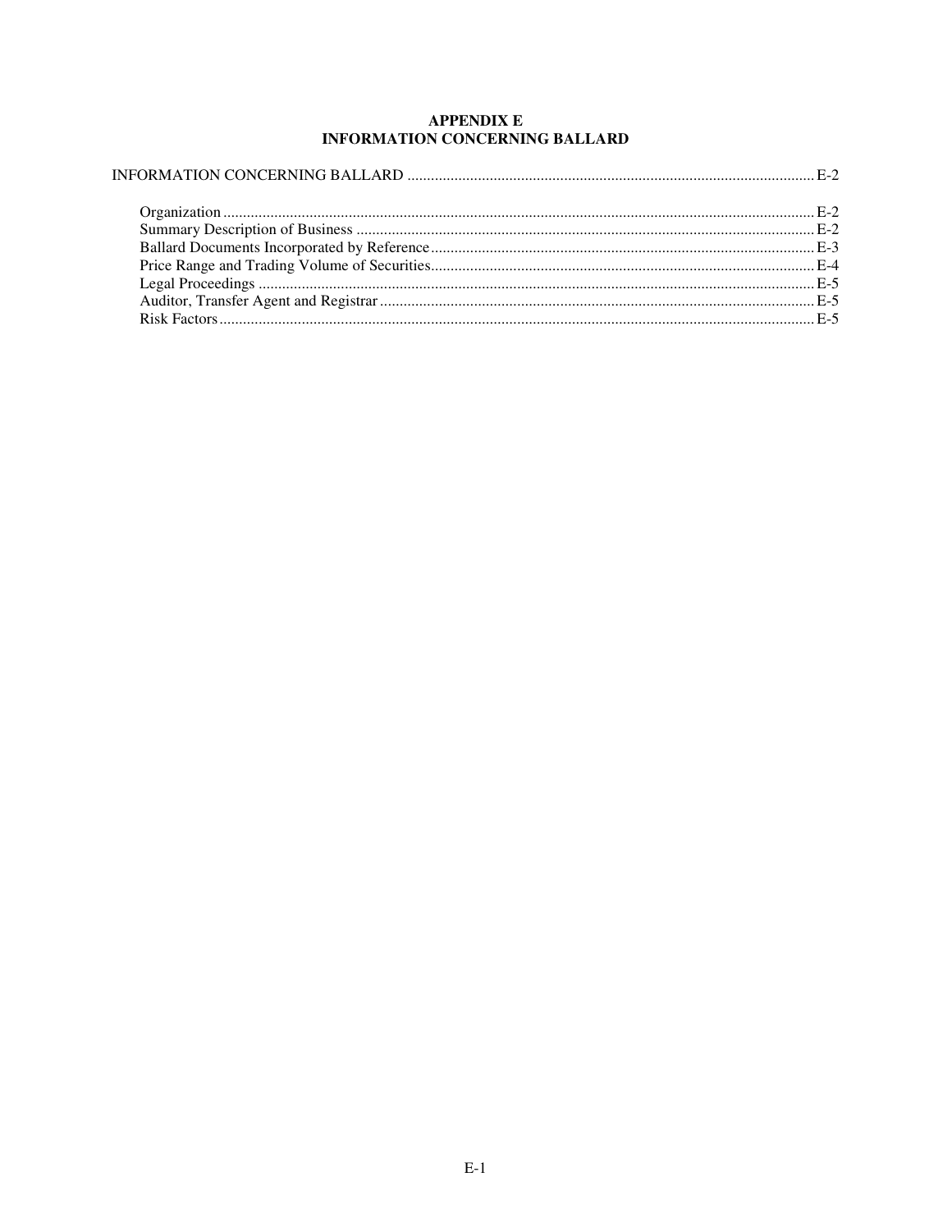# APPENDIX E
# INFORMATION CONCERNING BALLARD

INFORMATION CONCERNING BALLARD ........................................................................................................ E-2

- Organization ........................................................................................................................................ E-2
- Summary Description of Business ..................................................................................................... E-2
- Ballard Documents Incorporated by Reference .................................................................................. E-3
- Price Range and Trading Volume of Securities .................................................................................. E-4
- Legal Proceedings .............................................................................................................................. E-5
- Auditor, Transfer Agent and Registrar ............................................................................................... E-5
- Risk Factors ........................................................................................................................................ E-5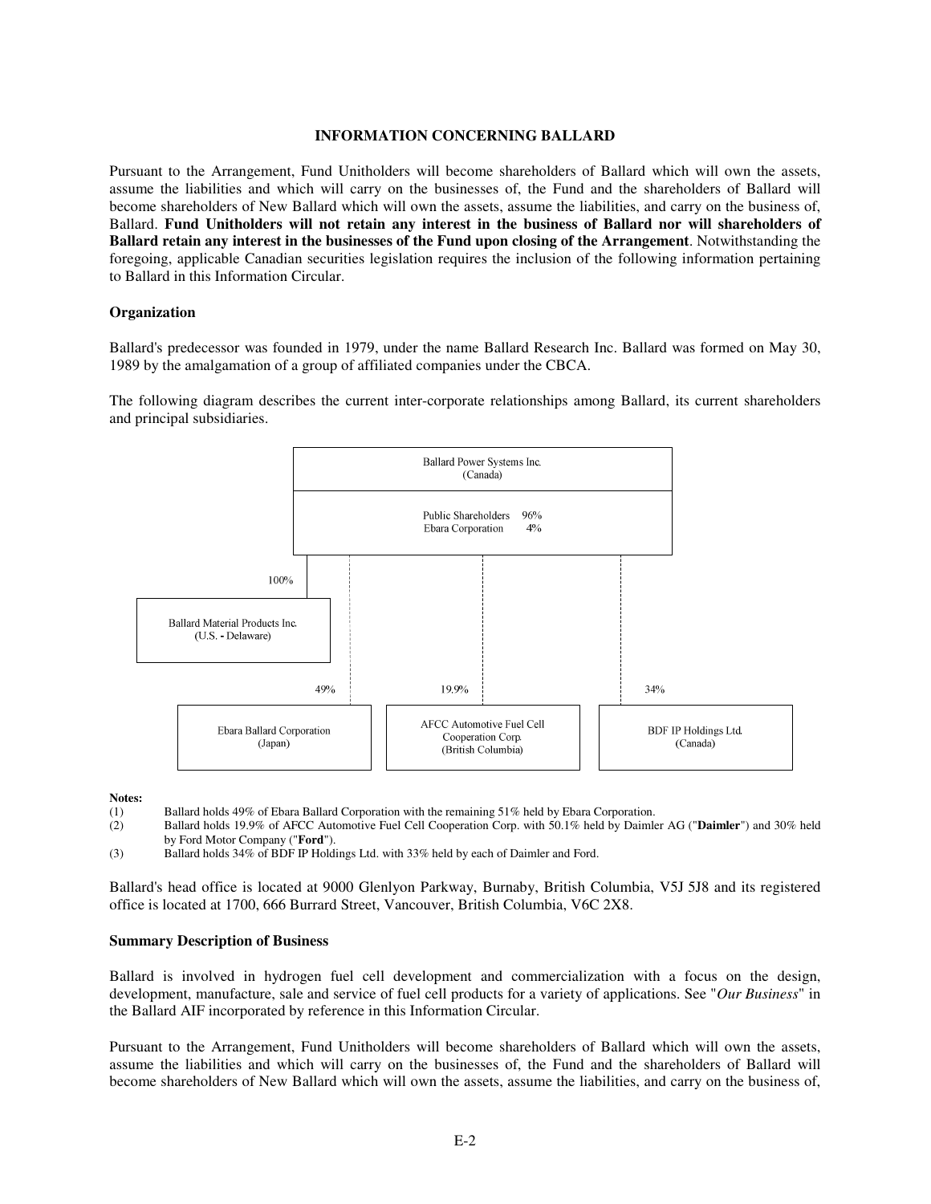## INFORMATION CONCERNING BALLARD

Pursuant to the Arrangement, Fund Unitholders will become shareholders of Ballard which will own the assets, assume the liabilities and which will carry on the businesses of, the Fund and the shareholders of Ballard will become shareholders of New Ballard which will own the assets, assume the liabilities, and carry on the business of, Ballard. **Fund Unitholders will not retain any interest in the business of Ballard nor will shareholders of Ballard retain any interest in the businesses of the Fund upon closing of the Arrangement**. Notwithstanding the foregoing, applicable Canadian securities legislation requires the inclusion of the following information pertaining to Ballard in this Information Circular.

### Organization

Ballard's predecessor was founded in 1979, under the name Ballard Research Inc. Ballard was formed on May 30, 1989 by the amalgamation of a group of affiliated companies under the CBCA.

The following diagram describes the current inter-corporate relationships among Ballard, its current shareholders and principal subsidiaries.

Ballard Power Systems Inc.
(Canada)

Public Shareholders 96%
Ebara Corporation 4%

100% — Ballard Material Products Inc. (U.S. - Delaware)

49% — Ebara Ballard Corporation (Japan)

19.9% — AFCC Automotive Fuel Cell Cooperation Corp. (British Columbia)

34% — BDF IP Holdings Ltd. (Canada)

**Notes:**

(1) Ballard holds 49% of Ebara Ballard Corporation with the remaining 51% held by Ebara Corporation.

(2) Ballard holds 19.9% of AFCC Automotive Fuel Cell Cooperation Corp. with 50.1% held by Daimler AG ("**Daimler**") and 30% held by Ford Motor Company ("**Ford**").

(3) Ballard holds 34% of BDF IP Holdings Ltd. with 33% held by each of Daimler and Ford.

Ballard's head office is located at 9000 Glenlyon Parkway, Burnaby, British Columbia, V5J 5J8 and its registered office is located at 1700, 666 Burrard Street, Vancouver, British Columbia, V6C 2X8.

### Summary Description of Business

Ballard is involved in hydrogen fuel cell development and commercialization with a focus on the design, development, manufacture, sale and service of fuel cell products for a variety of applications. See "*Our Business*" in the Ballard AIF incorporated by reference in this Information Circular.

Pursuant to the Arrangement, Fund Unitholders will become shareholders of Ballard which will own the assets, assume the liabilities and which will carry on the businesses of, the Fund and the shareholders of Ballard will become shareholders of New Ballard which will own the assets, assume the liabilities, and carry on the business of,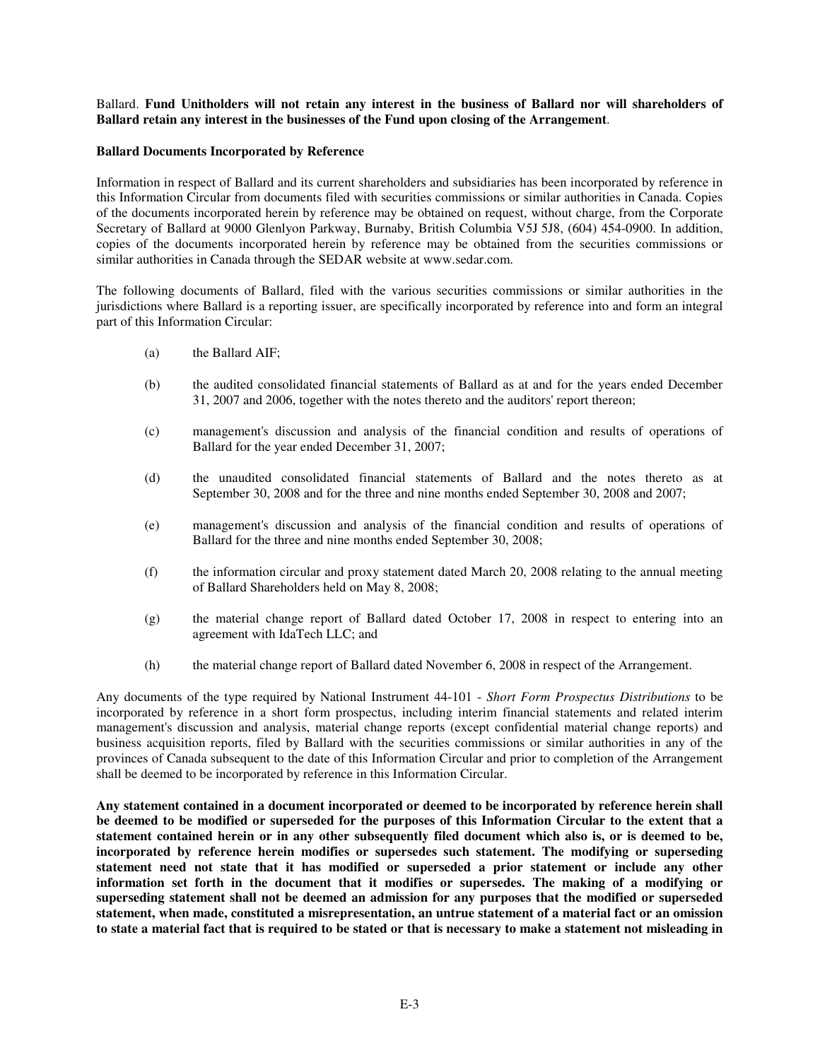Ballard. **Fund Unitholders will not retain any interest in the business of Ballard nor will shareholders of Ballard retain any interest in the businesses of the Fund upon closing of the Arrangement**.

**Ballard Documents Incorporated by Reference**

Information in respect of Ballard and its current shareholders and subsidiaries has been incorporated by reference in this Information Circular from documents filed with securities commissions or similar authorities in Canada. Copies of the documents incorporated herein by reference may be obtained on request, without charge, from the Corporate Secretary of Ballard at 9000 Glenlyon Parkway, Burnaby, British Columbia V5J 5J8, (604) 454-0900. In addition, copies of the documents incorporated herein by reference may be obtained from the securities commissions or similar authorities in Canada through the SEDAR website at www.sedar.com.

The following documents of Ballard, filed with the various securities commissions or similar authorities in the jurisdictions where Ballard is a reporting issuer, are specifically incorporated by reference into and form an integral part of this Information Circular:

(a) the Ballard AIF;

(b) the audited consolidated financial statements of Ballard as at and for the years ended December 31, 2007 and 2006, together with the notes thereto and the auditors' report thereon;

(c) management's discussion and analysis of the financial condition and results of operations of Ballard for the year ended December 31, 2007;

(d) the unaudited consolidated financial statements of Ballard and the notes thereto as at September 30, 2008 and for the three and nine months ended September 30, 2008 and 2007;

(e) management's discussion and analysis of the financial condition and results of operations of Ballard for the three and nine months ended September 30, 2008;

(f) the information circular and proxy statement dated March 20, 2008 relating to the annual meeting of Ballard Shareholders held on May 8, 2008;

(g) the material change report of Ballard dated October 17, 2008 in respect to entering into an agreement with IdaTech LLC; and

(h) the material change report of Ballard dated November 6, 2008 in respect of the Arrangement.

Any documents of the type required by National Instrument 44-101 - *Short Form Prospectus Distributions* to be incorporated by reference in a short form prospectus, including interim financial statements and related interim management's discussion and analysis, material change reports (except confidential material change reports) and business acquisition reports, filed by Ballard with the securities commissions or similar authorities in any of the provinces of Canada subsequent to the date of this Information Circular and prior to completion of the Arrangement shall be deemed to be incorporated by reference in this Information Circular.

**Any statement contained in a document incorporated or deemed to be incorporated by reference herein shall be deemed to be modified or superseded for the purposes of this Information Circular to the extent that a statement contained herein or in any other subsequently filed document which also is, or is deemed to be, incorporated by reference herein modifies or supersedes such statement. The modifying or superseding statement need not state that it has modified or superseded a prior statement or include any other information set forth in the document that it modifies or supersedes. The making of a modifying or superseding statement shall not be deemed an admission for any purposes that the modified or superseded statement, when made, constituted a misrepresentation, an untrue statement of a material fact or an omission to state a material fact that is required to be stated or that is necessary to make a statement not misleading in**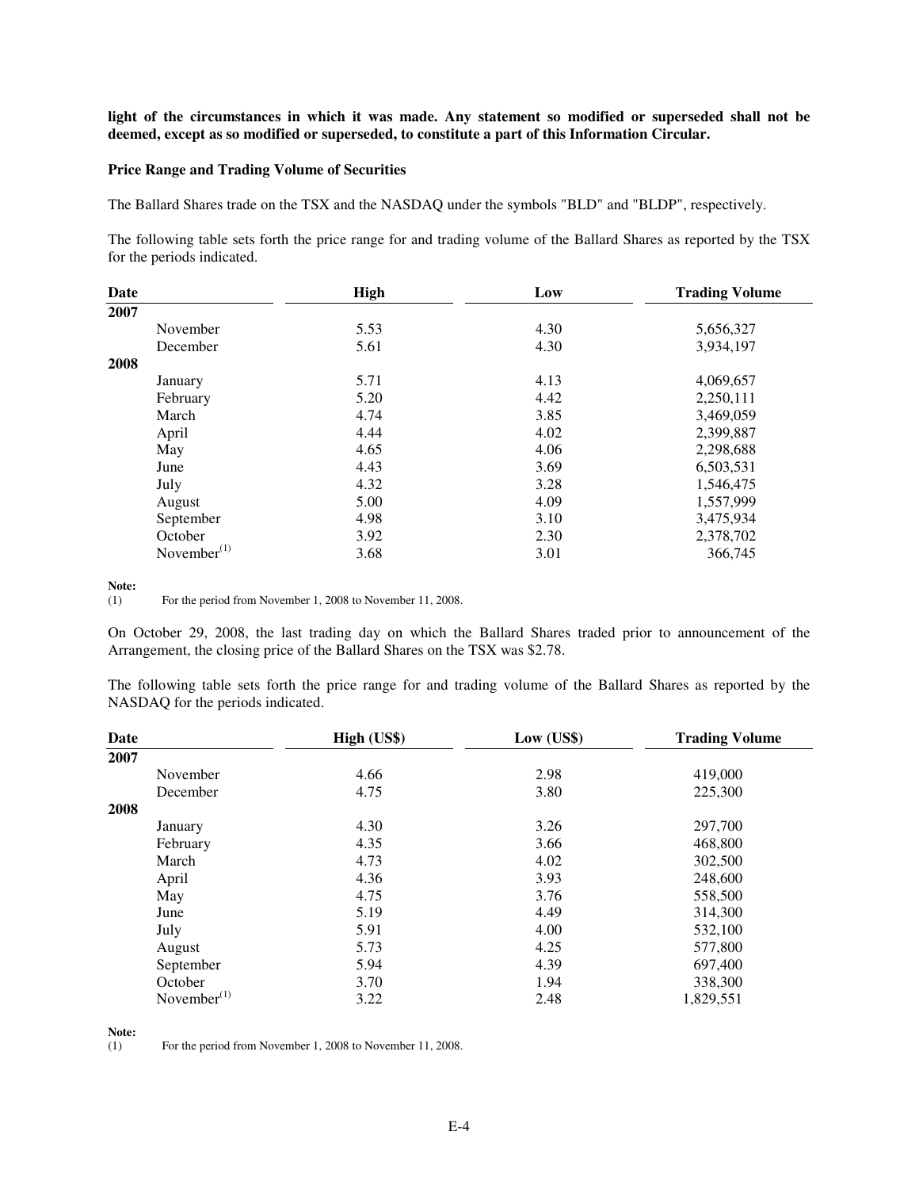**light of the circumstances in which it was made. Any statement so modified or superseded shall not be deemed, except as so modified or superseded, to constitute a part of this Information Circular.**

**Price Range and Trading Volume of Securities**

The Ballard Shares trade on the TSX and the NASDAQ under the symbols "BLD" and "BLDP", respectively.

The following table sets forth the price range for and trading volume of the Ballard Shares as reported by the TSX for the periods indicated.

| Date | High | Low | Trading Volume |
|---|---|---|---|
| **2007** | | | |
| November | 5.53 | 4.30 | 5,656,327 |
| December | 5.61 | 4.30 | 3,934,197 |
| **2008** | | | |
| January | 5.71 | 4.13 | 4,069,657 |
| February | 5.20 | 4.42 | 2,250,111 |
| March | 4.74 | 3.85 | 3,469,059 |
| April | 4.44 | 4.02 | 2,399,887 |
| May | 4.65 | 4.06 | 2,298,688 |
| June | 4.43 | 3.69 | 6,503,531 |
| July | 4.32 | 3.28 | 1,546,475 |
| August | 5.00 | 4.09 | 1,557,999 |
| September | 4.98 | 3.10 | 3,475,934 |
| October | 3.92 | 2.30 | 2,378,702 |
| November[(1)] | 3.68 | 3.01 | 366,745 |

**Note:**
(1) For the period from November 1, 2008 to November 11, 2008.

On October 29, 2008, the last trading day on which the Ballard Shares traded prior to announcement of the Arrangement, the closing price of the Ballard Shares on the TSX was $2.78.

The following table sets forth the price range for and trading volume of the Ballard Shares as reported by the NASDAQ for the periods indicated.

| Date | High (US$) | Low (US$) | Trading Volume |
|---|---|---|---|
| **2007** | | | |
| November | 4.66 | 2.98 | 419,000 |
| December | 4.75 | 3.80 | 225,300 |
| **2008** | | | |
| January | 4.30 | 3.26 | 297,700 |
| February | 4.35 | 3.66 | 468,800 |
| March | 4.73 | 4.02 | 302,500 |
| April | 4.36 | 3.93 | 248,600 |
| May | 4.75 | 3.76 | 558,500 |
| June | 5.19 | 4.49 | 314,300 |
| July | 5.91 | 4.00 | 532,100 |
| August | 5.73 | 4.25 | 577,800 |
| September | 5.94 | 4.39 | 697,400 |
| October | 3.70 | 1.94 | 338,300 |
| November[(1)] | 3.22 | 2.48 | 1,829,551 |

**Note:**
(1) For the period from November 1, 2008 to November 11, 2008.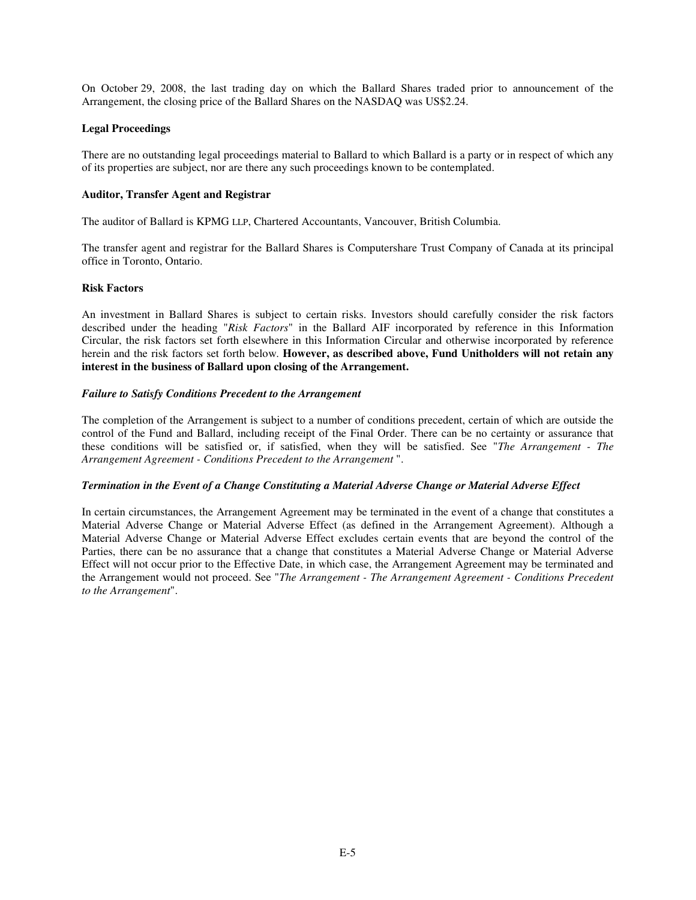On October 29, 2008, the last trading day on which the Ballard Shares traded prior to announcement of the Arrangement, the closing price of the Ballard Shares on the NASDAQ was US$2.24.

**Legal Proceedings**

There are no outstanding legal proceedings material to Ballard to which Ballard is a party or in respect of which any of its properties are subject, nor are there any such proceedings known to be contemplated.

**Auditor, Transfer Agent and Registrar**

The auditor of Ballard is KPMG LLP, Chartered Accountants, Vancouver, British Columbia.

The transfer agent and registrar for the Ballard Shares is Computershare Trust Company of Canada at its principal office in Toronto, Ontario.

**Risk Factors**

An investment in Ballard Shares is subject to certain risks. Investors should carefully consider the risk factors described under the heading "*Risk Factors*" in the Ballard AIF incorporated by reference in this Information Circular, the risk factors set forth elsewhere in this Information Circular and otherwise incorporated by reference herein and the risk factors set forth below. **However, as described above, Fund Unitholders will not retain any interest in the business of Ballard upon closing of the Arrangement.**

***Failure to Satisfy Conditions Precedent to the Arrangement***

The completion of the Arrangement is subject to a number of conditions precedent, certain of which are outside the control of the Fund and Ballard, including receipt of the Final Order. There can be no certainty or assurance that these conditions will be satisfied or, if satisfied, when they will be satisfied. See "*The Arrangement - The Arrangement Agreement - Conditions Precedent to the Arrangement* ".

***Termination in the Event of a Change Constituting a Material Adverse Change or Material Adverse Effect***

In certain circumstances, the Arrangement Agreement may be terminated in the event of a change that constitutes a Material Adverse Change or Material Adverse Effect (as defined in the Arrangement Agreement). Although a Material Adverse Change or Material Adverse Effect excludes certain events that are beyond the control of the Parties, there can be no assurance that a change that constitutes a Material Adverse Change or Material Adverse Effect will not occur prior to the Effective Date, in which case, the Arrangement Agreement may be terminated and the Arrangement would not proceed. See "*The Arrangement - The Arrangement Agreement - Conditions Precedent to the Arrangement*".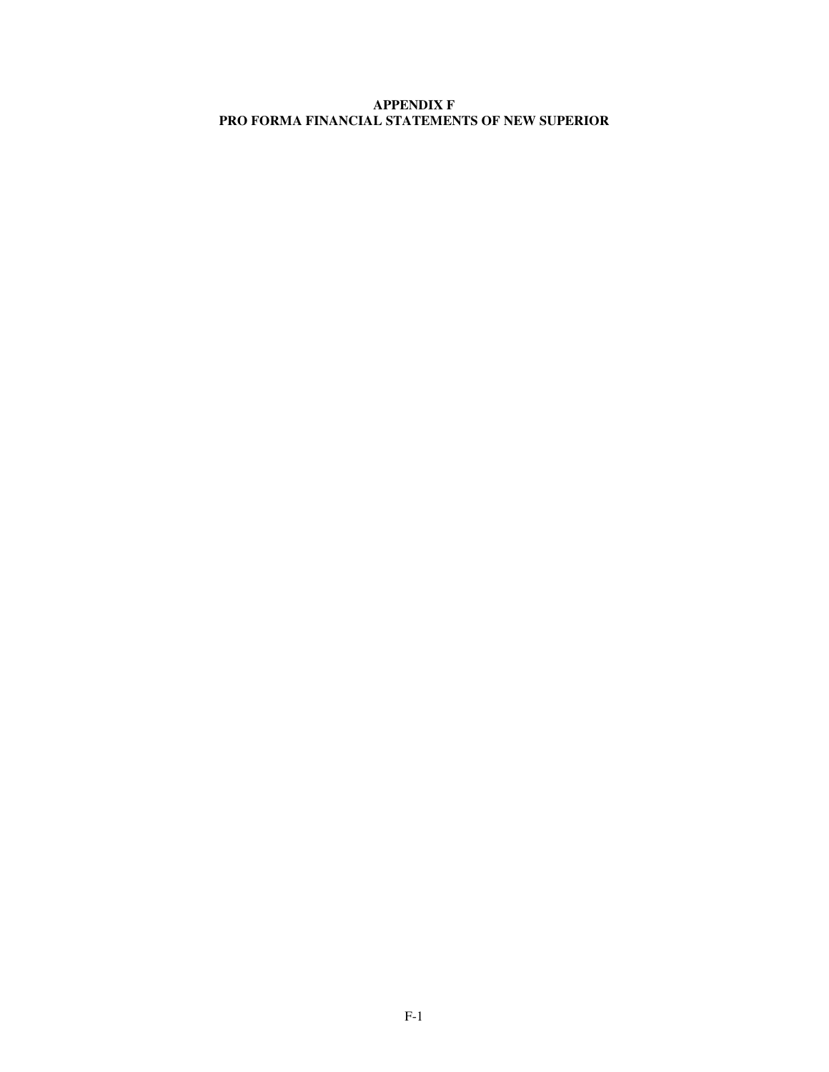# APPENDIX F
# PRO FORMA FINANCIAL STATEMENTS OF NEW SUPERIOR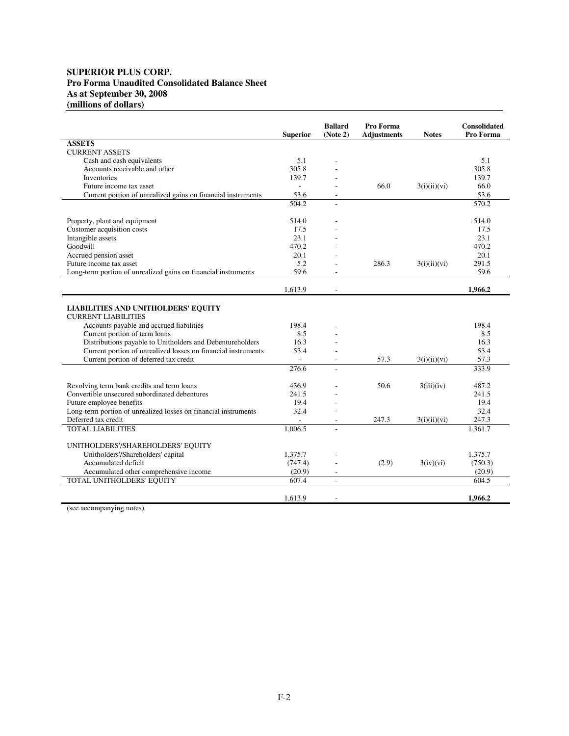**SUPERIOR PLUS CORP.**
**Pro Forma Unaudited Consolidated Balance Sheet**
**As at September 30, 2008**
**(millions of dollars)**

| | Superior | Ballard (Note 2) | Pro Forma Adjustments | Notes | Consolidated Pro Forma |
|---|---|---|---|---|---|
| **ASSETS** | | | | | |
| CURRENT ASSETS | | | | | |
| Cash and cash equivalents | 5.1 | - | | | 5.1 |
| Accounts receivable and other | 305.8 | - | | | 305.8 |
| Inventories | 139.7 | - | | | 139.7 |
| Future income tax asset | - | - | 66.0 | 3(i)(ii)(vi) | 66.0 |
| Current portion of unrealized gains on financial instruments | 53.6 | - | | | 53.6 |
| | 504.2 | - | | | 570.2 |
| Property, plant and equipment | 514.0 | - | | | 514.0 |
| Customer acquisition costs | 17.5 | - | | | 17.5 |
| Intangible assets | 23.1 | - | | | 23.1 |
| Goodwill | 470.2 | - | | | 470.2 |
| Accrued pension asset | 20.1 | - | | | 20.1 |
| Future income tax asset | 5.2 | - | 286.3 | 3(i)(ii)(vi) | 291.5 |
| Long-term portion of unrealized gains on financial instruments | 59.6 | - | | | 59.6 |
| | 1,613.9 | - | | | **1,966.2** |
| **LIABILITIES AND UNITHOLDERS' EQUITY** | | | | | |
| CURRENT LIABILITIES | | | | | |
| Accounts payable and accrued liabilities | 198.4 | - | | | 198.4 |
| Current portion of term loans | 8.5 | - | | | 8.5 |
| Distributions payable to Unitholders and Debentureholders | 16.3 | - | | | 16.3 |
| Current portion of unrealized losses on financial instruments | 53.4 | - | | | 53.4 |
| Current portion of deferred tax credit | - | - | 57.3 | 3(i)(ii)(vi) | 57.3 |
| | 276.6 | - | | | 333.9 |
| Revolving term bank credits and term loans | 436.9 | - | 50.6 | 3(iii)(iv) | 487.2 |
| Convertible unsecured subordinated debentures | 241.5 | - | | | 241.5 |
| Future employee benefits | 19.4 | - | | | 19.4 |
| Long-term portion of unrealized losses on financial instruments | 32.4 | - | | | 32.4 |
| Deferred tax credit | - | - | 247.3 | 3(i)(ii)(vi) | 247.3 |
| TOTAL LIABILITIES | 1,006.5 | - | | | 1,361.7 |
| UNITHOLDERS'/SHAREHOLDERS' EQUITY | | | | | |
| Unitholders'/Shareholders' capital | 1,375.7 | - | | | 1,375.7 |
| Accumulated deficit | (747.4) | - | (2.9) | 3(iv)(vi) | (750.3) |
| Accumulated other comprehensive income | (20.9) | - | | | (20.9) |
| TOTAL UNITHOLDERS' EQUITY | 607.4 | - | | | 604.5 |
| | 1,613.9 | - | | | **1,966.2** |

(see accompanying notes)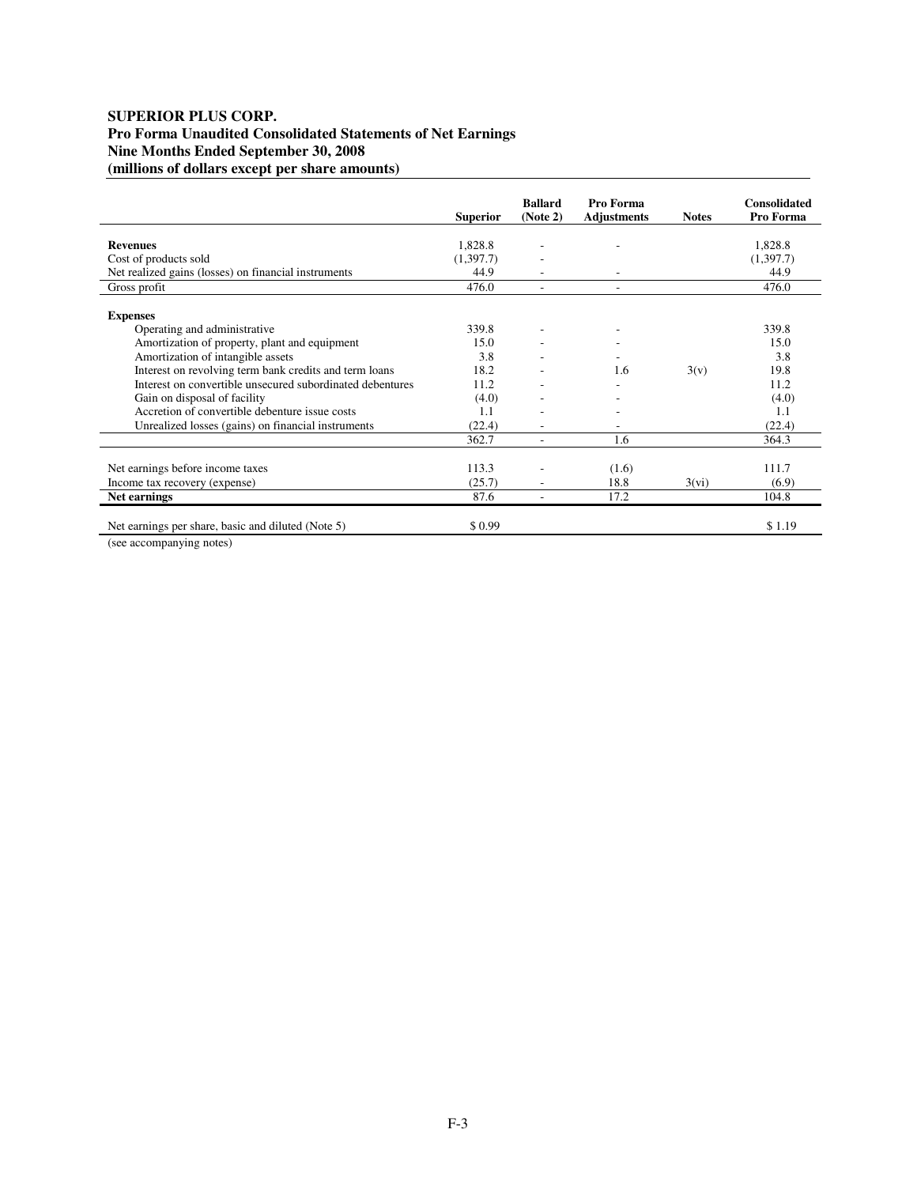**SUPERIOR PLUS CORP.**
**Pro Forma Unaudited Consolidated Statements of Net Earnings**
**Nine Months Ended September 30, 2008**
**(millions of dollars except per share amounts)**

| | Superior | Ballard (Note 2) | Pro Forma Adjustments | Notes | Consolidated Pro Forma |
|---|---|---|---|---|---|
| **Revenues** | 1,828.8 | - | - | | 1,828.8 |
| Cost of products sold | (1,397.7) | - | | | (1,397.7) |
| Net realized gains (losses) on financial instruments | 44.9 | - | - | | 44.9 |
| Gross profit | 476.0 | - | - | | 476.0 |
| **Expenses** | | | | | |
| Operating and administrative | 339.8 | - | - | | 339.8 |
| Amortization of property, plant and equipment | 15.0 | - | - | | 15.0 |
| Amortization of intangible assets | 3.8 | - | - | | 3.8 |
| Interest on revolving term bank credits and term loans | 18.2 | - | 1.6 | 3(v) | 19.8 |
| Interest on convertible unsecured subordinated debentures | 11.2 | - | - | | 11.2 |
| Gain on disposal of facility | (4.0) | - | - | | (4.0) |
| Accretion of convertible debenture issue costs | 1.1 | - | - | | 1.1 |
| Unrealized losses (gains) on financial instruments | (22.4) | - | - | | (22.4) |
| | 362.7 | - | 1.6 | | 364.3 |
| Net earnings before income taxes | 113.3 | - | (1.6) | | 111.7 |
| Income tax recovery (expense) | (25.7) | - | 18.8 | 3(vi) | (6.9) |
| **Net earnings** | 87.6 | - | 17.2 | | 104.8 |
| Net earnings per share, basic and diluted (Note 5) | $ 0.99 | | | | $ 1.19 |

(see accompanying notes)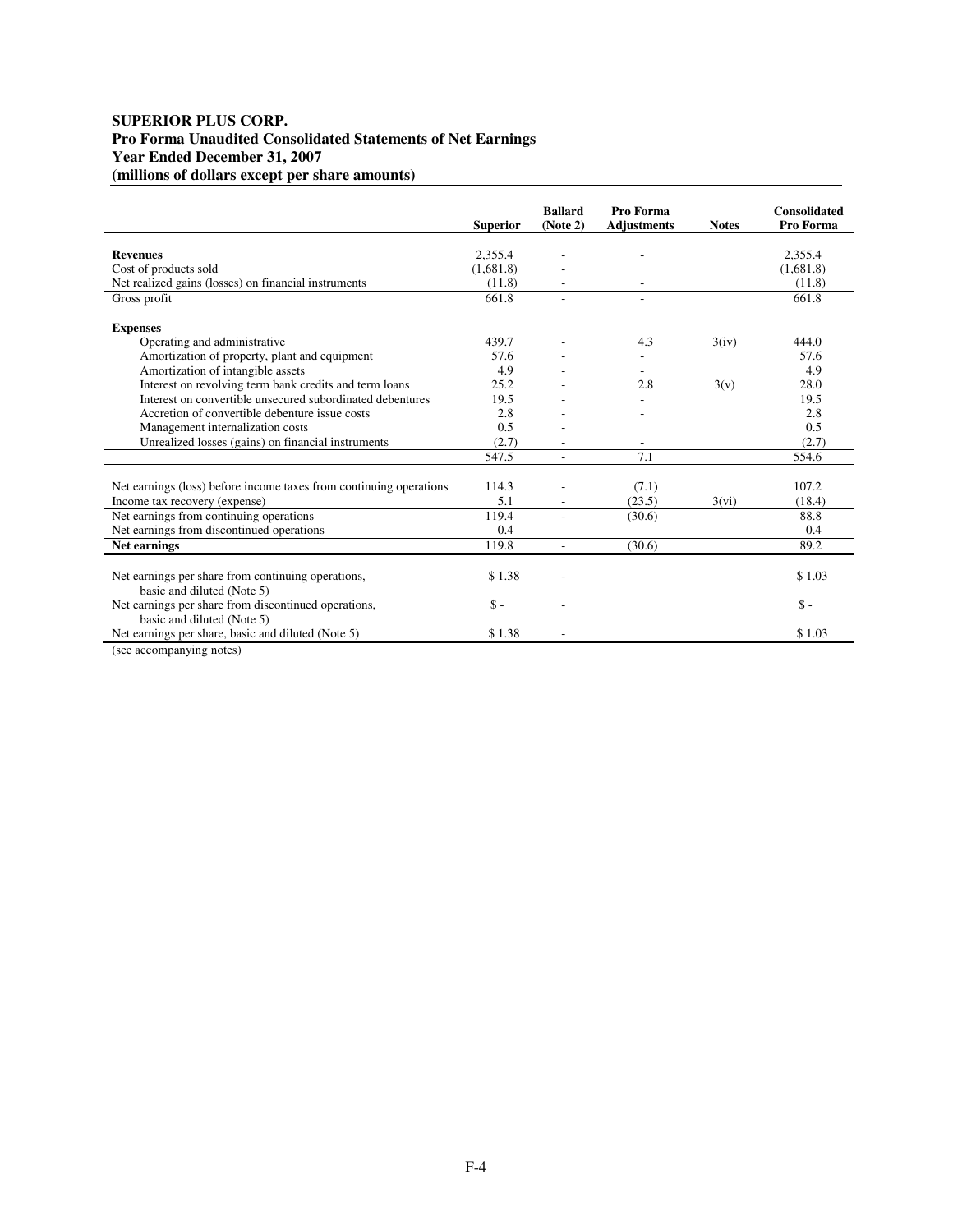**SUPERIOR PLUS CORP.**
**Pro Forma Unaudited Consolidated Statements of Net Earnings**
**Year Ended December 31, 2007**
**(millions of dollars except per share amounts)**

| | Superior | Ballard (Note 2) | Pro Forma Adjustments | Notes | Consolidated Pro Forma |
|---|---|---|---|---|---|
| **Revenues** | 2,355.4 | - | - | | 2,355.4 |
| Cost of products sold | (1,681.8) | - | | | (1,681.8) |
| Net realized gains (losses) on financial instruments | (11.8) | - | - | | (11.8) |
| Gross profit | 661.8 | - | - | | 661.8 |
| **Expenses** | | | | | |
| Operating and administrative | 439.7 | - | 4.3 | 3(iv) | 444.0 |
| Amortization of property, plant and equipment | 57.6 | - | - | | 57.6 |
| Amortization of intangible assets | 4.9 | - | - | | 4.9 |
| Interest on revolving term bank credits and term loans | 25.2 | - | 2.8 | 3(v) | 28.0 |
| Interest on convertible unsecured subordinated debentures | 19.5 | - | - | | 19.5 |
| Accretion of convertible debenture issue costs | 2.8 | - | - | | 2.8 |
| Management internalization costs | 0.5 | - | | | 0.5 |
| Unrealized losses (gains) on financial instruments | (2.7) | - | - | | (2.7) |
| | 547.5 | - | 7.1 | | 554.6 |
| Net earnings (loss) before income taxes from continuing operations | 114.3 | - | (7.1) | | 107.2 |
| Income tax recovery (expense) | 5.1 | - | (23.5) | 3(vi) | (18.4) |
| Net earnings from continuing operations | 119.4 | - | (30.6) | | 88.8 |
| Net earnings from discontinued operations | 0.4 | | | | 0.4 |
| **Net earnings** | 119.8 | - | (30.6) | | 89.2 |
| Net earnings per share from continuing operations, basic and diluted (Note 5) | $ 1.38 | - | | | $ 1.03 |
| Net earnings per share from discontinued operations, basic and diluted (Note 5) | $ - | - | | | $ - |
| Net earnings per share, basic and diluted (Note 5) | $ 1.38 | - | | | $ 1.03 |

(see accompanying notes)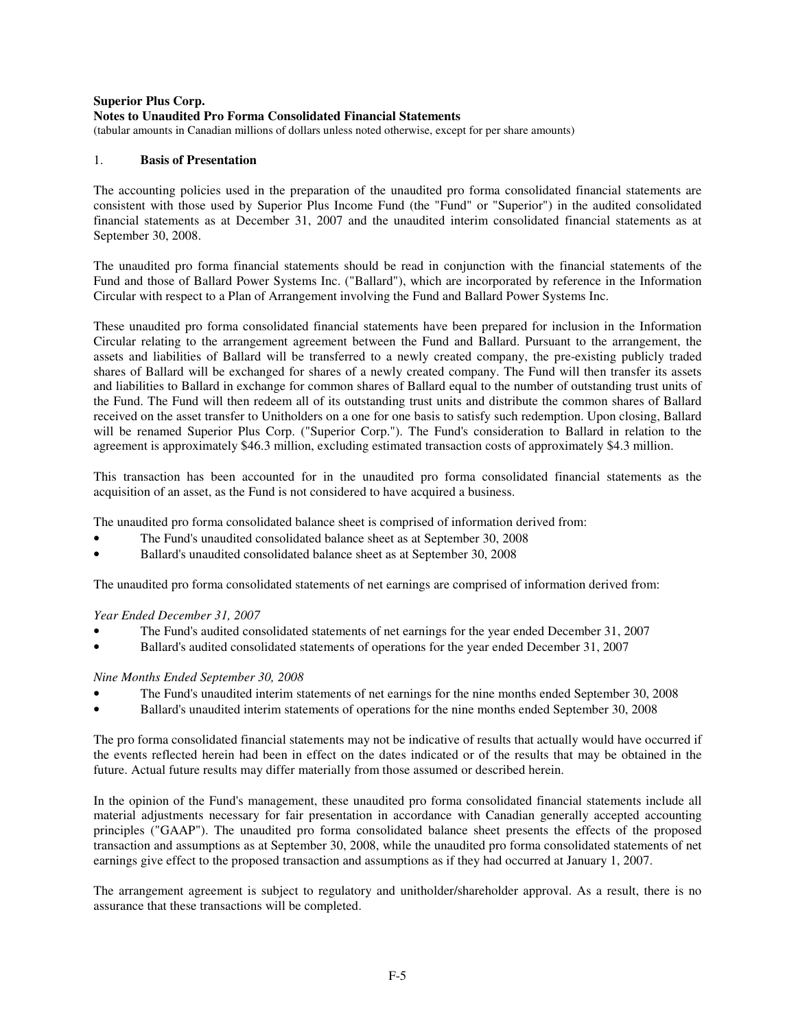**Superior Plus Corp.**
**Notes to Unaudited Pro Forma Consolidated Financial Statements**
(tabular amounts in Canadian millions of dollars unless noted otherwise, except for per share amounts)

1. **Basis of Presentation**

The accounting policies used in the preparation of the unaudited pro forma consolidated financial statements are consistent with those used by Superior Plus Income Fund (the "Fund" or "Superior") in the audited consolidated financial statements as at December 31, 2007 and the unaudited interim consolidated financial statements as at September 30, 2008.

The unaudited pro forma financial statements should be read in conjunction with the financial statements of the Fund and those of Ballard Power Systems Inc. ("Ballard"), which are incorporated by reference in the Information Circular with respect to a Plan of Arrangement involving the Fund and Ballard Power Systems Inc.

These unaudited pro forma consolidated financial statements have been prepared for inclusion in the Information Circular relating to the arrangement agreement between the Fund and Ballard. Pursuant to the arrangement, the assets and liabilities of Ballard will be transferred to a newly created company, the pre-existing publicly traded shares of Ballard will be exchanged for shares of a newly created company. The Fund will then transfer its assets and liabilities to Ballard in exchange for common shares of Ballard equal to the number of outstanding trust units of the Fund. The Fund will then redeem all of its outstanding trust units and distribute the common shares of Ballard received on the asset transfer to Unitholders on a one for one basis to satisfy such redemption. Upon closing, Ballard will be renamed Superior Plus Corp. ("Superior Corp."). The Fund's consideration to Ballard in relation to the agreement is approximately $46.3 million, excluding estimated transaction costs of approximately $4.3 million.

This transaction has been accounted for in the unaudited pro forma consolidated financial statements as the acquisition of an asset, as the Fund is not considered to have acquired a business.

The unaudited pro forma consolidated balance sheet is comprised of information derived from:

- The Fund's unaudited consolidated balance sheet as at September 30, 2008
- Ballard's unaudited consolidated balance sheet as at September 30, 2008

The unaudited pro forma consolidated statements of net earnings are comprised of information derived from:

*Year Ended December 31, 2007*

- The Fund's audited consolidated statements of net earnings for the year ended December 31, 2007
- Ballard's audited consolidated statements of operations for the year ended December 31, 2007

*Nine Months Ended September 30, 2008*

- The Fund's unaudited interim statements of net earnings for the nine months ended September 30, 2008
- Ballard's unaudited interim statements of operations for the nine months ended September 30, 2008

The pro forma consolidated financial statements may not be indicative of results that actually would have occurred if the events reflected herein had been in effect on the dates indicated or of the results that may be obtained in the future. Actual future results may differ materially from those assumed or described herein.

In the opinion of the Fund's management, these unaudited pro forma consolidated financial statements include all material adjustments necessary for fair presentation in accordance with Canadian generally accepted accounting principles ("GAAP"). The unaudited pro forma consolidated balance sheet presents the effects of the proposed transaction and assumptions as at September 30, 2008, while the unaudited pro forma consolidated statements of net earnings give effect to the proposed transaction and assumptions as if they had occurred at January 1, 2007.

The arrangement agreement is subject to regulatory and unitholder/shareholder approval. As a result, there is no assurance that these transactions will be completed.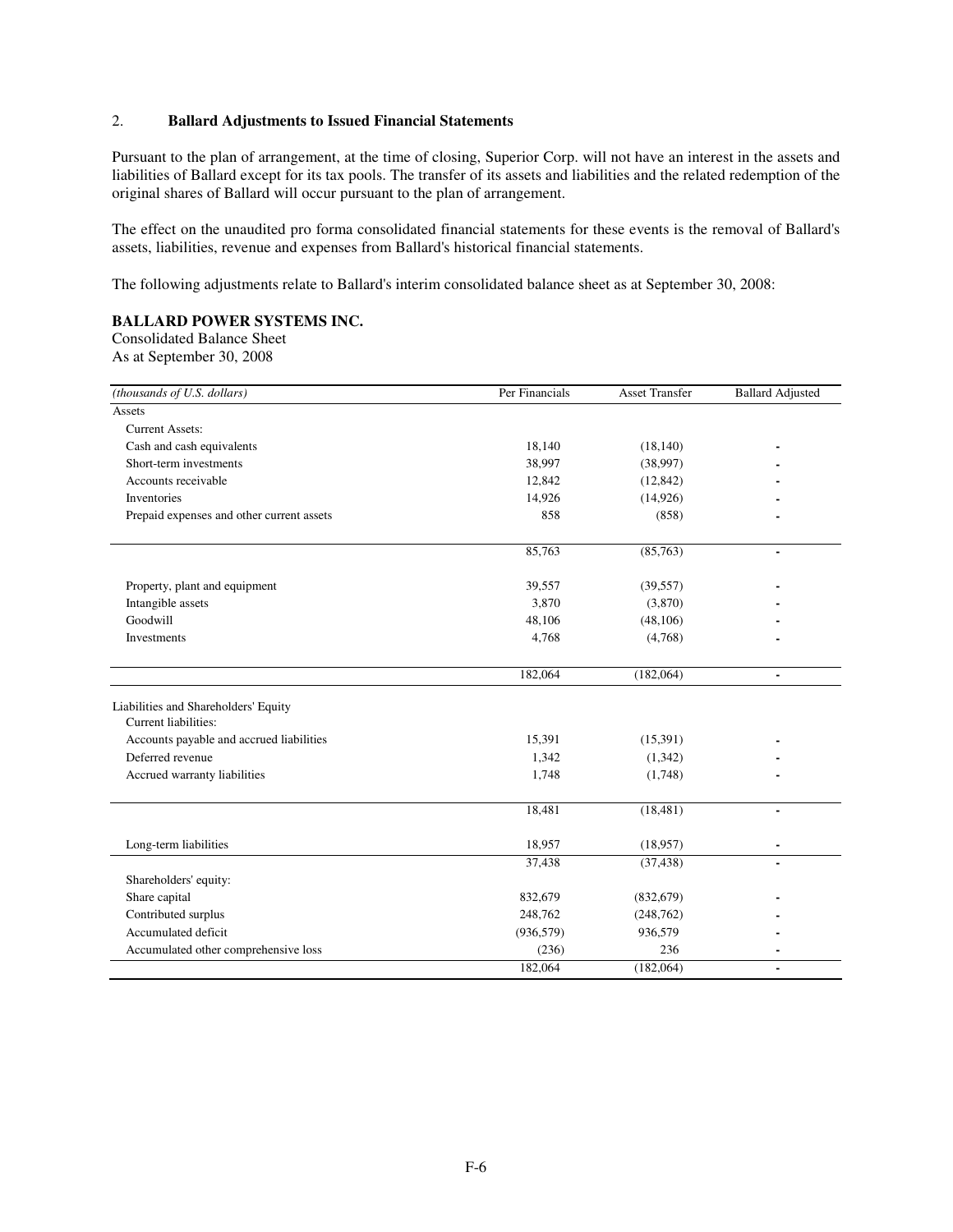## 2. Ballard Adjustments to Issued Financial Statements

Pursuant to the plan of arrangement, at the time of closing, Superior Corp. will not have an interest in the assets and liabilities of Ballard except for its tax pools. The transfer of its assets and liabilities and the related redemption of the original shares of Ballard will occur pursuant to the plan of arrangement.

The effect on the unaudited pro forma consolidated financial statements for these events is the removal of Ballard's assets, liabilities, revenue and expenses from Ballard's historical financial statements.

The following adjustments relate to Ballard's interim consolidated balance sheet as at September 30, 2008:

**BALLARD POWER SYSTEMS INC.**
Consolidated Balance Sheet
As at September 30, 2008

| *(thousands of U.S. dollars)* | Per Financials | Asset Transfer | Ballard Adjusted |
|---|---|---|---|
| Assets | | | |
| Current Assets: | | | |
| Cash and cash equivalents | 18,140 | (18,140) | - |
| Short-term investments | 38,997 | (38,997) | - |
| Accounts receivable | 12,842 | (12,842) | - |
| Inventories | 14,926 | (14,926) | - |
| Prepaid expenses and other current assets | 858 | (858) | - |
| | 85,763 | (85,763) | - |
| Property, plant and equipment | 39,557 | (39,557) | - |
| Intangible assets | 3,870 | (3,870) | - |
| Goodwill | 48,106 | (48,106) | - |
| Investments | 4,768 | (4,768) | - |
| | 182,064 | (182,064) | - |
| Liabilities and Shareholders' Equity | | | |
| Current liabilities: | | | |
| Accounts payable and accrued liabilities | 15,391 | (15,391) | - |
| Deferred revenue | 1,342 | (1,342) | - |
| Accrued warranty liabilities | 1,748 | (1,748) | - |
| | 18,481 | (18,481) | - |
| Long-term liabilities | 18,957 | (18,957) | - |
| | 37,438 | (37,438) | - |
| Shareholders' equity: | | | |
| Share capital | 832,679 | (832,679) | - |
| Contributed surplus | 248,762 | (248,762) | - |
| Accumulated deficit | (936,579) | 936,579 | - |
| Accumulated other comprehensive loss | (236) | 236 | - |
| | 182,064 | (182,064) | - |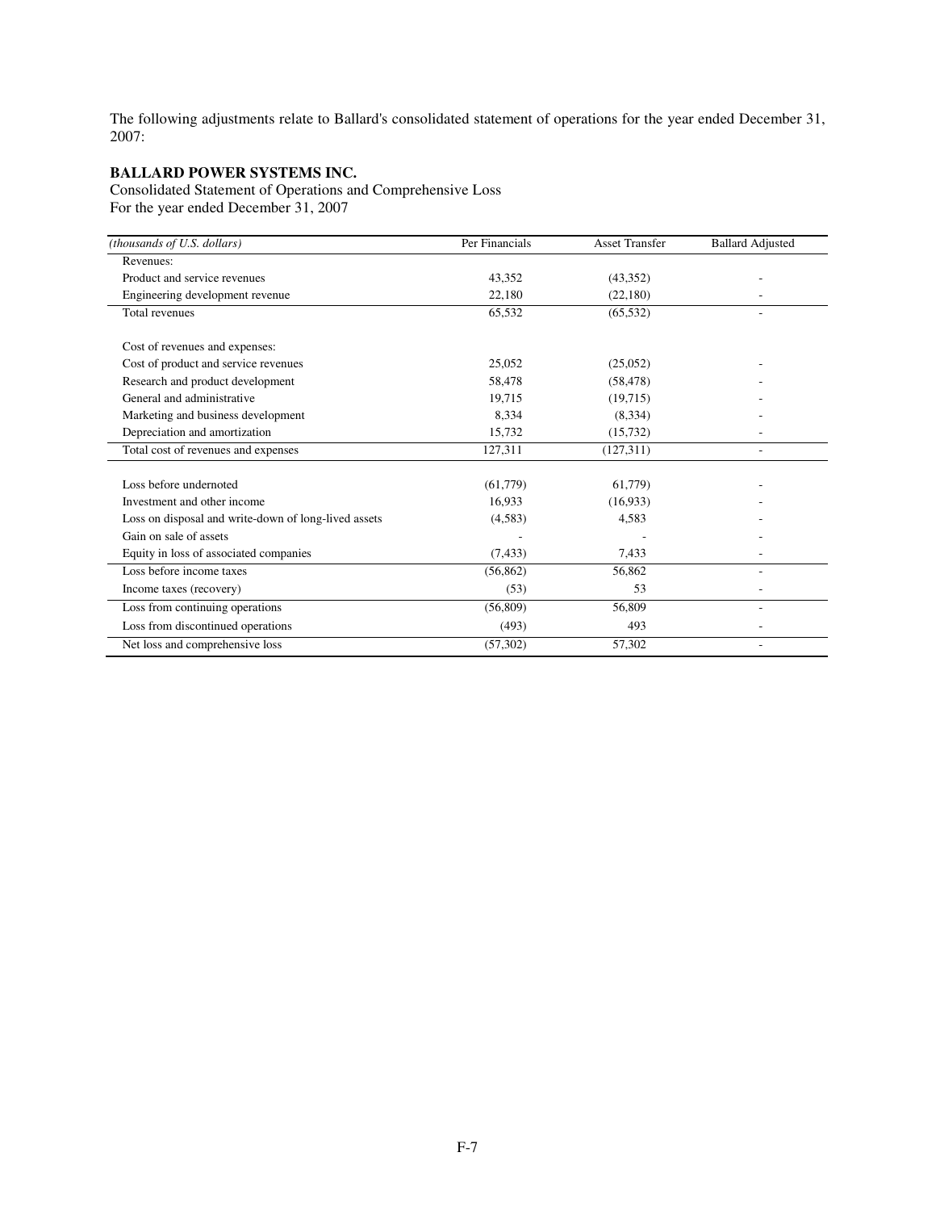The following adjustments relate to Ballard's consolidated statement of operations for the year ended December 31, 2007:

**BALLARD POWER SYSTEMS INC.**
Consolidated Statement of Operations and Comprehensive Loss
For the year ended December 31, 2007

| *(thousands of U.S. dollars)* | Per Financials | Asset Transfer | Ballard Adjusted |
|---|---|---|---|
| Revenues: | | | |
| Product and service revenues | 43,352 | (43,352) | - |
| Engineering development revenue | 22,180 | (22,180) | - |
| Total revenues | 65,532 | (65,532) | - |
| | | | |
| Cost of revenues and expenses: | | | |
| Cost of product and service revenues | 25,052 | (25,052) | - |
| Research and product development | 58,478 | (58,478) | - |
| General and administrative | 19,715 | (19,715) | - |
| Marketing and business development | 8,334 | (8,334) | - |
| Depreciation and amortization | 15,732 | (15,732) | - |
| Total cost of revenues and expenses | 127,311 | (127,311) | - |
| | | | |
| Loss before undernoted | (61,779) | 61,779 | - |
| Investment and other income | 16,933 | (16,933) | - |
| Loss on disposal and write-down of long-lived assets | (4,583) | 4,583 | - |
| Gain on sale of assets | - | - | - |
| Equity in loss of associated companies | (7,433) | 7,433 | - |
| Loss before income taxes | (56,862) | 56,862 | - |
| Income taxes (recovery) | (53) | 53 | - |
| Loss from continuing operations | (56,809) | 56,809 | - |
| Loss from discontinued operations | (493) | 493 | - |
| Net loss and comprehensive loss | (57,302) | 57,302 | - |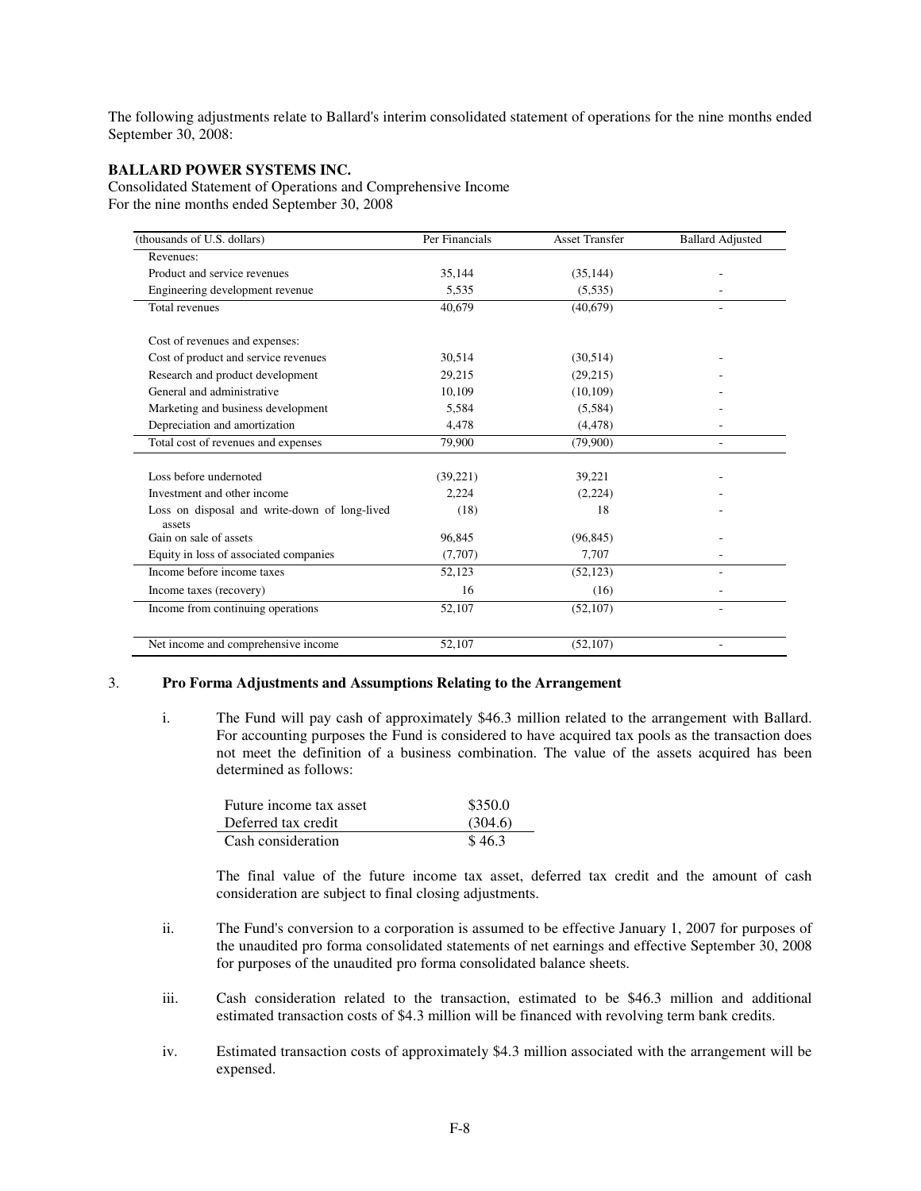The following adjustments relate to Ballard's interim consolidated statement of operations for the nine months ended September 30, 2008:

**BALLARD POWER SYSTEMS INC.**
Consolidated Statement of Operations and Comprehensive Income
For the nine months ended September 30, 2008

| (thousands of U.S. dollars) | Per Financials | Asset Transfer | Ballard Adjusted |
|---|---|---|---|
| Revenues: | | | |
| Product and service revenues | 35,144 | (35,144) | - |
| Engineering development revenue | 5,535 | (5,535) | - |
| Total revenues | 40,679 | (40,679) | - |
| | | | |
| Cost of revenues and expenses: | | | |
| Cost of product and service revenues | 30,514 | (30,514) | - |
| Research and product development | 29,215 | (29,215) | - |
| General and administrative | 10,109 | (10,109) | - |
| Marketing and business development | 5,584 | (5,584) | - |
| Depreciation and amortization | 4,478 | (4,478) | - |
| Total cost of revenues and expenses | 79,900 | (79,900) | - |
| | | | |
| Loss before undernoted | (39,221) | 39,221 | - |
| Investment and other income | 2,224 | (2,224) | - |
| Loss on disposal and write-down of long-lived assets | (18) | 18 | - |
| Gain on sale of assets | 96,845 | (96,845) | - |
| Equity in loss of associated companies | (7,707) | 7,707 | - |
| Income before income taxes | 52,123 | (52,123) | - |
| Income taxes (recovery) | 16 | (16) | - |
| Income from continuing operations | 52,107 | (52,107) | - |
| | | | |
| Net income and comprehensive income | 52,107 | (52,107) | - |

3. **Pro Forma Adjustments and Assumptions Relating to the Arrangement**

i. The Fund will pay cash of approximately $46.3 million related to the arrangement with Ballard. For accounting purposes the Fund is considered to have acquired tax pools as the transaction does not meet the definition of a business combination. The value of the assets acquired has been determined as follows:

| | |
|---|---|
| Future income tax asset | $350.0 |
| Deferred tax credit | (304.6) |
| Cash consideration | $ 46.3 |

The final value of the future income tax asset, deferred tax credit and the amount of cash consideration are subject to final closing adjustments.

ii. The Fund's conversion to a corporation is assumed to be effective January 1, 2007 for purposes of the unaudited pro forma consolidated statements of net earnings and effective September 30, 2008 for purposes of the unaudited pro forma consolidated balance sheets.

iii. Cash consideration related to the transaction, estimated to be $46.3 million and additional estimated transaction costs of $4.3 million will be financed with revolving term bank credits.

iv. Estimated transaction costs of approximately $4.3 million associated with the arrangement will be expensed.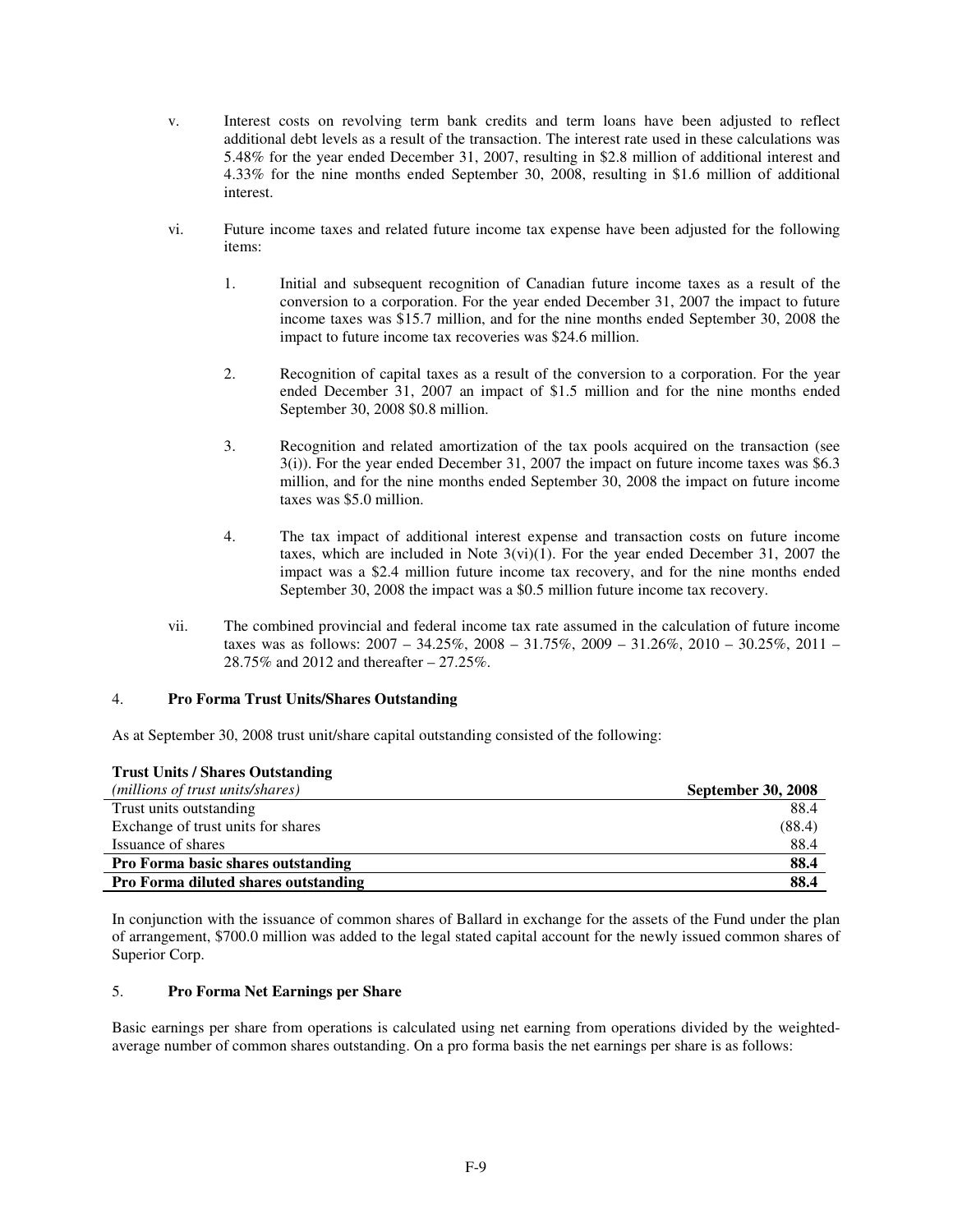v. Interest costs on revolving term bank credits and term loans have been adjusted to reflect additional debt levels as a result of the transaction. The interest rate used in these calculations was 5.48% for the year ended December 31, 2007, resulting in $2.8 million of additional interest and 4.33% for the nine months ended September 30, 2008, resulting in $1.6 million of additional interest.

vi. Future income taxes and related future income tax expense have been adjusted for the following items:

   1. Initial and subsequent recognition of Canadian future income taxes as a result of the conversion to a corporation. For the year ended December 31, 2007 the impact to future income taxes was $15.7 million, and for the nine months ended September 30, 2008 the impact to future income tax recoveries was $24.6 million.

   2. Recognition of capital taxes as a result of the conversion to a corporation. For the year ended December 31, 2007 an impact of $1.5 million and for the nine months ended September 30, 2008 $0.8 million.

   3. Recognition and related amortization of the tax pools acquired on the transaction (see 3(i)). For the year ended December 31, 2007 the impact on future income taxes was $6.3 million, and for the nine months ended September 30, 2008 the impact on future income taxes was $5.0 million.

   4. The tax impact of additional interest expense and transaction costs on future income taxes, which are included in Note 3(vi)(1). For the year ended December 31, 2007 the impact was a $2.4 million future income tax recovery, and for the nine months ended September 30, 2008 the impact was a $0.5 million future income tax recovery.

vii. The combined provincial and federal income tax rate assumed in the calculation of future income taxes was as follows: 2007 – 34.25%, 2008 – 31.75%, 2009 – 31.26%, 2010 – 30.25%, 2011 – 28.75% and 2012 and thereafter – 27.25%.

## 4. Pro Forma Trust Units/Shares Outstanding

As at September 30, 2008 trust unit/share capital outstanding consisted of the following:

**Trust Units / Shares Outstanding**

| *(millions of trust units/shares)* | **September 30, 2008** |
|---|---|
| Trust units outstanding | 88.4 |
| Exchange of trust units for shares | (88.4) |
| Issuance of shares | 88.4 |
| **Pro Forma basic shares outstanding** | **88.4** |
| **Pro Forma diluted shares outstanding** | **88.4** |

In conjunction with the issuance of common shares of Ballard in exchange for the assets of the Fund under the plan of arrangement, $700.0 million was added to the legal stated capital account for the newly issued common shares of Superior Corp.

## 5. Pro Forma Net Earnings per Share

Basic earnings per share from operations is calculated using net earning from operations divided by the weighted-average number of common shares outstanding. On a pro forma basis the net earnings per share is as follows: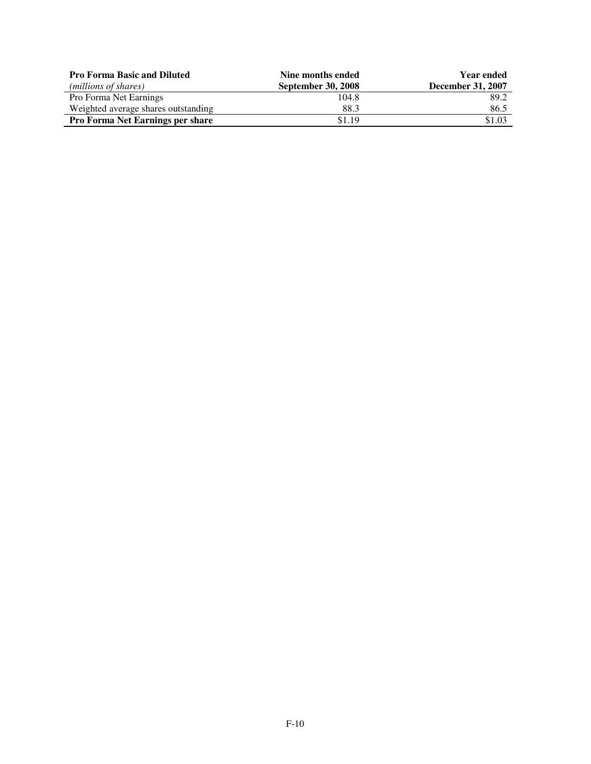| **Pro Forma Basic and Diluted** *(millions of shares)* | **Nine months ended September 30, 2008** | **Year ended December 31, 2007** |
| --- | --- | --- |
| Pro Forma Net Earnings | 104.8 | 89.2 |
| Weighted average shares outstanding | 88.3 | 86.5 |
| **Pro Forma Net Earnings per share** | $1.19 | $1.03 |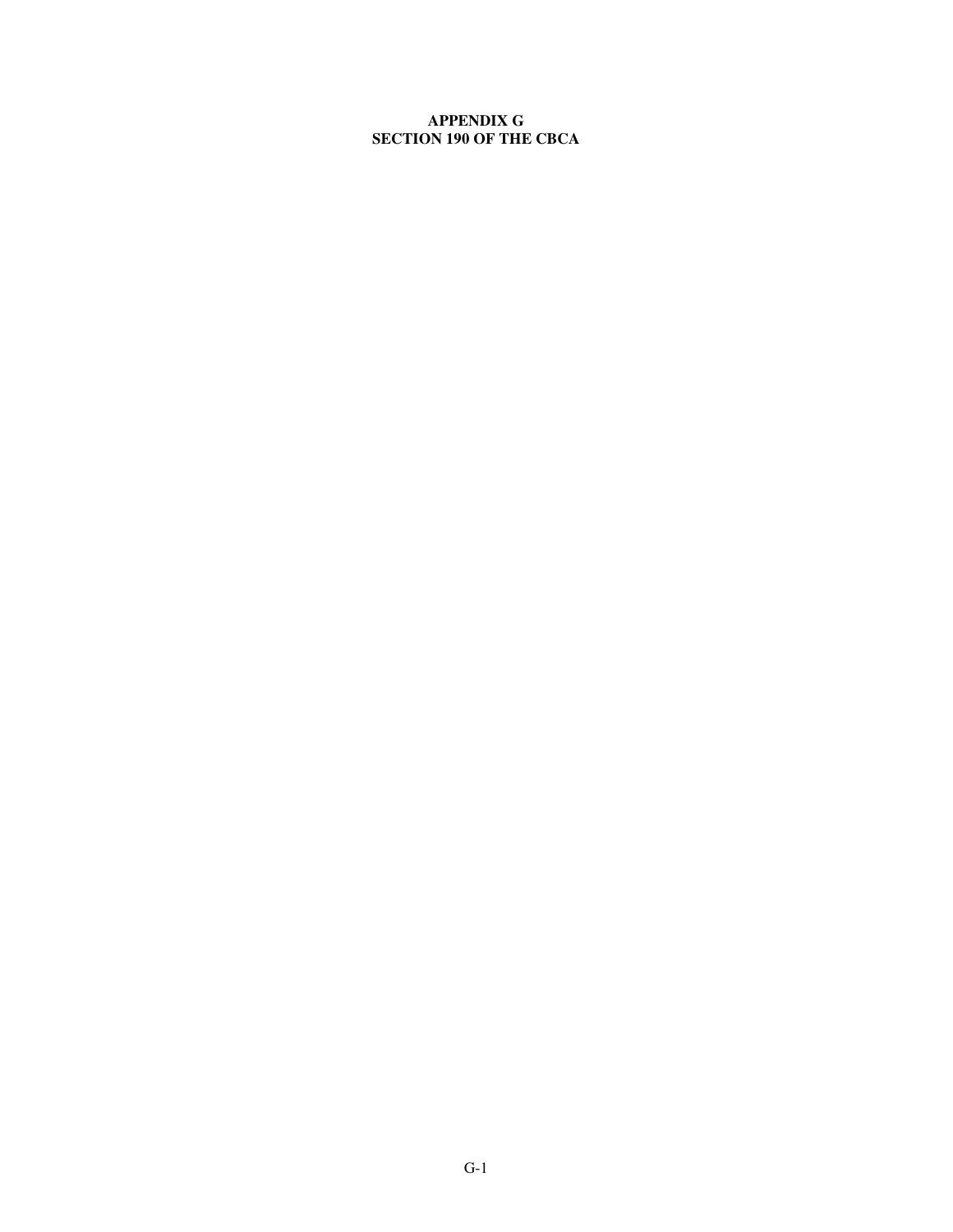# APPENDIX G
# SECTION 190 OF THE CBCA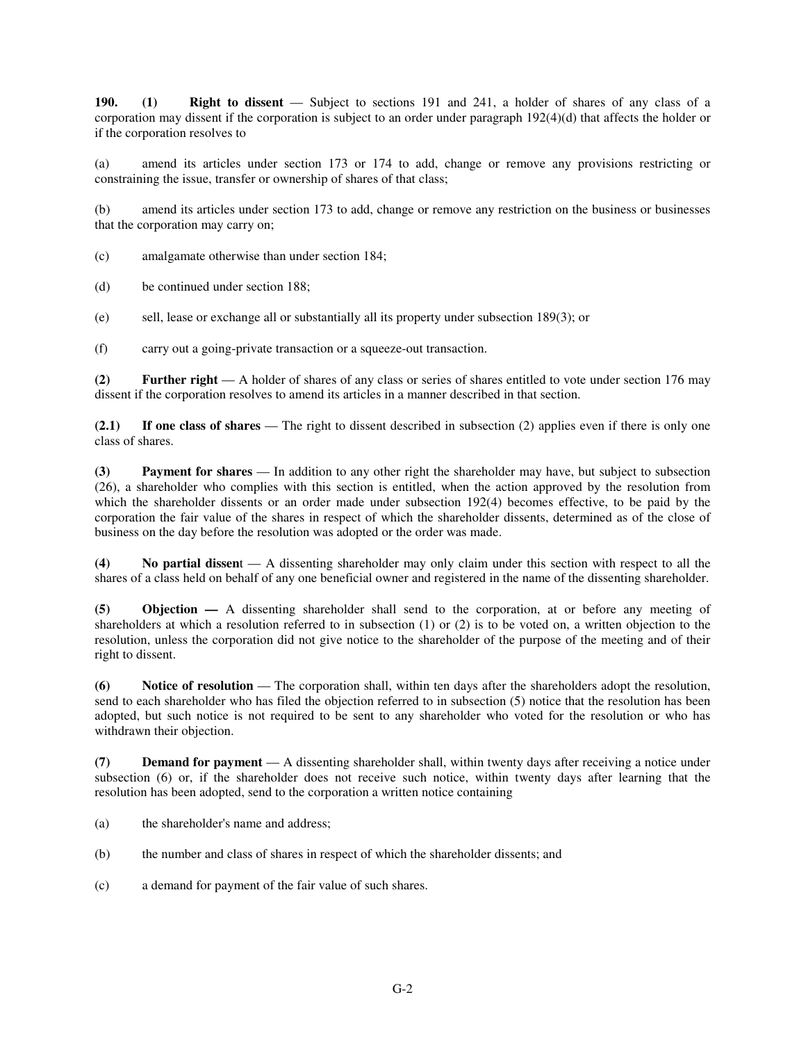**190. (1) Right to dissent** — Subject to sections 191 and 241, a holder of shares of any class of a corporation may dissent if the corporation is subject to an order under paragraph 192(4)(d) that affects the holder or if the corporation resolves to

(a) amend its articles under section 173 or 174 to add, change or remove any provisions restricting or constraining the issue, transfer or ownership of shares of that class;

(b) amend its articles under section 173 to add, change or remove any restriction on the business or businesses that the corporation may carry on;

(c) amalgamate otherwise than under section 184;

(d) be continued under section 188;

(e) sell, lease or exchange all or substantially all its property under subsection 189(3); or

(f) carry out a going-private transaction or a squeeze-out transaction.

**(2) Further right** — A holder of shares of any class or series of shares entitled to vote under section 176 may dissent if the corporation resolves to amend its articles in a manner described in that section.

**(2.1) If one class of shares** — The right to dissent described in subsection (2) applies even if there is only one class of shares.

**(3) Payment for shares** — In addition to any other right the shareholder may have, but subject to subsection (26), a shareholder who complies with this section is entitled, when the action approved by the resolution from which the shareholder dissents or an order made under subsection 192(4) becomes effective, to be paid by the corporation the fair value of the shares in respect of which the shareholder dissents, determined as of the close of business on the day before the resolution was adopted or the order was made.

**(4) No partial dissent** — A dissenting shareholder may only claim under this section with respect to all the shares of a class held on behalf of any one beneficial owner and registered in the name of the dissenting shareholder.

**(5) Objection —** A dissenting shareholder shall send to the corporation, at or before any meeting of shareholders at which a resolution referred to in subsection (1) or (2) is to be voted on, a written objection to the resolution, unless the corporation did not give notice to the shareholder of the purpose of the meeting and of their right to dissent.

**(6) Notice of resolution** — The corporation shall, within ten days after the shareholders adopt the resolution, send to each shareholder who has filed the objection referred to in subsection (5) notice that the resolution has been adopted, but such notice is not required to be sent to any shareholder who voted for the resolution or who has withdrawn their objection.

**(7) Demand for payment** — A dissenting shareholder shall, within twenty days after receiving a notice under subsection (6) or, if the shareholder does not receive such notice, within twenty days after learning that the resolution has been adopted, send to the corporation a written notice containing

(a) the shareholder's name and address;

(b) the number and class of shares in respect of which the shareholder dissents; and

(c) a demand for payment of the fair value of such shares.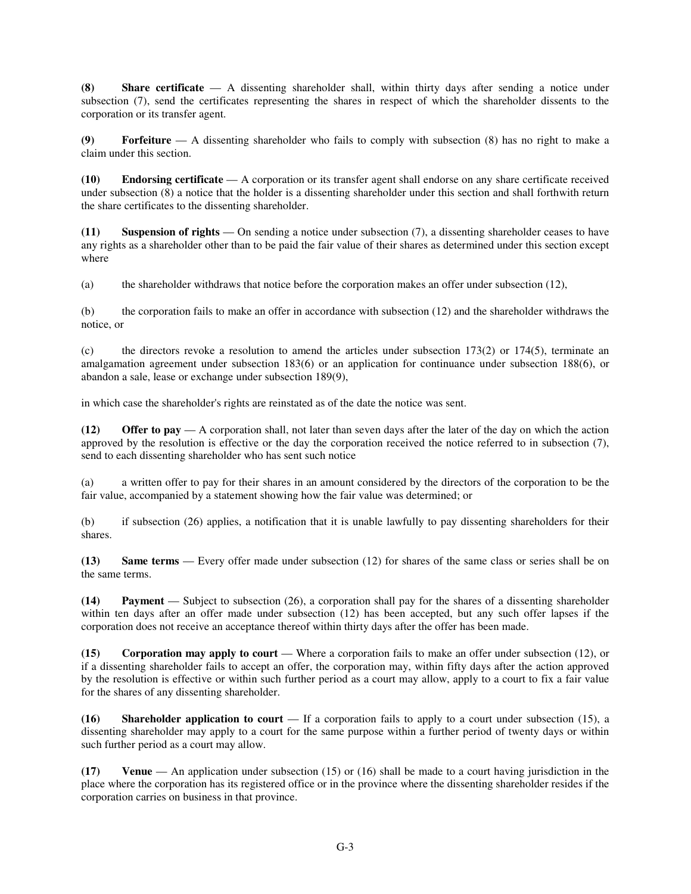**(8) Share certificate** — A dissenting shareholder shall, within thirty days after sending a notice under subsection (7), send the certificates representing the shares in respect of which the shareholder dissents to the corporation or its transfer agent.

**(9) Forfeiture** — A dissenting shareholder who fails to comply with subsection (8) has no right to make a claim under this section.

**(10) Endorsing certificate** — A corporation or its transfer agent shall endorse on any share certificate received under subsection (8) a notice that the holder is a dissenting shareholder under this section and shall forthwith return the share certificates to the dissenting shareholder.

**(11) Suspension of rights** — On sending a notice under subsection (7), a dissenting shareholder ceases to have any rights as a shareholder other than to be paid the fair value of their shares as determined under this section except where

(a) the shareholder withdraws that notice before the corporation makes an offer under subsection (12),

(b) the corporation fails to make an offer in accordance with subsection (12) and the shareholder withdraws the notice, or

(c) the directors revoke a resolution to amend the articles under subsection 173(2) or 174(5), terminate an amalgamation agreement under subsection 183(6) or an application for continuance under subsection 188(6), or abandon a sale, lease or exchange under subsection 189(9),

in which case the shareholder's rights are reinstated as of the date the notice was sent.

**(12) Offer to pay** — A corporation shall, not later than seven days after the later of the day on which the action approved by the resolution is effective or the day the corporation received the notice referred to in subsection (7), send to each dissenting shareholder who has sent such notice

(a) a written offer to pay for their shares in an amount considered by the directors of the corporation to be the fair value, accompanied by a statement showing how the fair value was determined; or

(b) if subsection (26) applies, a notification that it is unable lawfully to pay dissenting shareholders for their shares.

**(13) Same terms** — Every offer made under subsection (12) for shares of the same class or series shall be on the same terms.

**(14) Payment** — Subject to subsection (26), a corporation shall pay for the shares of a dissenting shareholder within ten days after an offer made under subsection (12) has been accepted, but any such offer lapses if the corporation does not receive an acceptance thereof within thirty days after the offer has been made.

**(15) Corporation may apply to court** — Where a corporation fails to make an offer under subsection (12), or if a dissenting shareholder fails to accept an offer, the corporation may, within fifty days after the action approved by the resolution is effective or within such further period as a court may allow, apply to a court to fix a fair value for the shares of any dissenting shareholder.

**(16) Shareholder application to court** — If a corporation fails to apply to a court under subsection (15), a dissenting shareholder may apply to a court for the same purpose within a further period of twenty days or within such further period as a court may allow.

**(17) Venue** — An application under subsection (15) or (16) shall be made to a court having jurisdiction in the place where the corporation has its registered office or in the province where the dissenting shareholder resides if the corporation carries on business in that province.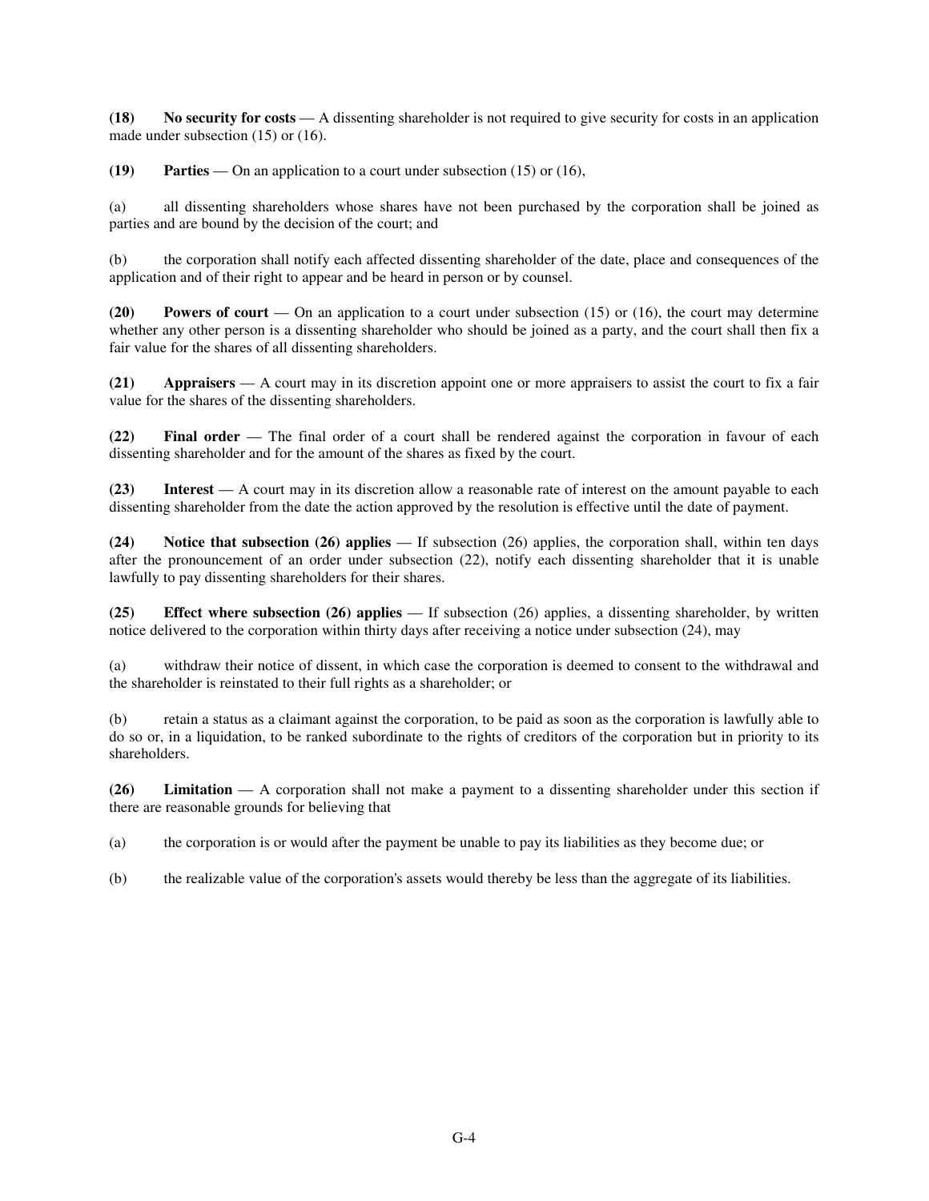**(18) No security for costs** — A dissenting shareholder is not required to give security for costs in an application made under subsection (15) or (16).

**(19) Parties** — On an application to a court under subsection (15) or (16),

(a) all dissenting shareholders whose shares have not been purchased by the corporation shall be joined as parties and are bound by the decision of the court; and

(b) the corporation shall notify each affected dissenting shareholder of the date, place and consequences of the application and of their right to appear and be heard in person or by counsel.

**(20) Powers of court** — On an application to a court under subsection (15) or (16), the court may determine whether any other person is a dissenting shareholder who should be joined as a party, and the court shall then fix a fair value for the shares of all dissenting shareholders.

**(21) Appraisers** — A court may in its discretion appoint one or more appraisers to assist the court to fix a fair value for the shares of the dissenting shareholders.

**(22) Final order** — The final order of a court shall be rendered against the corporation in favour of each dissenting shareholder and for the amount of the shares as fixed by the court.

**(23) Interest** — A court may in its discretion allow a reasonable rate of interest on the amount payable to each dissenting shareholder from the date the action approved by the resolution is effective until the date of payment.

**(24) Notice that subsection (26) applies** — If subsection (26) applies, the corporation shall, within ten days after the pronouncement of an order under subsection (22), notify each dissenting shareholder that it is unable lawfully to pay dissenting shareholders for their shares.

**(25) Effect where subsection (26) applies** — If subsection (26) applies, a dissenting shareholder, by written notice delivered to the corporation within thirty days after receiving a notice under subsection (24), may

(a) withdraw their notice of dissent, in which case the corporation is deemed to consent to the withdrawal and the shareholder is reinstated to their full rights as a shareholder; or

(b) retain a status as a claimant against the corporation, to be paid as soon as the corporation is lawfully able to do so or, in a liquidation, to be ranked subordinate to the rights of creditors of the corporation but in priority to its shareholders.

**(26) Limitation** — A corporation shall not make a payment to a dissenting shareholder under this section if there are reasonable grounds for believing that

(a) the corporation is or would after the payment be unable to pay its liabilities as they become due; or

(b) the realizable value of the corporation's assets would thereby be less than the aggregate of its liabilities.